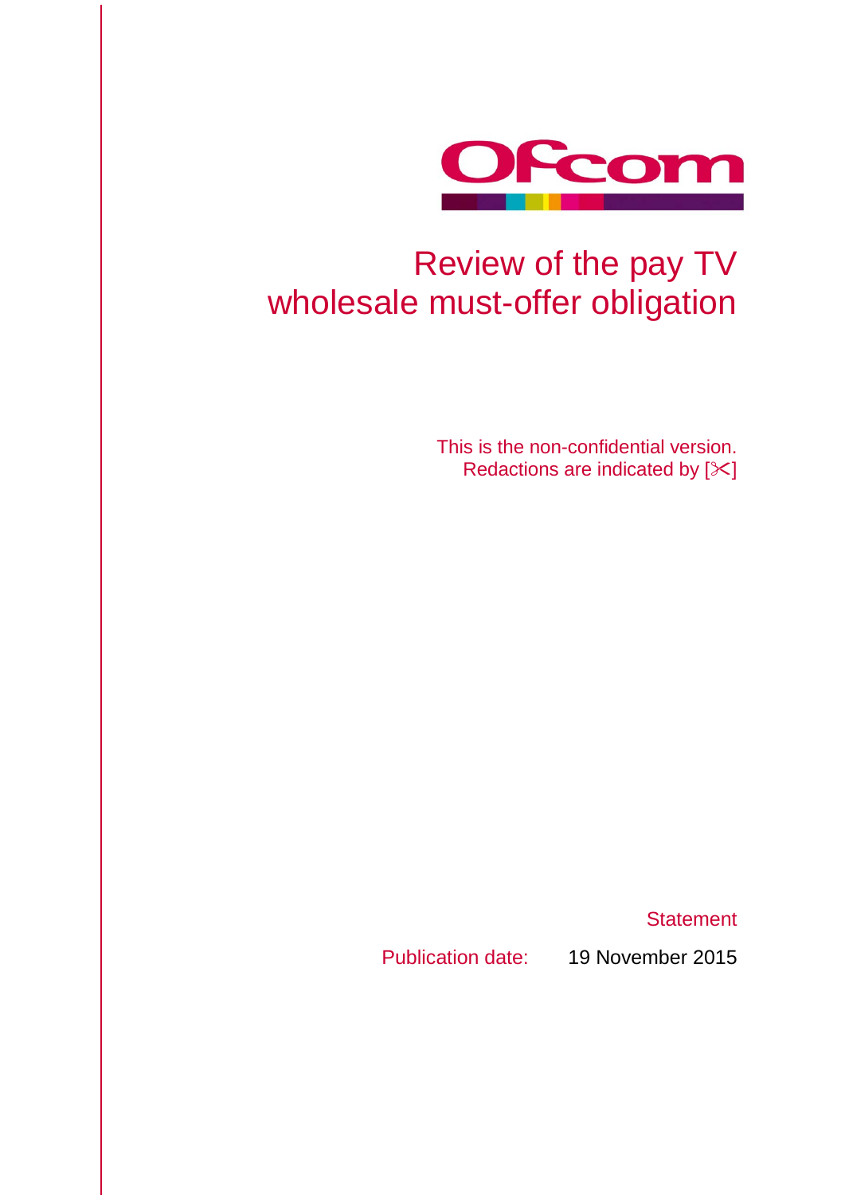Ofcom

# Review of the pay TV wholesale must-offer obligation

This is the non-confidential version.
Redactions are indicated by [✂]

Statement

Publication date: 19 November 2015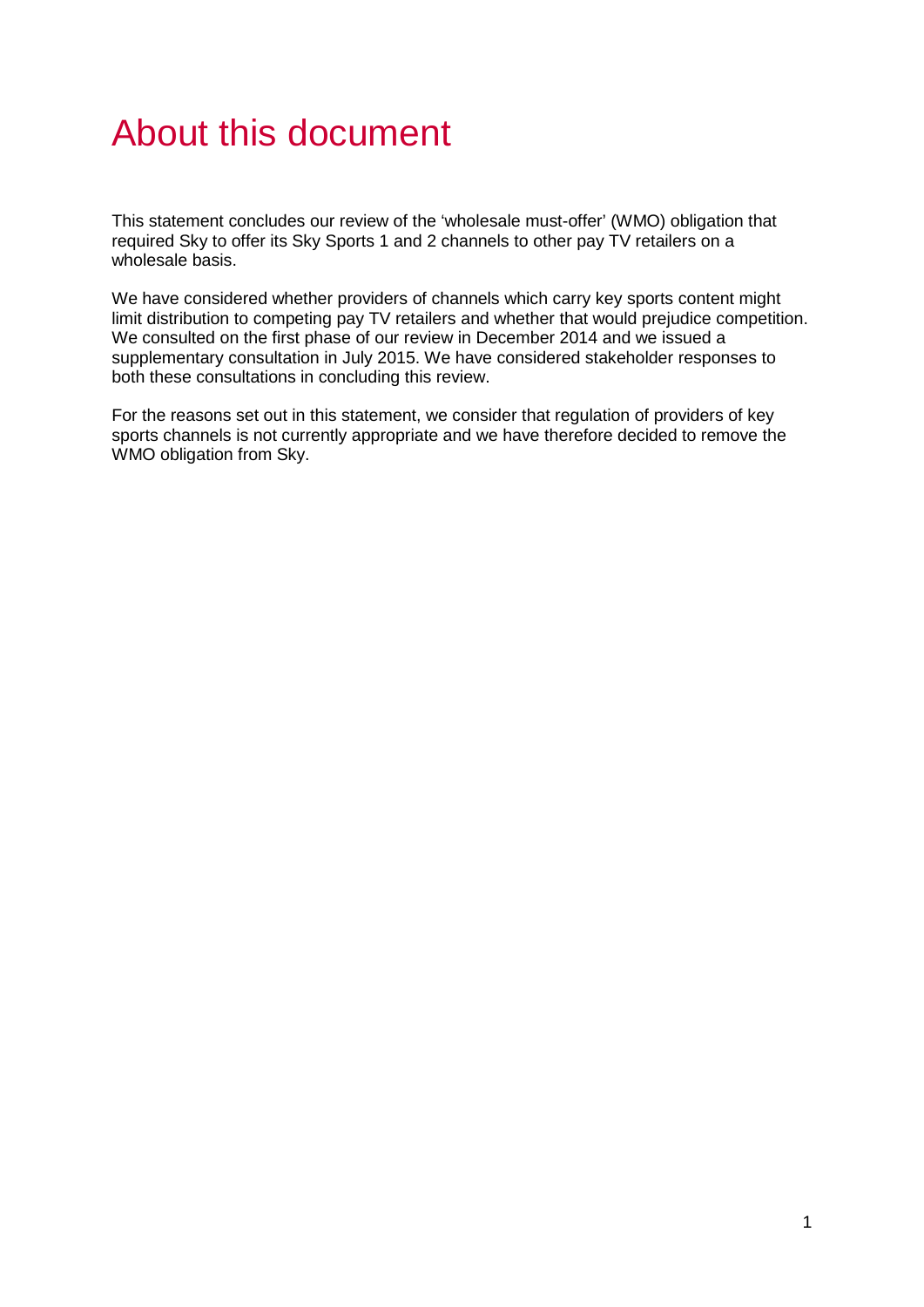# About this document

This statement concludes our review of the 'wholesale must-offer' (WMO) obligation that required Sky to offer its Sky Sports 1 and 2 channels to other pay TV retailers on a wholesale basis.

We have considered whether providers of channels which carry key sports content might limit distribution to competing pay TV retailers and whether that would prejudice competition. We consulted on the first phase of our review in December 2014 and we issued a supplementary consultation in July 2015. We have considered stakeholder responses to both these consultations in concluding this review.

For the reasons set out in this statement, we consider that regulation of providers of key sports channels is not currently appropriate and we have therefore decided to remove the WMO obligation from Sky.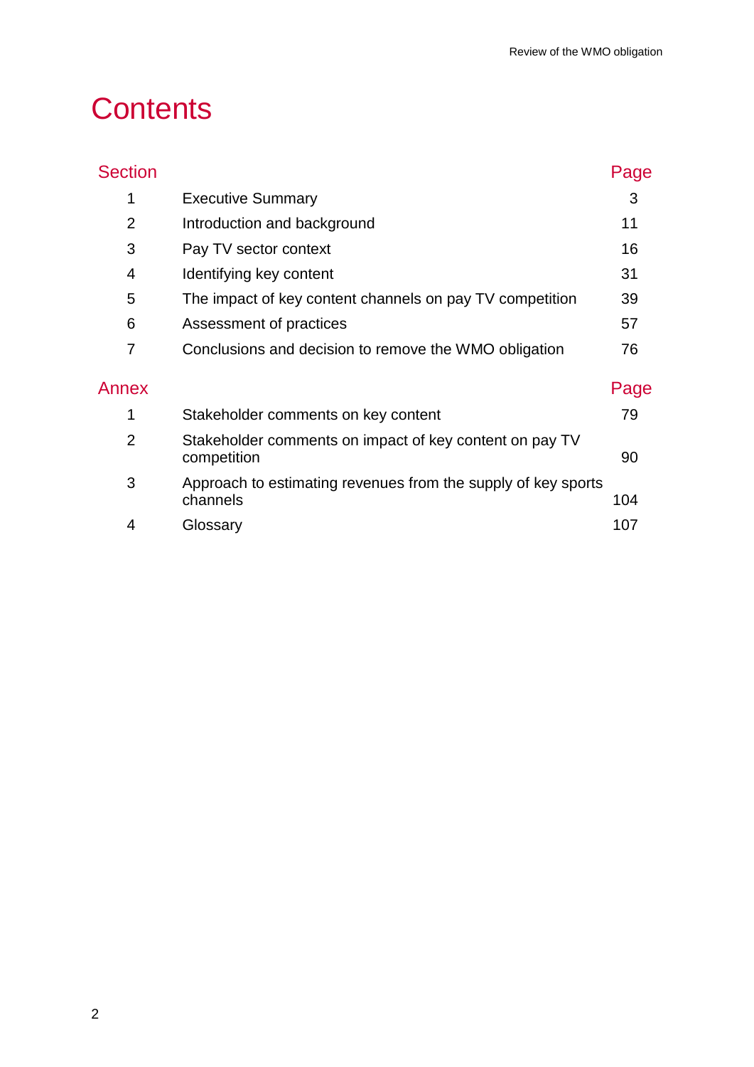# Contents

| Section | | Page |
|---|---|---|
| 1 | Executive Summary | 3 |
| 2 | Introduction and background | 11 |
| 3 | Pay TV sector context | 16 |
| 4 | Identifying key content | 31 |
| 5 | The impact of key content channels on pay TV competition | 39 |
| 6 | Assessment of practices | 57 |
| 7 | Conclusions and decision to remove the WMO obligation | 76 |

| Annex | | Page |
|---|---|---|
| 1 | Stakeholder comments on key content | 79 |
| 2 | Stakeholder comments on impact of key content on pay TV competition | 90 |
| 3 | Approach to estimating revenues from the supply of key sports channels | 104 |
| 4 | Glossary | 107 |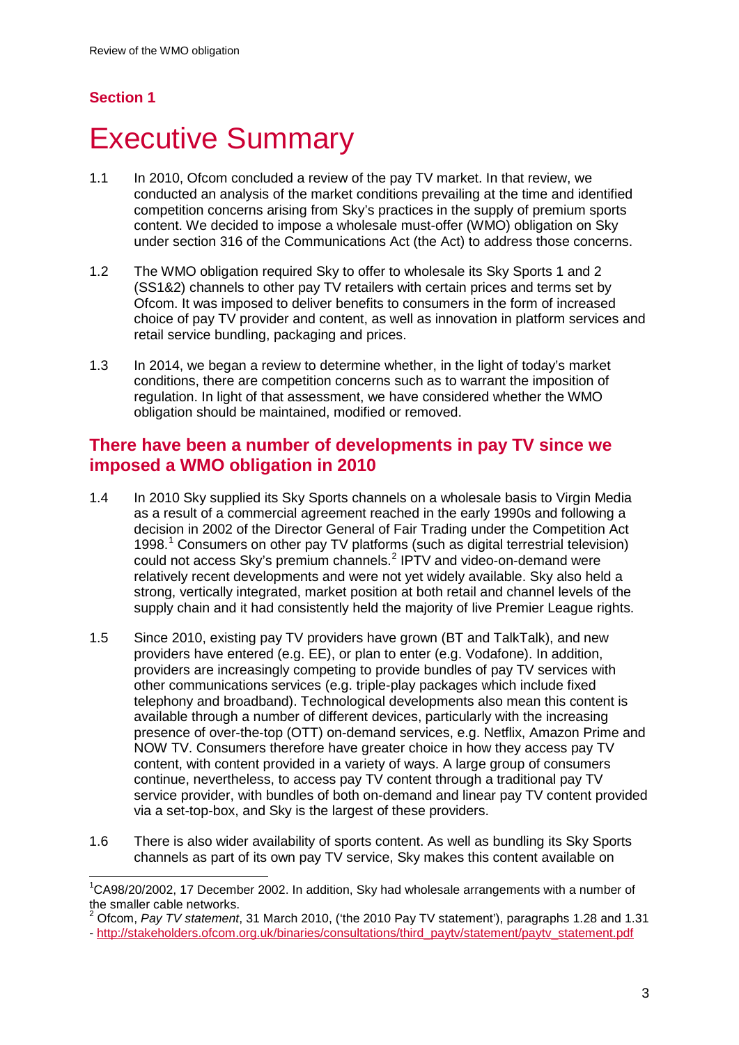## Section 1

# Executive Summary

1.1 In 2010, Ofcom concluded a review of the pay TV market. In that review, we conducted an analysis of the market conditions prevailing at the time and identified competition concerns arising from Sky's practices in the supply of premium sports content. We decided to impose a wholesale must-offer (WMO) obligation on Sky under section 316 of the Communications Act (the Act) to address those concerns.

1.2 The WMO obligation required Sky to offer to wholesale its Sky Sports 1 and 2 (SS1&2) channels to other pay TV retailers with certain prices and terms set by Ofcom. It was imposed to deliver benefits to consumers in the form of increased choice of pay TV provider and content, as well as innovation in platform services and retail service bundling, packaging and prices.

1.3 In 2014, we began a review to determine whether, in the light of today's market conditions, there are competition concerns such as to warrant the imposition of regulation. In light of that assessment, we have considered whether the WMO obligation should be maintained, modified or removed.

## There have been a number of developments in pay TV since we imposed a WMO obligation in 2010

1.4 In 2010 Sky supplied its Sky Sports channels on a wholesale basis to Virgin Media as a result of a commercial agreement reached in the early 1990s and following a decision in 2002 of the Director General of Fair Trading under the Competition Act 1998.[1] Consumers on other pay TV platforms (such as digital terrestrial television) could not access Sky's premium channels.[2] IPTV and video-on-demand were relatively recent developments and were not yet widely available. Sky also held a strong, vertically integrated, market position at both retail and channel levels of the supply chain and it had consistently held the majority of live Premier League rights.

1.5 Since 2010, existing pay TV providers have grown (BT and TalkTalk), and new providers have entered (e.g. EE), or plan to enter (e.g. Vodafone). In addition, providers are increasingly competing to provide bundles of pay TV services with other communications services (e.g. triple-play packages which include fixed telephony and broadband). Technological developments also mean this content is available through a number of different devices, particularly with the increasing presence of over-the-top (OTT) on-demand services, e.g. Netflix, Amazon Prime and NOW TV. Consumers therefore have greater choice in how they access pay TV content, with content provided in a variety of ways. A large group of consumers continue, nevertheless, to access pay TV content through a traditional pay TV service provider, with bundles of both on-demand and linear pay TV content provided via a set-top-box, and Sky is the largest of these providers.

1.6 There is also wider availability of sports content. As well as bundling its Sky Sports channels as part of its own pay TV service, Sky makes this content available on

---

[1] CA98/20/2002, 17 December 2002. In addition, Sky had wholesale arrangements with a number of the smaller cable networks.

[2] Ofcom, *Pay TV statement*, 31 March 2010, ('the 2010 Pay TV statement'), paragraphs 1.28 and 1.31 - http://stakeholders.ofcom.org.uk/binaries/consultations/third_paytv/statement/paytv_statement.pdf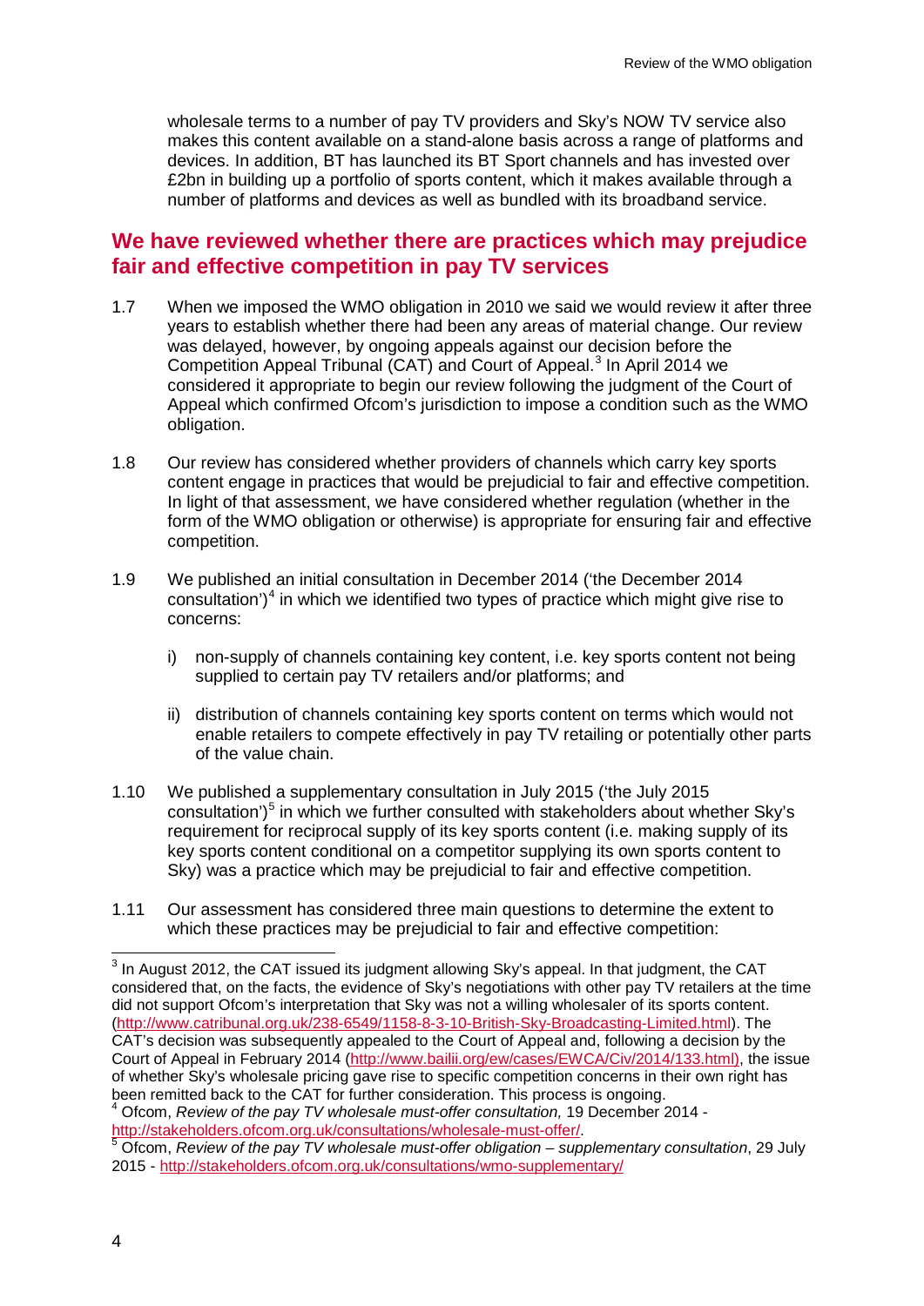wholesale terms to a number of pay TV providers and Sky's NOW TV service also makes this content available on a stand-alone basis across a range of platforms and devices. In addition, BT has launched its BT Sport channels and has invested over £2bn in building up a portfolio of sports content, which it makes available through a number of platforms and devices as well as bundled with its broadband service.

## We have reviewed whether there are practices which may prejudice fair and effective competition in pay TV services

1.7 When we imposed the WMO obligation in 2010 we said we would review it after three years to establish whether there had been any areas of material change. Our review was delayed, however, by ongoing appeals against our decision before the Competition Appeal Tribunal (CAT) and Court of Appeal.[3] In April 2014 we considered it appropriate to begin our review following the judgment of the Court of Appeal which confirmed Ofcom's jurisdiction to impose a condition such as the WMO obligation.

1.8 Our review has considered whether providers of channels which carry key sports content engage in practices that would be prejudicial to fair and effective competition. In light of that assessment, we have considered whether regulation (whether in the form of the WMO obligation or otherwise) is appropriate for ensuring fair and effective competition.

1.9 We published an initial consultation in December 2014 ('the December 2014 consultation')[4] in which we identified two types of practice which might give rise to concerns:

i) non-supply of channels containing key content, i.e. key sports content not being supplied to certain pay TV retailers and/or platforms; and

ii) distribution of channels containing key sports content on terms which would not enable retailers to compete effectively in pay TV retailing or potentially other parts of the value chain.

1.10 We published a supplementary consultation in July 2015 ('the July 2015 consultation')[5] in which we further consulted with stakeholders about whether Sky's requirement for reciprocal supply of its key sports content (i.e. making supply of its key sports content conditional on a competitor supplying its own sports content to Sky) was a practice which may be prejudicial to fair and effective competition.

1.11 Our assessment has considered three main questions to determine the extent to which these practices may be prejudicial to fair and effective competition:

---

[3] In August 2012, the CAT issued its judgment allowing Sky's appeal. In that judgment, the CAT considered that, on the facts, the evidence of Sky's negotiations with other pay TV retailers at the time did not support Ofcom's interpretation that Sky was not a willing wholesaler of its sports content. (http://www.catribunal.org.uk/238-6549/1158-8-3-10-British-Sky-Broadcasting-Limited.html). The CAT's decision was subsequently appealed to the Court of Appeal and, following a decision by the Court of Appeal in February 2014 (http://www.bailii.org/ew/cases/EWCA/Civ/2014/133.html), the issue of whether Sky's wholesale pricing gave rise to specific competition concerns in their own right has been remitted back to the CAT for further consideration. This process is ongoing.

[4] Ofcom, *Review of the pay TV wholesale must-offer consultation,* 19 December 2014 - http://stakeholders.ofcom.org.uk/consultations/wholesale-must-offer/.

[5] Ofcom, *Review of the pay TV wholesale must-offer obligation – supplementary consultation*, 29 July 2015 - http://stakeholders.ofcom.org.uk/consultations/wmo-supplementary/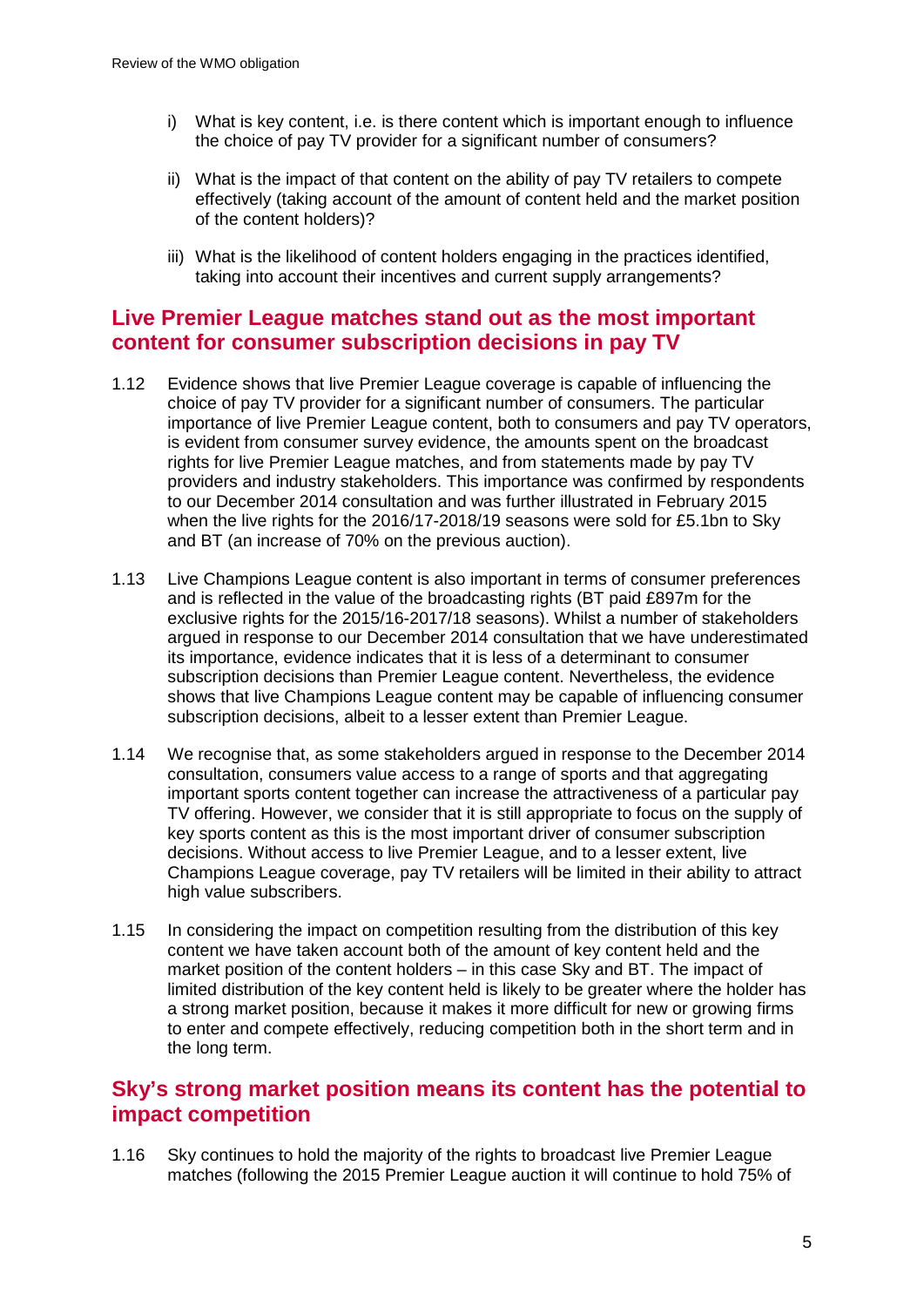i) What is key content, i.e. is there content which is important enough to influence the choice of pay TV provider for a significant number of consumers?

ii) What is the impact of that content on the ability of pay TV retailers to compete effectively (taking account of the amount of content held and the market position of the content holders)?

iii) What is the likelihood of content holders engaging in the practices identified, taking into account their incentives and current supply arrangements?

## Live Premier League matches stand out as the most important content for consumer subscription decisions in pay TV

1.12 Evidence shows that live Premier League coverage is capable of influencing the choice of pay TV provider for a significant number of consumers. The particular importance of live Premier League content, both to consumers and pay TV operators, is evident from consumer survey evidence, the amounts spent on the broadcast rights for live Premier League matches, and from statements made by pay TV providers and industry stakeholders. This importance was confirmed by respondents to our December 2014 consultation and was further illustrated in February 2015 when the live rights for the 2016/17-2018/19 seasons were sold for £5.1bn to Sky and BT (an increase of 70% on the previous auction).

1.13 Live Champions League content is also important in terms of consumer preferences and is reflected in the value of the broadcasting rights (BT paid £897m for the exclusive rights for the 2015/16-2017/18 seasons). Whilst a number of stakeholders argued in response to our December 2014 consultation that we have underestimated its importance, evidence indicates that it is less of a determinant to consumer subscription decisions than Premier League content. Nevertheless, the evidence shows that live Champions League content may be capable of influencing consumer subscription decisions, albeit to a lesser extent than Premier League.

1.14 We recognise that, as some stakeholders argued in response to the December 2014 consultation, consumers value access to a range of sports and that aggregating important sports content together can increase the attractiveness of a particular pay TV offering. However, we consider that it is still appropriate to focus on the supply of key sports content as this is the most important driver of consumer subscription decisions. Without access to live Premier League, and to a lesser extent, live Champions League coverage, pay TV retailers will be limited in their ability to attract high value subscribers.

1.15 In considering the impact on competition resulting from the distribution of this key content we have taken account both of the amount of key content held and the market position of the content holders – in this case Sky and BT. The impact of limited distribution of the key content held is likely to be greater where the holder has a strong market position, because it makes it more difficult for new or growing firms to enter and compete effectively, reducing competition both in the short term and in the long term.

## Sky's strong market position means its content has the potential to impact competition

1.16 Sky continues to hold the majority of the rights to broadcast live Premier League matches (following the 2015 Premier League auction it will continue to hold 75% of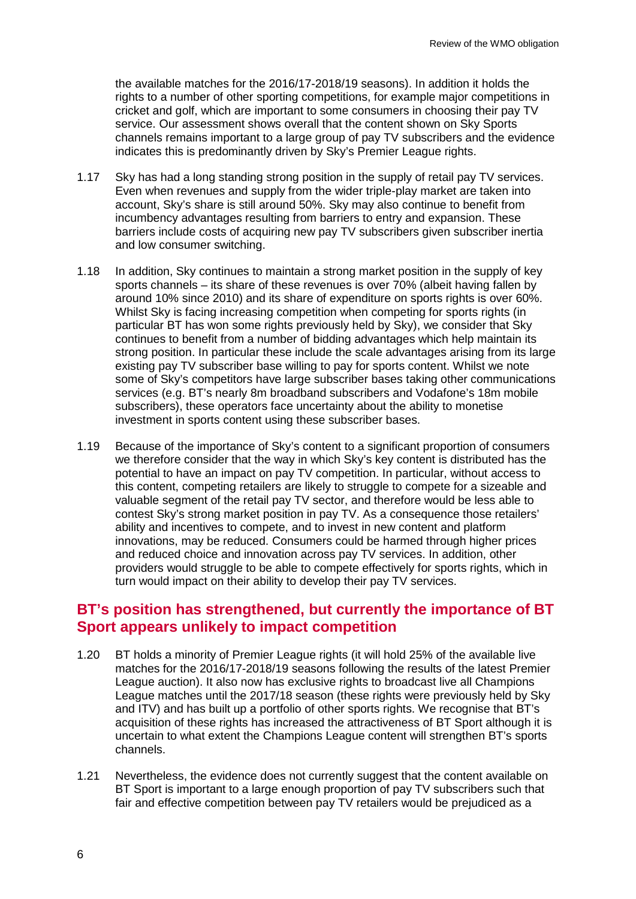the available matches for the 2016/17-2018/19 seasons). In addition it holds the rights to a number of other sporting competitions, for example major competitions in cricket and golf, which are important to some consumers in choosing their pay TV service. Our assessment shows overall that the content shown on Sky Sports channels remains important to a large group of pay TV subscribers and the evidence indicates this is predominantly driven by Sky's Premier League rights.

1.17 Sky has had a long standing strong position in the supply of retail pay TV services. Even when revenues and supply from the wider triple-play market are taken into account, Sky's share is still around 50%. Sky may also continue to benefit from incumbency advantages resulting from barriers to entry and expansion. These barriers include costs of acquiring new pay TV subscribers given subscriber inertia and low consumer switching.

1.18 In addition, Sky continues to maintain a strong market position in the supply of key sports channels – its share of these revenues is over 70% (albeit having fallen by around 10% since 2010) and its share of expenditure on sports rights is over 60%. Whilst Sky is facing increasing competition when competing for sports rights (in particular BT has won some rights previously held by Sky), we consider that Sky continues to benefit from a number of bidding advantages which help maintain its strong position. In particular these include the scale advantages arising from its large existing pay TV subscriber base willing to pay for sports content. Whilst we note some of Sky's competitors have large subscriber bases taking other communications services (e.g. BT's nearly 8m broadband subscribers and Vodafone's 18m mobile subscribers), these operators face uncertainty about the ability to monetise investment in sports content using these subscriber bases.

1.19 Because of the importance of Sky's content to a significant proportion of consumers we therefore consider that the way in which Sky's key content is distributed has the potential to have an impact on pay TV competition. In particular, without access to this content, competing retailers are likely to struggle to compete for a sizeable and valuable segment of the retail pay TV sector, and therefore would be less able to contest Sky's strong market position in pay TV. As a consequence those retailers' ability and incentives to compete, and to invest in new content and platform innovations, may be reduced. Consumers could be harmed through higher prices and reduced choice and innovation across pay TV services. In addition, other providers would struggle to be able to compete effectively for sports rights, which in turn would impact on their ability to develop their pay TV services.

## BT's position has strengthened, but currently the importance of BT Sport appears unlikely to impact competition

1.20 BT holds a minority of Premier League rights (it will hold 25% of the available live matches for the 2016/17-2018/19 seasons following the results of the latest Premier League auction). It also now has exclusive rights to broadcast live all Champions League matches until the 2017/18 season (these rights were previously held by Sky and ITV) and has built up a portfolio of other sports rights. We recognise that BT's acquisition of these rights has increased the attractiveness of BT Sport although it is uncertain to what extent the Champions League content will strengthen BT's sports channels.

1.21 Nevertheless, the evidence does not currently suggest that the content available on BT Sport is important to a large enough proportion of pay TV subscribers such that fair and effective competition between pay TV retailers would be prejudiced as a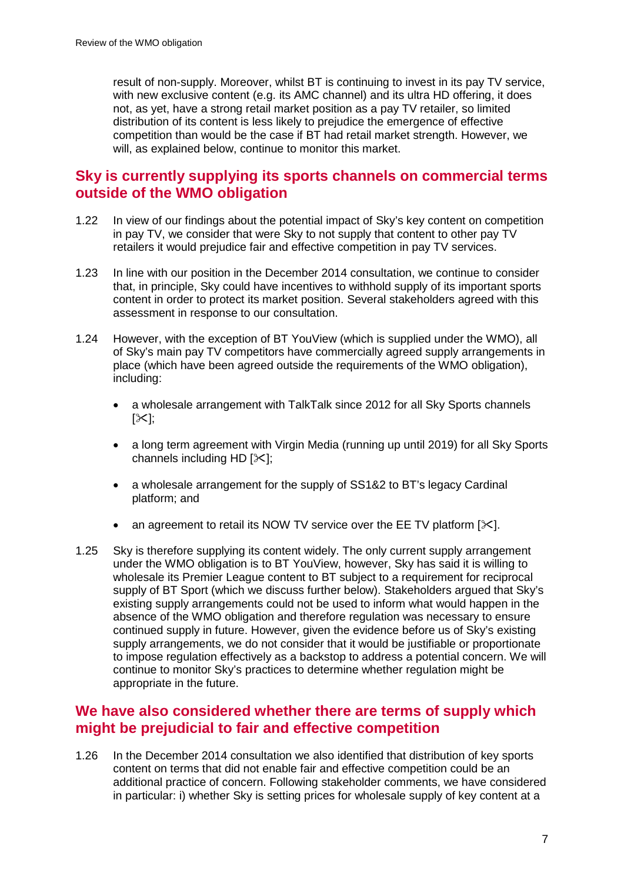result of non-supply. Moreover, whilst BT is continuing to invest in its pay TV service, with new exclusive content (e.g. its AMC channel) and its ultra HD offering, it does not, as yet, have a strong retail market position as a pay TV retailer, so limited distribution of its content is less likely to prejudice the emergence of effective competition than would be the case if BT had retail market strength. However, we will, as explained below, continue to monitor this market.

## Sky is currently supplying its sports channels on commercial terms outside of the WMO obligation

1.22 In view of our findings about the potential impact of Sky's key content on competition in pay TV, we consider that were Sky to not supply that content to other pay TV retailers it would prejudice fair and effective competition in pay TV services.

1.23 In line with our position in the December 2014 consultation, we continue to consider that, in principle, Sky could have incentives to withhold supply of its important sports content in order to protect its market position. Several stakeholders agreed with this assessment in response to our consultation.

1.24 However, with the exception of BT YouView (which is supplied under the WMO), all of Sky's main pay TV competitors have commercially agreed supply arrangements in place (which have been agreed outside the requirements of the WMO obligation), including:

- a wholesale arrangement with TalkTalk since 2012 for all Sky Sports channels [✂];
- a long term agreement with Virgin Media (running up until 2019) for all Sky Sports channels including HD [✂];
- a wholesale arrangement for the supply of SS1&2 to BT's legacy Cardinal platform; and
- an agreement to retail its NOW TV service over the EE TV platform [✂].

1.25 Sky is therefore supplying its content widely. The only current supply arrangement under the WMO obligation is to BT YouView, however, Sky has said it is willing to wholesale its Premier League content to BT subject to a requirement for reciprocal supply of BT Sport (which we discuss further below). Stakeholders argued that Sky's existing supply arrangements could not be used to inform what would happen in the absence of the WMO obligation and therefore regulation was necessary to ensure continued supply in future. However, given the evidence before us of Sky's existing supply arrangements, we do not consider that it would be justifiable or proportionate to impose regulation effectively as a backstop to address a potential concern. We will continue to monitor Sky's practices to determine whether regulation might be appropriate in the future.

## We have also considered whether there are terms of supply which might be prejudicial to fair and effective competition

1.26 In the December 2014 consultation we also identified that distribution of key sports content on terms that did not enable fair and effective competition could be an additional practice of concern. Following stakeholder comments, we have considered in particular: i) whether Sky is setting prices for wholesale supply of key content at a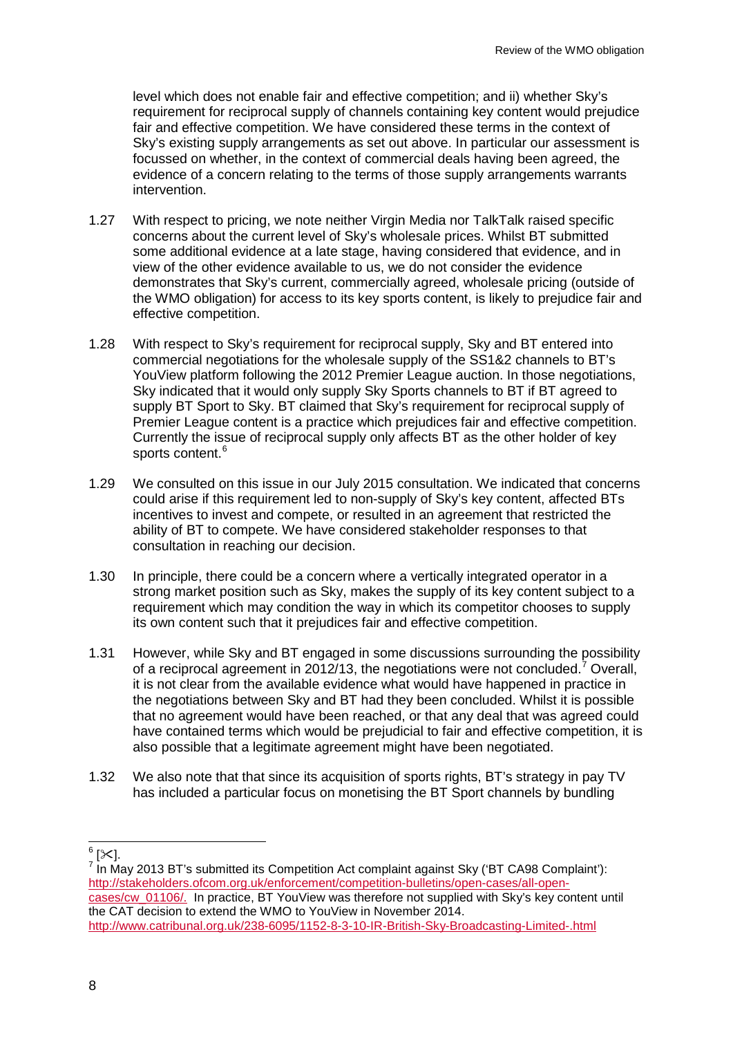level which does not enable fair and effective competition; and ii) whether Sky's requirement for reciprocal supply of channels containing key content would prejudice fair and effective competition. We have considered these terms in the context of Sky's existing supply arrangements as set out above. In particular our assessment is focussed on whether, in the context of commercial deals having been agreed, the evidence of a concern relating to the terms of those supply arrangements warrants intervention.

1.27 With respect to pricing, we note neither Virgin Media nor TalkTalk raised specific concerns about the current level of Sky's wholesale prices. Whilst BT submitted some additional evidence at a late stage, having considered that evidence, and in view of the other evidence available to us, we do not consider the evidence demonstrates that Sky's current, commercially agreed, wholesale pricing (outside of the WMO obligation) for access to its key sports content, is likely to prejudice fair and effective competition.

1.28 With respect to Sky's requirement for reciprocal supply, Sky and BT entered into commercial negotiations for the wholesale supply of the SS1&2 channels to BT's YouView platform following the 2012 Premier League auction. In those negotiations, Sky indicated that it would only supply Sky Sports channels to BT if BT agreed to supply BT Sport to Sky. BT claimed that Sky's requirement for reciprocal supply of Premier League content is a practice which prejudices fair and effective competition. Currently the issue of reciprocal supply only affects BT as the other holder of key sports content.[6]

1.29 We consulted on this issue in our July 2015 consultation. We indicated that concerns could arise if this requirement led to non-supply of Sky's key content, affected BTs incentives to invest and compete, or resulted in an agreement that restricted the ability of BT to compete. We have considered stakeholder responses to that consultation in reaching our decision.

1.30 In principle, there could be a concern where a vertically integrated operator in a strong market position such as Sky, makes the supply of its key content subject to a requirement which may condition the way in which its competitor chooses to supply its own content such that it prejudices fair and effective competition.

1.31 However, while Sky and BT engaged in some discussions surrounding the possibility of a reciprocal agreement in 2012/13, the negotiations were not concluded.[7] Overall, it is not clear from the available evidence what would have happened in practice in the negotiations between Sky and BT had they been concluded. Whilst it is possible that no agreement would have been reached, or that any deal that was agreed could have contained terms which would be prejudicial to fair and effective competition, it is also possible that a legitimate agreement might have been negotiated.

1.32 We also note that that since its acquisition of sports rights, BT's strategy in pay TV has included a particular focus on monetising the BT Sport channels by bundling

---

[6] [✂].

[7] In May 2013 BT's submitted its Competition Act complaint against Sky ('BT CA98 Complaint'): http://stakeholders.ofcom.org.uk/enforcement/competition-bulletins/open-cases/all-open-cases/cw_01106/. In practice, BT YouView was therefore not supplied with Sky's key content until the CAT decision to extend the WMO to YouView in November 2014. http://www.catribunal.org.uk/238-6095/1152-8-3-10-IR-British-Sky-Broadcasting-Limited-.html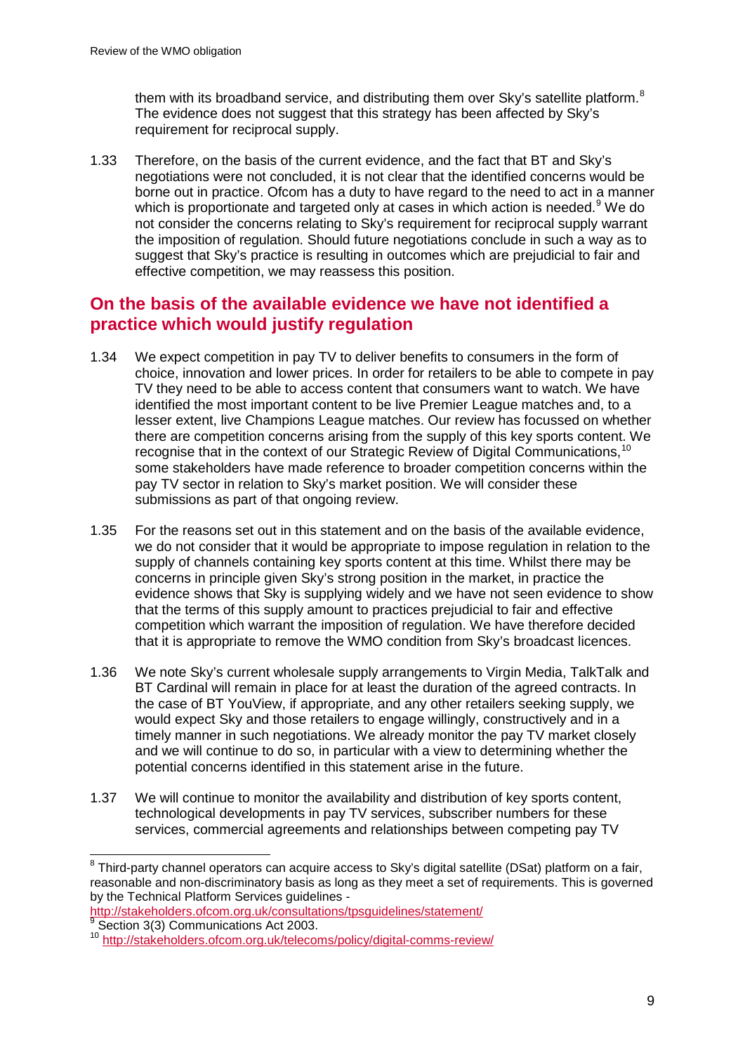them with its broadband service, and distributing them over Sky's satellite platform.[8] The evidence does not suggest that this strategy has been affected by Sky's requirement for reciprocal supply.

1.33 Therefore, on the basis of the current evidence, and the fact that BT and Sky's negotiations were not concluded, it is not clear that the identified concerns would be borne out in practice. Ofcom has a duty to have regard to the need to act in a manner which is proportionate and targeted only at cases in which action is needed.[9] We do not consider the concerns relating to Sky's requirement for reciprocal supply warrant the imposition of regulation. Should future negotiations conclude in such a way as to suggest that Sky's practice is resulting in outcomes which are prejudicial to fair and effective competition, we may reassess this position.

## On the basis of the available evidence we have not identified a practice which would justify regulation

1.34 We expect competition in pay TV to deliver benefits to consumers in the form of choice, innovation and lower prices. In order for retailers to be able to compete in pay TV they need to be able to access content that consumers want to watch. We have identified the most important content to be live Premier League matches and, to a lesser extent, live Champions League matches. Our review has focussed on whether there are competition concerns arising from the supply of this key sports content. We recognise that in the context of our Strategic Review of Digital Communications,[10] some stakeholders have made reference to broader competition concerns within the pay TV sector in relation to Sky's market position. We will consider these submissions as part of that ongoing review.

1.35 For the reasons set out in this statement and on the basis of the available evidence, we do not consider that it would be appropriate to impose regulation in relation to the supply of channels containing key sports content at this time. Whilst there may be concerns in principle given Sky's strong position in the market, in practice the evidence shows that Sky is supplying widely and we have not seen evidence to show that the terms of this supply amount to practices prejudicial to fair and effective competition which warrant the imposition of regulation. We have therefore decided that it is appropriate to remove the WMO condition from Sky's broadcast licences.

1.36 We note Sky's current wholesale supply arrangements to Virgin Media, TalkTalk and BT Cardinal will remain in place for at least the duration of the agreed contracts. In the case of BT YouView, if appropriate, and any other retailers seeking supply, we would expect Sky and those retailers to engage willingly, constructively and in a timely manner in such negotiations. We already monitor the pay TV market closely and we will continue to do so, in particular with a view to determining whether the potential concerns identified in this statement arise in the future.

1.37 We will continue to monitor the availability and distribution of key sports content, technological developments in pay TV services, subscriber numbers for these services, commercial agreements and relationships between competing pay TV

[8] Third-party channel operators can acquire access to Sky's digital satellite (DSat) platform on a fair, reasonable and non-discriminatory basis as long as they meet a set of requirements. This is governed by the Technical Platform Services guidelines - http://stakeholders.ofcom.org.uk/consultations/tpsguidelines/statement/

[9] Section 3(3) Communications Act 2003.

[10] http://stakeholders.ofcom.org.uk/telecoms/policy/digital-comms-review/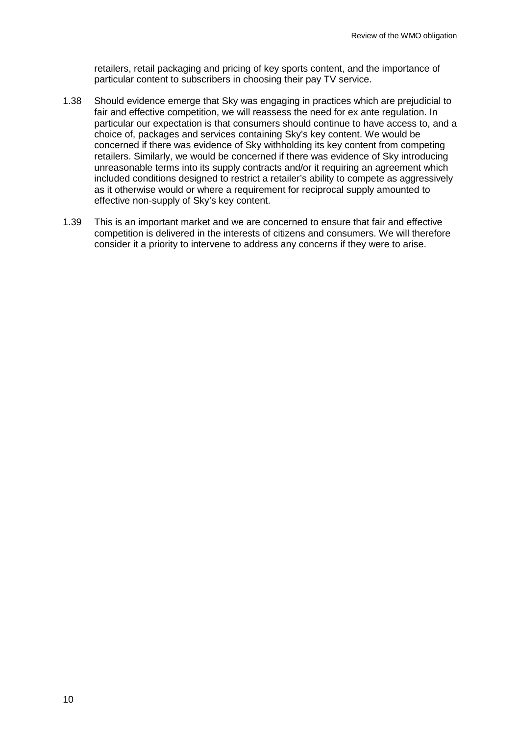retailers, retail packaging and pricing of key sports content, and the importance of particular content to subscribers in choosing their pay TV service.

1.38 Should evidence emerge that Sky was engaging in practices which are prejudicial to fair and effective competition, we will reassess the need for ex ante regulation. In particular our expectation is that consumers should continue to have access to, and a choice of, packages and services containing Sky's key content. We would be concerned if there was evidence of Sky withholding its key content from competing retailers. Similarly, we would be concerned if there was evidence of Sky introducing unreasonable terms into its supply contracts and/or it requiring an agreement which included conditions designed to restrict a retailer's ability to compete as aggressively as it otherwise would or where a requirement for reciprocal supply amounted to effective non-supply of Sky's key content.

1.39 This is an important market and we are concerned to ensure that fair and effective competition is delivered in the interests of citizens and consumers. We will therefore consider it a priority to intervene to address any concerns if they were to arise.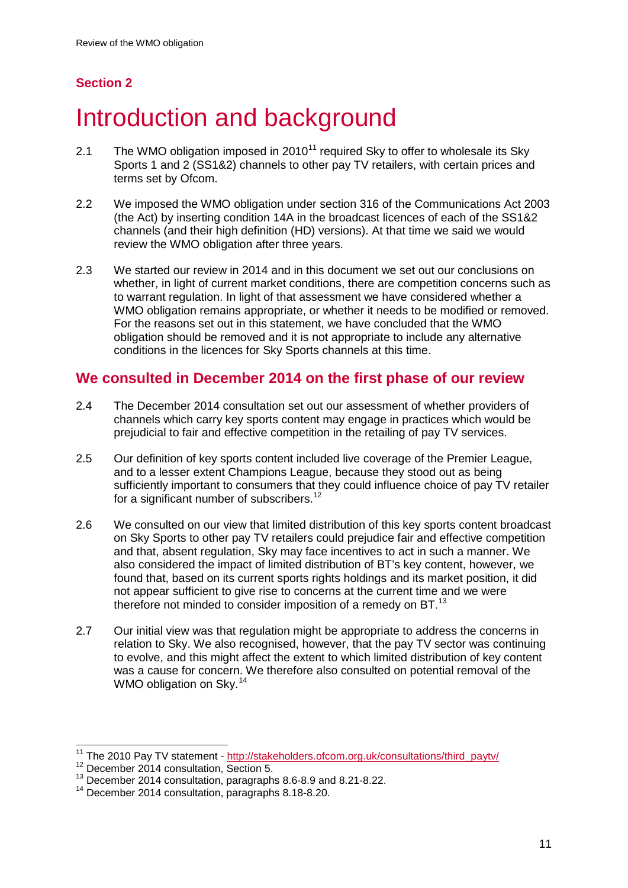## Section 2

# Introduction and background

2.1 The WMO obligation imposed in 2010[11] required Sky to offer to wholesale its Sky Sports 1 and 2 (SS1&2) channels to other pay TV retailers, with certain prices and terms set by Ofcom.

2.2 We imposed the WMO obligation under section 316 of the Communications Act 2003 (the Act) by inserting condition 14A in the broadcast licences of each of the SS1&2 channels (and their high definition (HD) versions). At that time we said we would review the WMO obligation after three years.

2.3 We started our review in 2014 and in this document we set out our conclusions on whether, in light of current market conditions, there are competition concerns such as to warrant regulation. In light of that assessment we have considered whether a WMO obligation remains appropriate, or whether it needs to be modified or removed. For the reasons set out in this statement, we have concluded that the WMO obligation should be removed and it is not appropriate to include any alternative conditions in the licences for Sky Sports channels at this time.

## We consulted in December 2014 on the first phase of our review

2.4 The December 2014 consultation set out our assessment of whether providers of channels which carry key sports content may engage in practices which would be prejudicial to fair and effective competition in the retailing of pay TV services.

2.5 Our definition of key sports content included live coverage of the Premier League, and to a lesser extent Champions League, because they stood out as being sufficiently important to consumers that they could influence choice of pay TV retailer for a significant number of subscribers.[12]

2.6 We consulted on our view that limited distribution of this key sports content broadcast on Sky Sports to other pay TV retailers could prejudice fair and effective competition and that, absent regulation, Sky may face incentives to act in such a manner. We also considered the impact of limited distribution of BT's key content, however, we found that, based on its current sports rights holdings and its market position, it did not appear sufficient to give rise to concerns at the current time and we were therefore not minded to consider imposition of a remedy on BT.[13]

2.7 Our initial view was that regulation might be appropriate to address the concerns in relation to Sky. We also recognised, however, that the pay TV sector was continuing to evolve, and this might affect the extent to which limited distribution of key content was a cause for concern. We therefore also consulted on potential removal of the WMO obligation on Sky.[14]

[11] The 2010 Pay TV statement - http://stakeholders.ofcom.org.uk/consultations/third_paytv/

[12] December 2014 consultation, Section 5.

[13] December 2014 consultation, paragraphs 8.6-8.9 and 8.21-8.22.

[14] December 2014 consultation, paragraphs 8.18-8.20.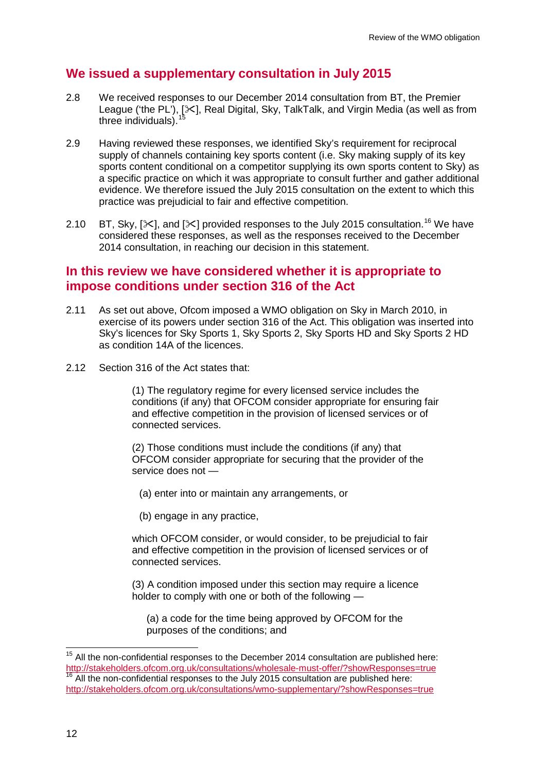## We issued a supplementary consultation in July 2015

2.8 We received responses to our December 2014 consultation from BT, the Premier League ('the PL'), [✂], Real Digital, Sky, TalkTalk, and Virgin Media (as well as from three individuals).[15]

2.9 Having reviewed these responses, we identified Sky's requirement for reciprocal supply of channels containing key sports content (i.e. Sky making supply of its key sports content conditional on a competitor supplying its own sports content to Sky) as a specific practice on which it was appropriate to consult further and gather additional evidence. We therefore issued the July 2015 consultation on the extent to which this practice was prejudicial to fair and effective competition.

2.10 BT, Sky, [✂], and [✂] provided responses to the July 2015 consultation.[16] We have considered these responses, as well as the responses received to the December 2014 consultation, in reaching our decision in this statement.

## In this review we have considered whether it is appropriate to impose conditions under section 316 of the Act

2.11 As set out above, Ofcom imposed a WMO obligation on Sky in March 2010, in exercise of its powers under section 316 of the Act. This obligation was inserted into Sky's licences for Sky Sports 1, Sky Sports 2, Sky Sports HD and Sky Sports 2 HD as condition 14A of the licences.

2.12 Section 316 of the Act states that:

> (1) The regulatory regime for every licensed service includes the conditions (if any) that OFCOM consider appropriate for ensuring fair and effective competition in the provision of licensed services or of connected services.
>
> (2) Those conditions must include the conditions (if any) that OFCOM consider appropriate for securing that the provider of the service does not —
>
> (a) enter into or maintain any arrangements, or
>
> (b) engage in any practice,
>
> which OFCOM consider, or would consider, to be prejudicial to fair and effective competition in the provision of licensed services or of connected services.
>
> (3) A condition imposed under this section may require a licence holder to comply with one or both of the following —
>
> (a) a code for the time being approved by OFCOM for the purposes of the conditions; and

---

[15] All the non-confidential responses to the December 2014 consultation are published here: http://stakeholders.ofcom.org.uk/consultations/wholesale-must-offer/?showResponses=true

[16] All the non-confidential responses to the July 2015 consultation are published here: http://stakeholders.ofcom.org.uk/consultations/wmo-supplementary/?showResponses=true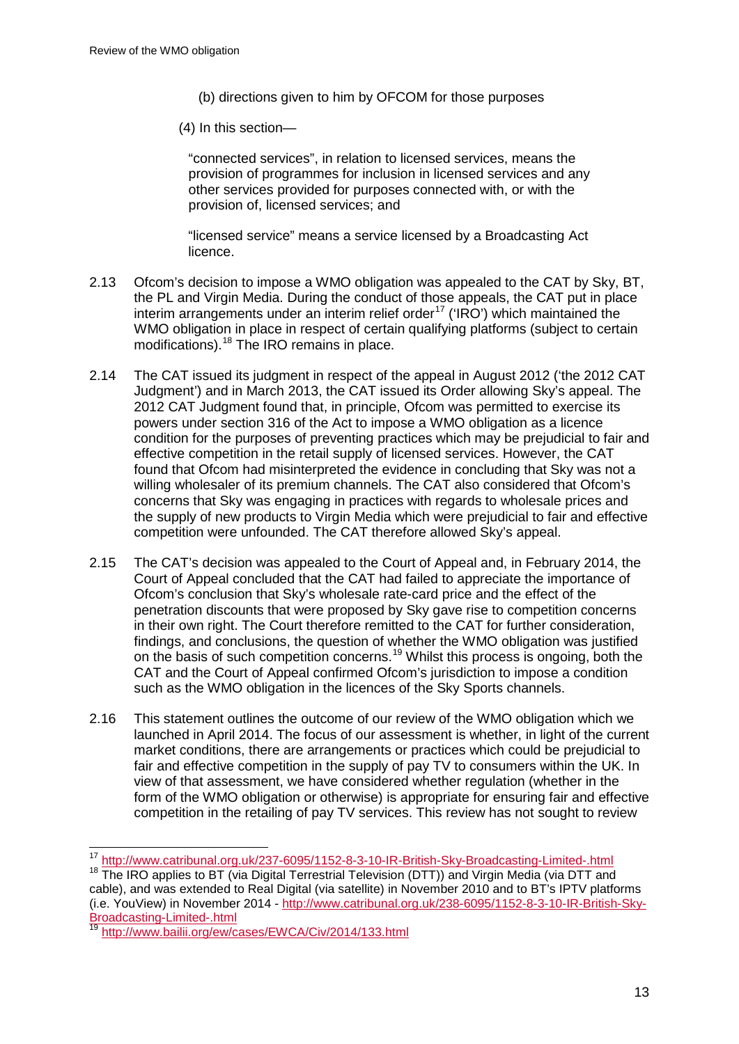(b) directions given to him by OFCOM for those purposes

(4) In this section—

"connected services", in relation to licensed services, means the provision of programmes for inclusion in licensed services and any other services provided for purposes connected with, or with the provision of, licensed services; and

"licensed service" means a service licensed by a Broadcasting Act licence.

2.13 Ofcom's decision to impose a WMO obligation was appealed to the CAT by Sky, BT, the PL and Virgin Media. During the conduct of those appeals, the CAT put in place interim arrangements under an interim relief order[17] ('IRO') which maintained the WMO obligation in place in respect of certain qualifying platforms (subject to certain modifications).[18] The IRO remains in place.

2.14 The CAT issued its judgment in respect of the appeal in August 2012 ('the 2012 CAT Judgment') and in March 2013, the CAT issued its Order allowing Sky's appeal. The 2012 CAT Judgment found that, in principle, Ofcom was permitted to exercise its powers under section 316 of the Act to impose a WMO obligation as a licence condition for the purposes of preventing practices which may be prejudicial to fair and effective competition in the retail supply of licensed services. However, the CAT found that Ofcom had misinterpreted the evidence in concluding that Sky was not a willing wholesaler of its premium channels. The CAT also considered that Ofcom's concerns that Sky was engaging in practices with regards to wholesale prices and the supply of new products to Virgin Media which were prejudicial to fair and effective competition were unfounded. The CAT therefore allowed Sky's appeal.

2.15 The CAT's decision was appealed to the Court of Appeal and, in February 2014, the Court of Appeal concluded that the CAT had failed to appreciate the importance of Ofcom's conclusion that Sky's wholesale rate-card price and the effect of the penetration discounts that were proposed by Sky gave rise to competition concerns in their own right. The Court therefore remitted to the CAT for further consideration, findings, and conclusions, the question of whether the WMO obligation was justified on the basis of such competition concerns.[19] Whilst this process is ongoing, both the CAT and the Court of Appeal confirmed Ofcom's jurisdiction to impose a condition such as the WMO obligation in the licences of the Sky Sports channels.

2.16 This statement outlines the outcome of our review of the WMO obligation which we launched in April 2014. The focus of our assessment is whether, in light of the current market conditions, there are arrangements or practices which could be prejudicial to fair and effective competition in the supply of pay TV to consumers within the UK. In view of that assessment, we have considered whether regulation (whether in the form of the WMO obligation or otherwise) is appropriate for ensuring fair and effective competition in the retailing of pay TV services. This review has not sought to review

---

[17] http://www.catribunal.org.uk/237-6095/1152-8-3-10-IR-British-Sky-Broadcasting-Limited-.html

[18] The IRO applies to BT (via Digital Terrestrial Television (DTT)) and Virgin Media (via DTT and cable), and was extended to Real Digital (via satellite) in November 2010 and to BT's IPTV platforms (i.e. YouView) in November 2014 - http://www.catribunal.org.uk/238-6095/1152-8-3-10-IR-British-Sky-Broadcasting-Limited-.html

[19] http://www.bailii.org/ew/cases/EWCA/Civ/2014/133.html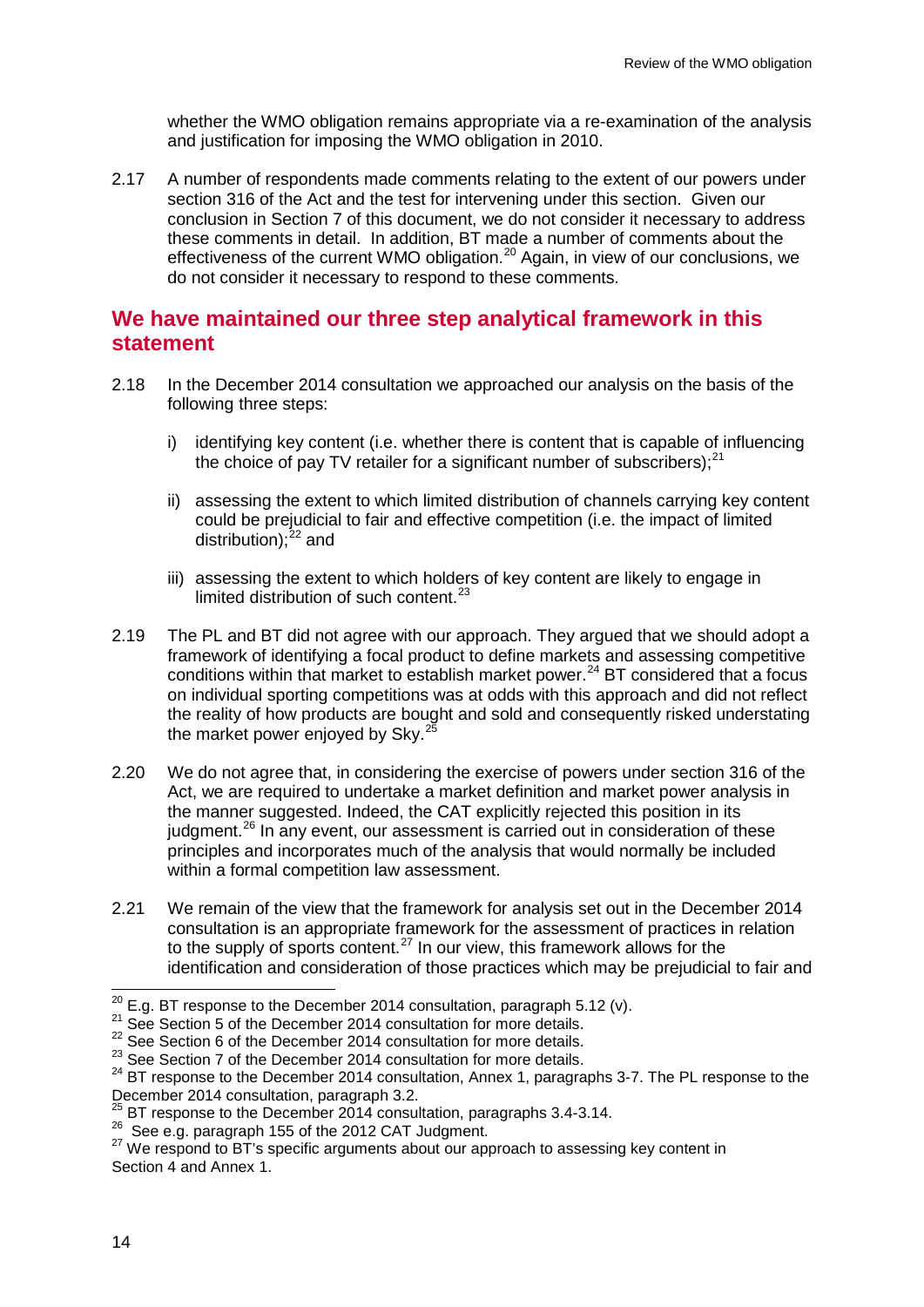whether the WMO obligation remains appropriate via a re-examination of the analysis and justification for imposing the WMO obligation in 2010.

2.17 A number of respondents made comments relating to the extent of our powers under section 316 of the Act and the test for intervening under this section. Given our conclusion in Section 7 of this document, we do not consider it necessary to address these comments in detail. In addition, BT made a number of comments about the effectiveness of the current WMO obligation.[20] Again, in view of our conclusions, we do not consider it necessary to respond to these comments.

## We have maintained our three step analytical framework in this statement

2.18 In the December 2014 consultation we approached our analysis on the basis of the following three steps:

i) identifying key content (i.e. whether there is content that is capable of influencing the choice of pay TV retailer for a significant number of subscribers);[21]

ii) assessing the extent to which limited distribution of channels carrying key content could be prejudicial to fair and effective competition (i.e. the impact of limited distribution);[22] and

iii) assessing the extent to which holders of key content are likely to engage in limited distribution of such content.[23]

2.19 The PL and BT did not agree with our approach. They argued that we should adopt a framework of identifying a focal product to define markets and assessing competitive conditions within that market to establish market power.[24] BT considered that a focus on individual sporting competitions was at odds with this approach and did not reflect the reality of how products are bought and sold and consequently risked understating the market power enjoyed by Sky.[25]

2.20 We do not agree that, in considering the exercise of powers under section 316 of the Act, we are required to undertake a market definition and market power analysis in the manner suggested. Indeed, the CAT explicitly rejected this position in its judgment.[26] In any event, our assessment is carried out in consideration of these principles and incorporates much of the analysis that would normally be included within a formal competition law assessment.

2.21 We remain of the view that the framework for analysis set out in the December 2014 consultation is an appropriate framework for the assessment of practices in relation to the supply of sports content.[27] In our view, this framework allows for the identification and consideration of those practices which may be prejudicial to fair and

---

[20] E.g. BT response to the December 2014 consultation, paragraph 5.12 (v).

[21] See Section 5 of the December 2014 consultation for more details.

[22] See Section 6 of the December 2014 consultation for more details.

[23] See Section 7 of the December 2014 consultation for more details.

[24] BT response to the December 2014 consultation, Annex 1, paragraphs 3-7. The PL response to the December 2014 consultation, paragraph 3.2.

[25] BT response to the December 2014 consultation, paragraphs 3.4-3.14.

[26] See e.g. paragraph 155 of the 2012 CAT Judgment.

[27] We respond to BT's specific arguments about our approach to assessing key content in Section 4 and Annex 1.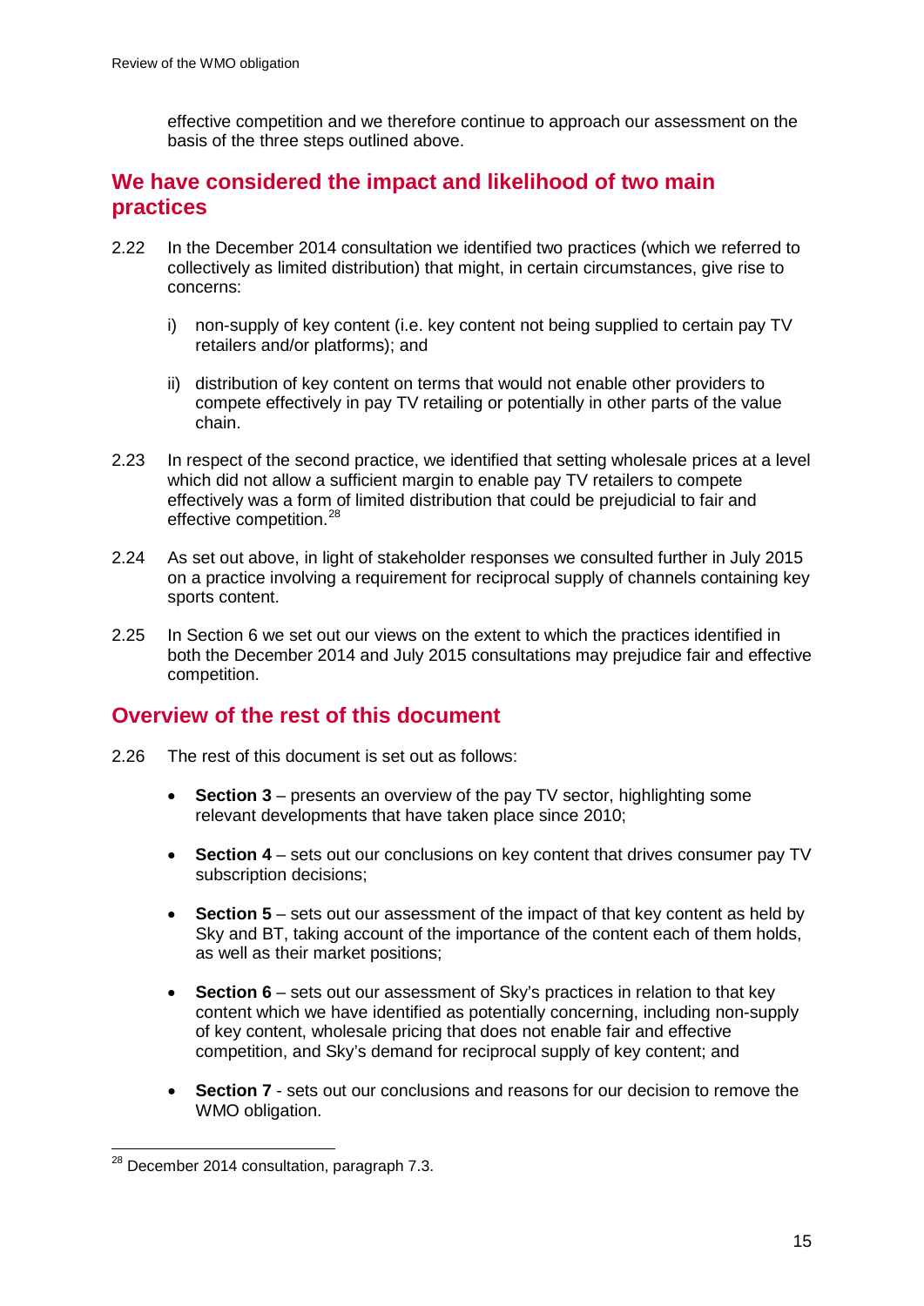effective competition and we therefore continue to approach our assessment on the basis of the three steps outlined above.

## We have considered the impact and likelihood of two main practices

2.22 In the December 2014 consultation we identified two practices (which we referred to collectively as limited distribution) that might, in certain circumstances, give rise to concerns:

i) non-supply of key content (i.e. key content not being supplied to certain pay TV retailers and/or platforms); and

ii) distribution of key content on terms that would not enable other providers to compete effectively in pay TV retailing or potentially in other parts of the value chain.

2.23 In respect of the second practice, we identified that setting wholesale prices at a level which did not allow a sufficient margin to enable pay TV retailers to compete effectively was a form of limited distribution that could be prejudicial to fair and effective competition.[28]

2.24 As set out above, in light of stakeholder responses we consulted further in July 2015 on a practice involving a requirement for reciprocal supply of channels containing key sports content.

2.25 In Section 6 we set out our views on the extent to which the practices identified in both the December 2014 and July 2015 consultations may prejudice fair and effective competition.

## Overview of the rest of this document

2.26 The rest of this document is set out as follows:

- **Section 3** – presents an overview of the pay TV sector, highlighting some relevant developments that have taken place since 2010;
- **Section 4** – sets out our conclusions on key content that drives consumer pay TV subscription decisions;
- **Section 5** – sets out our assessment of the impact of that key content as held by Sky and BT, taking account of the importance of the content each of them holds, as well as their market positions;
- **Section 6** – sets out our assessment of Sky's practices in relation to that key content which we have identified as potentially concerning, including non-supply of key content, wholesale pricing that does not enable fair and effective competition, and Sky's demand for reciprocal supply of key content; and
- **Section 7** - sets out our conclusions and reasons for our decision to remove the WMO obligation.

[28] December 2014 consultation, paragraph 7.3.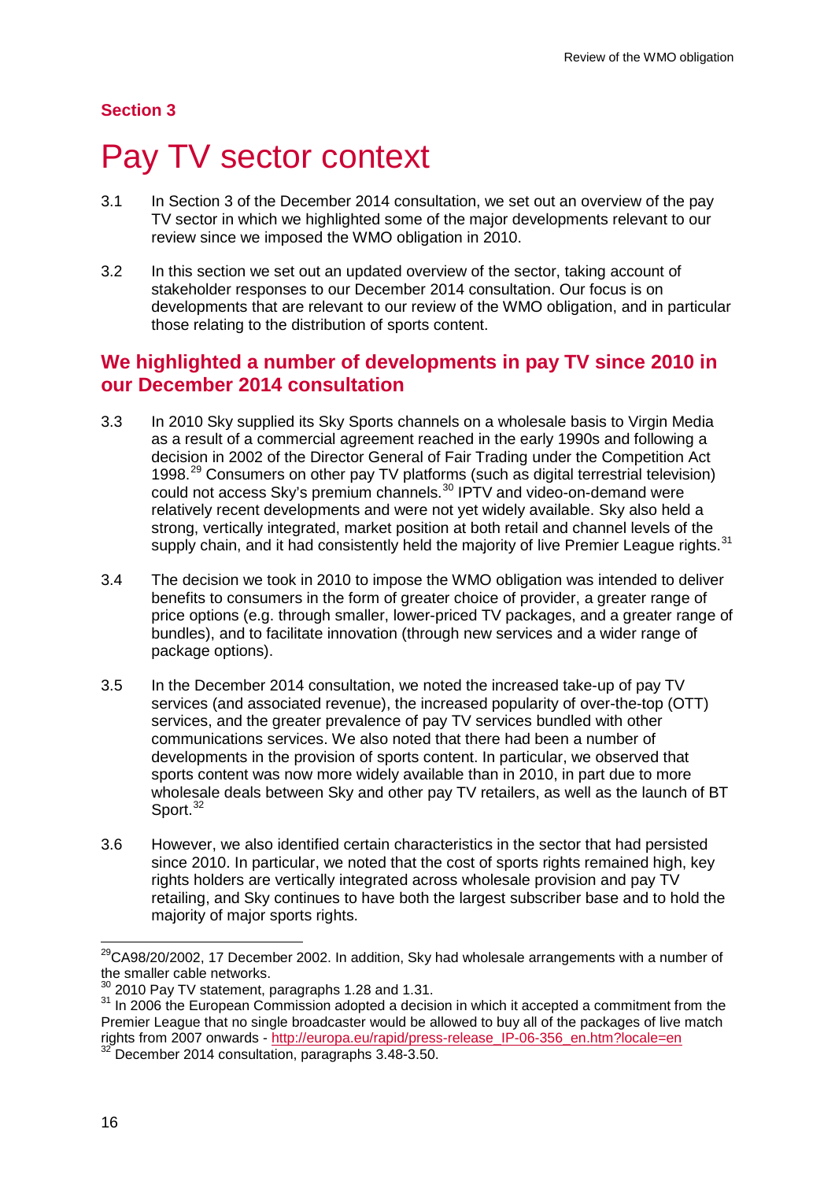## Section 3

# Pay TV sector context

3.1 In Section 3 of the December 2014 consultation, we set out an overview of the pay TV sector in which we highlighted some of the major developments relevant to our review since we imposed the WMO obligation in 2010.

3.2 In this section we set out an updated overview of the sector, taking account of stakeholder responses to our December 2014 consultation. Our focus is on developments that are relevant to our review of the WMO obligation, and in particular those relating to the distribution of sports content.

## We highlighted a number of developments in pay TV since 2010 in our December 2014 consultation

3.3 In 2010 Sky supplied its Sky Sports channels on a wholesale basis to Virgin Media as a result of a commercial agreement reached in the early 1990s and following a decision in 2002 of the Director General of Fair Trading under the Competition Act 1998.[29] Consumers on other pay TV platforms (such as digital terrestrial television) could not access Sky's premium channels.[30] IPTV and video-on-demand were relatively recent developments and were not yet widely available. Sky also held a strong, vertically integrated, market position at both retail and channel levels of the supply chain, and it had consistently held the majority of live Premier League rights.[31]

3.4 The decision we took in 2010 to impose the WMO obligation was intended to deliver benefits to consumers in the form of greater choice of provider, a greater range of price options (e.g. through smaller, lower-priced TV packages, and a greater range of bundles), and to facilitate innovation (through new services and a wider range of package options).

3.5 In the December 2014 consultation, we noted the increased take-up of pay TV services (and associated revenue), the increased popularity of over-the-top (OTT) services, and the greater prevalence of pay TV services bundled with other communications services. We also noted that there had been a number of developments in the provision of sports content. In particular, we observed that sports content was now more widely available than in 2010, in part due to more wholesale deals between Sky and other pay TV retailers, as well as the launch of BT Sport.[32]

3.6 However, we also identified certain characteristics in the sector that had persisted since 2010. In particular, we noted that the cost of sports rights remained high, key rights holders are vertically integrated across wholesale provision and pay TV retailing, and Sky continues to have both the largest subscriber base and to hold the majority of major sports rights.

---

[29] CA98/20/2002, 17 December 2002. In addition, Sky had wholesale arrangements with a number of the smaller cable networks.

[30] 2010 Pay TV statement, paragraphs 1.28 and 1.31.

[31] In 2006 the European Commission adopted a decision in which it accepted a commitment from the Premier League that no single broadcaster would be allowed to buy all of the packages of live match rights from 2007 onwards - http://europa.eu/rapid/press-release_IP-06-356_en.htm?locale=en

[32] December 2014 consultation, paragraphs 3.48-3.50.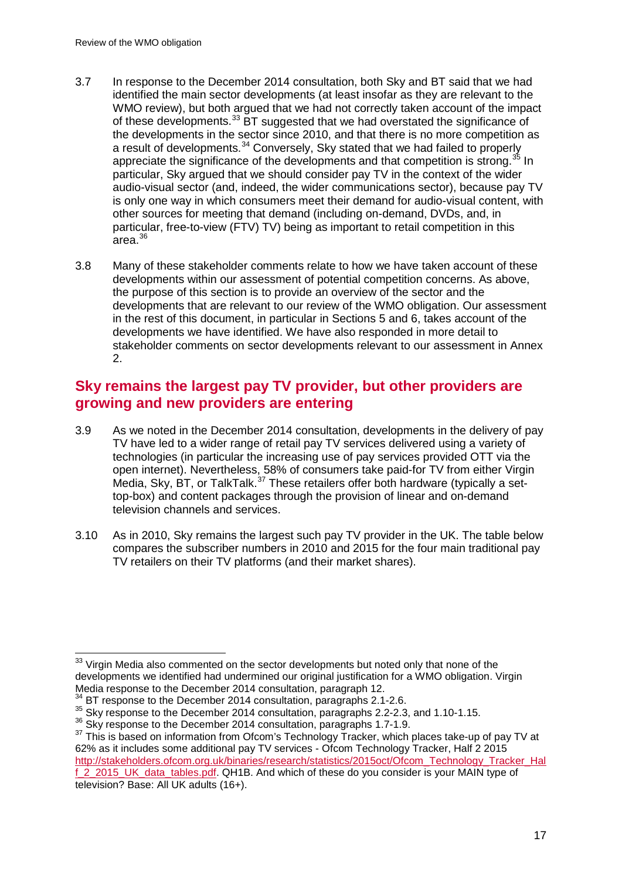3.7 In response to the December 2014 consultation, both Sky and BT said that we had identified the main sector developments (at least insofar as they are relevant to the WMO review), but both argued that we had not correctly taken account of the impact of these developments.[33] BT suggested that we had overstated the significance of the developments in the sector since 2010, and that there is no more competition as a result of developments.[34] Conversely, Sky stated that we had failed to properly appreciate the significance of the developments and that competition is strong.[35] In particular, Sky argued that we should consider pay TV in the context of the wider audio-visual sector (and, indeed, the wider communications sector), because pay TV is only one way in which consumers meet their demand for audio-visual content, with other sources for meeting that demand (including on-demand, DVDs, and, in particular, free-to-view (FTV) TV) being as important to retail competition in this area.[36]

3.8 Many of these stakeholder comments relate to how we have taken account of these developments within our assessment of potential competition concerns. As above, the purpose of this section is to provide an overview of the sector and the developments that are relevant to our review of the WMO obligation. Our assessment in the rest of this document, in particular in Sections 5 and 6, takes account of the developments we have identified. We have also responded in more detail to stakeholder comments on sector developments relevant to our assessment in Annex 2.

## Sky remains the largest pay TV provider, but other providers are growing and new providers are entering

3.9 As we noted in the December 2014 consultation, developments in the delivery of pay TV have led to a wider range of retail pay TV services delivered using a variety of technologies (in particular the increasing use of pay services provided OTT via the open internet). Nevertheless, 58% of consumers take paid-for TV from either Virgin Media, Sky, BT, or TalkTalk.[37] These retailers offer both hardware (typically a set-top-box) and content packages through the provision of linear and on-demand television channels and services.

3.10 As in 2010, Sky remains the largest such pay TV provider in the UK. The table below compares the subscriber numbers in 2010 and 2015 for the four main traditional pay TV retailers on their TV platforms (and their market shares).

---

[33] Virgin Media also commented on the sector developments but noted only that none of the developments we identified had undermined our original justification for a WMO obligation. Virgin Media response to the December 2014 consultation, paragraph 12.

[34] BT response to the December 2014 consultation, paragraphs 2.1-2.6.

[35] Sky response to the December 2014 consultation, paragraphs 2.2-2.3, and 1.10-1.15.

[36] Sky response to the December 2014 consultation, paragraphs 1.7-1.9.

[37] This is based on information from Ofcom's Technology Tracker, which places take-up of pay TV at 62% as it includes some additional pay TV services - Ofcom Technology Tracker, Half 2 2015 http://stakeholders.ofcom.org.uk/binaries/research/statistics/2015oct/Ofcom_Technology_Tracker_Half_2_2015_UK_data_tables.pdf. QH1B. And which of these do you consider is your MAIN type of television? Base: All UK adults (16+).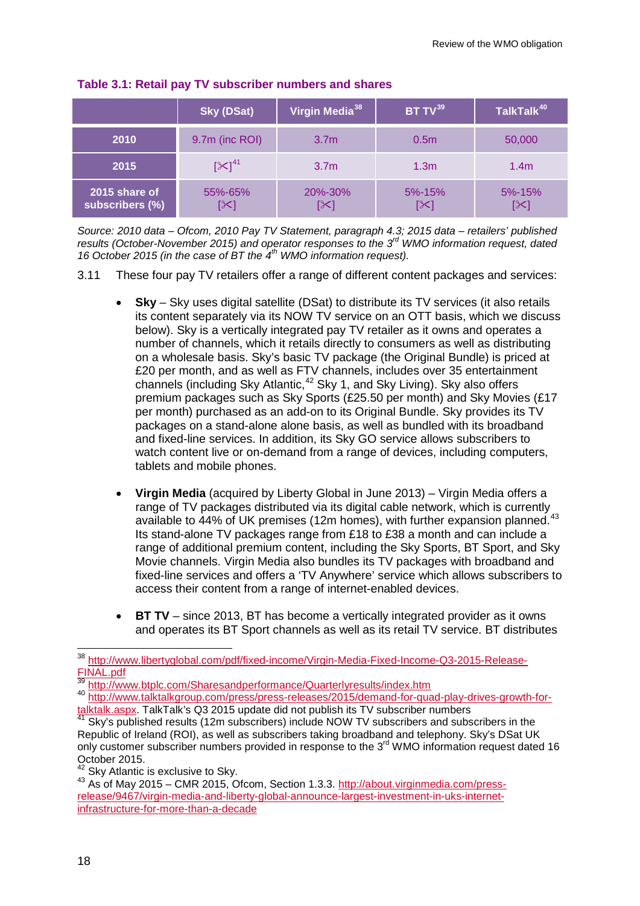**Table 3.1: Retail pay TV subscriber numbers and shares**

| | Sky (DSat) | Virgin Media[38] | BT TV[39] | TalkTalk[40] |
|---|---|---|---|---|
| **2010** | 9.7m (inc ROI) | 3.7m | 0.5m | 50,000 |
| **2015** | [✂][41] | 3.7m | 1.3m | 1.4m |
| **2015 share of subscribers (%)** | 55%-65% [✂] | 20%-30% [✂] | 5%-15% [✂] | 5%-15% [✂] |

*Source: 2010 data – Ofcom, 2010 Pay TV Statement, paragraph 4.3; 2015 data – retailers' published results (October-November 2015) and operator responses to the 3rd WMO information request, dated 16 October 2015 (in the case of BT the 4th WMO information request).*

3.11 These four pay TV retailers offer a range of different content packages and services:

- **Sky** – Sky uses digital satellite (DSat) to distribute its TV services (it also retails its content separately via its NOW TV service on an OTT basis, which we discuss below). Sky is a vertically integrated pay TV retailer as it owns and operates a number of channels, which it retails directly to consumers as well as distributing on a wholesale basis. Sky's basic TV package (the Original Bundle) is priced at £20 per month, and as well as FTV channels, includes over 35 entertainment channels (including Sky Atlantic,[42] Sky 1, and Sky Living). Sky also offers premium packages such as Sky Sports (£25.50 per month) and Sky Movies (£17 per month) purchased as an add-on to its Original Bundle. Sky provides its TV packages on a stand-alone alone basis, as well as bundled with its broadband and fixed-line services. In addition, its Sky GO service allows subscribers to watch content live or on-demand from a range of devices, including computers, tablets and mobile phones.

- **Virgin Media** (acquired by Liberty Global in June 2013) – Virgin Media offers a range of TV packages distributed via its digital cable network, which is currently available to 44% of UK premises (12m homes), with further expansion planned.[43] Its stand-alone TV packages range from £18 to £38 a month and can include a range of additional premium content, including the Sky Sports, BT Sport, and Sky Movie channels. Virgin Media also bundles its TV packages with broadband and fixed-line services and offers a 'TV Anywhere' service which allows subscribers to access their content from a range of internet-enabled devices.

- **BT TV** – since 2013, BT has become a vertically integrated provider as it owns and operates its BT Sport channels as well as its retail TV service. BT distributes

---

[38] http://www.libertyglobal.com/pdf/fixed-income/Virgin-Media-Fixed-Income-Q3-2015-Release-FINAL.pdf

[39] http://www.btplc.com/Sharesandperformance/Quarterlyresults/index.htm

[40] http://www.talktalkgroup.com/press/press-releases/2015/demand-for-quad-play-drives-growth-for-talktalk.aspx. TalkTalk's Q3 2015 update did not publish its TV subscriber numbers

[41] Sky's published results (12m subscribers) include NOW TV subscribers and subscribers in the Republic of Ireland (ROI), as well as subscribers taking broadband and telephony. Sky's DSat UK only customer subscriber numbers provided in response to the 3rd WMO information request dated 16 October 2015.

[42] Sky Atlantic is exclusive to Sky.

[43] As of May 2015 – CMR 2015, Ofcom, Section 1.3.3. http://about.virginmedia.com/press-release/9467/virgin-media-and-liberty-global-announce-largest-investment-in-uks-internet-infrastructure-for-more-than-a-decade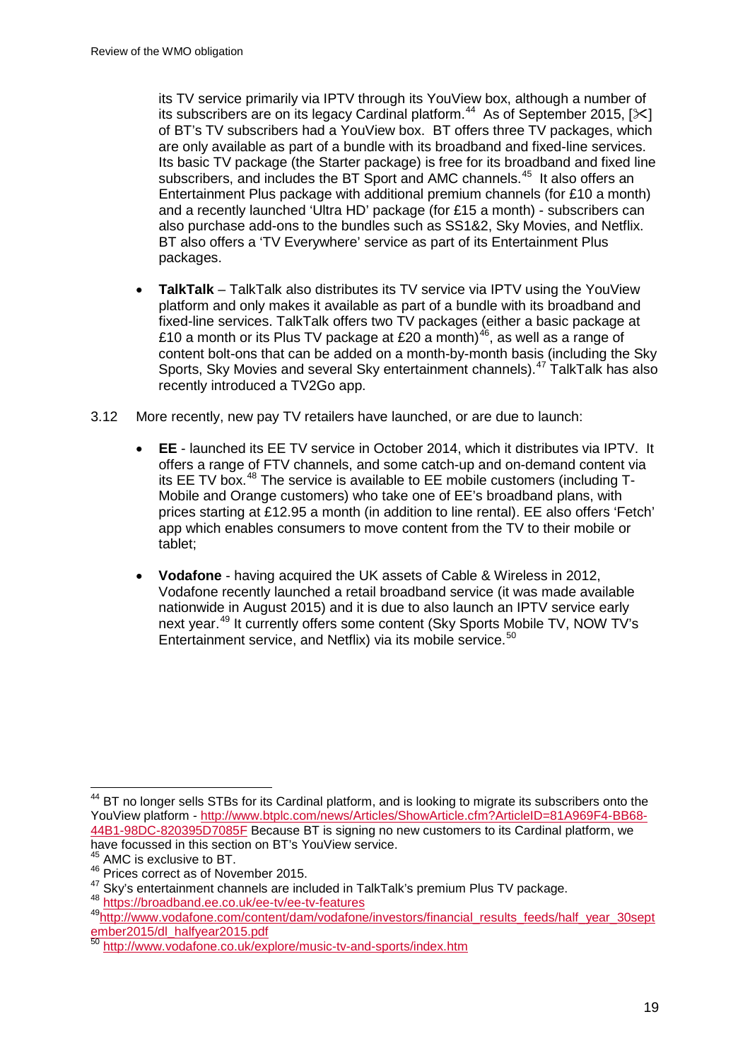its TV service primarily via IPTV through its YouView box, although a number of its subscribers are on its legacy Cardinal platform.[44] As of September 2015, [✂] of BT's TV subscribers had a YouView box. BT offers three TV packages, which are only available as part of a bundle with its broadband and fixed-line services. Its basic TV package (the Starter package) is free for its broadband and fixed line subscribers, and includes the BT Sport and AMC channels.[45] It also offers an Entertainment Plus package with additional premium channels (for £10 a month) and a recently launched 'Ultra HD' package (for £15 a month) - subscribers can also purchase add-ons to the bundles such as SS1&2, Sky Movies, and Netflix. BT also offers a 'TV Everywhere' service as part of its Entertainment Plus packages.

- **TalkTalk** – TalkTalk also distributes its TV service via IPTV using the YouView platform and only makes it available as part of a bundle with its broadband and fixed-line services. TalkTalk offers two TV packages (either a basic package at £10 a month or its Plus TV package at £20 a month)[46], as well as a range of content bolt-ons that can be added on a month-by-month basis (including the Sky Sports, Sky Movies and several Sky entertainment channels).[47] TalkTalk has also recently introduced a TV2Go app.

3.12 More recently, new pay TV retailers have launched, or are due to launch:

- **EE** - launched its EE TV service in October 2014, which it distributes via IPTV. It offers a range of FTV channels, and some catch-up and on-demand content via its EE TV box.[48] The service is available to EE mobile customers (including T-Mobile and Orange customers) who take one of EE's broadband plans, with prices starting at £12.95 a month (in addition to line rental). EE also offers 'Fetch' app which enables consumers to move content from the TV to their mobile or tablet;

- **Vodafone** - having acquired the UK assets of Cable & Wireless in 2012, Vodafone recently launched a retail broadband service (it was made available nationwide in August 2015) and it is due to also launch an IPTV service early next year.[49] It currently offers some content (Sky Sports Mobile TV, NOW TV's Entertainment service, and Netflix) via its mobile service.[50]

---

[44] BT no longer sells STBs for its Cardinal platform, and is looking to migrate its subscribers onto the YouView platform - http://www.btplc.com/news/Articles/ShowArticle.cfm?ArticleID=81A969F4-BB68-44B1-98DC-820395D7085F Because BT is signing no new customers to its Cardinal platform, we have focussed in this section on BT's YouView service.

[45] AMC is exclusive to BT.

[46] Prices correct as of November 2015.

[47] Sky's entertainment channels are included in TalkTalk's premium Plus TV package.

[48] https://broadband.ee.co.uk/ee-tv/ee-tv-features

[49] http://www.vodafone.com/content/dam/vodafone/investors/financial_results_feeds/half_year_30september2015/dl_halfyear2015.pdf

[50] http://www.vodafone.co.uk/explore/music-tv-and-sports/index.htm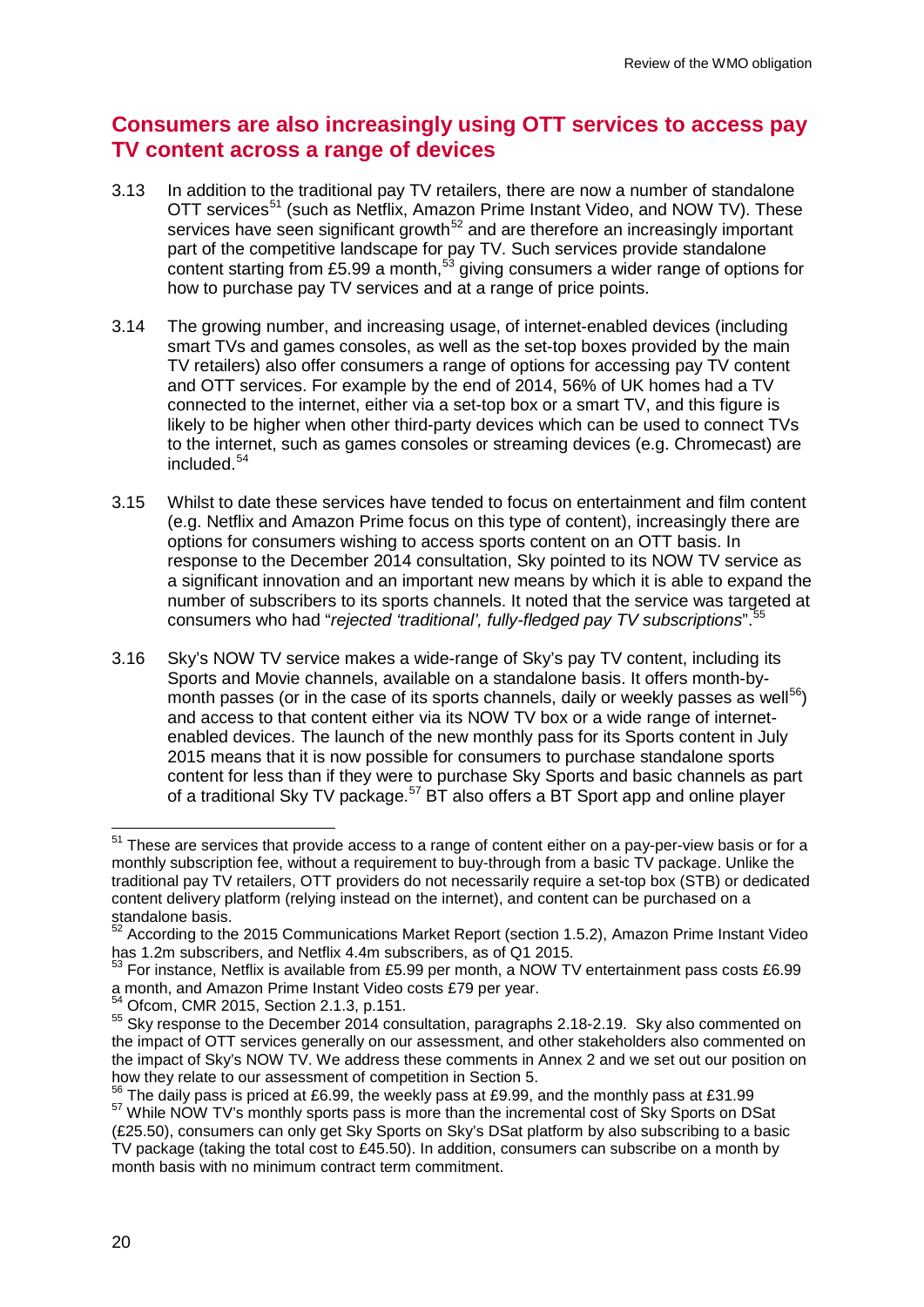## Consumers are also increasingly using OTT services to access pay TV content across a range of devices

3.13 In addition to the traditional pay TV retailers, there are now a number of standalone OTT services[51] (such as Netflix, Amazon Prime Instant Video, and NOW TV). These services have seen significant growth[52] and are therefore an increasingly important part of the competitive landscape for pay TV. Such services provide standalone content starting from £5.99 a month,[53] giving consumers a wider range of options for how to purchase pay TV services and at a range of price points.

3.14 The growing number, and increasing usage, of internet-enabled devices (including smart TVs and games consoles, as well as the set-top boxes provided by the main TV retailers) also offer consumers a range of options for accessing pay TV content and OTT services. For example by the end of 2014, 56% of UK homes had a TV connected to the internet, either via a set-top box or a smart TV, and this figure is likely to be higher when other third-party devices which can be used to connect TVs to the internet, such as games consoles or streaming devices (e.g. Chromecast) are included.[54]

3.15 Whilst to date these services have tended to focus on entertainment and film content (e.g. Netflix and Amazon Prime focus on this type of content), increasingly there are options for consumers wishing to access sports content on an OTT basis. In response to the December 2014 consultation, Sky pointed to its NOW TV service as a significant innovation and an important new means by which it is able to expand the number of subscribers to its sports channels. It noted that the service was targeted at consumers who had "*rejected 'traditional', fully-fledged pay TV subscriptions*".[55]

3.16 Sky's NOW TV service makes a wide-range of Sky's pay TV content, including its Sports and Movie channels, available on a standalone basis. It offers month-by-month passes (or in the case of its sports channels, daily or weekly passes as well[56]) and access to that content either via its NOW TV box or a wide range of internet-enabled devices. The launch of the new monthly pass for its Sports content in July 2015 means that it is now possible for consumers to purchase standalone sports content for less than if they were to purchase Sky Sports and basic channels as part of a traditional Sky TV package.[57] BT also offers a BT Sport app and online player

---

[51] These are services that provide access to a range of content either on a pay-per-view basis or for a monthly subscription fee, without a requirement to buy-through from a basic TV package. Unlike the traditional pay TV retailers, OTT providers do not necessarily require a set-top box (STB) or dedicated content delivery platform (relying instead on the internet), and content can be purchased on a standalone basis.

[52] According to the 2015 Communications Market Report (section 1.5.2), Amazon Prime Instant Video has 1.2m subscribers, and Netflix 4.4m subscribers, as of Q1 2015.

[53] For instance, Netflix is available from £5.99 per month, a NOW TV entertainment pass costs £6.99 a month, and Amazon Prime Instant Video costs £79 per year.

[54] Ofcom, CMR 2015, Section 2.1.3, p.151.

[55] Sky response to the December 2014 consultation, paragraphs 2.18-2.19. Sky also commented on the impact of OTT services generally on our assessment, and other stakeholders also commented on the impact of Sky's NOW TV. We address these comments in Annex 2 and we set out our position on how they relate to our assessment of competition in Section 5.

[56] The daily pass is priced at £6.99, the weekly pass at £9.99, and the monthly pass at £31.99

[57] While NOW TV's monthly sports pass is more than the incremental cost of Sky Sports on DSat (£25.50), consumers can only get Sky Sports on Sky's DSat platform by also subscribing to a basic TV package (taking the total cost to £45.50). In addition, consumers can subscribe on a month by month basis with no minimum contract term commitment.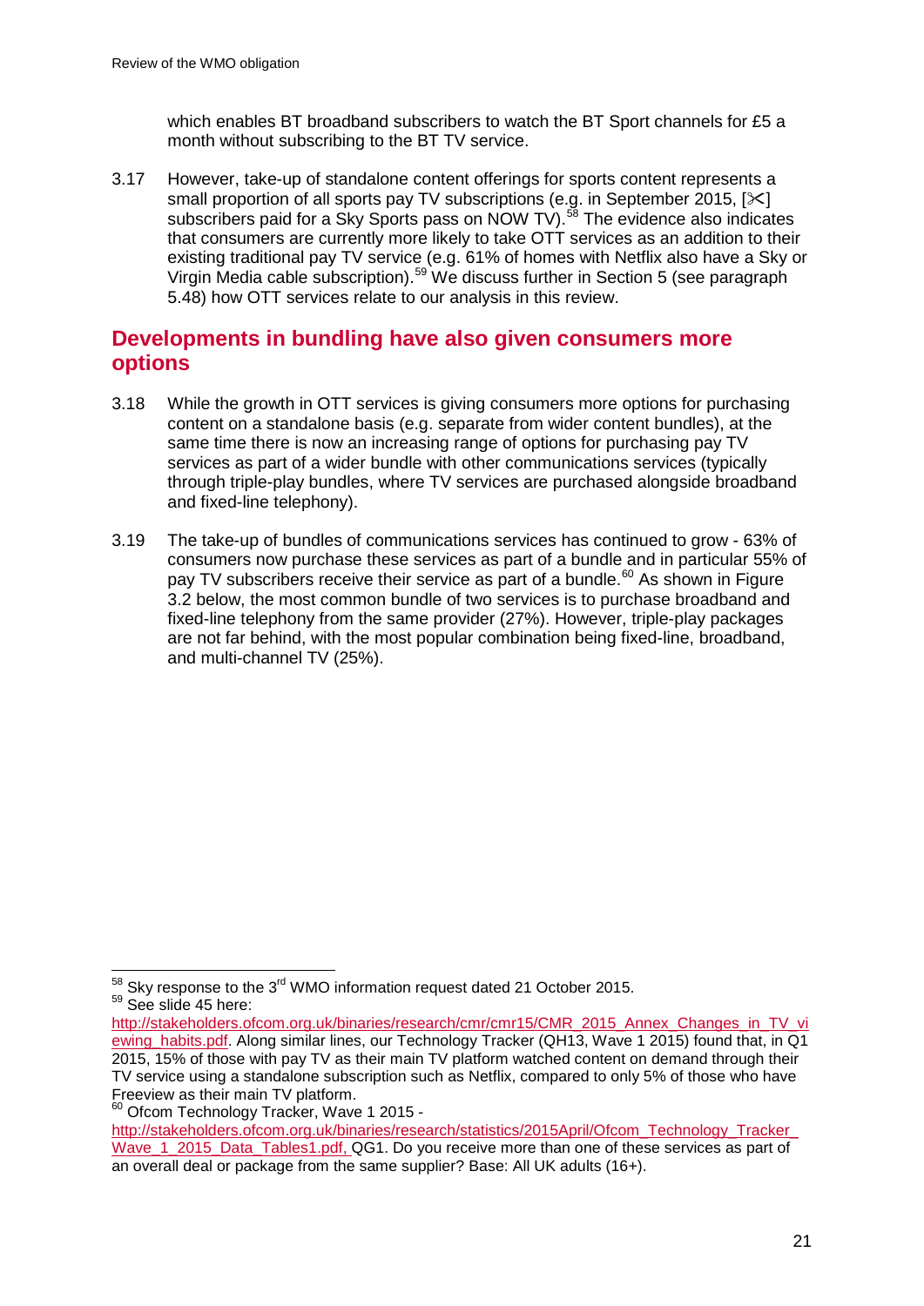which enables BT broadband subscribers to watch the BT Sport channels for £5 a month without subscribing to the BT TV service.

3.17 However, take-up of standalone content offerings for sports content represents a small proportion of all sports pay TV subscriptions (e.g. in September 2015, [✂] subscribers paid for a Sky Sports pass on NOW TV).[58] The evidence also indicates that consumers are currently more likely to take OTT services as an addition to their existing traditional pay TV service (e.g. 61% of homes with Netflix also have a Sky or Virgin Media cable subscription).[59] We discuss further in Section 5 (see paragraph 5.48) how OTT services relate to our analysis in this review.

## Developments in bundling have also given consumers more options

3.18 While the growth in OTT services is giving consumers more options for purchasing content on a standalone basis (e.g. separate from wider content bundles), at the same time there is now an increasing range of options for purchasing pay TV services as part of a wider bundle with other communications services (typically through triple-play bundles, where TV services are purchased alongside broadband and fixed-line telephony).

3.19 The take-up of bundles of communications services has continued to grow - 63% of consumers now purchase these services as part of a bundle and in particular 55% of pay TV subscribers receive their service as part of a bundle.[60] As shown in Figure 3.2 below, the most common bundle of two services is to purchase broadband and fixed-line telephony from the same provider (27%). However, triple-play packages are not far behind, with the most popular combination being fixed-line, broadband, and multi-channel TV (25%).

---

[58] Sky response to the 3rd WMO information request dated 21 October 2015.

[59] See slide 45 here: http://stakeholders.ofcom.org.uk/binaries/research/cmr/cmr15/CMR_2015_Annex_Changes_in_TV_viewing_habits.pdf. Along similar lines, our Technology Tracker (QH13, Wave 1 2015) found that, in Q1 2015, 15% of those with pay TV as their main TV platform watched content on demand through their TV service using a standalone subscription such as Netflix, compared to only 5% of those who have Freeview as their main TV platform.

[60] Ofcom Technology Tracker, Wave 1 2015 - http://stakeholders.ofcom.org.uk/binaries/research/statistics/2015April/Ofcom_Technology_Tracker_Wave_1_2015_Data_Tables1.pdf, QG1. Do you receive more than one of these services as part of an overall deal or package from the same supplier? Base: All UK adults (16+).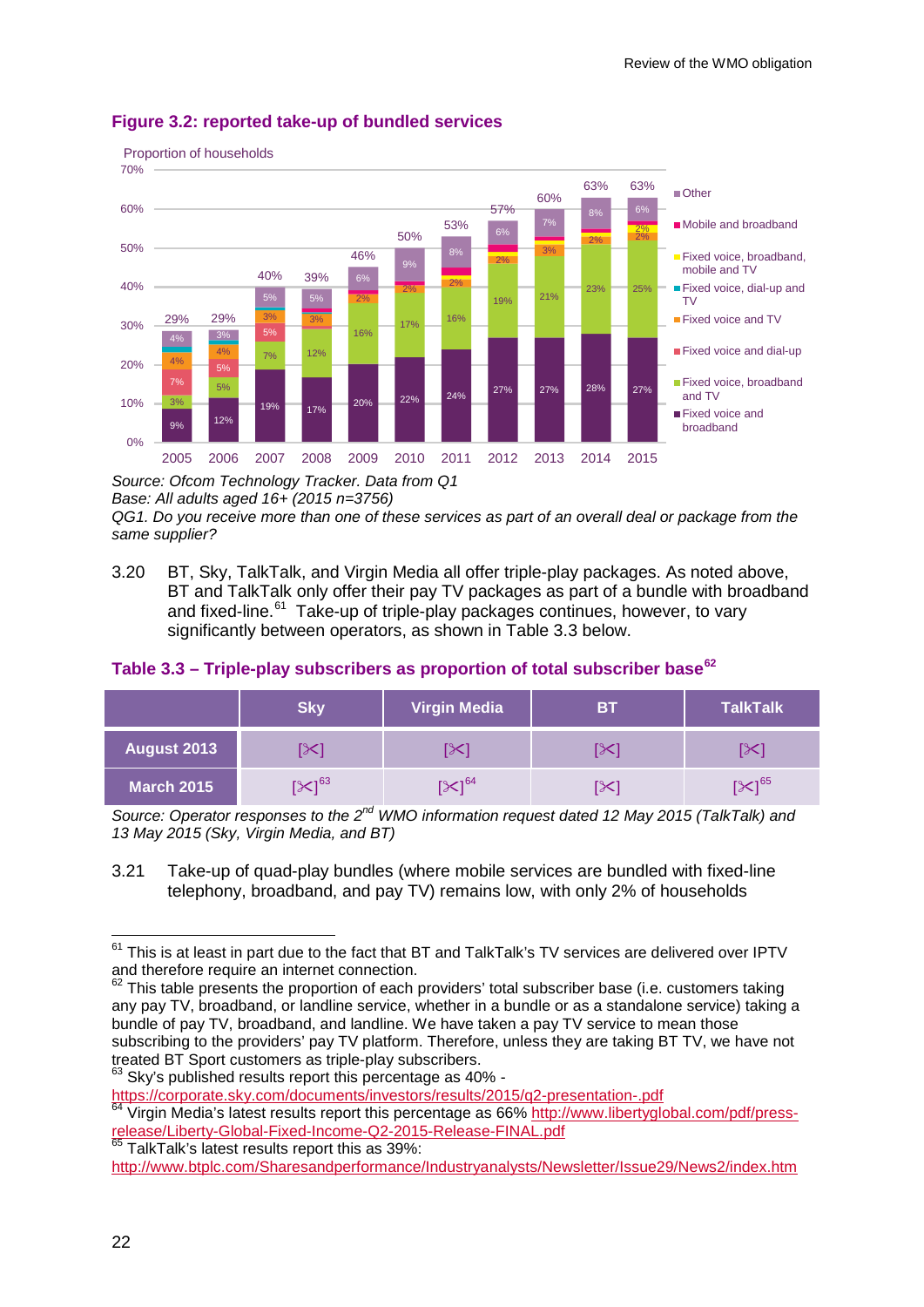### Figure 3.2: reported take-up of bundled services

Source: *Ofcom Technology Tracker. Data from Q1*
*Base: All adults aged 16+ (2015 n=3756)*
*QG1. Do you receive more than one of these services as part of an overall deal or package from the same supplier?*

3.20 BT, Sky, TalkTalk, and Virgin Media all offer triple-play packages. As noted above, BT and TalkTalk only offer their pay TV packages as part of a bundle with broadband and fixed-line.[61] Take-up of triple-play packages continues, however, to vary significantly between operators, as shown in Table 3.3 below.

### Table 3.3 – Triple-play subscribers as proportion of total subscriber base[62]

| | Sky | Virgin Media | BT | TalkTalk |
|---|---|---|---|---|
| August 2013 | [✂] | [✂] | [✂] | [✂] |
| March 2015 | [✂][63] | [✂][64] | [✂] | [✂][65] |

*Source: Operator responses to the 2nd WMO information request dated 12 May 2015 (TalkTalk) and 13 May 2015 (Sky, Virgin Media, and BT)*

3.21 Take-up of quad-play bundles (where mobile services are bundled with fixed-line telephony, broadband, and pay TV) remains low, with only 2% of households

---

[61] This is at least in part due to the fact that BT and TalkTalk's TV services are delivered over IPTV and therefore require an internet connection.

[62] This table presents the proportion of each providers' total subscriber base (i.e. customers taking any pay TV, broadband, or landline service, whether in a bundle or as a standalone service) taking a bundle of pay TV, broadband, and landline. We have taken a pay TV service to mean those subscribing to the providers' pay TV platform. Therefore, unless they are taking BT TV, we have not treated BT Sport customers as triple-play subscribers.

[63] Sky's published results report this percentage as 40% - https://corporate.sky.com/documents/investors/results/2015/q2-presentation-.pdf

[64] Virgin Media's latest results report this percentage as 66% http://www.libertyglobal.com/pdf/press-release/Liberty-Global-Fixed-Income-Q2-2015-Release-FINAL.pdf

[65] TalkTalk's latest results report this as 39%: http://www.btplc.com/Sharesandperformance/Industryanalysts/Newsletter/Issue29/News2/index.htm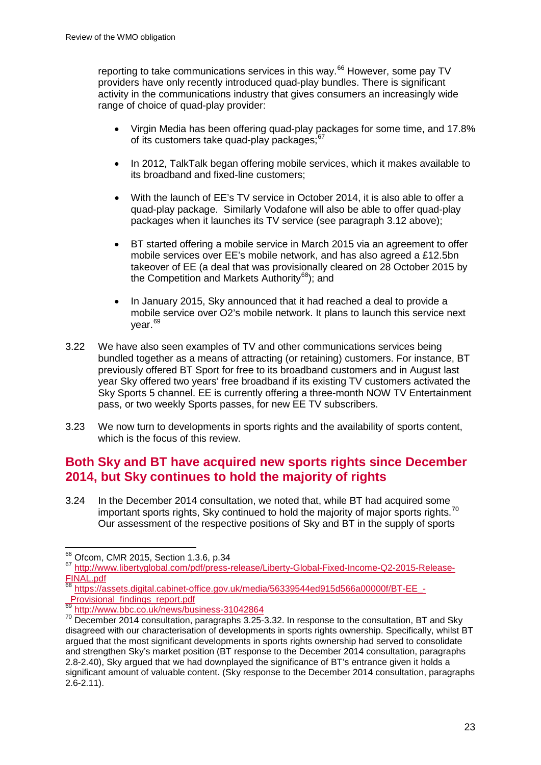reporting to take communications services in this way.[66] However, some pay TV providers have only recently introduced quad-play bundles. There is significant activity in the communications industry that gives consumers an increasingly wide range of choice of quad-play provider:

- Virgin Media has been offering quad-play packages for some time, and 17.8% of its customers take quad-play packages;[67]
- In 2012, TalkTalk began offering mobile services, which it makes available to its broadband and fixed-line customers;
- With the launch of EE's TV service in October 2014, it is also able to offer a quad-play package. Similarly Vodafone will also be able to offer quad-play packages when it launches its TV service (see paragraph 3.12 above);
- BT started offering a mobile service in March 2015 via an agreement to offer mobile services over EE's mobile network, and has also agreed a £12.5bn takeover of EE (a deal that was provisionally cleared on 28 October 2015 by the Competition and Markets Authority[68]); and
- In January 2015, Sky announced that it had reached a deal to provide a mobile service over O2's mobile network. It plans to launch this service next year.[69]

3.22 We have also seen examples of TV and other communications services being bundled together as a means of attracting (or retaining) customers. For instance, BT previously offered BT Sport for free to its broadband customers and in August last year Sky offered two years' free broadband if its existing TV customers activated the Sky Sports 5 channel. EE is currently offering a three-month NOW TV Entertainment pass, or two weekly Sports passes, for new EE TV subscribers.

3.23 We now turn to developments in sports rights and the availability of sports content, which is the focus of this review.

## Both Sky and BT have acquired new sports rights since December 2014, but Sky continues to hold the majority of rights

3.24 In the December 2014 consultation, we noted that, while BT had acquired some important sports rights, Sky continued to hold the majority of major sports rights.[70] Our assessment of the respective positions of Sky and BT in the supply of sports

---

[66] Ofcom, CMR 2015, Section 1.3.6, p.34

[67] http://www.libertyglobal.com/pdf/press-release/Liberty-Global-Fixed-Income-Q2-2015-Release-FINAL.pdf

[68] https://assets.digital.cabinet-office.gov.uk/media/56339544ed915d566a00000f/BT-EE_-_Provisional_findings_report.pdf

[69] http://www.bbc.co.uk/news/business-31042864

[70] December 2014 consultation, paragraphs 3.25-3.32. In response to the consultation, BT and Sky disagreed with our characterisation of developments in sports rights ownership. Specifically, whilst BT argued that the most significant developments in sports rights ownership had served to consolidate and strengthen Sky's market position (BT response to the December 2014 consultation, paragraphs 2.8-2.40), Sky argued that we had downplayed the significance of BT's entrance given it holds a significant amount of valuable content. (Sky response to the December 2014 consultation, paragraphs 2.6-2.11).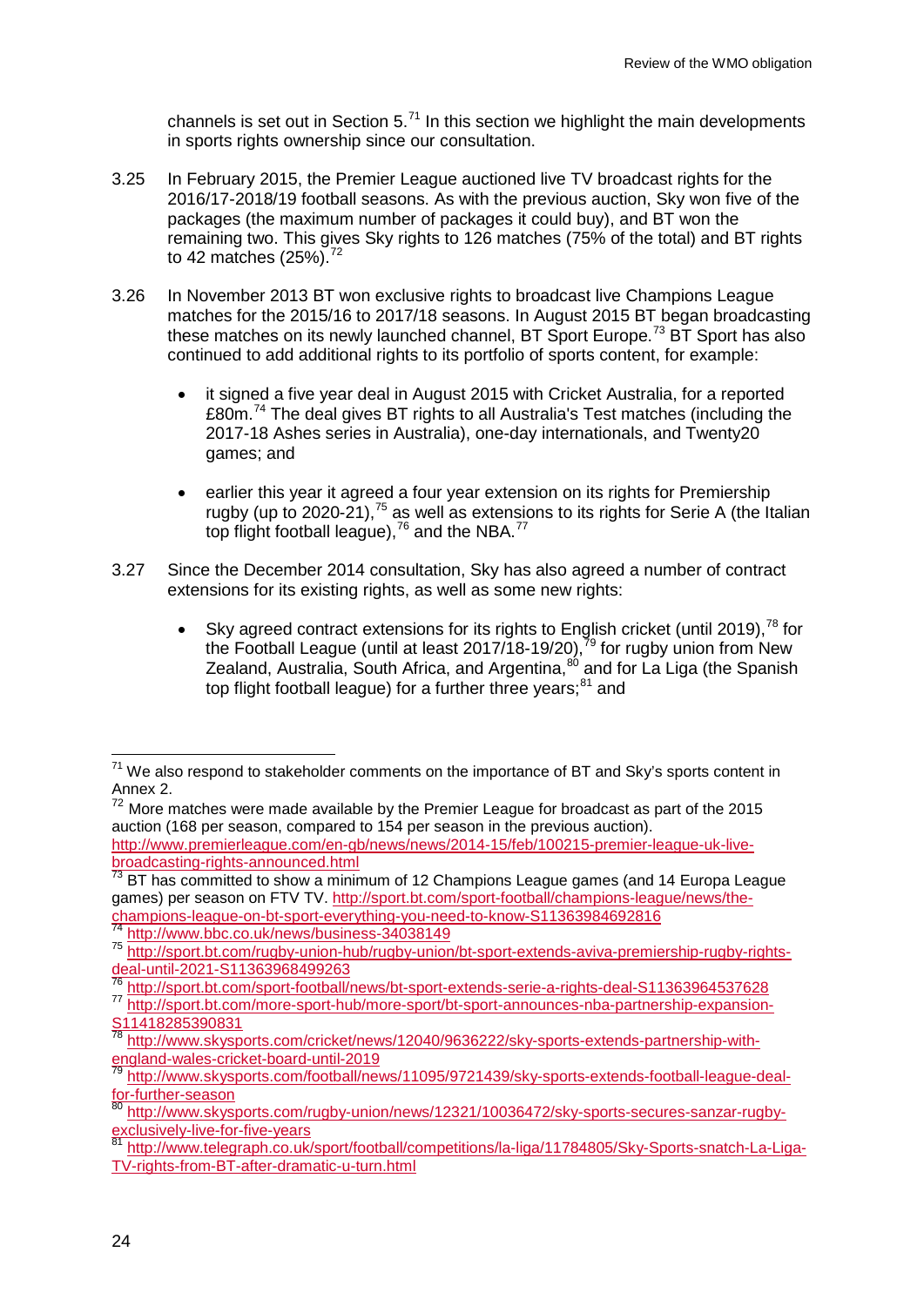channels is set out in Section 5.[71] In this section we highlight the main developments in sports rights ownership since our consultation.

3.25 In February 2015, the Premier League auctioned live TV broadcast rights for the 2016/17-2018/19 football seasons. As with the previous auction, Sky won five of the packages (the maximum number of packages it could buy), and BT won the remaining two. This gives Sky rights to 126 matches (75% of the total) and BT rights to 42 matches (25%).[72]

3.26 In November 2013 BT won exclusive rights to broadcast live Champions League matches for the 2015/16 to 2017/18 seasons. In August 2015 BT began broadcasting these matches on its newly launched channel, BT Sport Europe.[73] BT Sport has also continued to add additional rights to its portfolio of sports content, for example:

- it signed a five year deal in August 2015 with Cricket Australia, for a reported £80m.[74] The deal gives BT rights to all Australia's Test matches (including the 2017-18 Ashes series in Australia), one-day internationals, and Twenty20 games; and
- earlier this year it agreed a four year extension on its rights for Premiership rugby (up to 2020-21),[75] as well as extensions to its rights for Serie A (the Italian top flight football league),[76] and the NBA.[77]

3.27 Since the December 2014 consultation, Sky has also agreed a number of contract extensions for its existing rights, as well as some new rights:

- Sky agreed contract extensions for its rights to English cricket (until 2019),[78] for the Football League (until at least 2017/18-19/20),[79] for rugby union from New Zealand, Australia, South Africa, and Argentina,[80] and for La Liga (the Spanish top flight football league) for a further three years;[81] and

---

[71] We also respond to stakeholder comments on the importance of BT and Sky's sports content in Annex 2.

[72] More matches were made available by the Premier League for broadcast as part of the 2015 auction (168 per season, compared to 154 per season in the previous auction). http://www.premierleague.com/en-gb/news/news/2014-15/feb/100215-premier-league-uk-live-broadcasting-rights-announced.html

[73] BT has committed to show a minimum of 12 Champions League games (and 14 Europa League games) per season on FTV TV. http://sport.bt.com/sport-football/champions-league/news/the-champions-league-on-bt-sport-everything-you-need-to-know-S11363984692816

[74] http://www.bbc.co.uk/news/business-34038149

[75] http://sport.bt.com/rugby-union-hub/rugby-union/bt-sport-extends-aviva-premiership-rugby-rights-deal-until-2021-S11363968499263

[76] http://sport.bt.com/sport-football/news/bt-sport-extends-serie-a-rights-deal-S11363964537628

[77] http://sport.bt.com/more-sport-hub/more-sport/bt-sport-announces-nba-partnership-expansion-S11418285390831

[78] http://www.skysports.com/cricket/news/12040/9636222/sky-sports-extends-partnership-with-england-wales-cricket-board-until-2019

[79] http://www.skysports.com/football/news/11095/9721439/sky-sports-extends-football-league-deal-for-further-season

[80] http://www.skysports.com/rugby-union/news/12321/10036472/sky-sports-secures-sanzar-rugby-exclusively-live-for-five-years

[81] http://www.telegraph.co.uk/sport/football/competitions/la-liga/11784805/Sky-Sports-snatch-La-Liga-TV-rights-from-BT-after-dramatic-u-turn.html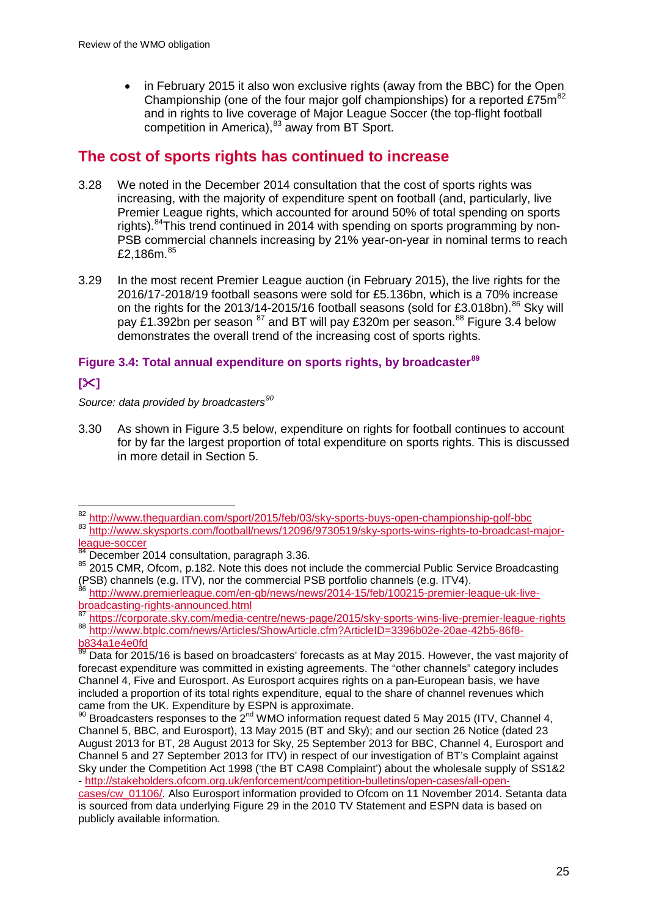- in February 2015 it also won exclusive rights (away from the BBC) for the Open Championship (one of the four major golf championships) for a reported £75m[82] and in rights to live coverage of Major League Soccer (the top-flight football competition in America),[83] away from BT Sport.

## The cost of sports rights has continued to increase

3.28 We noted in the December 2014 consultation that the cost of sports rights was increasing, with the majority of expenditure spent on football (and, particularly, live Premier League rights, which accounted for around 50% of total spending on sports rights).[84] This trend continued in 2014 with spending on sports programming by non-PSB commercial channels increasing by 21% year-on-year in nominal terms to reach £2,186m.[85]

3.29 In the most recent Premier League auction (in February 2015), the live rights for the 2016/17-2018/19 football seasons were sold for £5.136bn, which is a 70% increase on the rights for the 2013/14-2015/16 football seasons (sold for £3.018bn).[86] Sky will pay £1.392bn per season [87] and BT will pay £320m per season.[88] Figure 3.4 below demonstrates the overall trend of the increasing cost of sports rights.

### Figure 3.4: Total annual expenditure on sports rights, by broadcaster[89]

**[✂]**

*Source: data provided by broadcasters[90]*

3.30 As shown in Figure 3.5 below, expenditure on rights for football continues to account for by far the largest proportion of total expenditure on sports rights. This is discussed in more detail in Section 5.

---

[82] http://www.theguardian.com/sport/2015/feb/03/sky-sports-buys-open-championship-golf-bbc

[83] http://www.skysports.com/football/news/12096/9730519/sky-sports-wins-rights-to-broadcast-major-league-soccer

[84] December 2014 consultation, paragraph 3.36.

[85] 2015 CMR, Ofcom, p.182. Note this does not include the commercial Public Service Broadcasting (PSB) channels (e.g. ITV), nor the commercial PSB portfolio channels (e.g. ITV4).

[86] http://www.premierleague.com/en-gb/news/news/2014-15/feb/100215-premier-league-uk-live-broadcasting-rights-announced.html

[87] https://corporate.sky.com/media-centre/news-page/2015/sky-sports-wins-live-premier-league-rights

[88] http://www.btplc.com/news/Articles/ShowArticle.cfm?ArticleID=3396b02e-20ae-42b5-86f8-b834a1e4e0fd

[89] Data for 2015/16 is based on broadcasters' forecasts as at May 2015. However, the vast majority of forecast expenditure was committed in existing agreements. The "other channels" category includes Channel 4, Five and Eurosport. As Eurosport acquires rights on a pan-European basis, we have included a proportion of its total rights expenditure, equal to the share of channel revenues which came from the UK. Expenditure by ESPN is approximate.

[90] Broadcasters responses to the 2nd WMO information request dated 5 May 2015 (ITV, Channel 4, Channel 5, BBC, and Eurosport), 13 May 2015 (BT and Sky); and our section 26 Notice (dated 23 August 2013 for BT, 28 August 2013 for Sky, 25 September 2013 for BBC, Channel 4, Eurosport and Channel 5 and 27 September 2013 for ITV) in respect of our investigation of BT's Complaint against Sky under the Competition Act 1998 ('the BT CA98 Complaint') about the wholesale supply of SS1&2 - http://stakeholders.ofcom.org.uk/enforcement/competition-bulletins/open-cases/all-open-cases/cw_01106/. Also Eurosport information provided to Ofcom on 11 November 2014. Setanta data is sourced from data underlying Figure 29 in the 2010 TV Statement and ESPN data is based on publicly available information.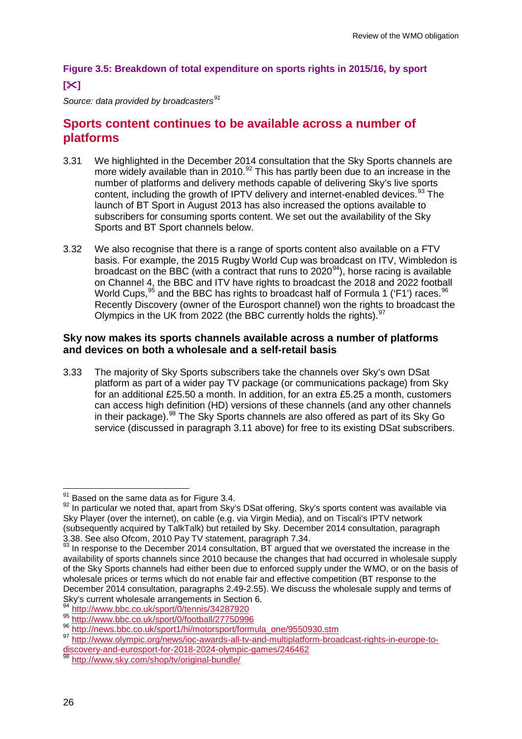**Figure 3.5: Breakdown of total expenditure on sports rights in 2015/16, by sport**

**[✂]**

*Source: data provided by broadcasters*[91]

## Sports content continues to be available across a number of platforms

3.31 We highlighted in the December 2014 consultation that the Sky Sports channels are more widely available than in 2010.[92] This has partly been due to an increase in the number of platforms and delivery methods capable of delivering Sky's live sports content, including the growth of IPTV delivery and internet-enabled devices.[93] The launch of BT Sport in August 2013 has also increased the options available to subscribers for consuming sports content. We set out the availability of the Sky Sports and BT Sport channels below.

3.32 We also recognise that there is a range of sports content also available on a FTV basis. For example, the 2015 Rugby World Cup was broadcast on ITV, Wimbledon is broadcast on the BBC (with a contract that runs to 2020[94]), horse racing is available on Channel 4, the BBC and ITV have rights to broadcast the 2018 and 2022 football World Cups,[95] and the BBC has rights to broadcast half of Formula 1 ('F1') races.[96] Recently Discovery (owner of the Eurosport channel) won the rights to broadcast the Olympics in the UK from 2022 (the BBC currently holds the rights).[97]

### Sky now makes its sports channels available across a number of platforms and devices on both a wholesale and a self-retail basis

3.33 The majority of Sky Sports subscribers take the channels over Sky's own DSat platform as part of a wider pay TV package (or communications package) from Sky for an additional £25.50 a month. In addition, for an extra £5.25 a month, customers can access high definition (HD) versions of these channels (and any other channels in their package).[98] The Sky Sports channels are also offered as part of its Sky Go service (discussed in paragraph 3.11 above) for free to its existing DSat subscribers.

---

[91] Based on the same data as for Figure 3.4.

[92] In particular we noted that, apart from Sky's DSat offering, Sky's sports content was available via Sky Player (over the internet), on cable (e.g. via Virgin Media), and on Tiscali's IPTV network (subsequently acquired by TalkTalk) but retailed by Sky. December 2014 consultation, paragraph 3.38. See also Ofcom, 2010 Pay TV statement, paragraph 7.34.

[93] In response to the December 2014 consultation, BT argued that we overstated the increase in the availability of sports channels since 2010 because the changes that had occurred in wholesale supply of the Sky Sports channels had either been due to enforced supply under the WMO, or on the basis of wholesale prices or terms which do not enable fair and effective competition (BT response to the December 2014 consultation, paragraphs 2.49-2.55). We discuss the wholesale supply and terms of Sky's current wholesale arrangements in Section 6.

[94] http://www.bbc.co.uk/sport/0/tennis/34287920

[95] http://www.bbc.co.uk/sport/0/football/27750996

[96] http://news.bbc.co.uk/sport1/hi/motorsport/formula_one/9550930.stm

[97] http://www.olympic.org/news/ioc-awards-all-tv-and-multiplatform-broadcast-rights-in-europe-to-discovery-and-eurosport-for-2018-2024-olympic-games/246462

[98] http://www.sky.com/shop/tv/original-bundle/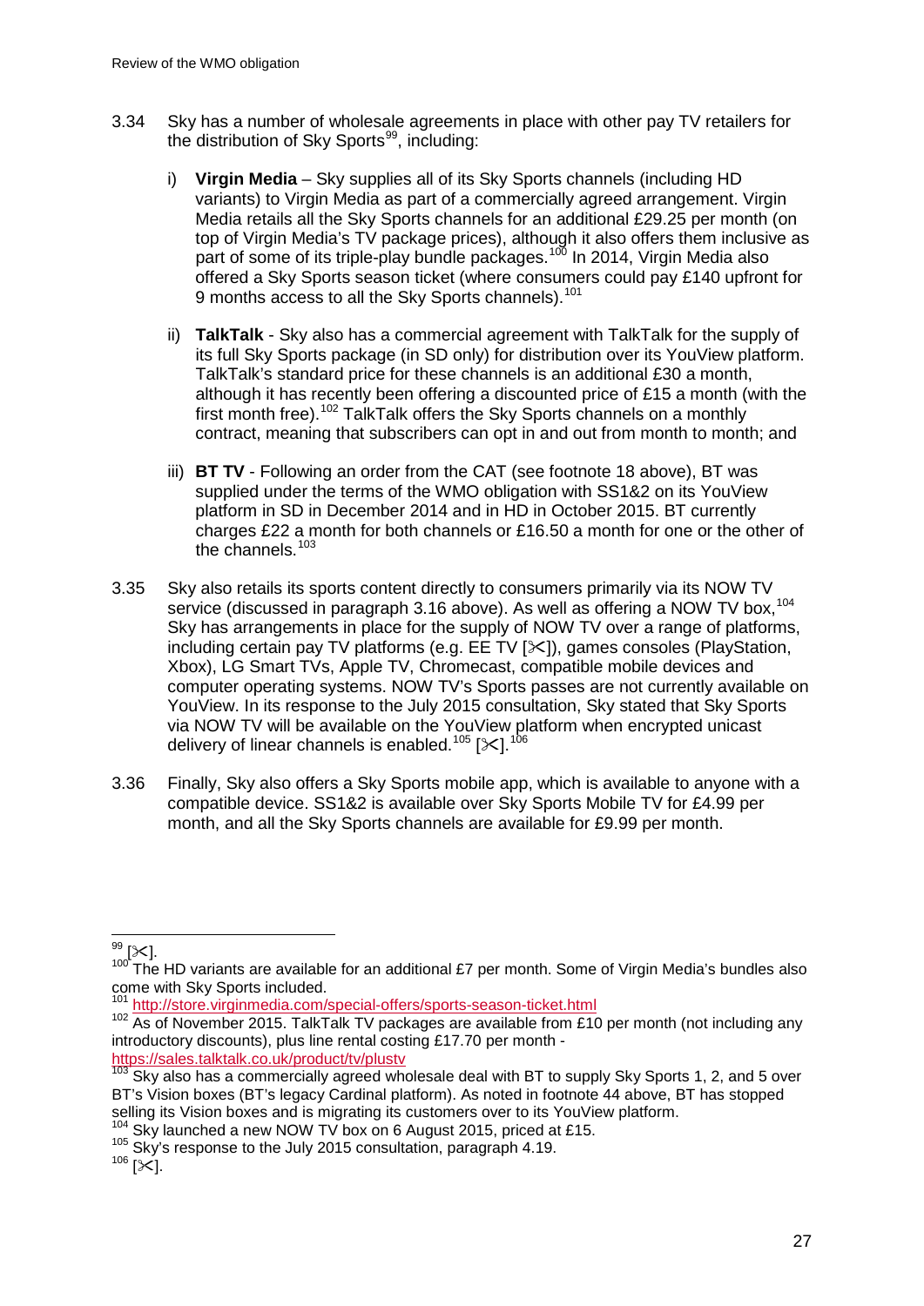3.34 Sky has a number of wholesale agreements in place with other pay TV retailers for the distribution of Sky Sports[99], including:

i) **Virgin Media** – Sky supplies all of its Sky Sports channels (including HD variants) to Virgin Media as part of a commercially agreed arrangement. Virgin Media retails all the Sky Sports channels for an additional £29.25 per month (on top of Virgin Media's TV package prices), although it also offers them inclusive as part of some of its triple-play bundle packages.[100] In 2014, Virgin Media also offered a Sky Sports season ticket (where consumers could pay £140 upfront for 9 months access to all the Sky Sports channels).[101]

ii) **TalkTalk** - Sky also has a commercial agreement with TalkTalk for the supply of its full Sky Sports package (in SD only) for distribution over its YouView platform. TalkTalk's standard price for these channels is an additional £30 a month, although it has recently been offering a discounted price of £15 a month (with the first month free).[102] TalkTalk offers the Sky Sports channels on a monthly contract, meaning that subscribers can opt in and out from month to month; and

iii) **BT TV** - Following an order from the CAT (see footnote 18 above), BT was supplied under the terms of the WMO obligation with SS1&2 on its YouView platform in SD in December 2014 and in HD in October 2015. BT currently charges £22 a month for both channels or £16.50 a month for one or the other of the channels.[103]

3.35 Sky also retails its sports content directly to consumers primarily via its NOW TV service (discussed in paragraph 3.16 above). As well as offering a NOW TV box,[104] Sky has arrangements in place for the supply of NOW TV over a range of platforms, including certain pay TV platforms (e.g. EE TV [✂]), games consoles (PlayStation, Xbox), LG Smart TVs, Apple TV, Chromecast, compatible mobile devices and computer operating systems. NOW TV's Sports passes are not currently available on YouView. In its response to the July 2015 consultation, Sky stated that Sky Sports via NOW TV will be available on the YouView platform when encrypted unicast delivery of linear channels is enabled.[105] [✂].[106]

3.36 Finally, Sky also offers a Sky Sports mobile app, which is available to anyone with a compatible device. SS1&2 is available over Sky Sports Mobile TV for £4.99 per month, and all the Sky Sports channels are available for £9.99 per month.

---

[99] [✂].

[100] The HD variants are available for an additional £7 per month. Some of Virgin Media's bundles also come with Sky Sports included.

[101] http://store.virginmedia.com/special-offers/sports-season-ticket.html

[102] As of November 2015. TalkTalk TV packages are available from £10 per month (not including any introductory discounts), plus line rental costing £17.70 per month - https://sales.talktalk.co.uk/product/tv/plustv

[103] Sky also has a commercially agreed wholesale deal with BT to supply Sky Sports 1, 2, and 5 over BT's Vision boxes (BT's legacy Cardinal platform). As noted in footnote 44 above, BT has stopped selling its Vision boxes and is migrating its customers over to its YouView platform.

[104] Sky launched a new NOW TV box on 6 August 2015, priced at £15.

[105] Sky's response to the July 2015 consultation, paragraph 4.19.

[106] [✂].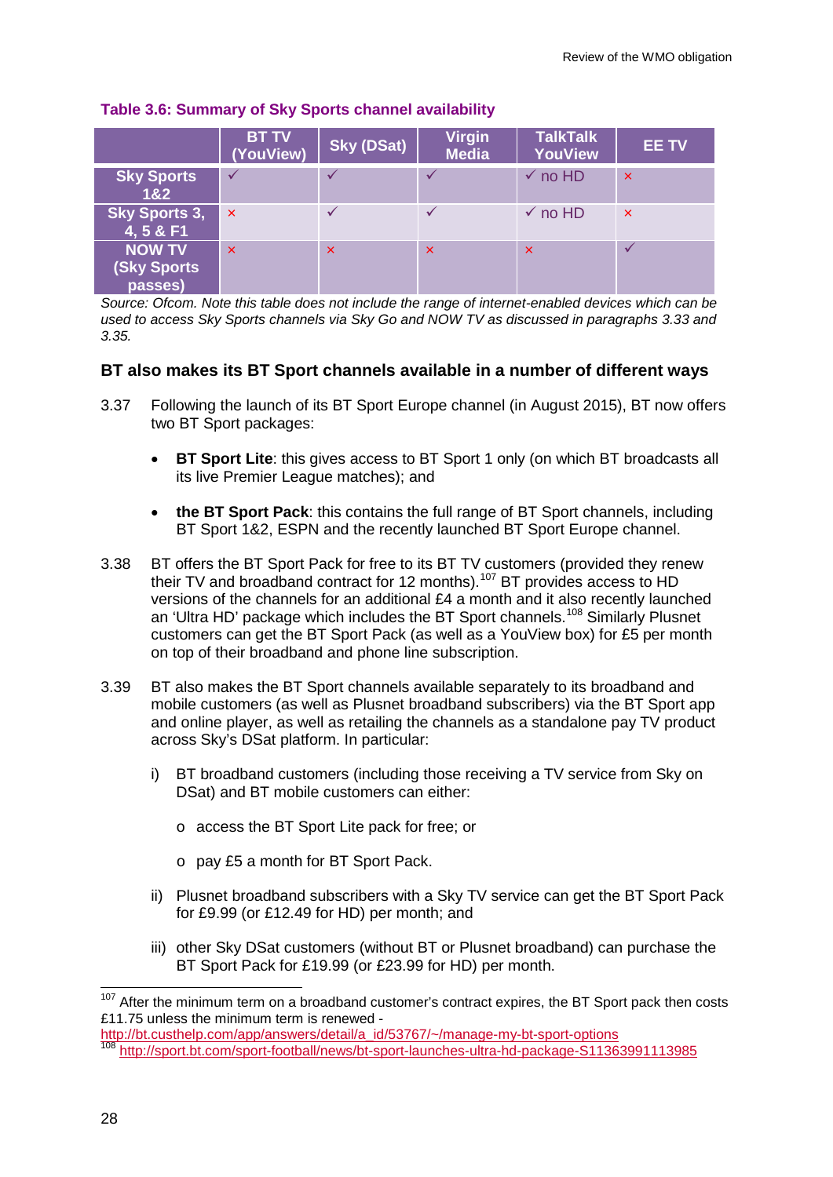**Table 3.6: Summary of Sky Sports channel availability**

| | BT TV (YouView) | Sky (DSat) | Virgin Media | TalkTalk YouView | EE TV |
|---|---|---|---|---|---|
| **Sky Sports 1&2** | ✓ | ✓ | ✓ | ✓ no HD | × |
| **Sky Sports 3, 4, 5 & F1** | × | ✓ | ✓ | ✓ no HD | × |
| **NOW TV (Sky Sports passes)** | × | × | × | × | ✓ |

*Source: Ofcom. Note this table does not include the range of internet-enabled devices which can be used to access Sky Sports channels via Sky Go and NOW TV as discussed in paragraphs 3.33 and 3.35.*

### BT also makes its BT Sport channels available in a number of different ways

3.37 Following the launch of its BT Sport Europe channel (in August 2015), BT now offers two BT Sport packages:

- **BT Sport Lite**: this gives access to BT Sport 1 only (on which BT broadcasts all its live Premier League matches); and
- **the BT Sport Pack**: this contains the full range of BT Sport channels, including BT Sport 1&2, ESPN and the recently launched BT Sport Europe channel.

3.38 BT offers the BT Sport Pack for free to its BT TV customers (provided they renew their TV and broadband contract for 12 months).[107] BT provides access to HD versions of the channels for an additional £4 a month and it also recently launched an 'Ultra HD' package which includes the BT Sport channels.[108] Similarly Plusnet customers can get the BT Sport Pack (as well as a YouView box) for £5 per month on top of their broadband and phone line subscription.

3.39 BT also makes the BT Sport channels available separately to its broadband and mobile customers (as well as Plusnet broadband subscribers) via the BT Sport app and online player, as well as retailing the channels as a standalone pay TV product across Sky's DSat platform. In particular:

i) BT broadband customers (including those receiving a TV service from Sky on DSat) and BT mobile customers can either:
   - access the BT Sport Lite pack for free; or
   - pay £5 a month for BT Sport Pack.

ii) Plusnet broadband subscribers with a Sky TV service can get the BT Sport Pack for £9.99 (or £12.49 for HD) per month; and

iii) other Sky DSat customers (without BT or Plusnet broadband) can purchase the BT Sport Pack for £19.99 (or £23.99 for HD) per month.

---

[107] After the minimum term on a broadband customer's contract expires, the BT Sport pack then costs £11.75 unless the minimum term is renewed - http://bt.custhelp.com/app/answers/detail/a_id/53767/~/manage-my-bt-sport-options

[108] http://sport.bt.com/sport-football/news/bt-sport-launches-ultra-hd-package-S11363991113985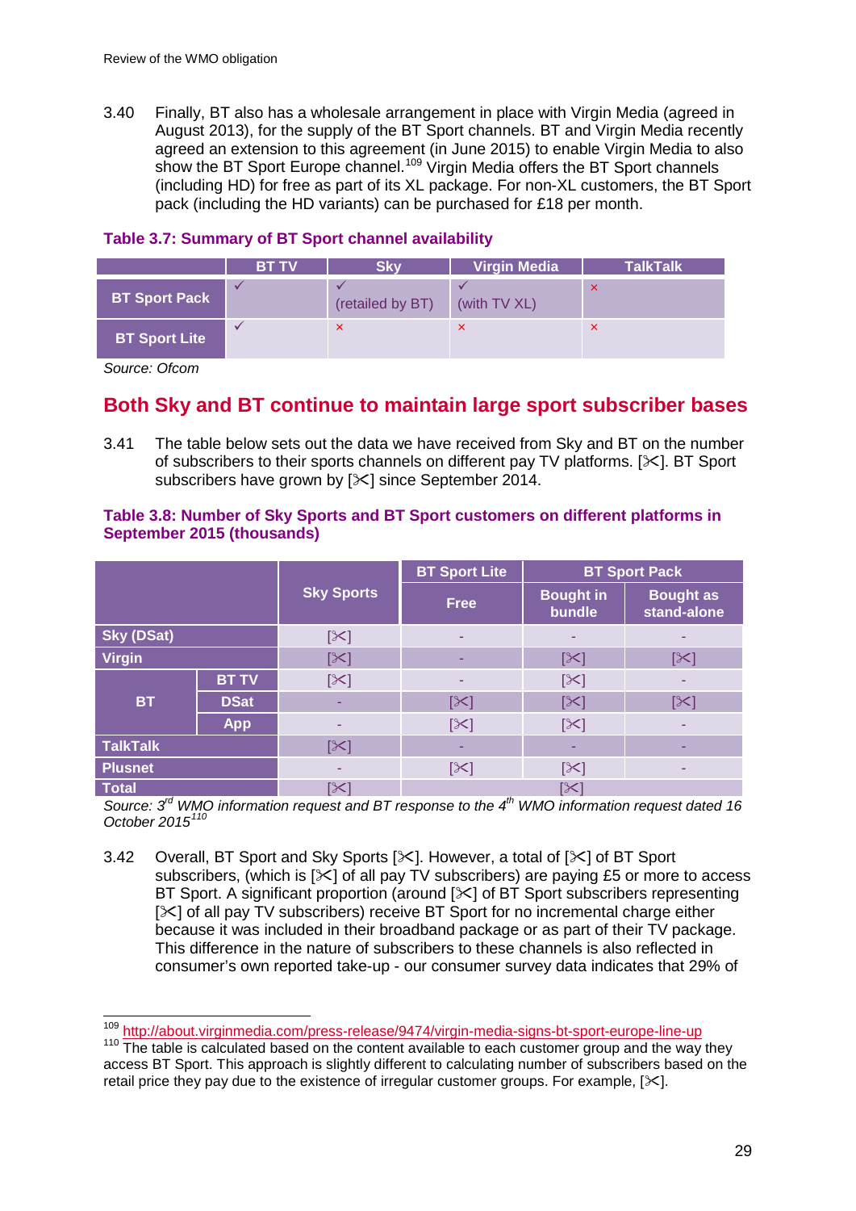3.40 Finally, BT also has a wholesale arrangement in place with Virgin Media (agreed in August 2013), for the supply of the BT Sport channels. BT and Virgin Media recently agreed an extension to this agreement (in June 2015) to enable Virgin Media to also show the BT Sport Europe channel.[109] Virgin Media offers the BT Sport channels (including HD) for free as part of its XL package. For non-XL customers, the BT Sport pack (including the HD variants) can be purchased for £18 per month.

**Table 3.7: Summary of BT Sport channel availability**

| | BT TV | Sky | Virgin Media | TalkTalk |
|---|---|---|---|---|
| **BT Sport Pack** | ✓ | ✓ (retailed by BT) | ✓ (with TV XL) | × |
| **BT Sport Lite** | ✓ | × | × | × |

*Source: Ofcom*

## Both Sky and BT continue to maintain large sport subscriber bases

3.41 The table below sets out the data we have received from Sky and BT on the number of subscribers to their sports channels on different pay TV platforms. [✂]. BT Sport subscribers have grown by [✂] since September 2014.

**Table 3.8: Number of Sky Sports and BT Sport customers on different platforms in September 2015 (thousands)**

| | | Sky Sports | BT Sport Lite | BT Sport Pack | |
|---|---|---|---|---|---|
| | | | Free | Bought in bundle | Bought as stand-alone |
| **Sky (DSat)** | | [✂] | - | - | - |
| **Virgin** | | [✂] | - | [✂] | [✂] |
| **BT** | **BT TV** | [✂] | - | [✂] | - |
| | **DSat** | - | [✂] | [✂] | [✂] |
| | **App** | - | [✂] | [✂] | - |
| **TalkTalk** | | [✂] | - | - | - |
| **Plusnet** | | - | [✂] | [✂] | - |
| **Total** | | [✂] | [✂] | | |

*Source: 3rd WMO information request and BT response to the 4th WMO information request dated 16 October 2015*[110]

3.42 Overall, BT Sport and Sky Sports [✂]. However, a total of [✂] of BT Sport subscribers, (which is [✂] of all pay TV subscribers) are paying £5 or more to access BT Sport. A significant proportion (around [✂] of BT Sport subscribers representing [✂] of all pay TV subscribers) receive BT Sport for no incremental charge either because it was included in their broadband package or as part of their TV package. This difference in the nature of subscribers to these channels is also reflected in consumer's own reported take-up - our consumer survey data indicates that 29% of

[109] http://about.virginmedia.com/press-release/9474/virgin-media-signs-bt-sport-europe-line-up

[110] The table is calculated based on the content available to each customer group and the way they access BT Sport. This approach is slightly different to calculating number of subscribers based on the retail price they pay due to the existence of irregular customer groups. For example, [✂].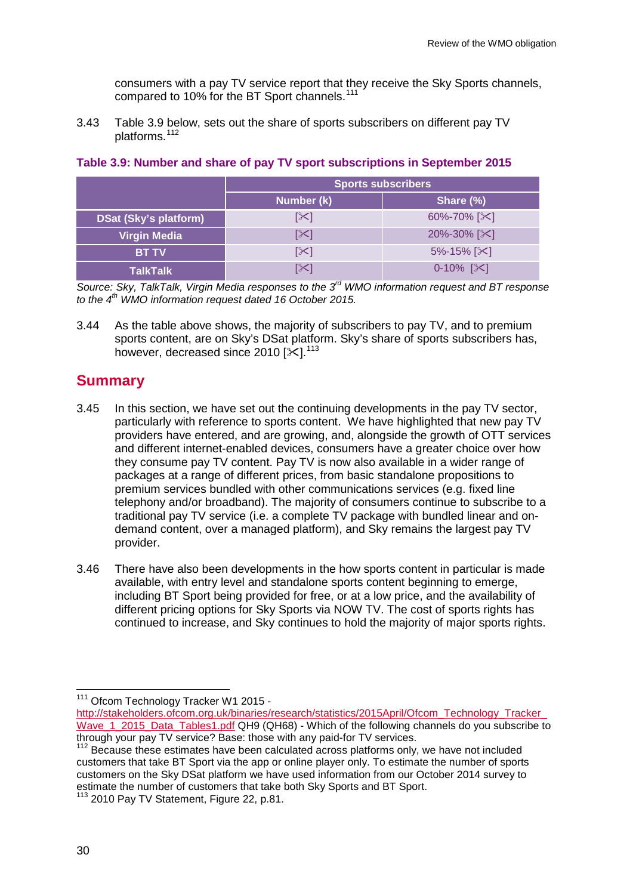consumers with a pay TV service report that they receive the Sky Sports channels, compared to 10% for the BT Sport channels.[111]

3.43 Table 3.9 below, sets out the share of sports subscribers on different pay TV platforms.[112]

**Table 3.9: Number and share of pay TV sport subscriptions in September 2015**

| | Sports subscribers | |
|---|---|---|
| | Number (k) | Share (%) |
| DSat (Sky's platform) | [✂] | 60%-70% [✂] |
| Virgin Media | [✂] | 20%-30% [✂] |
| BT TV | [✂] | 5%-15% [✂] |
| TalkTalk | [✂] | 0-10% [✂] |

*Source: Sky, TalkTalk, Virgin Media responses to the 3rd WMO information request and BT response to the 4th WMO information request dated 16 October 2015.*

3.44 As the table above shows, the majority of subscribers to pay TV, and to premium sports content, are on Sky's DSat platform. Sky's share of sports subscribers has, however, decreased since 2010 [✂].[113]

## Summary

3.45 In this section, we have set out the continuing developments in the pay TV sector, particularly with reference to sports content. We have highlighted that new pay TV providers have entered, and are growing, and, alongside the growth of OTT services and different internet-enabled devices, consumers have a greater choice over how they consume pay TV content. Pay TV is now also available in a wider range of packages at a range of different prices, from basic standalone propositions to premium services bundled with other communications services (e.g. fixed line telephony and/or broadband). The majority of consumers continue to subscribe to a traditional pay TV service (i.e. a complete TV package with bundled linear and on-demand content, over a managed platform), and Sky remains the largest pay TV provider.

3.46 There have also been developments in the how sports content in particular is made available, with entry level and standalone sports content beginning to emerge, including BT Sport being provided for free, or at a low price, and the availability of different pricing options for Sky Sports via NOW TV. The cost of sports rights has continued to increase, and Sky continues to hold the majority of major sports rights.

---

[111] Ofcom Technology Tracker W1 2015 - http://stakeholders.ofcom.org.uk/binaries/research/statistics/2015April/Ofcom_Technology_Tracker_Wave_1_2015_Data_Tables1.pdf QH9 (QH68) - Which of the following channels do you subscribe to through your pay TV service? Base: those with any paid-for TV services.

[112] Because these estimates have been calculated across platforms only, we have not included customers that take BT Sport via the app or online player only. To estimate the number of sports customers on the Sky DSat platform we have used information from our October 2014 survey to estimate the number of customers that take both Sky Sports and BT Sport.

[113] 2010 Pay TV Statement, Figure 22, p.81.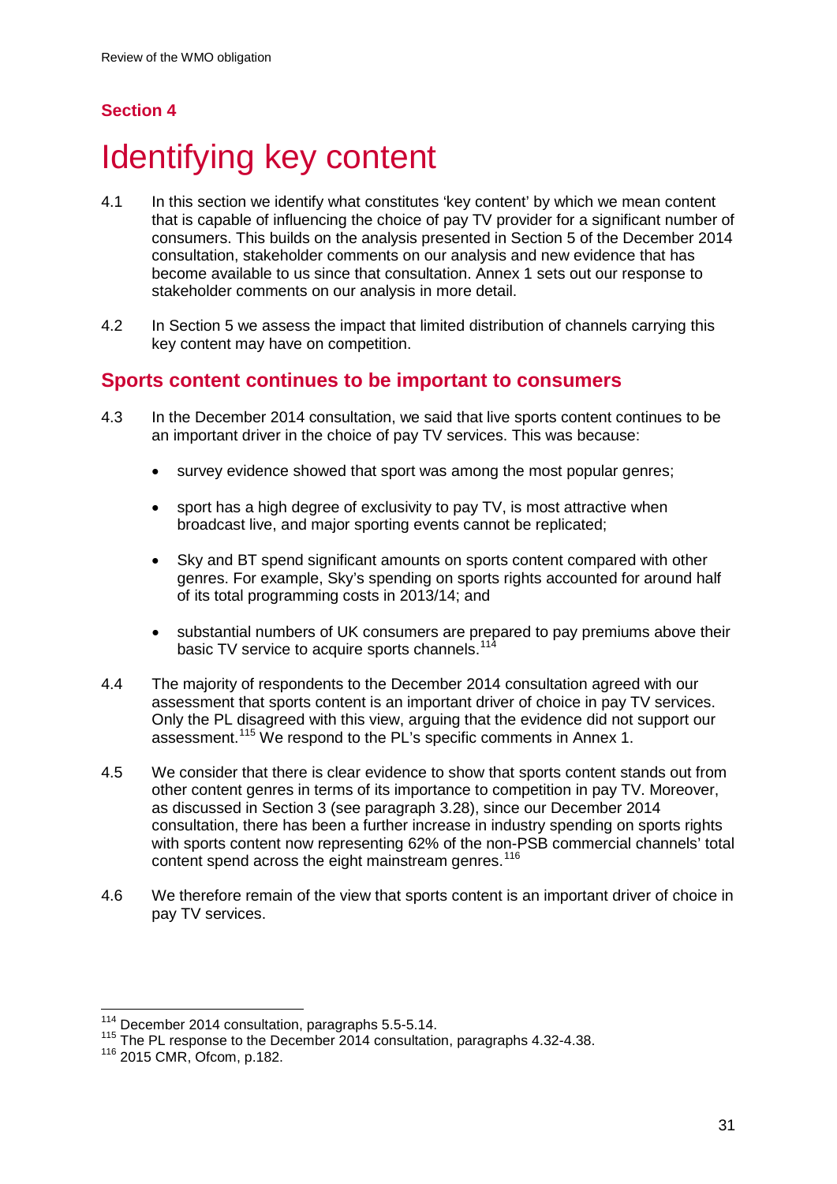## Section 4

# Identifying key content

4.1 In this section we identify what constitutes 'key content' by which we mean content that is capable of influencing the choice of pay TV provider for a significant number of consumers. This builds on the analysis presented in Section 5 of the December 2014 consultation, stakeholder comments on our analysis and new evidence that has become available to us since that consultation. Annex 1 sets out our response to stakeholder comments on our analysis in more detail.

4.2 In Section 5 we assess the impact that limited distribution of channels carrying this key content may have on competition.

## Sports content continues to be important to consumers

4.3 In the December 2014 consultation, we said that live sports content continues to be an important driver in the choice of pay TV services. This was because:

- survey evidence showed that sport was among the most popular genres;
- sport has a high degree of exclusivity to pay TV, is most attractive when broadcast live, and major sporting events cannot be replicated;
- Sky and BT spend significant amounts on sports content compared with other genres. For example, Sky's spending on sports rights accounted for around half of its total programming costs in 2013/14; and
- substantial numbers of UK consumers are prepared to pay premiums above their basic TV service to acquire sports channels.[114]

4.4 The majority of respondents to the December 2014 consultation agreed with our assessment that sports content is an important driver of choice in pay TV services. Only the PL disagreed with this view, arguing that the evidence did not support our assessment.[115] We respond to the PL's specific comments in Annex 1.

4.5 We consider that there is clear evidence to show that sports content stands out from other content genres in terms of its importance to competition in pay TV. Moreover, as discussed in Section 3 (see paragraph 3.28), since our December 2014 consultation, there has been a further increase in industry spending on sports rights with sports content now representing 62% of the non-PSB commercial channels' total content spend across the eight mainstream genres.[116]

4.6 We therefore remain of the view that sports content is an important driver of choice in pay TV services.

---

[114] December 2014 consultation, paragraphs 5.5-5.14.

[115] The PL response to the December 2014 consultation, paragraphs 4.32-4.38.

[116] 2015 CMR, Ofcom, p.182.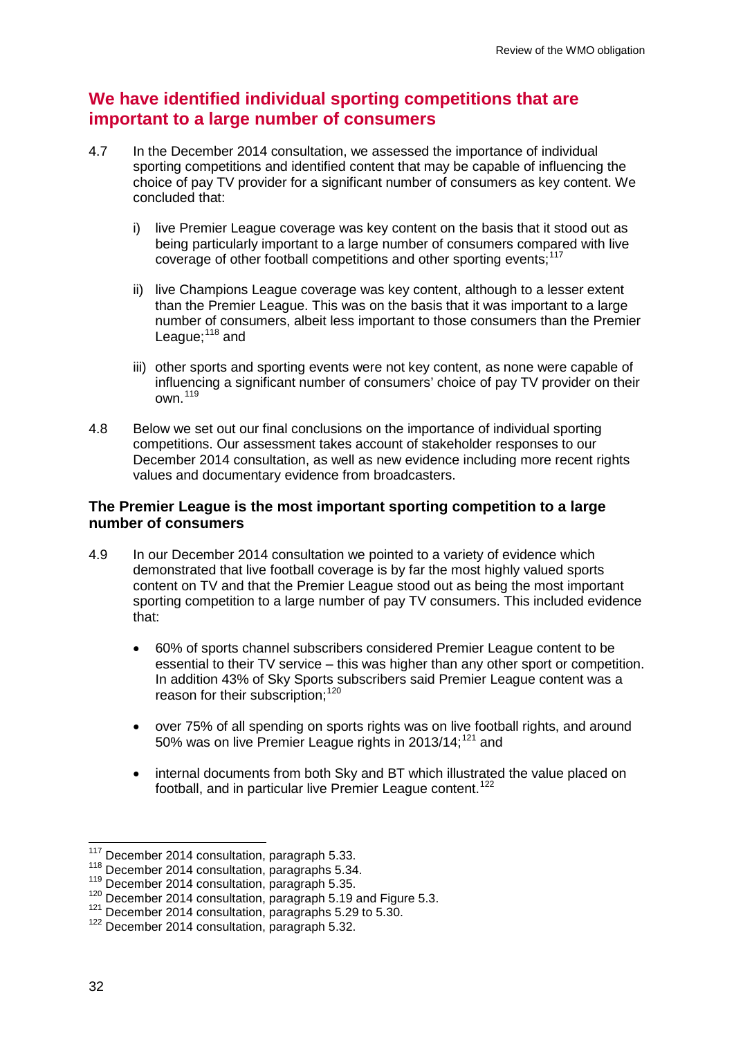## We have identified individual sporting competitions that are important to a large number of consumers

4.7 In the December 2014 consultation, we assessed the importance of individual sporting competitions and identified content that may be capable of influencing the choice of pay TV provider for a significant number of consumers as key content. We concluded that:

i) live Premier League coverage was key content on the basis that it stood out as being particularly important to a large number of consumers compared with live coverage of other football competitions and other sporting events;[117]

ii) live Champions League coverage was key content, although to a lesser extent than the Premier League. This was on the basis that it was important to a large number of consumers, albeit less important to those consumers than the Premier League;[118] and

iii) other sports and sporting events were not key content, as none were capable of influencing a significant number of consumers' choice of pay TV provider on their own.[119]

4.8 Below we set out our final conclusions on the importance of individual sporting competitions. Our assessment takes account of stakeholder responses to our December 2014 consultation, as well as new evidence including more recent rights values and documentary evidence from broadcasters.

### The Premier League is the most important sporting competition to a large number of consumers

4.9 In our December 2014 consultation we pointed to a variety of evidence which demonstrated that live football coverage is by far the most highly valued sports content on TV and that the Premier League stood out as being the most important sporting competition to a large number of pay TV consumers. This included evidence that:

- 60% of sports channel subscribers considered Premier League content to be essential to their TV service – this was higher than any other sport or competition. In addition 43% of Sky Sports subscribers said Premier League content was a reason for their subscription;[120]
- over 75% of all spending on sports rights was on live football rights, and around 50% was on live Premier League rights in 2013/14;[121] and
- internal documents from both Sky and BT which illustrated the value placed on football, and in particular live Premier League content.[122]

---

[117] December 2014 consultation, paragraph 5.33.

[118] December 2014 consultation, paragraphs 5.34.

[119] December 2014 consultation, paragraph 5.35.

[120] December 2014 consultation, paragraph 5.19 and Figure 5.3.

[121] December 2014 consultation, paragraphs 5.29 to 5.30.

[122] December 2014 consultation, paragraph 5.32.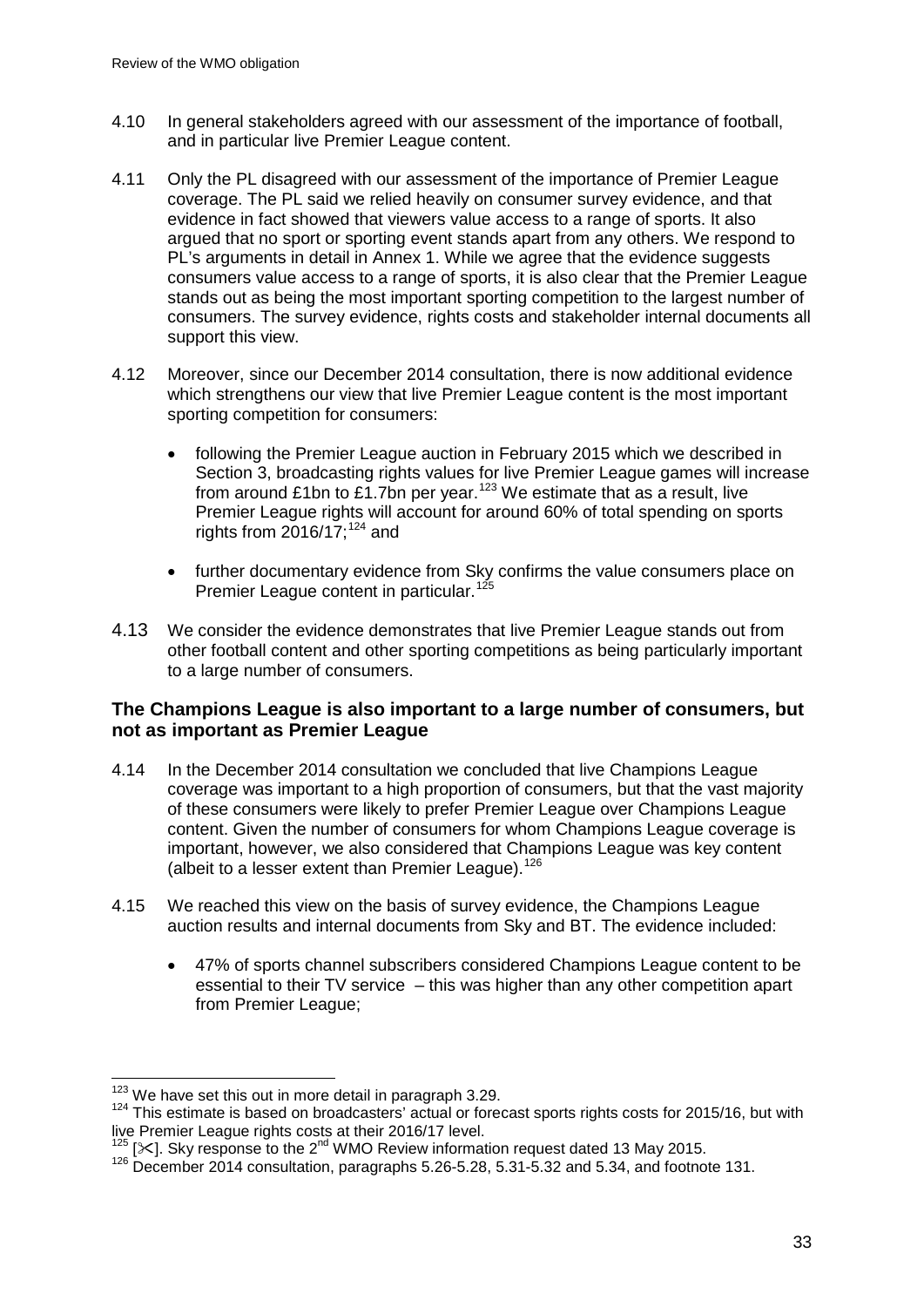4.10 In general stakeholders agreed with our assessment of the importance of football, and in particular live Premier League content.

4.11 Only the PL disagreed with our assessment of the importance of Premier League coverage. The PL said we relied heavily on consumer survey evidence, and that evidence in fact showed that viewers value access to a range of sports. It also argued that no sport or sporting event stands apart from any others. We respond to PL's arguments in detail in Annex 1. While we agree that the evidence suggests consumers value access to a range of sports, it is also clear that the Premier League stands out as being the most important sporting competition to the largest number of consumers. The survey evidence, rights costs and stakeholder internal documents all support this view.

4.12 Moreover, since our December 2014 consultation, there is now additional evidence which strengthens our view that live Premier League content is the most important sporting competition for consumers:

- following the Premier League auction in February 2015 which we described in Section 3, broadcasting rights values for live Premier League games will increase from around £1bn to £1.7bn per year.[123] We estimate that as a result, live Premier League rights will account for around 60% of total spending on sports rights from 2016/17;[124] and
- further documentary evidence from Sky confirms the value consumers place on Premier League content in particular.[125]

4.13 We consider the evidence demonstrates that live Premier League stands out from other football content and other sporting competitions as being particularly important to a large number of consumers.

### The Champions League is also important to a large number of consumers, but not as important as Premier League

4.14 In the December 2014 consultation we concluded that live Champions League coverage was important to a high proportion of consumers, but that the vast majority of these consumers were likely to prefer Premier League over Champions League content. Given the number of consumers for whom Champions League coverage is important, however, we also considered that Champions League was key content (albeit to a lesser extent than Premier League).[126]

4.15 We reached this view on the basis of survey evidence, the Champions League auction results and internal documents from Sky and BT. The evidence included:

- 47% of sports channel subscribers considered Champions League content to be essential to their TV service – this was higher than any other competition apart from Premier League;

---

[123] We have set this out in more detail in paragraph 3.29.

[124] This estimate is based on broadcasters' actual or forecast sports rights costs for 2015/16, but with live Premier League rights costs at their 2016/17 level.

[125] [✂]. Sky response to the 2nd WMO Review information request dated 13 May 2015.

[126] December 2014 consultation, paragraphs 5.26-5.28, 5.31-5.32 and 5.34, and footnote 131.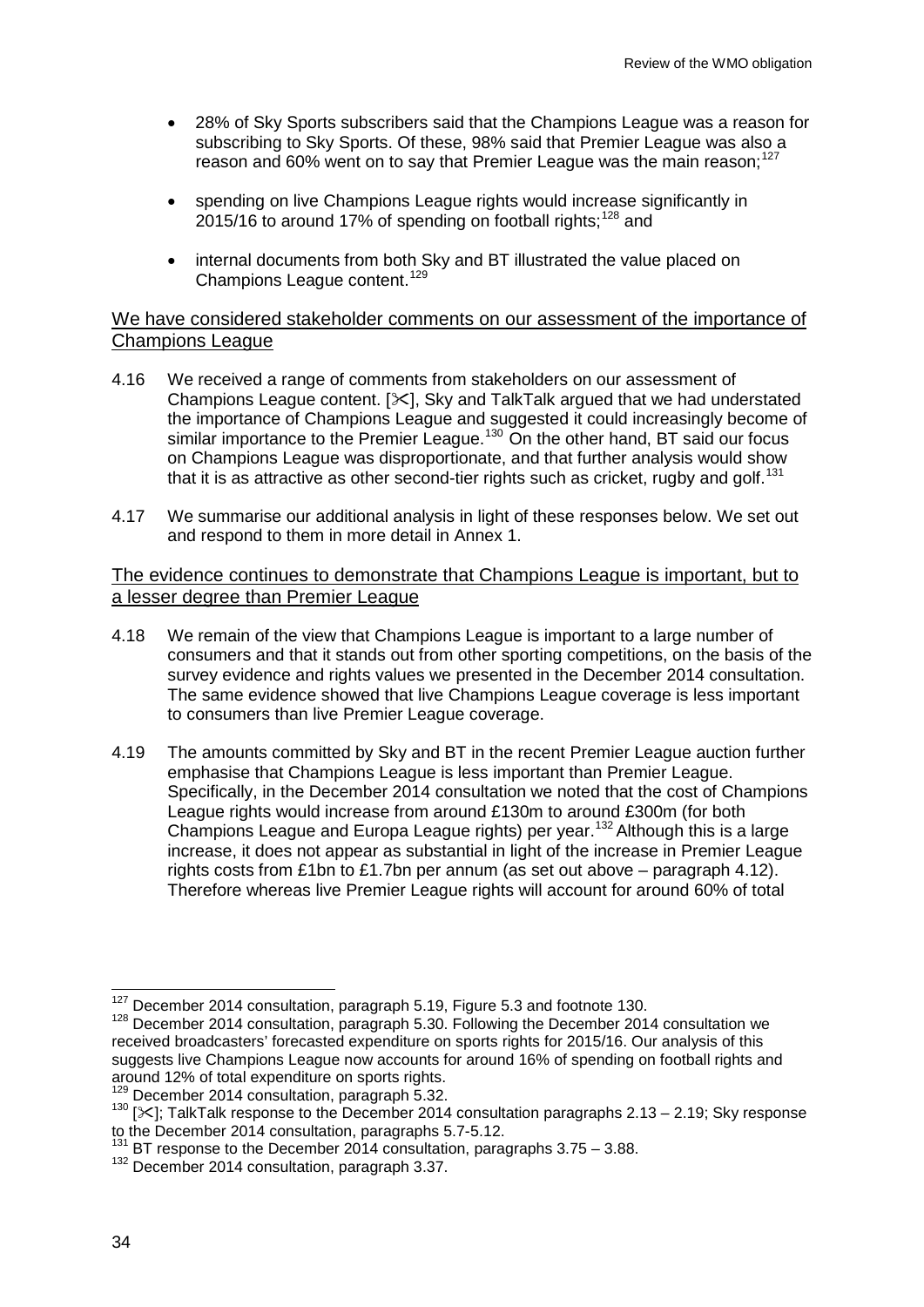- 28% of Sky Sports subscribers said that the Champions League was a reason for subscribing to Sky Sports. Of these, 98% said that Premier League was also a reason and 60% went on to say that Premier League was the main reason;[127]

- spending on live Champions League rights would increase significantly in 2015/16 to around 17% of spending on football rights;[128] and

- internal documents from both Sky and BT illustrated the value placed on Champions League content.[129]

<u>We have considered stakeholder comments on our assessment of the importance of Champions League</u>

4.16 We received a range of comments from stakeholders on our assessment of Champions League content. [✂], Sky and TalkTalk argued that we had understated the importance of Champions League and suggested it could increasingly become of similar importance to the Premier League.[130] On the other hand, BT said our focus on Champions League was disproportionate, and that further analysis would show that it is as attractive as other second-tier rights such as cricket, rugby and golf.[131]

4.17 We summarise our additional analysis in light of these responses below. We set out and respond to them in more detail in Annex 1.

<u>The evidence continues to demonstrate that Champions League is important, but to a lesser degree than Premier League</u>

4.18 We remain of the view that Champions League is important to a large number of consumers and that it stands out from other sporting competitions, on the basis of the survey evidence and rights values we presented in the December 2014 consultation. The same evidence showed that live Champions League coverage is less important to consumers than live Premier League coverage.

4.19 The amounts committed by Sky and BT in the recent Premier League auction further emphasise that Champions League is less important than Premier League. Specifically, in the December 2014 consultation we noted that the cost of Champions League rights would increase from around £130m to around £300m (for both Champions League and Europa League rights) per year.[132] Although this is a large increase, it does not appear as substantial in light of the increase in Premier League rights costs from £1bn to £1.7bn per annum (as set out above – paragraph 4.12). Therefore whereas live Premier League rights will account for around 60% of total

---

[127] December 2014 consultation, paragraph 5.19, Figure 5.3 and footnote 130.

[128] December 2014 consultation, paragraph 5.30. Following the December 2014 consultation we received broadcasters' forecasted expenditure on sports rights for 2015/16. Our analysis of this suggests live Champions League now accounts for around 16% of spending on football rights and around 12% of total expenditure on sports rights.

[129] December 2014 consultation, paragraph 5.32.

[130] [✂]; TalkTalk response to the December 2014 consultation paragraphs 2.13 – 2.19; Sky response to the December 2014 consultation, paragraphs 5.7-5.12.

[131] BT response to the December 2014 consultation, paragraphs 3.75 – 3.88.

[132] December 2014 consultation, paragraph 3.37.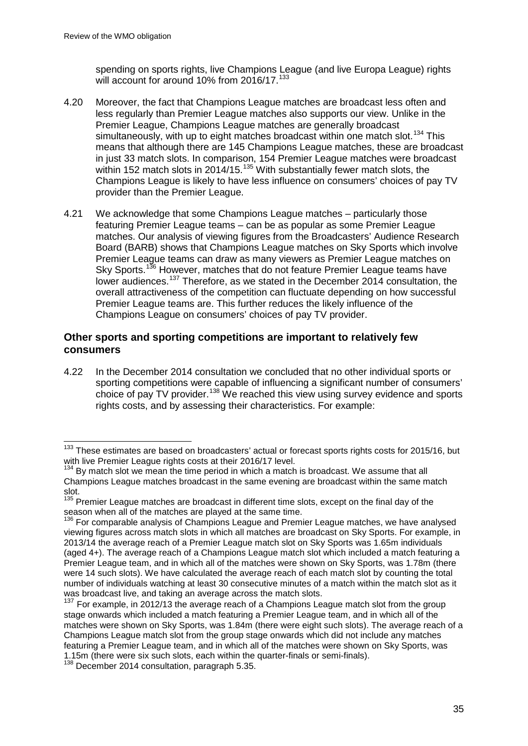spending on sports rights, live Champions League (and live Europa League) rights will account for around 10% from 2016/17.[133]

4.20 Moreover, the fact that Champions League matches are broadcast less often and less regularly than Premier League matches also supports our view. Unlike in the Premier League, Champions League matches are generally broadcast simultaneously, with up to eight matches broadcast within one match slot.[134] This means that although there are 145 Champions League matches, these are broadcast in just 33 match slots. In comparison, 154 Premier League matches were broadcast within 152 match slots in 2014/15.[135] With substantially fewer match slots, the Champions League is likely to have less influence on consumers' choices of pay TV provider than the Premier League.

4.21 We acknowledge that some Champions League matches – particularly those featuring Premier League teams – can be as popular as some Premier League matches. Our analysis of viewing figures from the Broadcasters' Audience Research Board (BARB) shows that Champions League matches on Sky Sports which involve Premier League teams can draw as many viewers as Premier League matches on Sky Sports.[136] However, matches that do not feature Premier League teams have lower audiences.[137] Therefore, as we stated in the December 2014 consultation, the overall attractiveness of the competition can fluctuate depending on how successful Premier League teams are. This further reduces the likely influence of the Champions League on consumers' choices of pay TV provider.

### Other sports and sporting competitions are important to relatively few consumers

4.22 In the December 2014 consultation we concluded that no other individual sports or sporting competitions were capable of influencing a significant number of consumers' choice of pay TV provider.[138] We reached this view using survey evidence and sports rights costs, and by assessing their characteristics. For example:

---

[133] These estimates are based on broadcasters' actual or forecast sports rights costs for 2015/16, but with live Premier League rights costs at their 2016/17 level.

[134] By match slot we mean the time period in which a match is broadcast. We assume that all Champions League matches broadcast in the same evening are broadcast within the same match slot.

[135] Premier League matches are broadcast in different time slots, except on the final day of the season when all of the matches are played at the same time.

[136] For comparable analysis of Champions League and Premier League matches, we have analysed viewing figures across match slots in which all matches are broadcast on Sky Sports. For example, in 2013/14 the average reach of a Premier League match slot on Sky Sports was 1.65m individuals (aged 4+). The average reach of a Champions League match slot which included a match featuring a Premier League team, and in which all of the matches were shown on Sky Sports, was 1.78m (there were 14 such slots). We have calculated the average reach of each match slot by counting the total number of individuals watching at least 30 consecutive minutes of a match within the match slot as it was broadcast live, and taking an average across the match slots.

[137] For example, in 2012/13 the average reach of a Champions League match slot from the group stage onwards which included a match featuring a Premier League team, and in which all of the matches were shown on Sky Sports, was 1.84m (there were eight such slots). The average reach of a Champions League match slot from the group stage onwards which did not include any matches featuring a Premier League team, and in which all of the matches were shown on Sky Sports, was 1.15m (there were six such slots, each within the quarter-finals or semi-finals).

[138] December 2014 consultation, paragraph 5.35.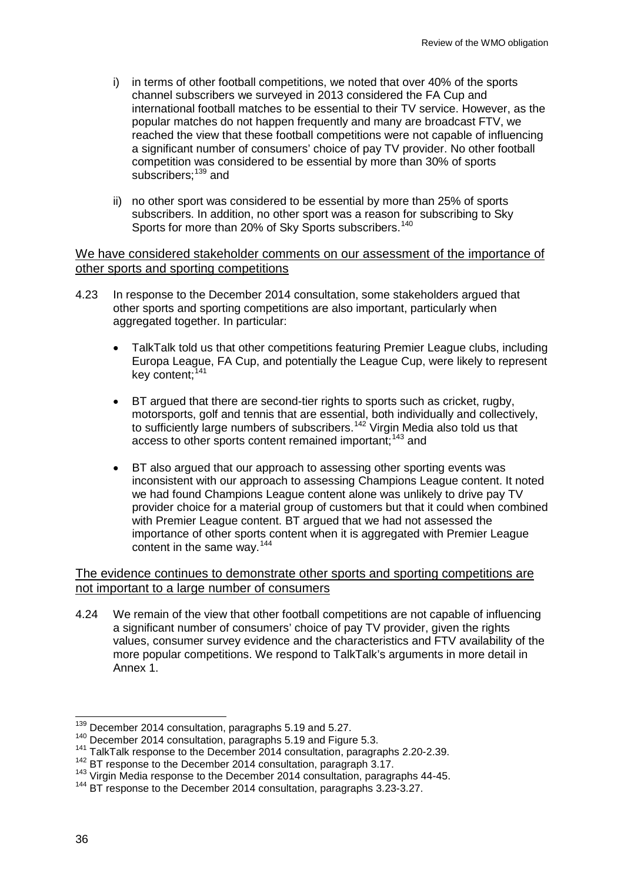i) in terms of other football competitions, we noted that over 40% of the sports channel subscribers we surveyed in 2013 considered the FA Cup and international football matches to be essential to their TV service. However, as the popular matches do not happen frequently and many are broadcast FTV, we reached the view that these football competitions were not capable of influencing a significant number of consumers' choice of pay TV provider. No other football competition was considered to be essential by more than 30% of sports subscribers;[139] and

ii) no other sport was considered to be essential by more than 25% of sports subscribers. In addition, no other sport was a reason for subscribing to Sky Sports for more than 20% of Sky Sports subscribers.[140]

<u>We have considered stakeholder comments on our assessment of the importance of other sports and sporting competitions</u>

4.23 In response to the December 2014 consultation, some stakeholders argued that other sports and sporting competitions are also important, particularly when aggregated together. In particular:

- TalkTalk told us that other competitions featuring Premier League clubs, including Europa League, FA Cup, and potentially the League Cup, were likely to represent key content;[141]
- BT argued that there are second-tier rights to sports such as cricket, rugby, motorsports, golf and tennis that are essential, both individually and collectively, to sufficiently large numbers of subscribers.[142] Virgin Media also told us that access to other sports content remained important;[143] and
- BT also argued that our approach to assessing other sporting events was inconsistent with our approach to assessing Champions League content. It noted we had found Champions League content alone was unlikely to drive pay TV provider choice for a material group of customers but that it could when combined with Premier League content. BT argued that we had not assessed the importance of other sports content when it is aggregated with Premier League content in the same way.[144]

<u>The evidence continues to demonstrate other sports and sporting competitions are not important to a large number of consumers</u>

4.24 We remain of the view that other football competitions are not capable of influencing a significant number of consumers' choice of pay TV provider, given the rights values, consumer survey evidence and the characteristics and FTV availability of the more popular competitions. We respond to TalkTalk's arguments in more detail in Annex 1.

---

[139] December 2014 consultation, paragraphs 5.19 and 5.27.
[140] December 2014 consultation, paragraphs 5.19 and Figure 5.3.
[141] TalkTalk response to the December 2014 consultation, paragraphs 2.20-2.39.
[142] BT response to the December 2014 consultation, paragraph 3.17.
[143] Virgin Media response to the December 2014 consultation, paragraphs 44-45.
[144] BT response to the December 2014 consultation, paragraphs 3.23-3.27.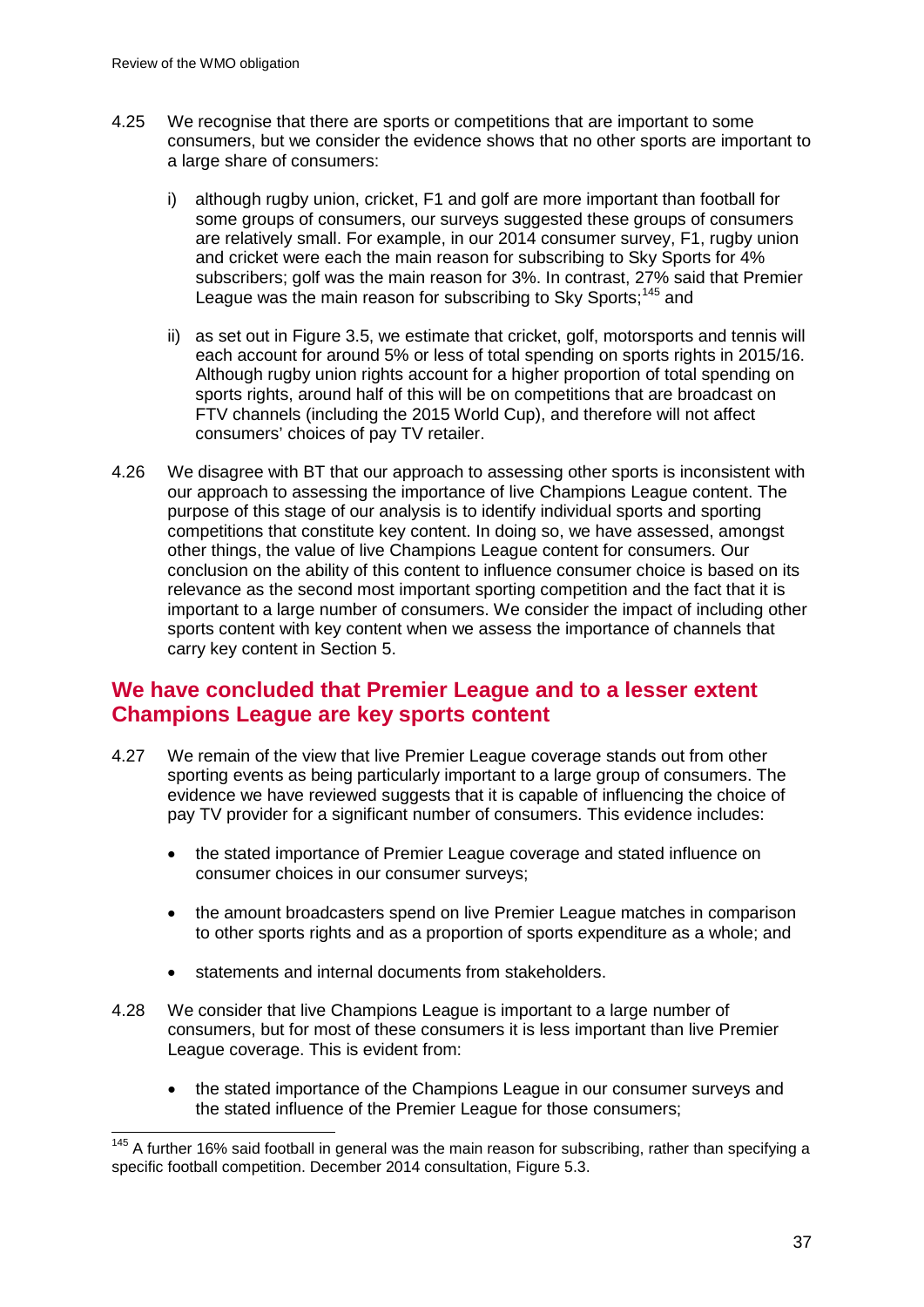4.25 We recognise that there are sports or competitions that are important to some consumers, but we consider the evidence shows that no other sports are important to a large share of consumers:

i) although rugby union, cricket, F1 and golf are more important than football for some groups of consumers, our surveys suggested these groups of consumers are relatively small. For example, in our 2014 consumer survey, F1, rugby union and cricket were each the main reason for subscribing to Sky Sports for 4% subscribers; golf was the main reason for 3%. In contrast, 27% said that Premier League was the main reason for subscribing to Sky Sports;[145] and

ii) as set out in Figure 3.5, we estimate that cricket, golf, motorsports and tennis will each account for around 5% or less of total spending on sports rights in 2015/16. Although rugby union rights account for a higher proportion of total spending on sports rights, around half of this will be on competitions that are broadcast on FTV channels (including the 2015 World Cup), and therefore will not affect consumers' choices of pay TV retailer.

4.26 We disagree with BT that our approach to assessing other sports is inconsistent with our approach to assessing the importance of live Champions League content. The purpose of this stage of our analysis is to identify individual sports and sporting competitions that constitute key content. In doing so, we have assessed, amongst other things, the value of live Champions League content for consumers. Our conclusion on the ability of this content to influence consumer choice is based on its relevance as the second most important sporting competition and the fact that it is important to a large number of consumers. We consider the impact of including other sports content with key content when we assess the importance of channels that carry key content in Section 5.

## We have concluded that Premier League and to a lesser extent Champions League are key sports content

4.27 We remain of the view that live Premier League coverage stands out from other sporting events as being particularly important to a large group of consumers. The evidence we have reviewed suggests that it is capable of influencing the choice of pay TV provider for a significant number of consumers. This evidence includes:

- the stated importance of Premier League coverage and stated influence on consumer choices in our consumer surveys;
- the amount broadcasters spend on live Premier League matches in comparison to other sports rights and as a proportion of sports expenditure as a whole; and
- statements and internal documents from stakeholders.

4.28 We consider that live Champions League is important to a large number of consumers, but for most of these consumers it is less important than live Premier League coverage. This is evident from:

- the stated importance of the Champions League in our consumer surveys and the stated influence of the Premier League for those consumers;

[145] A further 16% said football in general was the main reason for subscribing, rather than specifying a specific football competition. December 2014 consultation, Figure 5.3.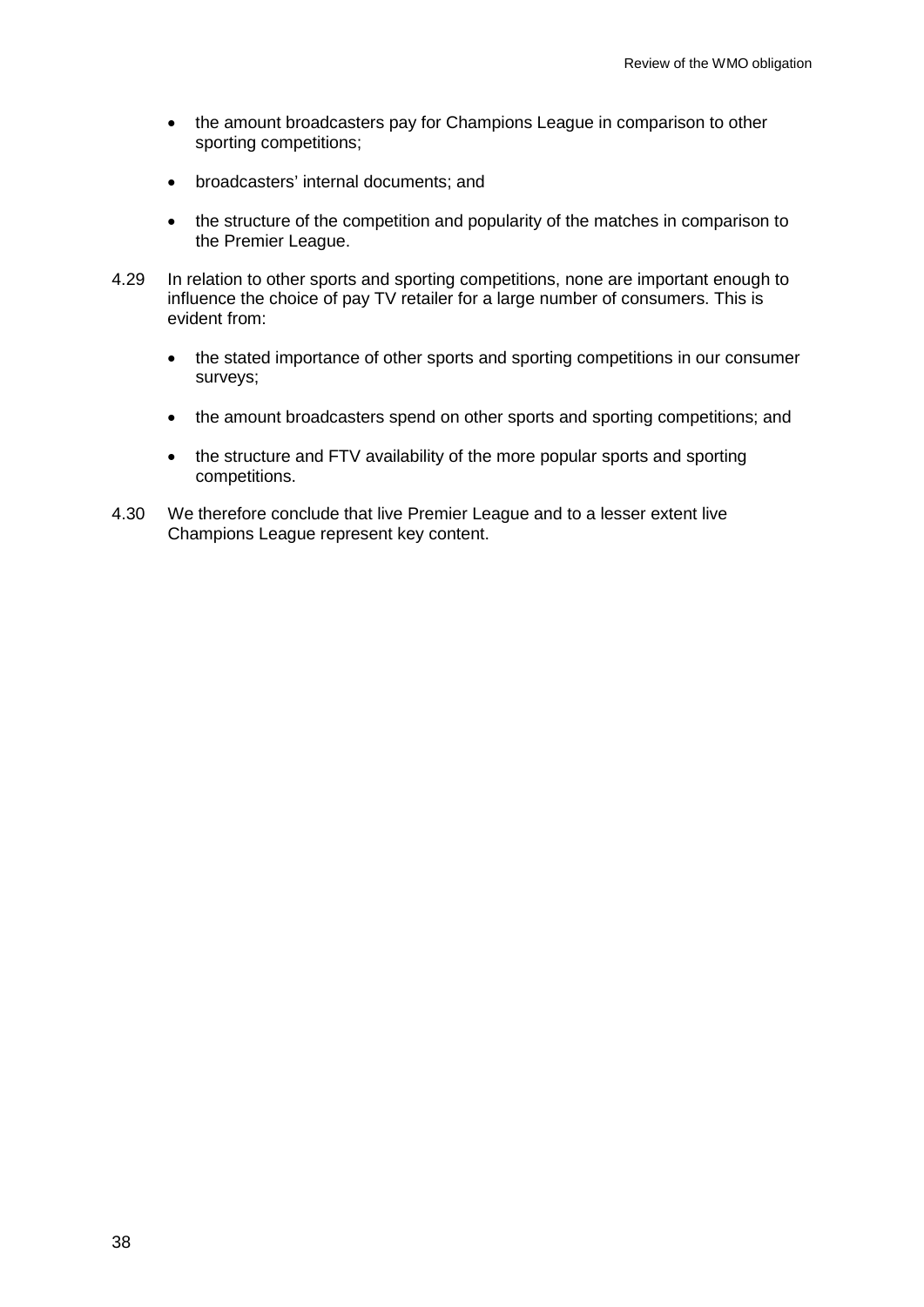- the amount broadcasters pay for Champions League in comparison to other sporting competitions;
- broadcasters' internal documents; and
- the structure of the competition and popularity of the matches in comparison to the Premier League.

4.29 In relation to other sports and sporting competitions, none are important enough to influence the choice of pay TV retailer for a large number of consumers. This is evident from:

- the stated importance of other sports and sporting competitions in our consumer surveys;
- the amount broadcasters spend on other sports and sporting competitions; and
- the structure and FTV availability of the more popular sports and sporting competitions.

4.30 We therefore conclude that live Premier League and to a lesser extent live Champions League represent key content.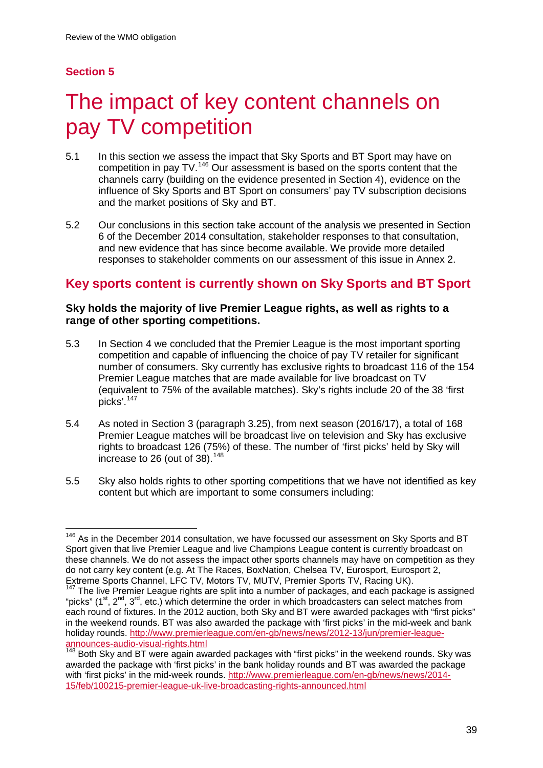## Section 5

# The impact of key content channels on pay TV competition

5.1 In this section we assess the impact that Sky Sports and BT Sport may have on competition in pay TV.[146] Our assessment is based on the sports content that the channels carry (building on the evidence presented in Section 4), evidence on the influence of Sky Sports and BT Sport on consumers' pay TV subscription decisions and the market positions of Sky and BT.

5.2 Our conclusions in this section take account of the analysis we presented in Section 6 of the December 2014 consultation, stakeholder responses to that consultation, and new evidence that has since become available. We provide more detailed responses to stakeholder comments on our assessment of this issue in Annex 2.

## Key sports content is currently shown on Sky Sports and BT Sport

### Sky holds the majority of live Premier League rights, as well as rights to a range of other sporting competitions.

5.3 In Section 4 we concluded that the Premier League is the most important sporting competition and capable of influencing the choice of pay TV retailer for significant number of consumers. Sky currently has exclusive rights to broadcast 116 of the 154 Premier League matches that are made available for live broadcast on TV (equivalent to 75% of the available matches). Sky's rights include 20 of the 38 'first picks'.[147]

5.4 As noted in Section 3 (paragraph 3.25), from next season (2016/17), a total of 168 Premier League matches will be broadcast live on television and Sky has exclusive rights to broadcast 126 (75%) of these. The number of 'first picks' held by Sky will increase to 26 (out of 38).[148]

5.5 Sky also holds rights to other sporting competitions that we have not identified as key content but which are important to some consumers including:

---

[146] As in the December 2014 consultation, we have focussed our assessment on Sky Sports and BT Sport given that live Premier League and live Champions League content is currently broadcast on these channels. We do not assess the impact other sports channels may have on competition as they do not carry key content (e.g. At The Races, BoxNation, Chelsea TV, Eurosport, Eurosport 2, Extreme Sports Channel, LFC TV, Motors TV, MUTV, Premier Sports TV, Racing UK).

[147] The live Premier League rights are split into a number of packages, and each package is assigned "picks" (1st, 2nd, 3rd, etc.) which determine the order in which broadcasters can select matches from each round of fixtures. In the 2012 auction, both Sky and BT were awarded packages with "first picks" in the weekend rounds. BT was also awarded the package with 'first picks' in the mid-week and bank holiday rounds. http://www.premierleague.com/en-gb/news/news/2012-13/jun/premier-league-announces-audio-visual-rights.html

[148] Both Sky and BT were again awarded packages with "first picks" in the weekend rounds. Sky was awarded the package with 'first picks' in the bank holiday rounds and BT was awarded the package with 'first picks' in the mid-week rounds. http://www.premierleague.com/en-gb/news/news/2014-15/feb/100215-premier-league-uk-live-broadcasting-rights-announced.html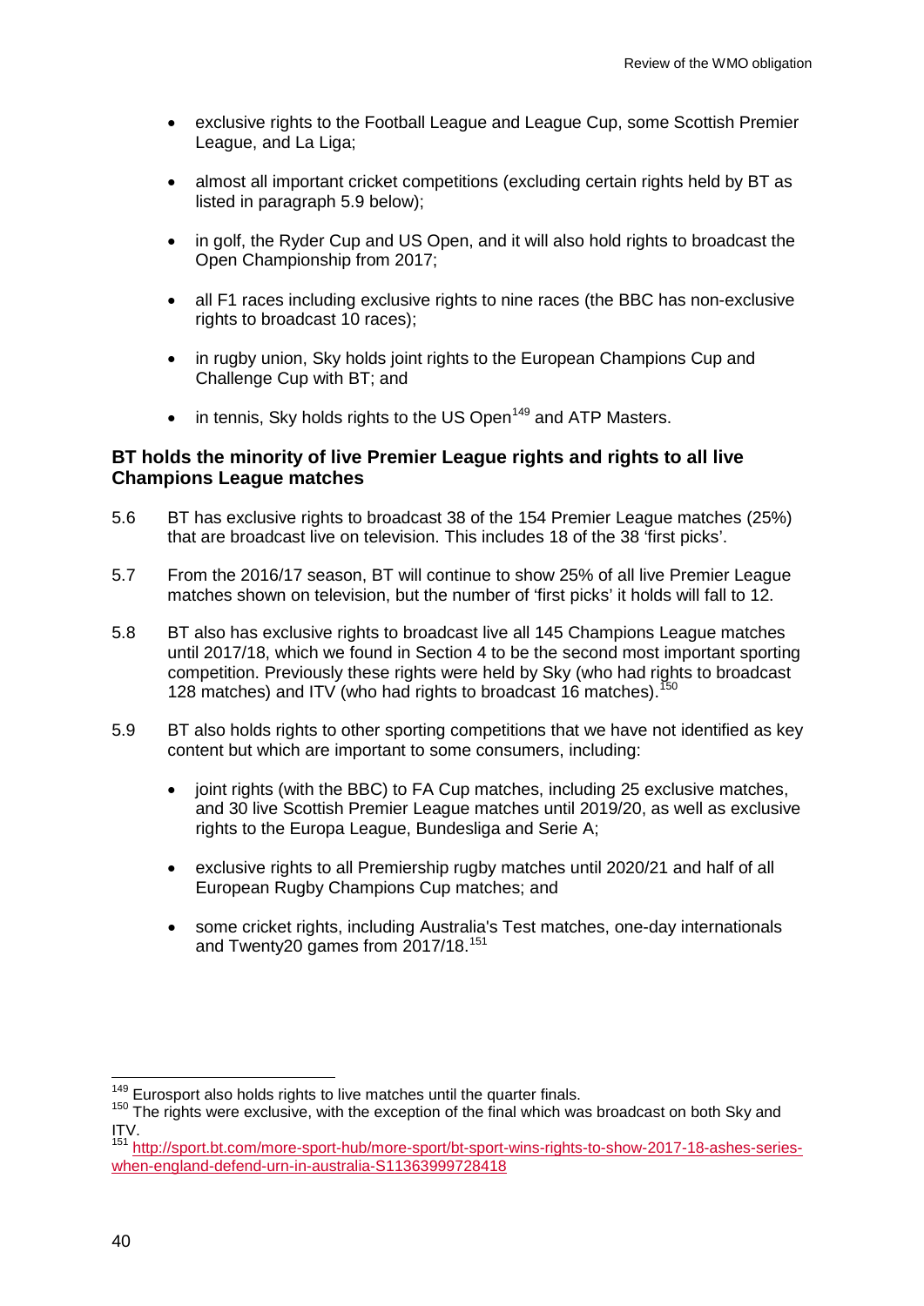- exclusive rights to the Football League and League Cup, some Scottish Premier League, and La Liga;
- almost all important cricket competitions (excluding certain rights held by BT as listed in paragraph 5.9 below);
- in golf, the Ryder Cup and US Open, and it will also hold rights to broadcast the Open Championship from 2017;
- all F1 races including exclusive rights to nine races (the BBC has non-exclusive rights to broadcast 10 races);
- in rugby union, Sky holds joint rights to the European Champions Cup and Challenge Cup with BT; and
- in tennis, Sky holds rights to the US Open[149] and ATP Masters.

### BT holds the minority of live Premier League rights and rights to all live Champions League matches

5.6 BT has exclusive rights to broadcast 38 of the 154 Premier League matches (25%) that are broadcast live on television. This includes 18 of the 38 'first picks'.

5.7 From the 2016/17 season, BT will continue to show 25% of all live Premier League matches shown on television, but the number of 'first picks' it holds will fall to 12.

5.8 BT also has exclusive rights to broadcast live all 145 Champions League matches until 2017/18, which we found in Section 4 to be the second most important sporting competition. Previously these rights were held by Sky (who had rights to broadcast 128 matches) and ITV (who had rights to broadcast 16 matches).[150]

5.9 BT also holds rights to other sporting competitions that we have not identified as key content but which are important to some consumers, including:

- joint rights (with the BBC) to FA Cup matches, including 25 exclusive matches, and 30 live Scottish Premier League matches until 2019/20, as well as exclusive rights to the Europa League, Bundesliga and Serie A;
- exclusive rights to all Premiership rugby matches until 2020/21 and half of all European Rugby Champions Cup matches; and
- some cricket rights, including Australia's Test matches, one-day internationals and Twenty20 games from 2017/18.[151]

---

[149] Eurosport also holds rights to live matches until the quarter finals.

[150] The rights were exclusive, with the exception of the final which was broadcast on both Sky and ITV.

[151] http://sport.bt.com/more-sport-hub/more-sport/bt-sport-wins-rights-to-show-2017-18-ashes-series-when-england-defend-urn-in-australia-S11363999728418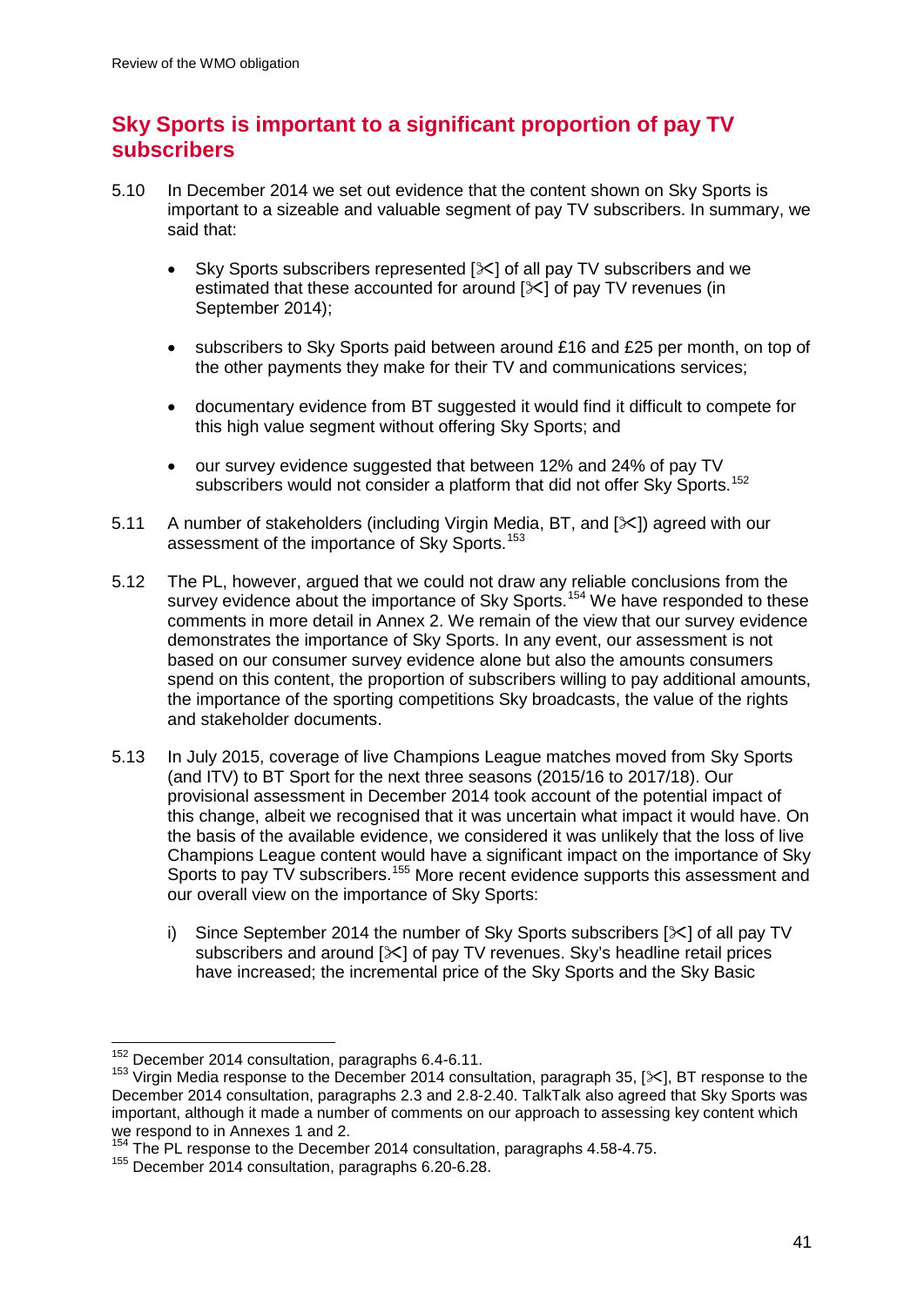## Sky Sports is important to a significant proportion of pay TV subscribers

5.10 In December 2014 we set out evidence that the content shown on Sky Sports is important to a sizeable and valuable segment of pay TV subscribers. In summary, we said that:

- Sky Sports subscribers represented [✂] of all pay TV subscribers and we estimated that these accounted for around [✂] of pay TV revenues (in September 2014);
- subscribers to Sky Sports paid between around £16 and £25 per month, on top of the other payments they make for their TV and communications services;
- documentary evidence from BT suggested it would find it difficult to compete for this high value segment without offering Sky Sports; and
- our survey evidence suggested that between 12% and 24% of pay TV subscribers would not consider a platform that did not offer Sky Sports.[152]

5.11 A number of stakeholders (including Virgin Media, BT, and [✂]) agreed with our assessment of the importance of Sky Sports.[153]

5.12 The PL, however, argued that we could not draw any reliable conclusions from the survey evidence about the importance of Sky Sports.[154] We have responded to these comments in more detail in Annex 2. We remain of the view that our survey evidence demonstrates the importance of Sky Sports. In any event, our assessment is not based on our consumer survey evidence alone but also the amounts consumers spend on this content, the proportion of subscribers willing to pay additional amounts, the importance of the sporting competitions Sky broadcasts, the value of the rights and stakeholder documents.

5.13 In July 2015, coverage of live Champions League matches moved from Sky Sports (and ITV) to BT Sport for the next three seasons (2015/16 to 2017/18). Our provisional assessment in December 2014 took account of the potential impact of this change, albeit we recognised that it was uncertain what impact it would have. On the basis of the available evidence, we considered it was unlikely that the loss of live Champions League content would have a significant impact on the importance of Sky Sports to pay TV subscribers.[155] More recent evidence supports this assessment and our overall view on the importance of Sky Sports:

i) Since September 2014 the number of Sky Sports subscribers [✂] of all pay TV subscribers and around [✂] of pay TV revenues. Sky's headline retail prices have increased; the incremental price of the Sky Sports and the Sky Basic

---

[152] December 2014 consultation, paragraphs 6.4-6.11.

[153] Virgin Media response to the December 2014 consultation, paragraph 35, [✂], BT response to the December 2014 consultation, paragraphs 2.3 and 2.8-2.40. TalkTalk also agreed that Sky Sports was important, although it made a number of comments on our approach to assessing key content which we respond to in Annexes 1 and 2.

[154] The PL response to the December 2014 consultation, paragraphs 4.58-4.75.

[155] December 2014 consultation, paragraphs 6.20-6.28.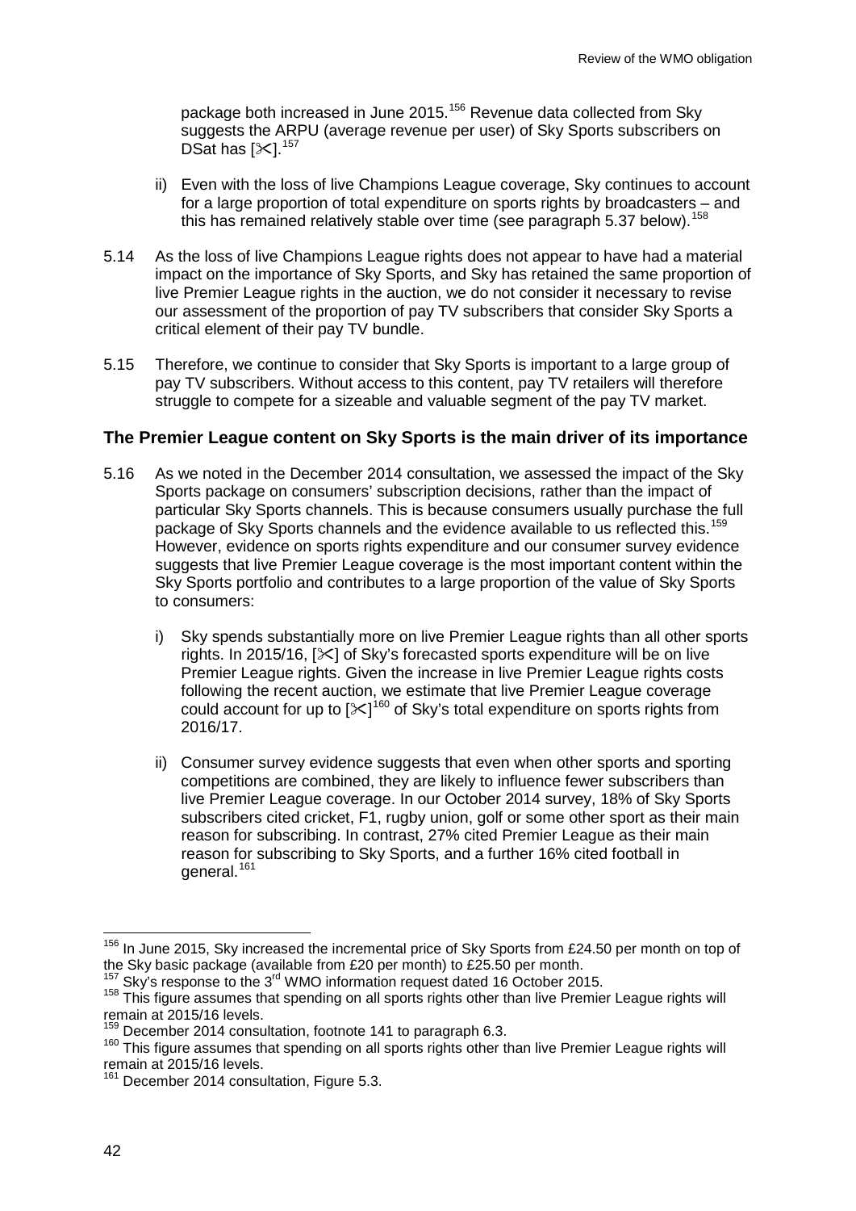package both increased in June 2015.[156] Revenue data collected from Sky suggests the ARPU (average revenue per user) of Sky Sports subscribers on DSat has [✂].[157]

ii) Even with the loss of live Champions League coverage, Sky continues to account for a large proportion of total expenditure on sports rights by broadcasters – and this has remained relatively stable over time (see paragraph 5.37 below).[158]

5.14 As the loss of live Champions League rights does not appear to have had a material impact on the importance of Sky Sports, and Sky has retained the same proportion of live Premier League rights in the auction, we do not consider it necessary to revise our assessment of the proportion of pay TV subscribers that consider Sky Sports a critical element of their pay TV bundle.

5.15 Therefore, we continue to consider that Sky Sports is important to a large group of pay TV subscribers. Without access to this content, pay TV retailers will therefore struggle to compete for a sizeable and valuable segment of the pay TV market.

### The Premier League content on Sky Sports is the main driver of its importance

5.16 As we noted in the December 2014 consultation, we assessed the impact of the Sky Sports package on consumers' subscription decisions, rather than the impact of particular Sky Sports channels. This is because consumers usually purchase the full package of Sky Sports channels and the evidence available to us reflected this.[159] However, evidence on sports rights expenditure and our consumer survey evidence suggests that live Premier League coverage is the most important content within the Sky Sports portfolio and contributes to a large proportion of the value of Sky Sports to consumers:

i) Sky spends substantially more on live Premier League rights than all other sports rights. In 2015/16, [✂] of Sky's forecasted sports expenditure will be on live Premier League rights. Given the increase in live Premier League rights costs following the recent auction, we estimate that live Premier League coverage could account for up to [✂][160] of Sky's total expenditure on sports rights from 2016/17.

ii) Consumer survey evidence suggests that even when other sports and sporting competitions are combined, they are likely to influence fewer subscribers than live Premier League coverage. In our October 2014 survey, 18% of Sky Sports subscribers cited cricket, F1, rugby union, golf or some other sport as their main reason for subscribing. In contrast, 27% cited Premier League as their main reason for subscribing to Sky Sports, and a further 16% cited football in general.[161]

---

[156] In June 2015, Sky increased the incremental price of Sky Sports from £24.50 per month on top of the Sky basic package (available from £20 per month) to £25.50 per month.

[157] Sky's response to the 3rd WMO information request dated 16 October 2015.

[158] This figure assumes that spending on all sports rights other than live Premier League rights will remain at 2015/16 levels.

[159] December 2014 consultation, footnote 141 to paragraph 6.3.

[160] This figure assumes that spending on all sports rights other than live Premier League rights will remain at 2015/16 levels.

[161] December 2014 consultation, Figure 5.3.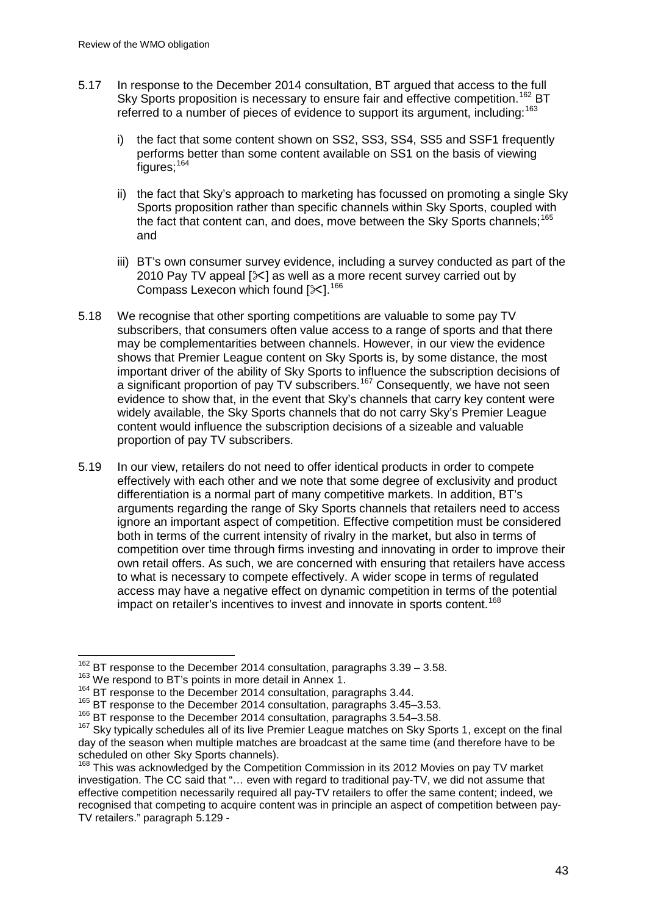5.17 In response to the December 2014 consultation, BT argued that access to the full Sky Sports proposition is necessary to ensure fair and effective competition.[162] BT referred to a number of pieces of evidence to support its argument, including:[163]

i) the fact that some content shown on SS2, SS3, SS4, SS5 and SSF1 frequently performs better than some content available on SS1 on the basis of viewing figures;[164]

ii) the fact that Sky's approach to marketing has focussed on promoting a single Sky Sports proposition rather than specific channels within Sky Sports, coupled with the fact that content can, and does, move between the Sky Sports channels;[165] and

iii) BT's own consumer survey evidence, including a survey conducted as part of the 2010 Pay TV appeal [✂] as well as a more recent survey carried out by Compass Lexecon which found [✂].[166]

5.18 We recognise that other sporting competitions are valuable to some pay TV subscribers, that consumers often value access to a range of sports and that there may be complementarities between channels. However, in our view the evidence shows that Premier League content on Sky Sports is, by some distance, the most important driver of the ability of Sky Sports to influence the subscription decisions of a significant proportion of pay TV subscribers.[167] Consequently, we have not seen evidence to show that, in the event that Sky's channels that carry key content were widely available, the Sky Sports channels that do not carry Sky's Premier League content would influence the subscription decisions of a sizeable and valuable proportion of pay TV subscribers.

5.19 In our view, retailers do not need to offer identical products in order to compete effectively with each other and we note that some degree of exclusivity and product differentiation is a normal part of many competitive markets. In addition, BT's arguments regarding the range of Sky Sports channels that retailers need to access ignore an important aspect of competition. Effective competition must be considered both in terms of the current intensity of rivalry in the market, but also in terms of competition over time through firms investing and innovating in order to improve their own retail offers. As such, we are concerned with ensuring that retailers have access to what is necessary to compete effectively. A wider scope in terms of regulated access may have a negative effect on dynamic competition in terms of the potential impact on retailer's incentives to invest and innovate in sports content.[168]

---

[162] BT response to the December 2014 consultation, paragraphs 3.39 – 3.58.

[163] We respond to BT's points in more detail in Annex 1.

[164] BT response to the December 2014 consultation, paragraphs 3.44.

[165] BT response to the December 2014 consultation, paragraphs 3.45–3.53.

[166] BT response to the December 2014 consultation, paragraphs 3.54–3.58.

[167] Sky typically schedules all of its live Premier League matches on Sky Sports 1, except on the final day of the season when multiple matches are broadcast at the same time (and therefore have to be scheduled on other Sky Sports channels).

[168] This was acknowledged by the Competition Commission in its 2012 Movies on pay TV market investigation. The CC said that "… even with regard to traditional pay-TV, we did not assume that effective competition necessarily required all pay-TV retailers to offer the same content; indeed, we recognised that competing to acquire content was in principle an aspect of competition between pay-TV retailers." paragraph 5.129 -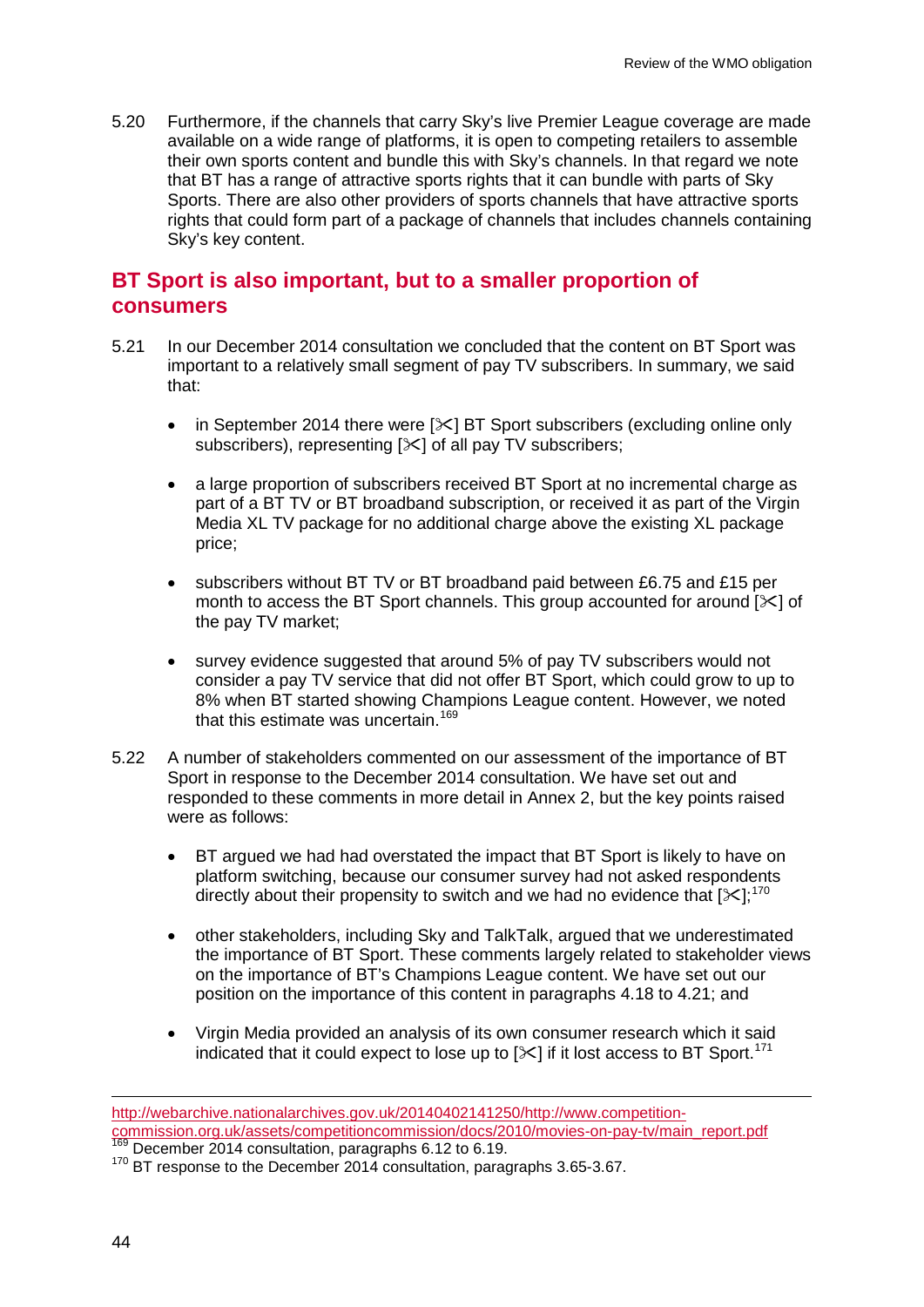5.20 Furthermore, if the channels that carry Sky's live Premier League coverage are made available on a wide range of platforms, it is open to competing retailers to assemble their own sports content and bundle this with Sky's channels. In that regard we note that BT has a range of attractive sports rights that it can bundle with parts of Sky Sports. There are also other providers of sports channels that have attractive sports rights that could form part of a package of channels that includes channels containing Sky's key content.

## BT Sport is also important, but to a smaller proportion of consumers

5.21 In our December 2014 consultation we concluded that the content on BT Sport was important to a relatively small segment of pay TV subscribers. In summary, we said that:

- in September 2014 there were [✂] BT Sport subscribers (excluding online only subscribers), representing [✂] of all pay TV subscribers;
- a large proportion of subscribers received BT Sport at no incremental charge as part of a BT TV or BT broadband subscription, or received it as part of the Virgin Media XL TV package for no additional charge above the existing XL package price;
- subscribers without BT TV or BT broadband paid between £6.75 and £15 per month to access the BT Sport channels. This group accounted for around [✂] of the pay TV market;
- survey evidence suggested that around 5% of pay TV subscribers would not consider a pay TV service that did not offer BT Sport, which could grow to up to 8% when BT started showing Champions League content. However, we noted that this estimate was uncertain.[169]

5.22 A number of stakeholders commented on our assessment of the importance of BT Sport in response to the December 2014 consultation. We have set out and responded to these comments in more detail in Annex 2, but the key points raised were as follows:

- BT argued we had had overstated the impact that BT Sport is likely to have on platform switching, because our consumer survey had not asked respondents directly about their propensity to switch and we had no evidence that [✂];[170]
- other stakeholders, including Sky and TalkTalk, argued that we underestimated the importance of BT Sport. These comments largely related to stakeholder views on the importance of BT's Champions League content. We have set out our position on the importance of this content in paragraphs 4.18 to 4.21; and
- Virgin Media provided an analysis of its own consumer research which it said indicated that it could expect to lose up to [✂] if it lost access to BT Sport.[171]

---

http://webarchive.nationalarchives.gov.uk/20140402141250/http://www.competition-commission.org.uk/assets/competitioncommission/docs/2010/movies-on-pay-tv/main_report.pdf

[169] December 2014 consultation, paragraphs 6.12 to 6.19.

[170] BT response to the December 2014 consultation, paragraphs 3.65-3.67.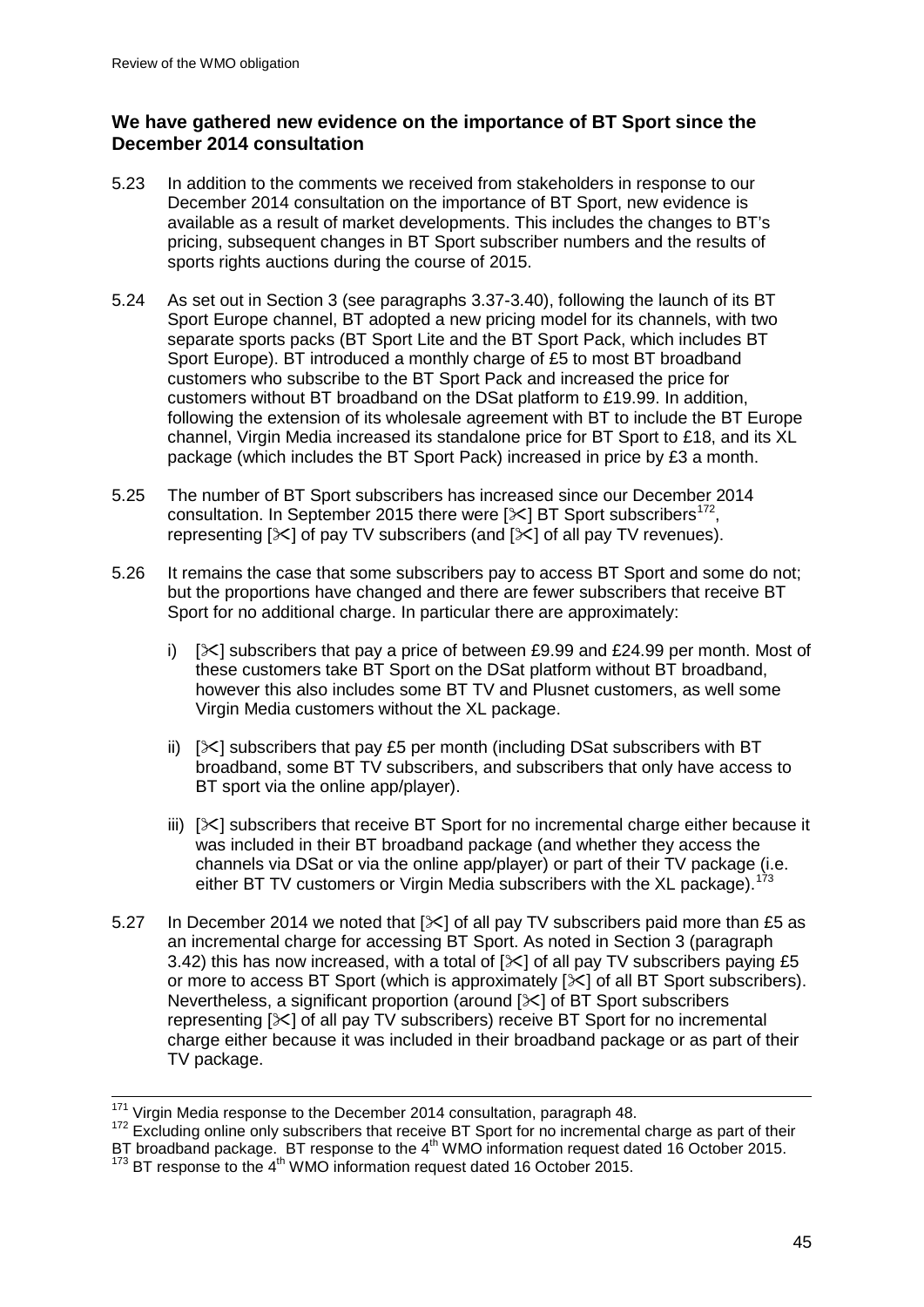### We have gathered new evidence on the importance of BT Sport since the December 2014 consultation

5.23 In addition to the comments we received from stakeholders in response to our December 2014 consultation on the importance of BT Sport, new evidence is available as a result of market developments. This includes the changes to BT's pricing, subsequent changes in BT Sport subscriber numbers and the results of sports rights auctions during the course of 2015.

5.24 As set out in Section 3 (see paragraphs 3.37-3.40), following the launch of its BT Sport Europe channel, BT adopted a new pricing model for its channels, with two separate sports packs (BT Sport Lite and the BT Sport Pack, which includes BT Sport Europe). BT introduced a monthly charge of £5 to most BT broadband customers who subscribe to the BT Sport Pack and increased the price for customers without BT broadband on the DSat platform to £19.99. In addition, following the extension of its wholesale agreement with BT to include the BT Europe channel, Virgin Media increased its standalone price for BT Sport to £18, and its XL package (which includes the BT Sport Pack) increased in price by £3 a month.

5.25 The number of BT Sport subscribers has increased since our December 2014 consultation. In September 2015 there were [✂] BT Sport subscribers[172], representing [✂] of pay TV subscribers (and [✂] of all pay TV revenues).

5.26 It remains the case that some subscribers pay to access BT Sport and some do not; but the proportions have changed and there are fewer subscribers that receive BT Sport for no additional charge. In particular there are approximately:

i) [✂] subscribers that pay a price of between £9.99 and £24.99 per month. Most of these customers take BT Sport on the DSat platform without BT broadband, however this also includes some BT TV and Plusnet customers, as well some Virgin Media customers without the XL package.

ii) [✂] subscribers that pay £5 per month (including DSat subscribers with BT broadband, some BT TV subscribers, and subscribers that only have access to BT sport via the online app/player).

iii) [✂] subscribers that receive BT Sport for no incremental charge either because it was included in their BT broadband package (and whether they access the channels via DSat or via the online app/player) or part of their TV package (i.e. either BT TV customers or Virgin Media subscribers with the XL package).[173]

5.27 In December 2014 we noted that [✂] of all pay TV subscribers paid more than £5 as an incremental charge for accessing BT Sport. As noted in Section 3 (paragraph 3.42) this has now increased, with a total of [✂] of all pay TV subscribers paying £5 or more to access BT Sport (which is approximately [✂] of all BT Sport subscribers). Nevertheless, a significant proportion (around [✂] of BT Sport subscribers representing [✂] of all pay TV subscribers) receive BT Sport for no incremental charge either because it was included in their broadband package or as part of their TV package.

---

[171] Virgin Media response to the December 2014 consultation, paragraph 48.

[172] Excluding online only subscribers that receive BT Sport for no incremental charge as part of their BT broadband package. BT response to the 4th WMO information request dated 16 October 2015.

[173] BT response to the 4th WMO information request dated 16 October 2015.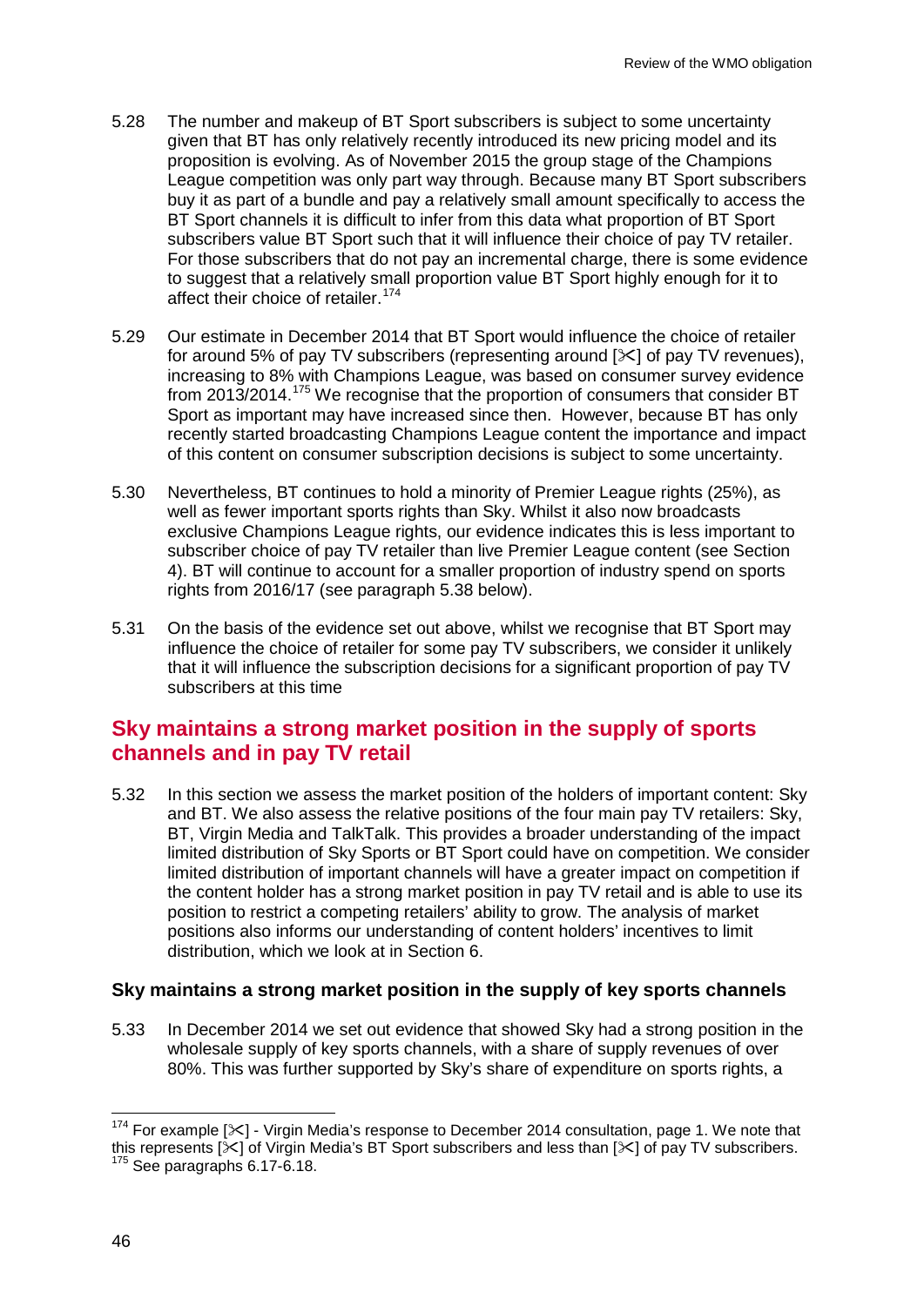5.28 The number and makeup of BT Sport subscribers is subject to some uncertainty given that BT has only relatively recently introduced its new pricing model and its proposition is evolving. As of November 2015 the group stage of the Champions League competition was only part way through. Because many BT Sport subscribers buy it as part of a bundle and pay a relatively small amount specifically to access the BT Sport channels it is difficult to infer from this data what proportion of BT Sport subscribers value BT Sport such that it will influence their choice of pay TV retailer. For those subscribers that do not pay an incremental charge, there is some evidence to suggest that a relatively small proportion value BT Sport highly enough for it to affect their choice of retailer.[174]

5.29 Our estimate in December 2014 that BT Sport would influence the choice of retailer for around 5% of pay TV subscribers (representing around [✂] of pay TV revenues), increasing to 8% with Champions League, was based on consumer survey evidence from 2013/2014.[175] We recognise that the proportion of consumers that consider BT Sport as important may have increased since then. However, because BT has only recently started broadcasting Champions League content the importance and impact of this content on consumer subscription decisions is subject to some uncertainty.

5.30 Nevertheless, BT continues to hold a minority of Premier League rights (25%), as well as fewer important sports rights than Sky. Whilst it also now broadcasts exclusive Champions League rights, our evidence indicates this is less important to subscriber choice of pay TV retailer than live Premier League content (see Section 4). BT will continue to account for a smaller proportion of industry spend on sports rights from 2016/17 (see paragraph 5.38 below).

5.31 On the basis of the evidence set out above, whilst we recognise that BT Sport may influence the choice of retailer for some pay TV subscribers, we consider it unlikely that it will influence the subscription decisions for a significant proportion of pay TV subscribers at this time

## Sky maintains a strong market position in the supply of sports channels and in pay TV retail

5.32 In this section we assess the market position of the holders of important content: Sky and BT. We also assess the relative positions of the four main pay TV retailers: Sky, BT, Virgin Media and TalkTalk. This provides a broader understanding of the impact limited distribution of Sky Sports or BT Sport could have on competition. We consider limited distribution of important channels will have a greater impact on competition if the content holder has a strong market position in pay TV retail and is able to use its position to restrict a competing retailers' ability to grow. The analysis of market positions also informs our understanding of content holders' incentives to limit distribution, which we look at in Section 6.

### Sky maintains a strong market position in the supply of key sports channels

5.33 In December 2014 we set out evidence that showed Sky had a strong position in the wholesale supply of key sports channels, with a share of supply revenues of over 80%. This was further supported by Sky's share of expenditure on sports rights, a

---

[174] For example [✂] - Virgin Media's response to December 2014 consultation, page 1. We note that this represents [✂] of Virgin Media's BT Sport subscribers and less than [✂] of pay TV subscribers.

[175] See paragraphs 6.17-6.18.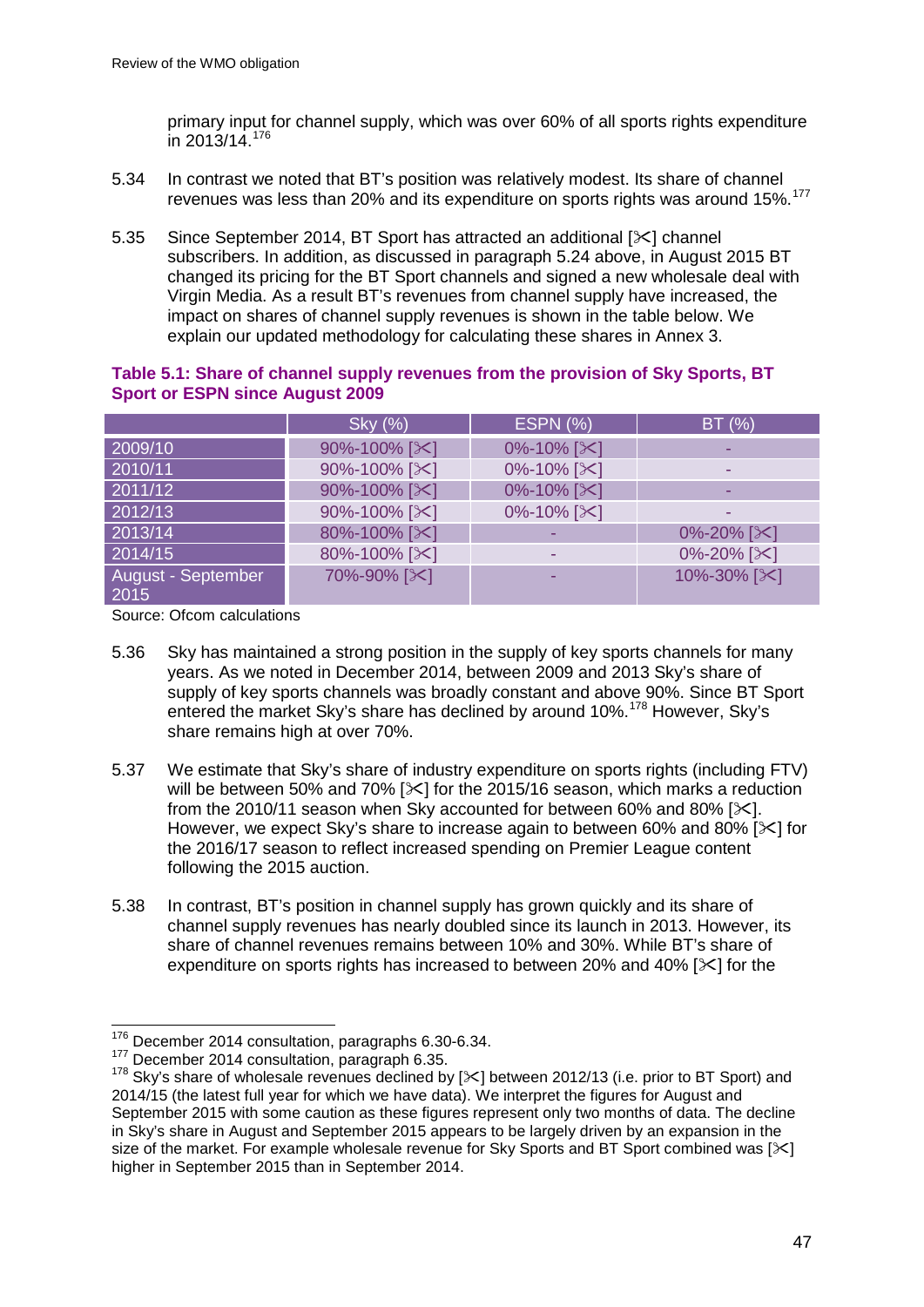primary input for channel supply, which was over 60% of all sports rights expenditure in 2013/14.[176]

5.34 In contrast we noted that BT's position was relatively modest. Its share of channel revenues was less than 20% and its expenditure on sports rights was around 15%.[177]

5.35 Since September 2014, BT Sport has attracted an additional [✂] channel subscribers. In addition, as discussed in paragraph 5.24 above, in August 2015 BT changed its pricing for the BT Sport channels and signed a new wholesale deal with Virgin Media. As a result BT's revenues from channel supply have increased, the impact on shares of channel supply revenues is shown in the table below. We explain our updated methodology for calculating these shares in Annex 3.

**Table 5.1: Share of channel supply revenues from the provision of Sky Sports, BT Sport or ESPN since August 2009**

| | Sky (%) | ESPN (%) | BT (%) |
|---|---|---|---|
| 2009/10 | 90%-100% [✂] | 0%-10% [✂] | - |
| 2010/11 | 90%-100% [✂] | 0%-10% [✂] | - |
| 2011/12 | 90%-100% [✂] | 0%-10% [✂] | - |
| 2012/13 | 90%-100% [✂] | 0%-10% [✂] | - |
| 2013/14 | 80%-100% [✂] | - | 0%-20% [✂] |
| 2014/15 | 80%-100% [✂] | - | 0%-20% [✂] |
| August - September 2015 | 70%-90% [✂] | - | 10%-30% [✂] |

Source: Ofcom calculations

5.36 Sky has maintained a strong position in the supply of key sports channels for many years. As we noted in December 2014, between 2009 and 2013 Sky's share of supply of key sports channels was broadly constant and above 90%. Since BT Sport entered the market Sky's share has declined by around 10%.[178] However, Sky's share remains high at over 70%.

5.37 We estimate that Sky's share of industry expenditure on sports rights (including FTV) will be between 50% and 70% [✂] for the 2015/16 season, which marks a reduction from the 2010/11 season when Sky accounted for between 60% and 80% [✂]. However, we expect Sky's share to increase again to between 60% and 80% [✂] for the 2016/17 season to reflect increased spending on Premier League content following the 2015 auction.

5.38 In contrast, BT's position in channel supply has grown quickly and its share of channel supply revenues has nearly doubled since its launch in 2013. However, its share of channel revenues remains between 10% and 30%. While BT's share of expenditure on sports rights has increased to between 20% and 40% [✂] for the

[176] December 2014 consultation, paragraphs 6.30-6.34.

[177] December 2014 consultation, paragraph 6.35.

[178] Sky's share of wholesale revenues declined by [✂] between 2012/13 (i.e. prior to BT Sport) and 2014/15 (the latest full year for which we have data). We interpret the figures for August and September 2015 with some caution as these figures represent only two months of data. The decline in Sky's share in August and September 2015 appears to be largely driven by an expansion in the size of the market. For example wholesale revenue for Sky Sports and BT Sport combined was [✂] higher in September 2015 than in September 2014.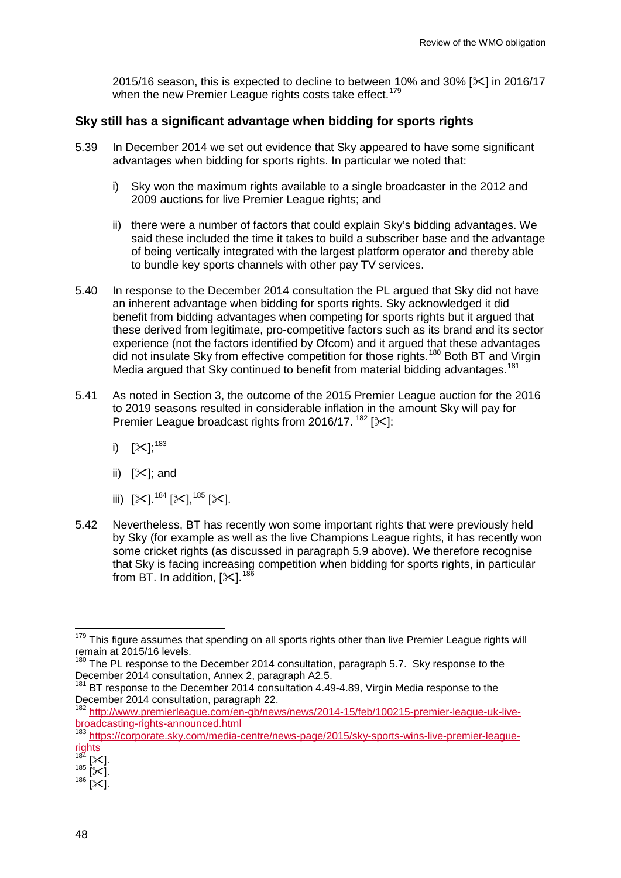2015/16 season, this is expected to decline to between 10% and 30% [✂] in 2016/17 when the new Premier League rights costs take effect.[179]

### Sky still has a significant advantage when bidding for sports rights

5.39 In December 2014 we set out evidence that Sky appeared to have some significant advantages when bidding for sports rights. In particular we noted that:

i) Sky won the maximum rights available to a single broadcaster in the 2012 and 2009 auctions for live Premier League rights; and

ii) there were a number of factors that could explain Sky's bidding advantages. We said these included the time it takes to build a subscriber base and the advantage of being vertically integrated with the largest platform operator and thereby able to bundle key sports channels with other pay TV services.

5.40 In response to the December 2014 consultation the PL argued that Sky did not have an inherent advantage when bidding for sports rights. Sky acknowledged it did benefit from bidding advantages when competing for sports rights but it argued that these derived from legitimate, pro-competitive factors such as its brand and its sector experience (not the factors identified by Ofcom) and it argued that these advantages did not insulate Sky from effective competition for those rights.[180] Both BT and Virgin Media argued that Sky continued to benefit from material bidding advantages.[181]

5.41 As noted in Section 3, the outcome of the 2015 Premier League auction for the 2016 to 2019 seasons resulted in considerable inflation in the amount Sky will pay for Premier League broadcast rights from 2016/17. [182] [✂]:

i) [✂];[183]

ii) [✂]; and

iii) [✂].[184] [✂],[185] [✂].

5.42 Nevertheless, BT has recently won some important rights that were previously held by Sky (for example as well as the live Champions League rights, it has recently won some cricket rights (as discussed in paragraph 5.9 above). We therefore recognise that Sky is facing increasing competition when bidding for sports rights, in particular from BT. In addition, [✂].[186]

---

[179] This figure assumes that spending on all sports rights other than live Premier League rights will remain at 2015/16 levels.

[180] The PL response to the December 2014 consultation, paragraph 5.7. Sky response to the December 2014 consultation, Annex 2, paragraph A2.5.

[181] BT response to the December 2014 consultation 4.49-4.89, Virgin Media response to the December 2014 consultation, paragraph 22.

[182] http://www.premierleague.com/en-gb/news/news/2014-15/feb/100215-premier-league-uk-live-broadcasting-rights-announced.html

[183] https://corporate.sky.com/media-centre/news-page/2015/sky-sports-wins-live-premier-league-rights

[184] [✂].

[185] [✂].

[186] [✂].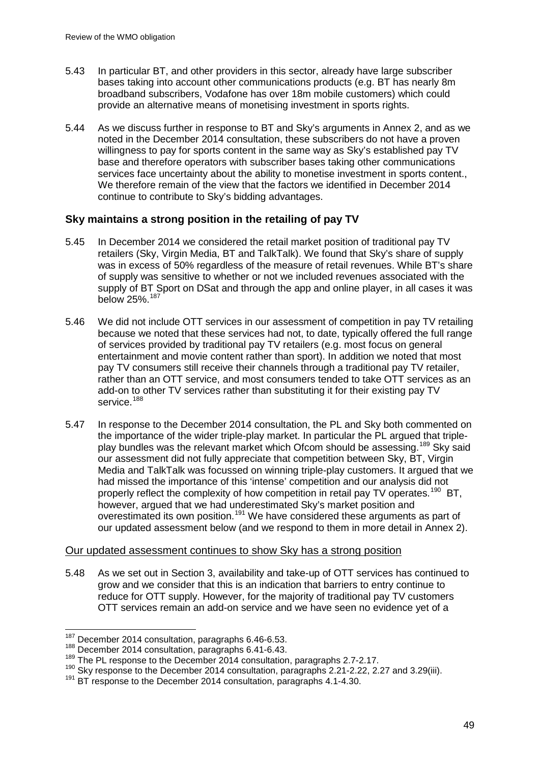5.43 In particular BT, and other providers in this sector, already have large subscriber bases taking into account other communications products (e.g. BT has nearly 8m broadband subscribers, Vodafone has over 18m mobile customers) which could provide an alternative means of monetising investment in sports rights.

5.44 As we discuss further in response to BT and Sky's arguments in Annex 2, and as we noted in the December 2014 consultation, these subscribers do not have a proven willingness to pay for sports content in the same way as Sky's established pay TV base and therefore operators with subscriber bases taking other communications services face uncertainty about the ability to monetise investment in sports content., We therefore remain of the view that the factors we identified in December 2014 continue to contribute to Sky's bidding advantages.

### Sky maintains a strong position in the retailing of pay TV

5.45 In December 2014 we considered the retail market position of traditional pay TV retailers (Sky, Virgin Media, BT and TalkTalk). We found that Sky's share of supply was in excess of 50% regardless of the measure of retail revenues. While BT's share of supply was sensitive to whether or not we included revenues associated with the supply of BT Sport on DSat and through the app and online player, in all cases it was below 25%.[187]

5.46 We did not include OTT services in our assessment of competition in pay TV retailing because we noted that these services had not, to date, typically offered the full range of services provided by traditional pay TV retailers (e.g. most focus on general entertainment and movie content rather than sport). In addition we noted that most pay TV consumers still receive their channels through a traditional pay TV retailer, rather than an OTT service, and most consumers tended to take OTT services as an add-on to other TV services rather than substituting it for their existing pay TV service.[188]

5.47 In response to the December 2014 consultation, the PL and Sky both commented on the importance of the wider triple-play market. In particular the PL argued that triple-play bundles was the relevant market which Ofcom should be assessing.[189] Sky said our assessment did not fully appreciate that competition between Sky, BT, Virgin Media and TalkTalk was focussed on winning triple-play customers. It argued that we had missed the importance of this 'intense' competition and our analysis did not properly reflect the complexity of how competition in retail pay TV operates.[190] BT, however, argued that we had underestimated Sky's market position and overestimated its own position.[191] We have considered these arguments as part of our updated assessment below (and we respond to them in more detail in Annex 2).

#### Our updated assessment continues to show Sky has a strong position

5.48 As we set out in Section 3, availability and take-up of OTT services has continued to grow and we consider that this is an indication that barriers to entry continue to reduce for OTT supply. However, for the majority of traditional pay TV customers OTT services remain an add-on service and we have seen no evidence yet of a

---

[187] December 2014 consultation, paragraphs 6.46-6.53.

[188] December 2014 consultation, paragraphs 6.41-6.43.

[189] The PL response to the December 2014 consultation, paragraphs 2.7-2.17.

[190] Sky response to the December 2014 consultation, paragraphs 2.21-2.22, 2.27 and 3.29(iii).

[191] BT response to the December 2014 consultation, paragraphs 4.1-4.30.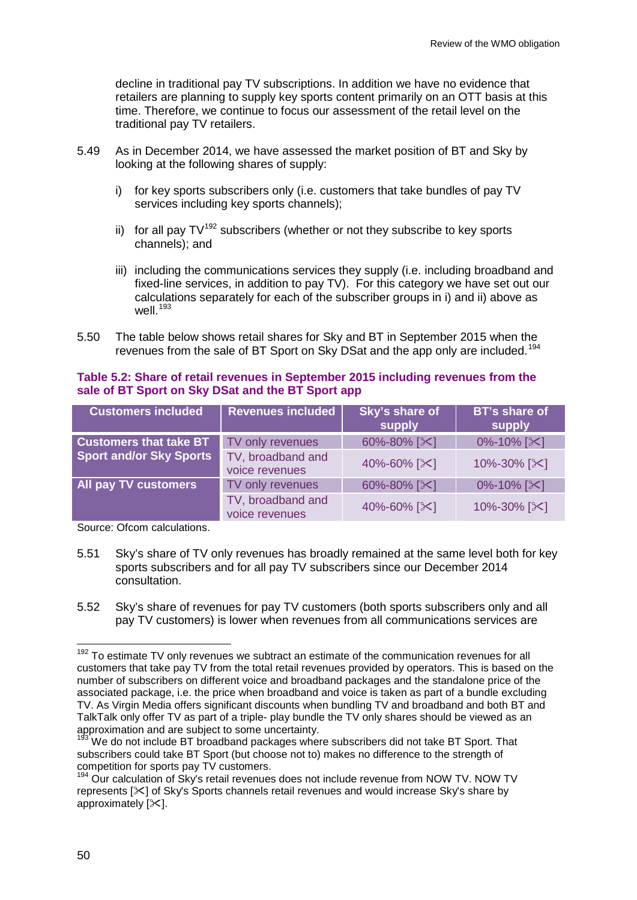decline in traditional pay TV subscriptions. In addition we have no evidence that retailers are planning to supply key sports content primarily on an OTT basis at this time. Therefore, we continue to focus our assessment of the retail level on the traditional pay TV retailers.

5.49 As in December 2014, we have assessed the market position of BT and Sky by looking at the following shares of supply:

i) for key sports subscribers only (i.e. customers that take bundles of pay TV services including key sports channels);

ii) for all pay TV[192] subscribers (whether or not they subscribe to key sports channels); and

iii) including the communications services they supply (i.e. including broadband and fixed-line services, in addition to pay TV). For this category we have set out our calculations separately for each of the subscriber groups in i) and ii) above as well.[193]

5.50 The table below shows retail shares for Sky and BT in September 2015 when the revenues from the sale of BT Sport on Sky DSat and the app only are included.[194]

**Table 5.2: Share of retail revenues in September 2015 including revenues from the sale of BT Sport on Sky DSat and the BT Sport app**

| Customers included | Revenues included | Sky's share of supply | BT's share of supply |
|---|---|---|---|
| **Customers that take BT Sport and/or Sky Sports** | TV only revenues | 60%-80% [✂] | 0%-10% [✂] |
| | TV, broadband and voice revenues | 40%-60% [✂] | 10%-30% [✂] |
| **All pay TV customers** | TV only revenues | 60%-80% [✂] | 0%-10% [✂] |
| | TV, broadband and voice revenues | 40%-60% [✂] | 10%-30% [✂] |

Source: Ofcom calculations.

5.51 Sky's share of TV only revenues has broadly remained at the same level both for key sports subscribers and for all pay TV subscribers since our December 2014 consultation.

5.52 Sky's share of revenues for pay TV customers (both sports subscribers only and all pay TV customers) is lower when revenues from all communications services are

---

[192] To estimate TV only revenues we subtract an estimate of the communication revenues for all customers that take pay TV from the total retail revenues provided by operators. This is based on the number of subscribers on different voice and broadband packages and the standalone price of the associated package, i.e. the price when broadband and voice is taken as part of a bundle excluding TV. As Virgin Media offers significant discounts when bundling TV and broadband and both BT and TalkTalk only offer TV as part of a triple- play bundle the TV only shares should be viewed as an approximation and are subject to some uncertainty.

[193] We do not include BT broadband packages where subscribers did not take BT Sport. That subscribers could take BT Sport (but choose not to) makes no difference to the strength of competition for sports pay TV customers.

[194] Our calculation of Sky's retail revenues does not include revenue from NOW TV. NOW TV represents [✂] of Sky's Sports channels retail revenues and would increase Sky's share by approximately [✂].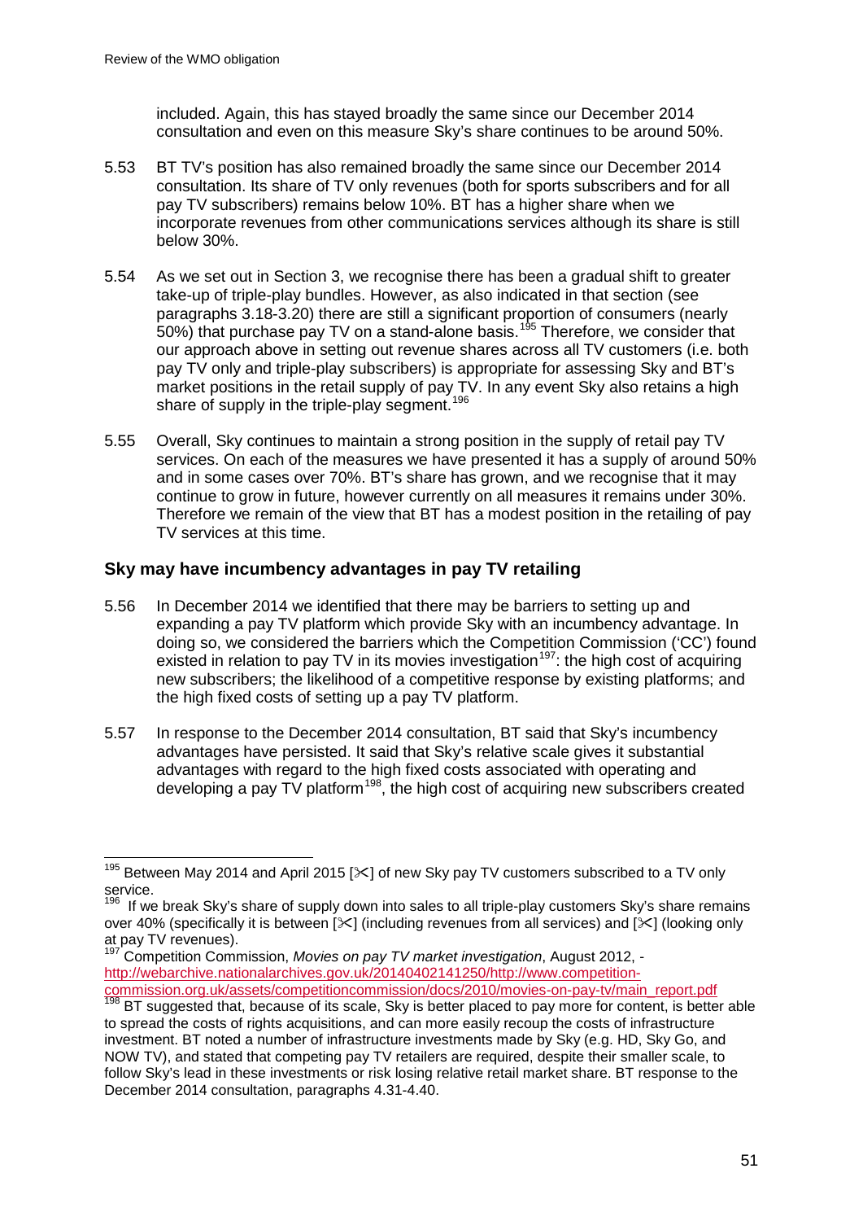included. Again, this has stayed broadly the same since our December 2014 consultation and even on this measure Sky's share continues to be around 50%.

5.53 BT TV's position has also remained broadly the same since our December 2014 consultation. Its share of TV only revenues (both for sports subscribers and for all pay TV subscribers) remains below 10%. BT has a higher share when we incorporate revenues from other communications services although its share is still below 30%.

5.54 As we set out in Section 3, we recognise there has been a gradual shift to greater take-up of triple-play bundles. However, as also indicated in that section (see paragraphs 3.18-3.20) there are still a significant proportion of consumers (nearly 50%) that purchase pay TV on a stand-alone basis.[195] Therefore, we consider that our approach above in setting out revenue shares across all TV customers (i.e. both pay TV only and triple-play subscribers) is appropriate for assessing Sky and BT's market positions in the retail supply of pay TV. In any event Sky also retains a high share of supply in the triple-play segment.[196]

5.55 Overall, Sky continues to maintain a strong position in the supply of retail pay TV services. On each of the measures we have presented it has a supply of around 50% and in some cases over 70%. BT's share has grown, and we recognise that it may continue to grow in future, however currently on all measures it remains under 30%. Therefore we remain of the view that BT has a modest position in the retailing of pay TV services at this time.

## Sky may have incumbency advantages in pay TV retailing

5.56 In December 2014 we identified that there may be barriers to setting up and expanding a pay TV platform which provide Sky with an incumbency advantage. In doing so, we considered the barriers which the Competition Commission ('CC') found existed in relation to pay TV in its movies investigation[197]: the high cost of acquiring new subscribers; the likelihood of a competitive response by existing platforms; and the high fixed costs of setting up a pay TV platform.

5.57 In response to the December 2014 consultation, BT said that Sky's incumbency advantages have persisted. It said that Sky's relative scale gives it substantial advantages with regard to the high fixed costs associated with operating and developing a pay TV platform[198], the high cost of acquiring new subscribers created

---

[195] Between May 2014 and April 2015 [✂] of new Sky pay TV customers subscribed to a TV only service.

[196] If we break Sky's share of supply down into sales to all triple-play customers Sky's share remains over 40% (specifically it is between [✂] (including revenues from all services) and [✂] (looking only at pay TV revenues).

[197] Competition Commission, *Movies on pay TV market investigation*, August 2012, - http://webarchive.nationalarchives.gov.uk/20140402141250/http://www.competition-commission.org.uk/assets/competitioncommission/docs/2010/movies-on-pay-tv/main_report.pdf

[198] BT suggested that, because of its scale, Sky is better placed to pay more for content, is better able to spread the costs of rights acquisitions, and can more easily recoup the costs of infrastructure investment. BT noted a number of infrastructure investments made by Sky (e.g. HD, Sky Go, and NOW TV), and stated that competing pay TV retailers are required, despite their smaller scale, to follow Sky's lead in these investments or risk losing relative retail market share. BT response to the December 2014 consultation, paragraphs 4.31-4.40.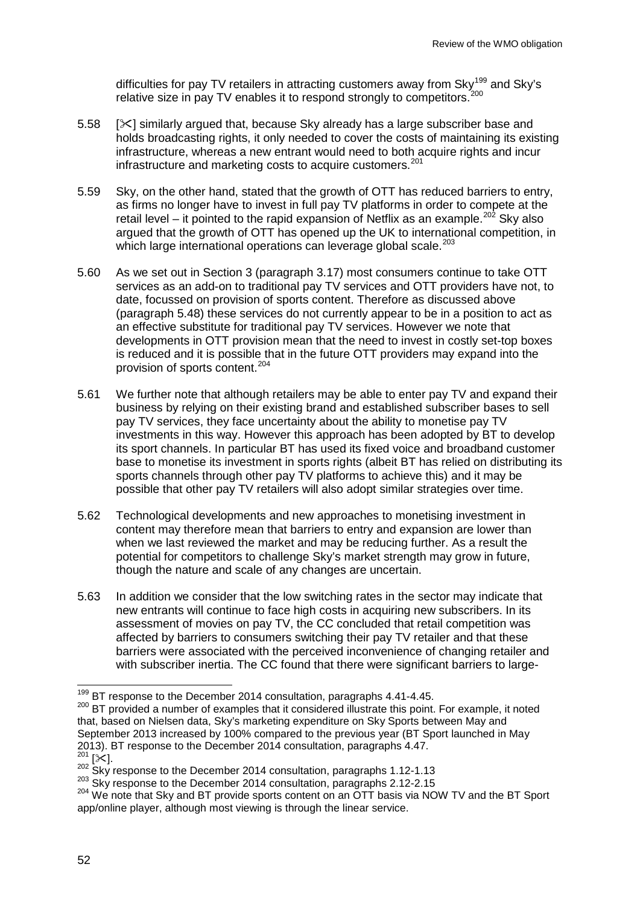difficulties for pay TV retailers in attracting customers away from Sky[199] and Sky's relative size in pay TV enables it to respond strongly to competitors.[200]

5.58 [✂] similarly argued that, because Sky already has a large subscriber base and holds broadcasting rights, it only needed to cover the costs of maintaining its existing infrastructure, whereas a new entrant would need to both acquire rights and incur infrastructure and marketing costs to acquire customers.[201]

5.59 Sky, on the other hand, stated that the growth of OTT has reduced barriers to entry, as firms no longer have to invest in full pay TV platforms in order to compete at the retail level – it pointed to the rapid expansion of Netflix as an example.[202] Sky also argued that the growth of OTT has opened up the UK to international competition, in which large international operations can leverage global scale.[203]

5.60 As we set out in Section 3 (paragraph 3.17) most consumers continue to take OTT services as an add-on to traditional pay TV services and OTT providers have not, to date, focussed on provision of sports content. Therefore as discussed above (paragraph 5.48) these services do not currently appear to be in a position to act as an effective substitute for traditional pay TV services. However we note that developments in OTT provision mean that the need to invest in costly set-top boxes is reduced and it is possible that in the future OTT providers may expand into the provision of sports content.[204]

5.61 We further note that although retailers may be able to enter pay TV and expand their business by relying on their existing brand and established subscriber bases to sell pay TV services, they face uncertainty about the ability to monetise pay TV investments in this way. However this approach has been adopted by BT to develop its sport channels. In particular BT has used its fixed voice and broadband customer base to monetise its investment in sports rights (albeit BT has relied on distributing its sports channels through other pay TV platforms to achieve this) and it may be possible that other pay TV retailers will also adopt similar strategies over time.

5.62 Technological developments and new approaches to monetising investment in content may therefore mean that barriers to entry and expansion are lower than when we last reviewed the market and may be reducing further. As a result the potential for competitors to challenge Sky's market strength may grow in future, though the nature and scale of any changes are uncertain.

5.63 In addition we consider that the low switching rates in the sector may indicate that new entrants will continue to face high costs in acquiring new subscribers. In its assessment of movies on pay TV, the CC concluded that retail competition was affected by barriers to consumers switching their pay TV retailer and that these barriers were associated with the perceived inconvenience of changing retailer and with subscriber inertia. The CC found that there were significant barriers to large-

---

[199] BT response to the December 2014 consultation, paragraphs 4.41-4.45.

[200] BT provided a number of examples that it considered illustrate this point. For example, it noted that, based on Nielsen data, Sky's marketing expenditure on Sky Sports between May and September 2013 increased by 100% compared to the previous year (BT Sport launched in May 2013). BT response to the December 2014 consultation, paragraphs 4.47.

[201] [✂].

[202] Sky response to the December 2014 consultation, paragraphs 1.12-1.13

[203] Sky response to the December 2014 consultation, paragraphs 2.12-2.15

[204] We note that Sky and BT provide sports content on an OTT basis via NOW TV and the BT Sport app/online player, although most viewing is through the linear service.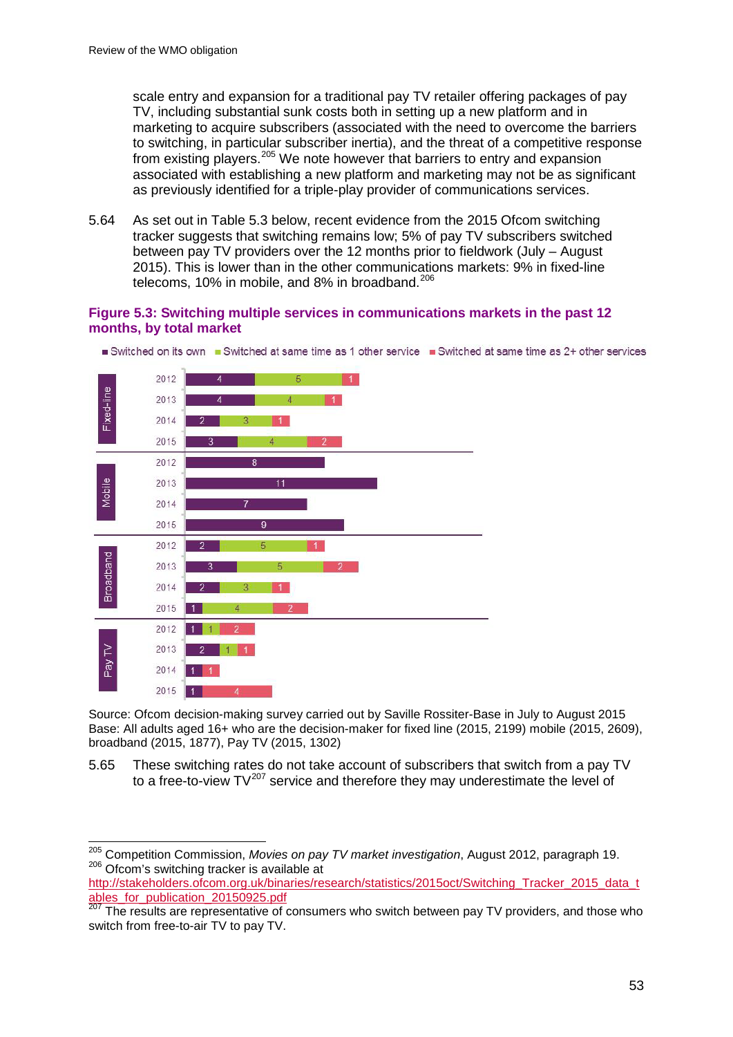scale entry and expansion for a traditional pay TV retailer offering packages of pay TV, including substantial sunk costs both in setting up a new platform and in marketing to acquire subscribers (associated with the need to overcome the barriers to switching, in particular subscriber inertia), and the threat of a competitive response from existing players.[205] We note however that barriers to entry and expansion associated with establishing a new platform and marketing may not be as significant as previously identified for a triple-play provider of communications services.

5.64 As set out in Table 5.3 below, recent evidence from the 2015 Ofcom switching tracker suggests that switching remains low; 5% of pay TV subscribers switched between pay TV providers over the 12 months prior to fieldwork (July – August 2015). This is lower than in the other communications markets: 9% in fixed-line telecoms, 10% in mobile, and 8% in broadband.[206]

**Figure 5.3: Switching multiple services in communications markets in the past 12 months, by total market**

| Market | Year | Switched on its own | Switched at same time as 1 other service | Switched at same time as 2+ other services |
|---|---|---|---|---|
| Fixed-line | 2012 | 4 | 5 | 1 |
| | 2013 | 4 | 4 | 1 |
| | 2014 | 2 | 3 | 1 |
| | 2015 | 3 | 4 | 2 |
| Mobile | 2012 | 8 | | |
| | 2013 | 11 | | |
| | 2014 | 7 | | |
| | 2015 | 9 | | |
| Broadband | 2012 | 2 | 5 | 1 |
| | 2013 | 3 | 5 | 2 |
| | 2014 | 2 | 3 | 1 |
| | 2015 | 1 | 4 | 2 |
| Pay TV | 2012 | 1 | 1 | 2 |
| | 2013 | 2 | 1 | 1 |
| | 2014 | 1 | | 1 |
| | 2015 | 1 | | 4 |

Source: Ofcom decision-making survey carried out by Saville Rossiter-Base in July to August 2015
Base: All adults aged 16+ who are the decision-maker for fixed line (2015, 2199) mobile (2015, 2609), broadband (2015, 1877), Pay TV (2015, 1302)

5.65 These switching rates do not take account of subscribers that switch from a pay TV to a free-to-view TV[207] service and therefore they may underestimate the level of

[205] Competition Commission, *Movies on pay TV market investigation*, August 2012, paragraph 19.
[206] Ofcom's switching tracker is available at http://stakeholders.ofcom.org.uk/binaries/research/statistics/2015oct/Switching_Tracker_2015_data_tables_for_publication_20150925.pdf
[207] The results are representative of consumers who switch between pay TV providers, and those who switch from free-to-air TV to pay TV.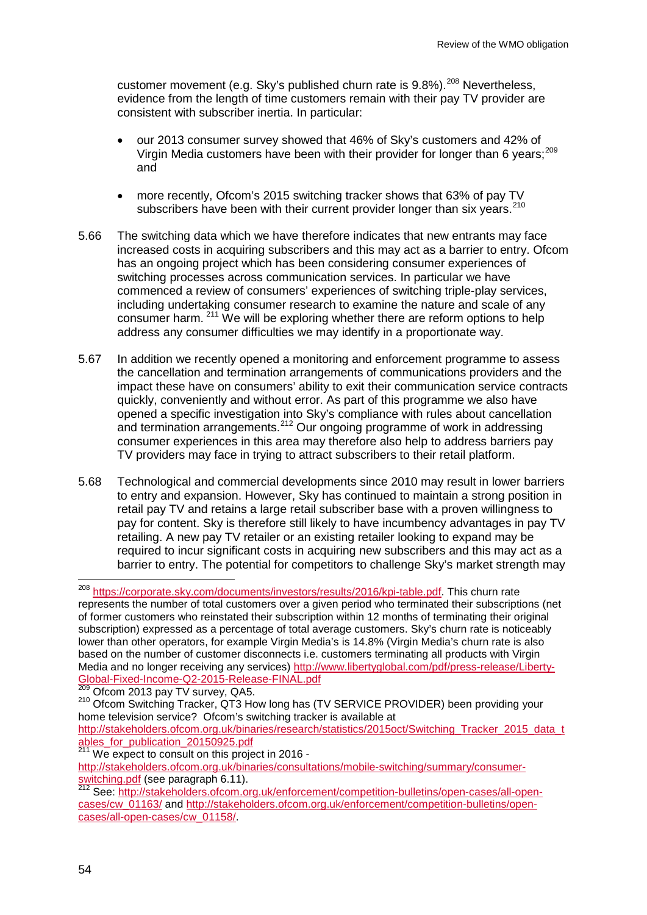customer movement (e.g. Sky's published churn rate is 9.8%).[208] Nevertheless, evidence from the length of time customers remain with their pay TV provider are consistent with subscriber inertia. In particular:

- our 2013 consumer survey showed that 46% of Sky's customers and 42% of Virgin Media customers have been with their provider for longer than 6 years;[209] and
- more recently, Ofcom's 2015 switching tracker shows that 63% of pay TV subscribers have been with their current provider longer than six years.[210]

5.66 The switching data which we have therefore indicates that new entrants may face increased costs in acquiring subscribers and this may act as a barrier to entry. Ofcom has an ongoing project which has been considering consumer experiences of switching processes across communication services. In particular we have commenced a review of consumers' experiences of switching triple-play services, including undertaking consumer research to examine the nature and scale of any consumer harm. [211] We will be exploring whether there are reform options to help address any consumer difficulties we may identify in a proportionate way.

5.67 In addition we recently opened a monitoring and enforcement programme to assess the cancellation and termination arrangements of communications providers and the impact these have on consumers' ability to exit their communication service contracts quickly, conveniently and without error. As part of this programme we also have opened a specific investigation into Sky's compliance with rules about cancellation and termination arrangements.[212] Our ongoing programme of work in addressing consumer experiences in this area may therefore also help to address barriers pay TV providers may face in trying to attract subscribers to their retail platform.

5.68 Technological and commercial developments since 2010 may result in lower barriers to entry and expansion. However, Sky has continued to maintain a strong position in retail pay TV and retains a large retail subscriber base with a proven willingness to pay for content. Sky is therefore still likely to have incumbency advantages in pay TV retailing. A new pay TV retailer or an existing retailer looking to expand may be required to incur significant costs in acquiring new subscribers and this may act as a barrier to entry. The potential for competitors to challenge Sky's market strength may

---

[208] https://corporate.sky.com/documents/investors/results/2016/kpi-table.pdf. This churn rate represents the number of total customers over a given period who terminated their subscriptions (net of former customers who reinstated their subscription within 12 months of terminating their original subscription) expressed as a percentage of total average customers. Sky's churn rate is noticeably lower than other operators, for example Virgin Media's is 14.8% (Virgin Media's churn rate is also based on the number of customer disconnects i.e. customers terminating all products with Virgin Media and no longer receiving any services) http://www.libertyglobal.com/pdf/press-release/Liberty-Global-Fixed-Income-Q2-2015-Release-FINAL.pdf

[209] Ofcom 2013 pay TV survey, QA5.

[210] Ofcom Switching Tracker, QT3 How long has (TV SERVICE PROVIDER) been providing your home television service? Ofcom's switching tracker is available at http://stakeholders.ofcom.org.uk/binaries/research/statistics/2015oct/Switching_Tracker_2015_data_tables_for_publication_20150925.pdf

[211] We expect to consult on this project in 2016 - http://stakeholders.ofcom.org.uk/binaries/consultations/mobile-switching/summary/consumer-switching.pdf (see paragraph 6.11).

[212] See: http://stakeholders.ofcom.org.uk/enforcement/competition-bulletins/open-cases/all-open-cases/cw_01163/ and http://stakeholders.ofcom.org.uk/enforcement/competition-bulletins/open-cases/all-open-cases/cw_01158/.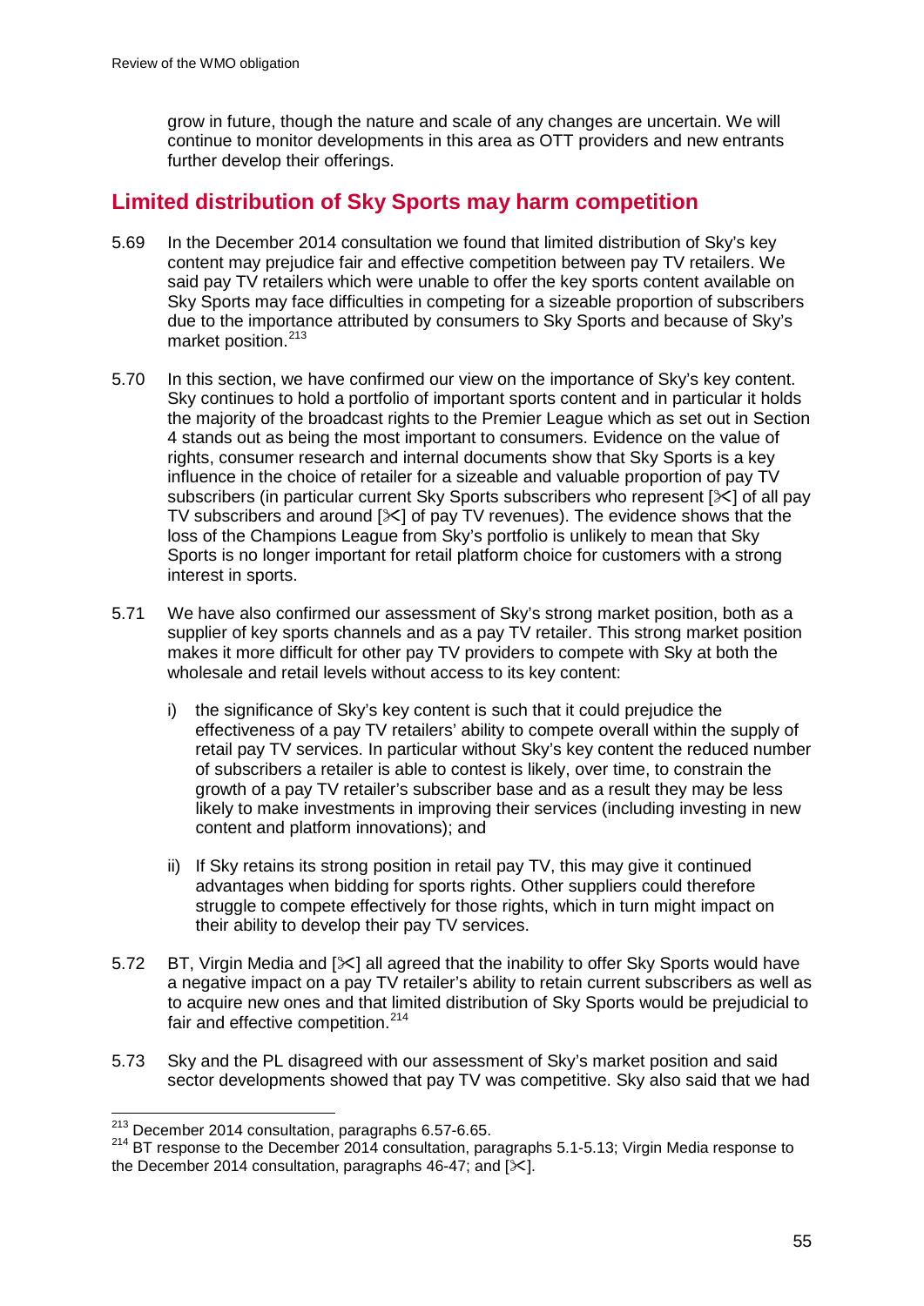grow in future, though the nature and scale of any changes are uncertain. We will continue to monitor developments in this area as OTT providers and new entrants further develop their offerings.

## Limited distribution of Sky Sports may harm competition

5.69 In the December 2014 consultation we found that limited distribution of Sky's key content may prejudice fair and effective competition between pay TV retailers. We said pay TV retailers which were unable to offer the key sports content available on Sky Sports may face difficulties in competing for a sizeable proportion of subscribers due to the importance attributed by consumers to Sky Sports and because of Sky's market position.[213]

5.70 In this section, we have confirmed our view on the importance of Sky's key content. Sky continues to hold a portfolio of important sports content and in particular it holds the majority of the broadcast rights to the Premier League which as set out in Section 4 stands out as being the most important to consumers. Evidence on the value of rights, consumer research and internal documents show that Sky Sports is a key influence in the choice of retailer for a sizeable and valuable proportion of pay TV subscribers (in particular current Sky Sports subscribers who represent [✂] of all pay TV subscribers and around [✂] of pay TV revenues). The evidence shows that the loss of the Champions League from Sky's portfolio is unlikely to mean that Sky Sports is no longer important for retail platform choice for customers with a strong interest in sports.

5.71 We have also confirmed our assessment of Sky's strong market position, both as a supplier of key sports channels and as a pay TV retailer. This strong market position makes it more difficult for other pay TV providers to compete with Sky at both the wholesale and retail levels without access to its key content:

i) the significance of Sky's key content is such that it could prejudice the effectiveness of a pay TV retailers' ability to compete overall within the supply of retail pay TV services. In particular without Sky's key content the reduced number of subscribers a retailer is able to contest is likely, over time, to constrain the growth of a pay TV retailer's subscriber base and as a result they may be less likely to make investments in improving their services (including investing in new content and platform innovations); and

ii) If Sky retains its strong position in retail pay TV, this may give it continued advantages when bidding for sports rights. Other suppliers could therefore struggle to compete effectively for those rights, which in turn might impact on their ability to develop their pay TV services.

5.72 BT, Virgin Media and [✂] all agreed that the inability to offer Sky Sports would have a negative impact on a pay TV retailer's ability to retain current subscribers as well as to acquire new ones and that limited distribution of Sky Sports would be prejudicial to fair and effective competition.[214]

5.73 Sky and the PL disagreed with our assessment of Sky's market position and said sector developments showed that pay TV was competitive. Sky also said that we had

---

[213] December 2014 consultation, paragraphs 6.57-6.65.

[214] BT response to the December 2014 consultation, paragraphs 5.1-5.13; Virgin Media response to the December 2014 consultation, paragraphs 46-47; and [✂].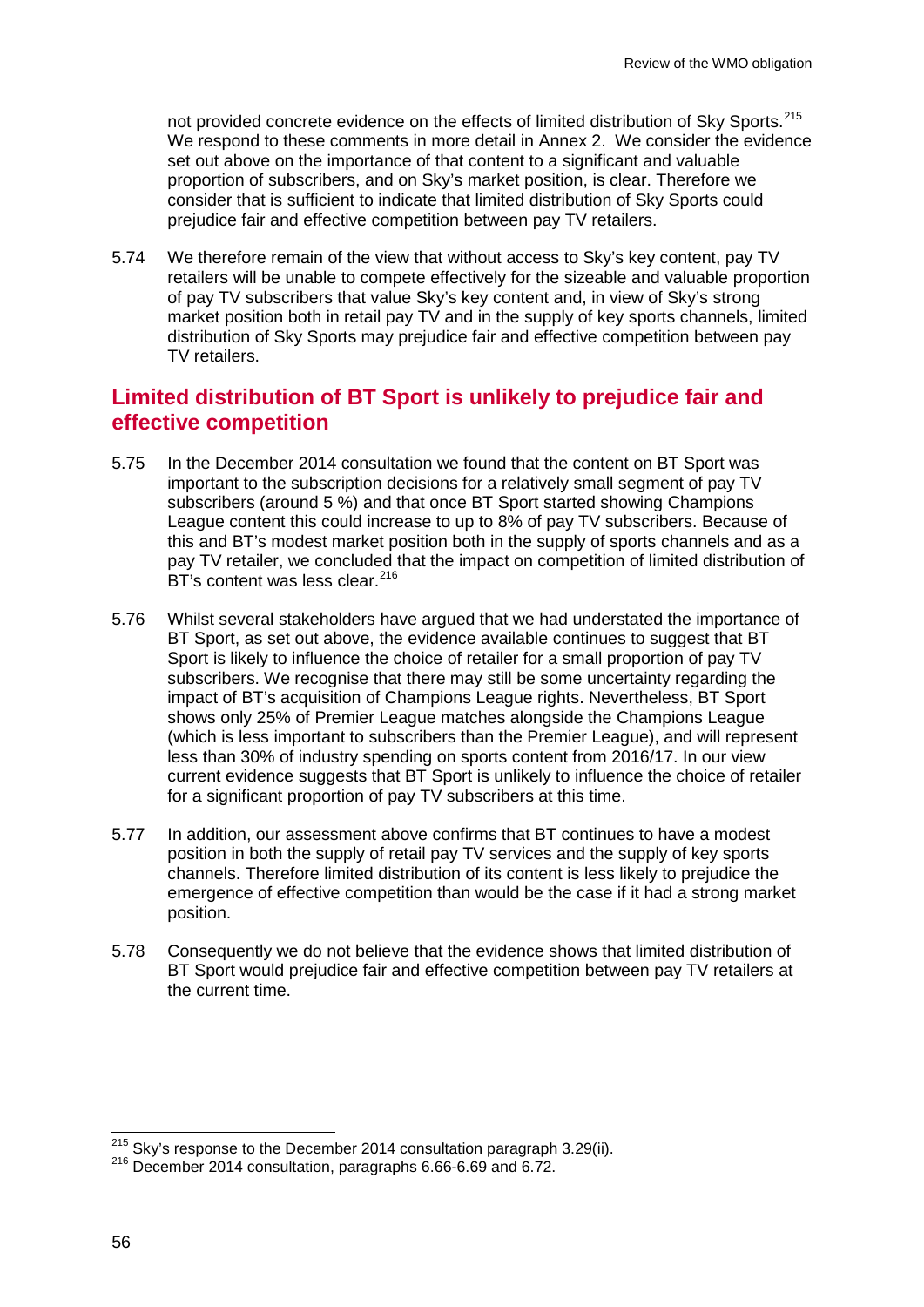not provided concrete evidence on the effects of limited distribution of Sky Sports.[215] We respond to these comments in more detail in Annex 2. We consider the evidence set out above on the importance of that content to a significant and valuable proportion of subscribers, and on Sky's market position, is clear. Therefore we consider that is sufficient to indicate that limited distribution of Sky Sports could prejudice fair and effective competition between pay TV retailers.

5.74 We therefore remain of the view that without access to Sky's key content, pay TV retailers will be unable to compete effectively for the sizeable and valuable proportion of pay TV subscribers that value Sky's key content and, in view of Sky's strong market position both in retail pay TV and in the supply of key sports channels, limited distribution of Sky Sports may prejudice fair and effective competition between pay TV retailers.

## Limited distribution of BT Sport is unlikely to prejudice fair and effective competition

5.75 In the December 2014 consultation we found that the content on BT Sport was important to the subscription decisions for a relatively small segment of pay TV subscribers (around 5 %) and that once BT Sport started showing Champions League content this could increase to up to 8% of pay TV subscribers. Because of this and BT's modest market position both in the supply of sports channels and as a pay TV retailer, we concluded that the impact on competition of limited distribution of BT's content was less clear.[216]

5.76 Whilst several stakeholders have argued that we had understated the importance of BT Sport, as set out above, the evidence available continues to suggest that BT Sport is likely to influence the choice of retailer for a small proportion of pay TV subscribers. We recognise that there may still be some uncertainty regarding the impact of BT's acquisition of Champions League rights. Nevertheless, BT Sport shows only 25% of Premier League matches alongside the Champions League (which is less important to subscribers than the Premier League), and will represent less than 30% of industry spending on sports content from 2016/17. In our view current evidence suggests that BT Sport is unlikely to influence the choice of retailer for a significant proportion of pay TV subscribers at this time.

5.77 In addition, our assessment above confirms that BT continues to have a modest position in both the supply of retail pay TV services and the supply of key sports channels. Therefore limited distribution of its content is less likely to prejudice the emergence of effective competition than would be the case if it had a strong market position.

5.78 Consequently we do not believe that the evidence shows that limited distribution of BT Sport would prejudice fair and effective competition between pay TV retailers at the current time.

---

[215] Sky's response to the December 2014 consultation paragraph 3.29(ii).

[216] December 2014 consultation, paragraphs 6.66-6.69 and 6.72.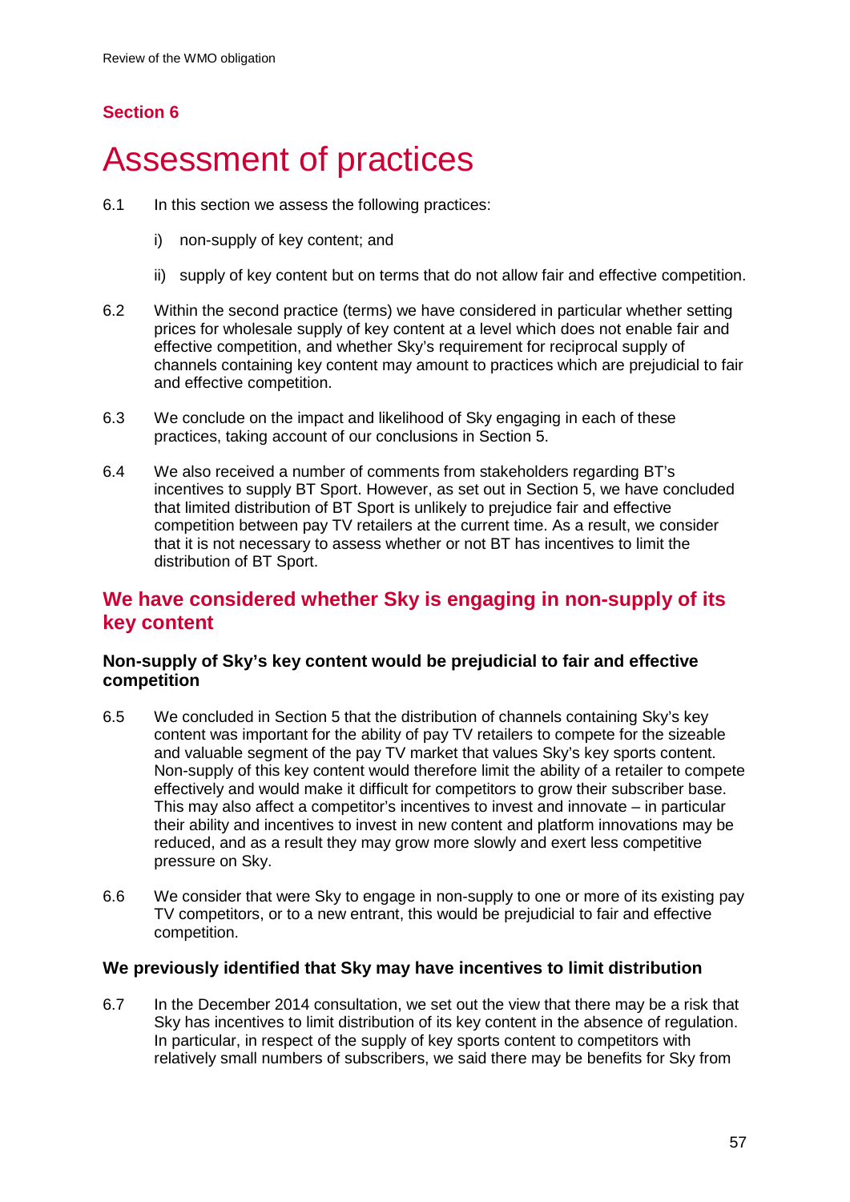## Section 6

# Assessment of practices

6.1 In this section we assess the following practices:

i) non-supply of key content; and

ii) supply of key content but on terms that do not allow fair and effective competition.

6.2 Within the second practice (terms) we have considered in particular whether setting prices for wholesale supply of key content at a level which does not enable fair and effective competition, and whether Sky's requirement for reciprocal supply of channels containing key content may amount to practices which are prejudicial to fair and effective competition.

6.3 We conclude on the impact and likelihood of Sky engaging in each of these practices, taking account of our conclusions in Section 5.

6.4 We also received a number of comments from stakeholders regarding BT's incentives to supply BT Sport. However, as set out in Section 5, we have concluded that limited distribution of BT Sport is unlikely to prejudice fair and effective competition between pay TV retailers at the current time. As a result, we consider that it is not necessary to assess whether or not BT has incentives to limit the distribution of BT Sport.

## We have considered whether Sky is engaging in non-supply of its key content

### Non-supply of Sky's key content would be prejudicial to fair and effective competition

6.5 We concluded in Section 5 that the distribution of channels containing Sky's key content was important for the ability of pay TV retailers to compete for the sizeable and valuable segment of the pay TV market that values Sky's key sports content. Non-supply of this key content would therefore limit the ability of a retailer to compete effectively and would make it difficult for competitors to grow their subscriber base. This may also affect a competitor's incentives to invest and innovate – in particular their ability and incentives to invest in new content and platform innovations may be reduced, and as a result they may grow more slowly and exert less competitive pressure on Sky.

6.6 We consider that were Sky to engage in non-supply to one or more of its existing pay TV competitors, or to a new entrant, this would be prejudicial to fair and effective competition.

### We previously identified that Sky may have incentives to limit distribution

6.7 In the December 2014 consultation, we set out the view that there may be a risk that Sky has incentives to limit distribution of its key content in the absence of regulation. In particular, in respect of the supply of key sports content to competitors with relatively small numbers of subscribers, we said there may be benefits for Sky from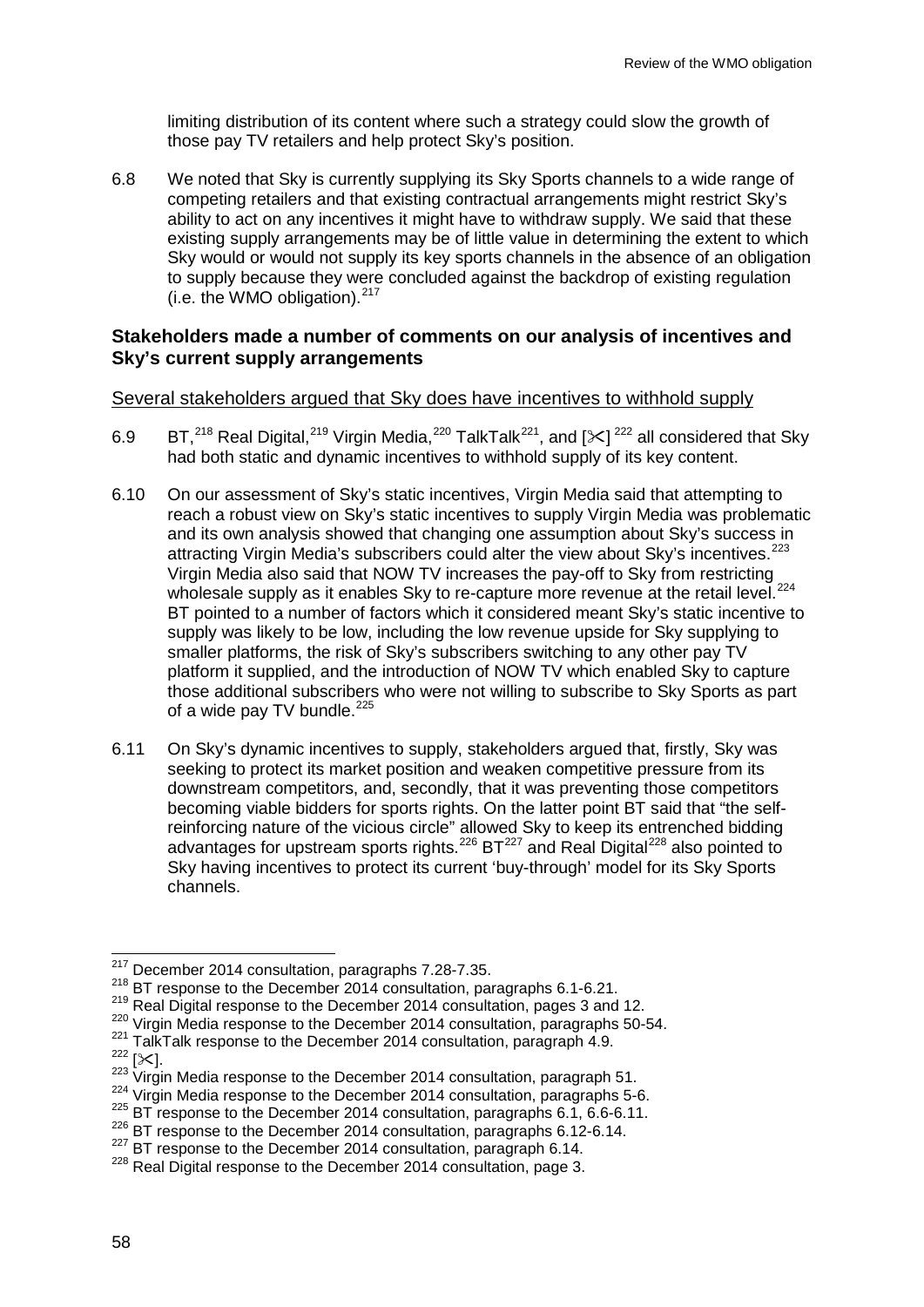limiting distribution of its content where such a strategy could slow the growth of those pay TV retailers and help protect Sky's position.

6.8 We noted that Sky is currently supplying its Sky Sports channels to a wide range of competing retailers and that existing contractual arrangements might restrict Sky's ability to act on any incentives it might have to withdraw supply. We said that these existing supply arrangements may be of little value in determining the extent to which Sky would or would not supply its key sports channels in the absence of an obligation to supply because they were concluded against the backdrop of existing regulation (i.e. the WMO obligation).[217]

### Stakeholders made a number of comments on our analysis of incentives and Sky's current supply arrangements

Several stakeholders argued that Sky does have incentives to withhold supply

6.9 BT,[218] Real Digital,[219] Virgin Media,[220] TalkTalk[221], and [✂] [222] all considered that Sky had both static and dynamic incentives to withhold supply of its key content.

6.10 On our assessment of Sky's static incentives, Virgin Media said that attempting to reach a robust view on Sky's static incentives to supply Virgin Media was problematic and its own analysis showed that changing one assumption about Sky's success in attracting Virgin Media's subscribers could alter the view about Sky's incentives.[223] Virgin Media also said that NOW TV increases the pay-off to Sky from restricting wholesale supply as it enables Sky to re-capture more revenue at the retail level.[224] BT pointed to a number of factors which it considered meant Sky's static incentive to supply was likely to be low, including the low revenue upside for Sky supplying to smaller platforms, the risk of Sky's subscribers switching to any other pay TV platform it supplied, and the introduction of NOW TV which enabled Sky to capture those additional subscribers who were not willing to subscribe to Sky Sports as part of a wide pay TV bundle.[225]

6.11 On Sky's dynamic incentives to supply, stakeholders argued that, firstly, Sky was seeking to protect its market position and weaken competitive pressure from its downstream competitors, and, secondly, that it was preventing those competitors becoming viable bidders for sports rights. On the latter point BT said that "the self-reinforcing nature of the vicious circle" allowed Sky to keep its entrenched bidding advantages for upstream sports rights.[226] BT[227] and Real Digital[228] also pointed to Sky having incentives to protect its current 'buy-through' model for its Sky Sports channels.

---

[217] December 2014 consultation, paragraphs 7.28-7.35.
[218] BT response to the December 2014 consultation, paragraphs 6.1-6.21.
[219] Real Digital response to the December 2014 consultation, pages 3 and 12.
[220] Virgin Media response to the December 2014 consultation, paragraphs 50-54.
[221] TalkTalk response to the December 2014 consultation, paragraph 4.9.
[222] [✂].
[223] Virgin Media response to the December 2014 consultation, paragraph 51.
[224] Virgin Media response to the December 2014 consultation, paragraphs 5-6.
[225] BT response to the December 2014 consultation, paragraphs 6.1, 6.6-6.11.
[226] BT response to the December 2014 consultation, paragraphs 6.12-6.14.
[227] BT response to the December 2014 consultation, paragraph 6.14.
[228] Real Digital response to the December 2014 consultation, page 3.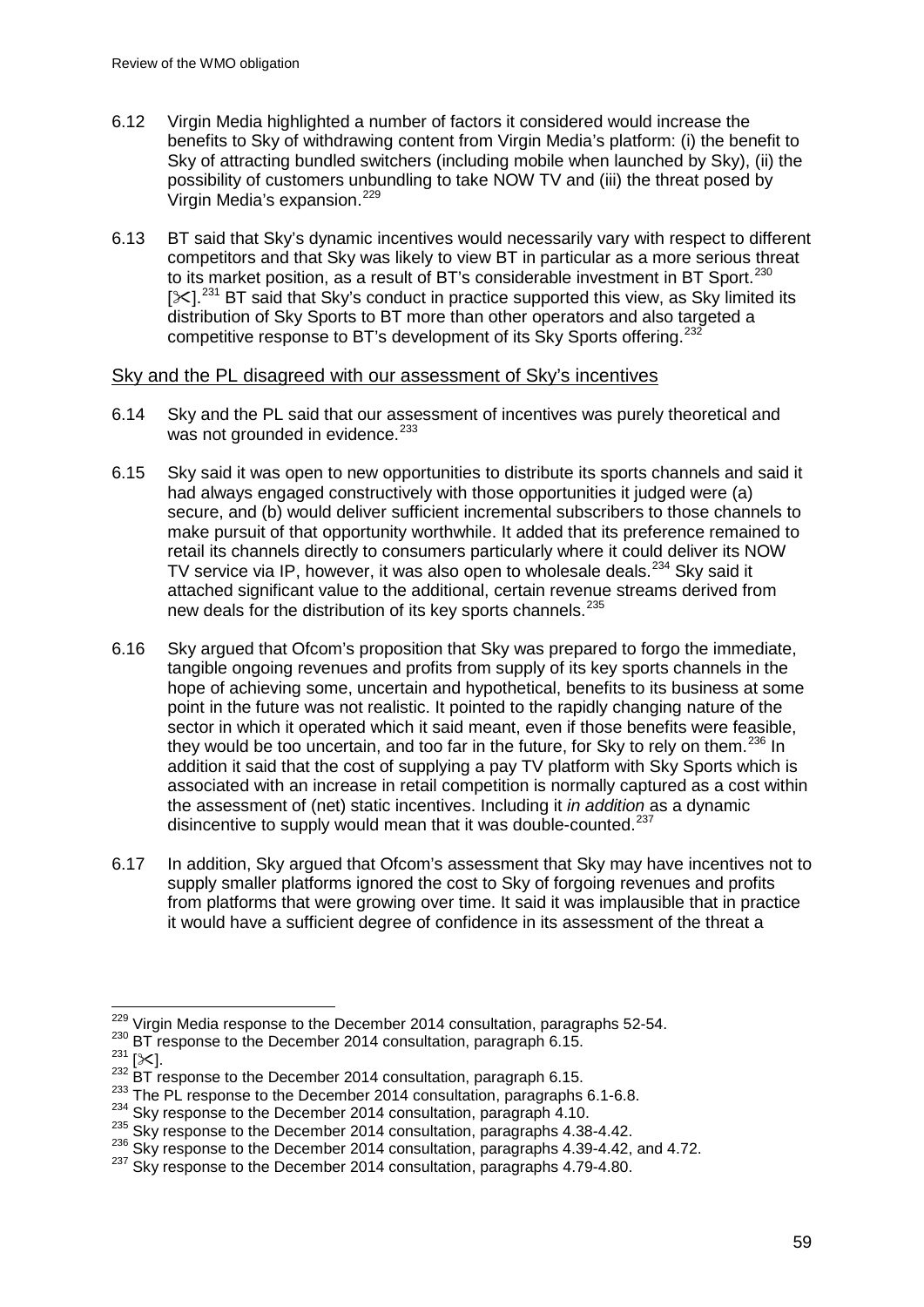6.12 Virgin Media highlighted a number of factors it considered would increase the benefits to Sky of withdrawing content from Virgin Media's platform: (i) the benefit to Sky of attracting bundled switchers (including mobile when launched by Sky), (ii) the possibility of customers unbundling to take NOW TV and (iii) the threat posed by Virgin Media's expansion.[229]

6.13 BT said that Sky's dynamic incentives would necessarily vary with respect to different competitors and that Sky was likely to view BT in particular as a more serious threat to its market position, as a result of BT's considerable investment in BT Sport.[230] [✂].[231] BT said that Sky's conduct in practice supported this view, as Sky limited its distribution of Sky Sports to BT more than other operators and also targeted a competitive response to BT's development of its Sky Sports offering.[232]

## Sky and the PL disagreed with our assessment of Sky's incentives

6.14 Sky and the PL said that our assessment of incentives was purely theoretical and was not grounded in evidence.[233]

6.15 Sky said it was open to new opportunities to distribute its sports channels and said it had always engaged constructively with those opportunities it judged were (a) secure, and (b) would deliver sufficient incremental subscribers to those channels to make pursuit of that opportunity worthwhile. It added that its preference remained to retail its channels directly to consumers particularly where it could deliver its NOW TV service via IP, however, it was also open to wholesale deals.[234] Sky said it attached significant value to the additional, certain revenue streams derived from new deals for the distribution of its key sports channels.[235]

6.16 Sky argued that Ofcom's proposition that Sky was prepared to forgo the immediate, tangible ongoing revenues and profits from supply of its key sports channels in the hope of achieving some, uncertain and hypothetical, benefits to its business at some point in the future was not realistic. It pointed to the rapidly changing nature of the sector in which it operated which it said meant, even if those benefits were feasible, they would be too uncertain, and too far in the future, for Sky to rely on them.[236] In addition it said that the cost of supplying a pay TV platform with Sky Sports which is associated with an increase in retail competition is normally captured as a cost within the assessment of (net) static incentives. Including it *in addition* as a dynamic disincentive to supply would mean that it was double-counted.[237]

6.17 In addition, Sky argued that Ofcom's assessment that Sky may have incentives not to supply smaller platforms ignored the cost to Sky of forgoing revenues and profits from platforms that were growing over time. It said it was implausible that in practice it would have a sufficient degree of confidence in its assessment of the threat a

---

[229] Virgin Media response to the December 2014 consultation, paragraphs 52-54.
[230] BT response to the December 2014 consultation, paragraph 6.15.
[231] [✂].
[232] BT response to the December 2014 consultation, paragraph 6.15.
[233] The PL response to the December 2014 consultation, paragraphs 6.1-6.8.
[234] Sky response to the December 2014 consultation, paragraph 4.10.
[235] Sky response to the December 2014 consultation, paragraphs 4.38-4.42.
[236] Sky response to the December 2014 consultation, paragraphs 4.39-4.42, and 4.72.
[237] Sky response to the December 2014 consultation, paragraphs 4.79-4.80.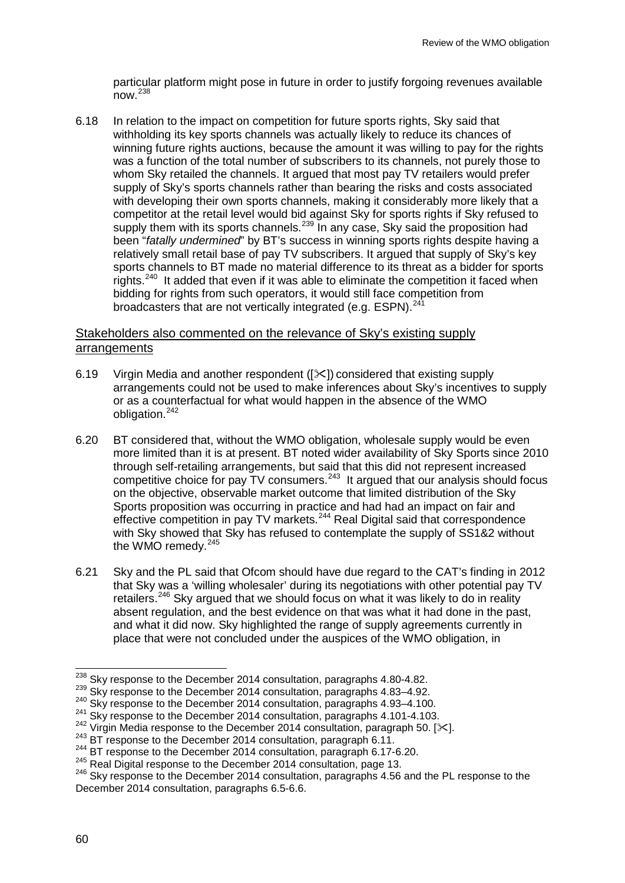particular platform might pose in future in order to justify forgoing revenues available now.[238]

6.18 In relation to the impact on competition for future sports rights, Sky said that withholding its key sports channels was actually likely to reduce its chances of winning future rights auctions, because the amount it was willing to pay for the rights was a function of the total number of subscribers to its channels, not purely those to whom Sky retailed the channels. It argued that most pay TV retailers would prefer supply of Sky's sports channels rather than bearing the risks and costs associated with developing their own sports channels, making it considerably more likely that a competitor at the retail level would bid against Sky for sports rights if Sky refused to supply them with its sports channels.[239] In any case, Sky said the proposition had been "*fatally undermined*" by BT's success in winning sports rights despite having a relatively small retail base of pay TV subscribers. It argued that supply of Sky's key sports channels to BT made no material difference to its threat as a bidder for sports rights.[240] It added that even if it was able to eliminate the competition it faced when bidding for rights from such operators, it would still face competition from broadcasters that are not vertically integrated (e.g. ESPN).[241]

## Stakeholders also commented on the relevance of Sky's existing supply arrangements

6.19 Virgin Media and another respondent ([✂]) considered that existing supply arrangements could not be used to make inferences about Sky's incentives to supply or as a counterfactual for what would happen in the absence of the WMO obligation.[242]

6.20 BT considered that, without the WMO obligation, wholesale supply would be even more limited than it is at present. BT noted wider availability of Sky Sports since 2010 through self-retailing arrangements, but said that this did not represent increased competitive choice for pay TV consumers.[243] It argued that our analysis should focus on the objective, observable market outcome that limited distribution of the Sky Sports proposition was occurring in practice and had had an impact on fair and effective competition in pay TV markets.[244] Real Digital said that correspondence with Sky showed that Sky has refused to contemplate the supply of SS1&2 without the WMO remedy.[245]

6.21 Sky and the PL said that Ofcom should have due regard to the CAT's finding in 2012 that Sky was a 'willing wholesaler' during its negotiations with other potential pay TV retailers.[246] Sky argued that we should focus on what it was likely to do in reality absent regulation, and the best evidence on that was what it had done in the past, and what it did now. Sky highlighted the range of supply agreements currently in place that were not concluded under the auspices of the WMO obligation, in

---

[238] Sky response to the December 2014 consultation, paragraphs 4.80-4.82.

[239] Sky response to the December 2014 consultation, paragraphs 4.83–4.92.

[240] Sky response to the December 2014 consultation, paragraphs 4.93–4.100.

[241] Sky response to the December 2014 consultation, paragraphs 4.101-4.103.

[242] Virgin Media response to the December 2014 consultation, paragraph 50. [✂].

[243] BT response to the December 2014 consultation, paragraph 6.11.

[244] BT response to the December 2014 consultation, paragraph 6.17-6.20.

[245] Real Digital response to the December 2014 consultation, page 13.

[246] Sky response to the December 2014 consultation, paragraphs 4.56 and the PL response to the December 2014 consultation, paragraphs 6.5-6.6.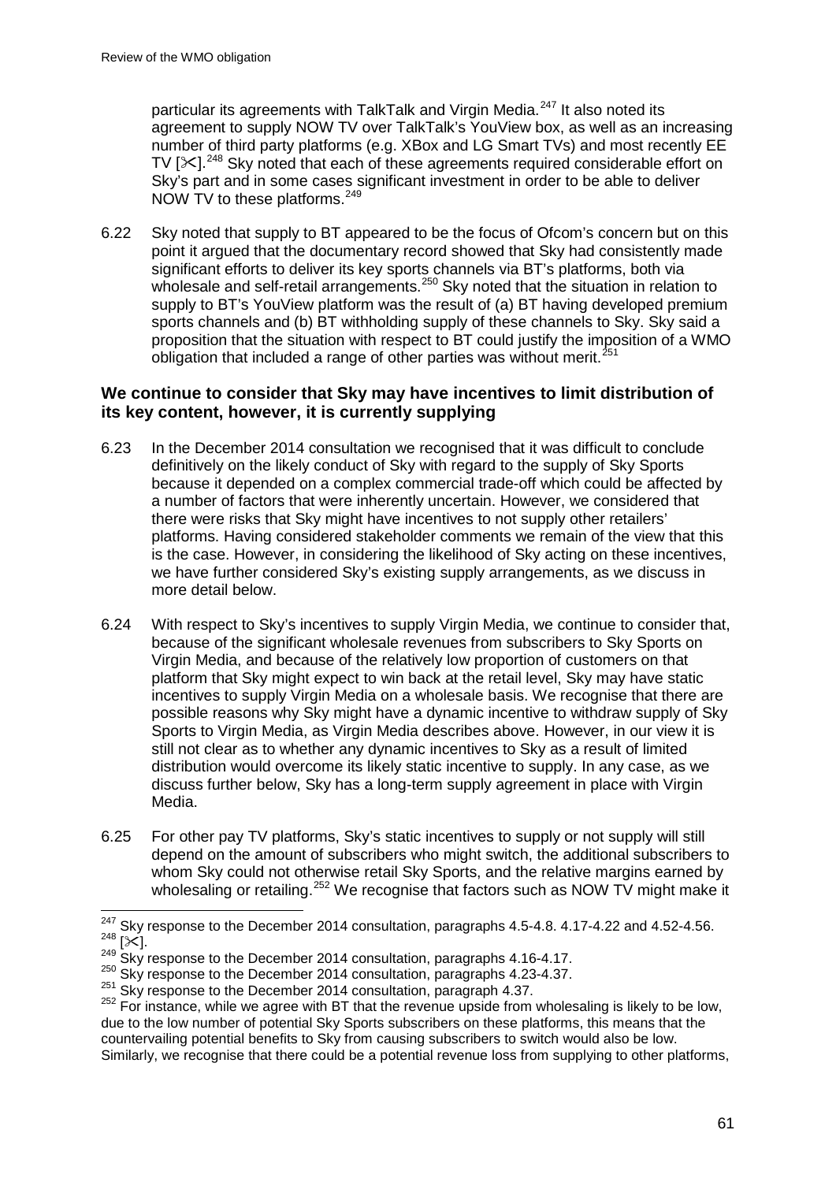particular its agreements with TalkTalk and Virgin Media.[247] It also noted its agreement to supply NOW TV over TalkTalk's YouView box, as well as an increasing number of third party platforms (e.g. XBox and LG Smart TVs) and most recently EE TV [✂].[248] Sky noted that each of these agreements required considerable effort on Sky's part and in some cases significant investment in order to be able to deliver NOW TV to these platforms.[249]

6.22 Sky noted that supply to BT appeared to be the focus of Ofcom's concern but on this point it argued that the documentary record showed that Sky had consistently made significant efforts to deliver its key sports channels via BT's platforms, both via wholesale and self-retail arrangements.[250] Sky noted that the situation in relation to supply to BT's YouView platform was the result of (a) BT having developed premium sports channels and (b) BT withholding supply of these channels to Sky. Sky said a proposition that the situation with respect to BT could justify the imposition of a WMO obligation that included a range of other parties was without merit.[251]

### We continue to consider that Sky may have incentives to limit distribution of its key content, however, it is currently supplying

6.23 In the December 2014 consultation we recognised that it was difficult to conclude definitively on the likely conduct of Sky with regard to the supply of Sky Sports because it depended on a complex commercial trade-off which could be affected by a number of factors that were inherently uncertain. However, we considered that there were risks that Sky might have incentives to not supply other retailers' platforms. Having considered stakeholder comments we remain of the view that this is the case. However, in considering the likelihood of Sky acting on these incentives, we have further considered Sky's existing supply arrangements, as we discuss in more detail below.

6.24 With respect to Sky's incentives to supply Virgin Media, we continue to consider that, because of the significant wholesale revenues from subscribers to Sky Sports on Virgin Media, and because of the relatively low proportion of customers on that platform that Sky might expect to win back at the retail level, Sky may have static incentives to supply Virgin Media on a wholesale basis. We recognise that there are possible reasons why Sky might have a dynamic incentive to withdraw supply of Sky Sports to Virgin Media, as Virgin Media describes above. However, in our view it is still not clear as to whether any dynamic incentives to Sky as a result of limited distribution would overcome its likely static incentive to supply. In any case, as we discuss further below, Sky has a long-term supply agreement in place with Virgin Media.

6.25 For other pay TV platforms, Sky's static incentives to supply or not supply will still depend on the amount of subscribers who might switch, the additional subscribers to whom Sky could not otherwise retail Sky Sports, and the relative margins earned by wholesaling or retailing.[252] We recognise that factors such as NOW TV might make it

---

[247] Sky response to the December 2014 consultation, paragraphs 4.5-4.8. 4.17-4.22 and 4.52-4.56.

[248] [✂].

[249] Sky response to the December 2014 consultation, paragraphs 4.16-4.17.

[250] Sky response to the December 2014 consultation, paragraphs 4.23-4.37.

[251] Sky response to the December 2014 consultation, paragraph 4.37.

[252] For instance, while we agree with BT that the revenue upside from wholesaling is likely to be low, due to the low number of potential Sky Sports subscribers on these platforms, this means that the countervailing potential benefits to Sky from causing subscribers to switch would also be low. Similarly, we recognise that there could be a potential revenue loss from supplying to other platforms,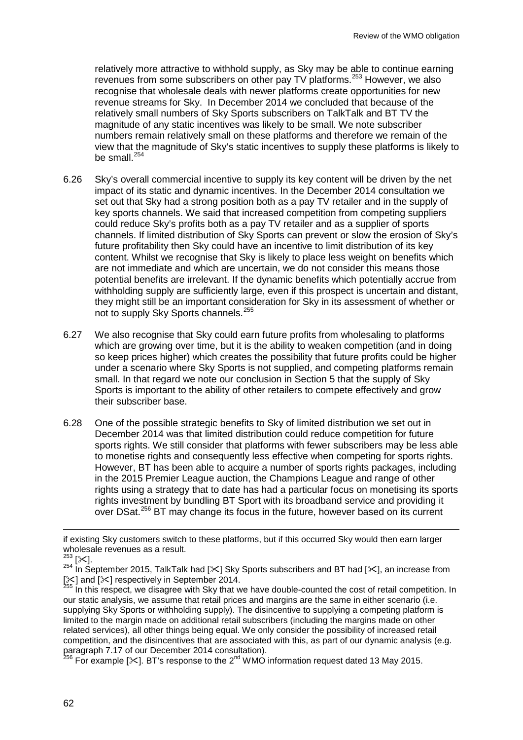relatively more attractive to withhold supply, as Sky may be able to continue earning revenues from some subscribers on other pay TV platforms.[253] However, we also recognise that wholesale deals with newer platforms create opportunities for new revenue streams for Sky. In December 2014 we concluded that because of the relatively small numbers of Sky Sports subscribers on TalkTalk and BT TV the magnitude of any static incentives was likely to be small. We note subscriber numbers remain relatively small on these platforms and therefore we remain of the view that the magnitude of Sky's static incentives to supply these platforms is likely to be small.[254]

6.26 Sky's overall commercial incentive to supply its key content will be driven by the net impact of its static and dynamic incentives. In the December 2014 consultation we set out that Sky had a strong position both as a pay TV retailer and in the supply of key sports channels. We said that increased competition from competing suppliers could reduce Sky's profits both as a pay TV retailer and as a supplier of sports channels. If limited distribution of Sky Sports can prevent or slow the erosion of Sky's future profitability then Sky could have an incentive to limit distribution of its key content. Whilst we recognise that Sky is likely to place less weight on benefits which are not immediate and which are uncertain, we do not consider this means those potential benefits are irrelevant. If the dynamic benefits which potentially accrue from withholding supply are sufficiently large, even if this prospect is uncertain and distant, they might still be an important consideration for Sky in its assessment of whether or not to supply Sky Sports channels.[255]

6.27 We also recognise that Sky could earn future profits from wholesaling to platforms which are growing over time, but it is the ability to weaken competition (and in doing so keep prices higher) which creates the possibility that future profits could be higher under a scenario where Sky Sports is not supplied, and competing platforms remain small. In that regard we note our conclusion in Section 5 that the supply of Sky Sports is important to the ability of other retailers to compete effectively and grow their subscriber base.

6.28 One of the possible strategic benefits to Sky of limited distribution we set out in December 2014 was that limited distribution could reduce competition for future sports rights. We still consider that platforms with fewer subscribers may be less able to monetise rights and consequently less effective when competing for sports rights. However, BT has been able to acquire a number of sports rights packages, including in the 2015 Premier League auction, the Champions League and range of other rights using a strategy that to date has had a particular focus on monetising its sports rights investment by bundling BT Sport with its broadband service and providing it over DSat.[256] BT may change its focus in the future, however based on its current

---

if existing Sky customers switch to these platforms, but if this occurred Sky would then earn larger wholesale revenues as a result.

[253] [✂].

[254] In September 2015, TalkTalk had [✂] Sky Sports subscribers and BT had [✂], an increase from [✂] and [✂] respectively in September 2014.

[255] In this respect, we disagree with Sky that we have double-counted the cost of retail competition. In our static analysis, we assume that retail prices and margins are the same in either scenario (i.e. supplying Sky Sports or withholding supply). The disincentive to supplying a competing platform is limited to the margin made on additional retail subscribers (including the margins made on other related services), all other things being equal. We only consider the possibility of increased retail competition, and the disincentives that are associated with this, as part of our dynamic analysis (e.g. paragraph 7.17 of our December 2014 consultation).

[256] For example [✂]. BT's response to the 2nd WMO information request dated 13 May 2015.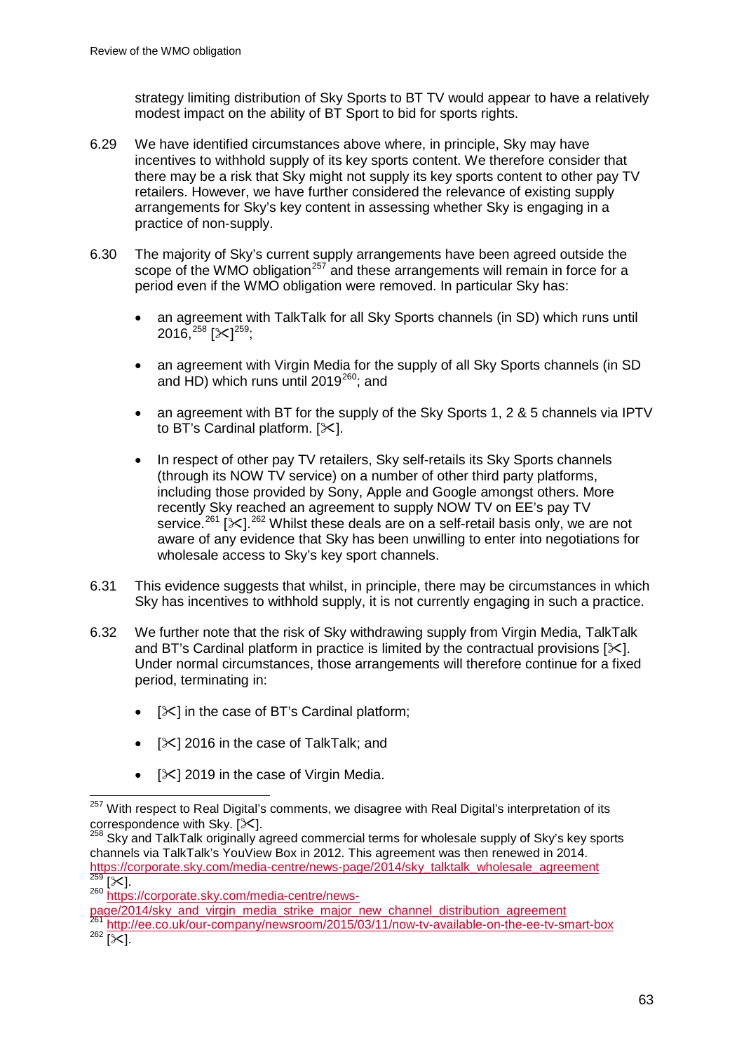strategy limiting distribution of Sky Sports to BT TV would appear to have a relatively modest impact on the ability of BT Sport to bid for sports rights.

6.29 We have identified circumstances above where, in principle, Sky may have incentives to withhold supply of its key sports content. We therefore consider that there may be a risk that Sky might not supply its key sports content to other pay TV retailers. However, we have further considered the relevance of existing supply arrangements for Sky's key content in assessing whether Sky is engaging in a practice of non-supply.

6.30 The majority of Sky's current supply arrangements have been agreed outside the scope of the WMO obligation[257] and these arrangements will remain in force for a period even if the WMO obligation were removed. In particular Sky has:

- an agreement with TalkTalk for all Sky Sports channels (in SD) which runs until 2016,[258] [✂][259];
- an agreement with Virgin Media for the supply of all Sky Sports channels (in SD and HD) which runs until 2019[260]; and
- an agreement with BT for the supply of the Sky Sports 1, 2 & 5 channels via IPTV to BT's Cardinal platform. [✂].
- In respect of other pay TV retailers, Sky self-retails its Sky Sports channels (through its NOW TV service) on a number of other third party platforms, including those provided by Sony, Apple and Google amongst others. More recently Sky reached an agreement to supply NOW TV on EE's pay TV service.[261] [✂].[262] Whilst these deals are on a self-retail basis only, we are not aware of any evidence that Sky has been unwilling to enter into negotiations for wholesale access to Sky's key sport channels.

6.31 This evidence suggests that whilst, in principle, there may be circumstances in which Sky has incentives to withhold supply, it is not currently engaging in such a practice.

6.32 We further note that the risk of Sky withdrawing supply from Virgin Media, TalkTalk and BT's Cardinal platform in practice is limited by the contractual provisions [✂]. Under normal circumstances, those arrangements will therefore continue for a fixed period, terminating in:

- [✂] in the case of BT's Cardinal platform;
- [✂] 2016 in the case of TalkTalk; and
- [✂] 2019 in the case of Virgin Media.

---

[257] With respect to Real Digital's comments, we disagree with Real Digital's interpretation of its correspondence with Sky. [✂].

[258] Sky and TalkTalk originally agreed commercial terms for wholesale supply of Sky's key sports channels via TalkTalk's YouView Box in 2012. This agreement was then renewed in 2014. https://corporate.sky.com/media-centre/news-page/2014/sky_talktalk_wholesale_agreement

[259] [✂].

[260] https://corporate.sky.com/media-centre/news-page/2014/sky_and_virgin_media_strike_major_new_channel_distribution_agreement

[261] http://ee.co.uk/our-company/newsroom/2015/03/11/now-tv-available-on-the-ee-tv-smart-box

[262] [✂].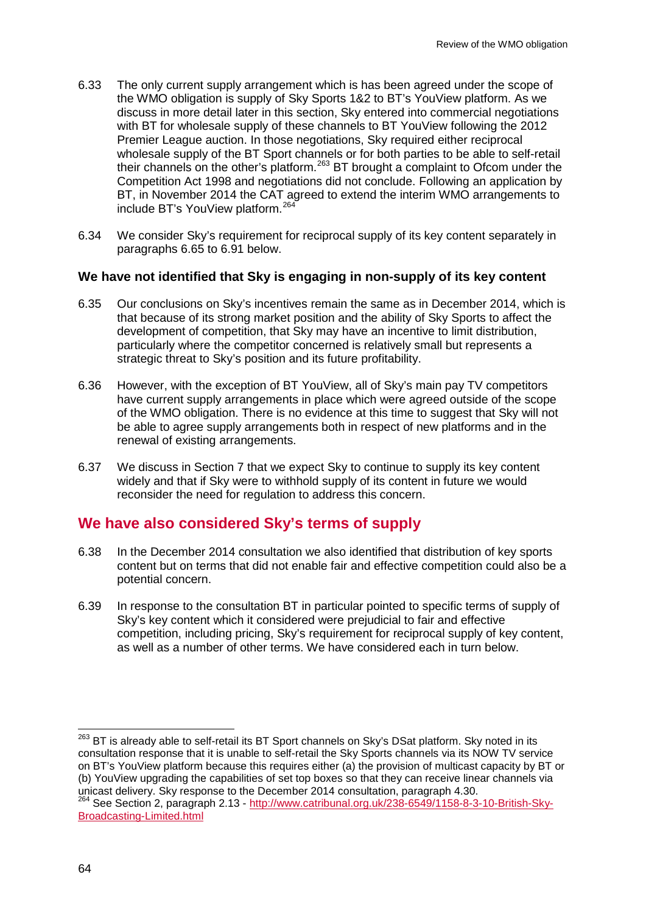6.33 The only current supply arrangement which is has been agreed under the scope of the WMO obligation is supply of Sky Sports 1&2 to BT's YouView platform. As we discuss in more detail later in this section, Sky entered into commercial negotiations with BT for wholesale supply of these channels to BT YouView following the 2012 Premier League auction. In those negotiations, Sky required either reciprocal wholesale supply of the BT Sport channels or for both parties to be able to self-retail their channels on the other's platform.[263] BT brought a complaint to Ofcom under the Competition Act 1998 and negotiations did not conclude. Following an application by BT, in November 2014 the CAT agreed to extend the interim WMO arrangements to include BT's YouView platform.[264]

6.34 We consider Sky's requirement for reciprocal supply of its key content separately in paragraphs 6.65 to 6.91 below.

### We have not identified that Sky is engaging in non-supply of its key content

6.35 Our conclusions on Sky's incentives remain the same as in December 2014, which is that because of its strong market position and the ability of Sky Sports to affect the development of competition, that Sky may have an incentive to limit distribution, particularly where the competitor concerned is relatively small but represents a strategic threat to Sky's position and its future profitability.

6.36 However, with the exception of BT YouView, all of Sky's main pay TV competitors have current supply arrangements in place which were agreed outside of the scope of the WMO obligation. There is no evidence at this time to suggest that Sky will not be able to agree supply arrangements both in respect of new platforms and in the renewal of existing arrangements.

6.37 We discuss in Section 7 that we expect Sky to continue to supply its key content widely and that if Sky were to withhold supply of its content in future we would reconsider the need for regulation to address this concern.

## We have also considered Sky's terms of supply

6.38 In the December 2014 consultation we also identified that distribution of key sports content but on terms that did not enable fair and effective competition could also be a potential concern.

6.39 In response to the consultation BT in particular pointed to specific terms of supply of Sky's key content which it considered were prejudicial to fair and effective competition, including pricing, Sky's requirement for reciprocal supply of key content, as well as a number of other terms. We have considered each in turn below.

---

[263] BT is already able to self-retail its BT Sport channels on Sky's DSat platform. Sky noted in its consultation response that it is unable to self-retail the Sky Sports channels via its NOW TV service on BT's YouView platform because this requires either (a) the provision of multicast capacity by BT or (b) YouView upgrading the capabilities of set top boxes so that they can receive linear channels via unicast delivery. Sky response to the December 2014 consultation, paragraph 4.30.

[264] See Section 2, paragraph 2.13 - http://www.catribunal.org.uk/238-6549/1158-8-3-10-British-Sky-Broadcasting-Limited.html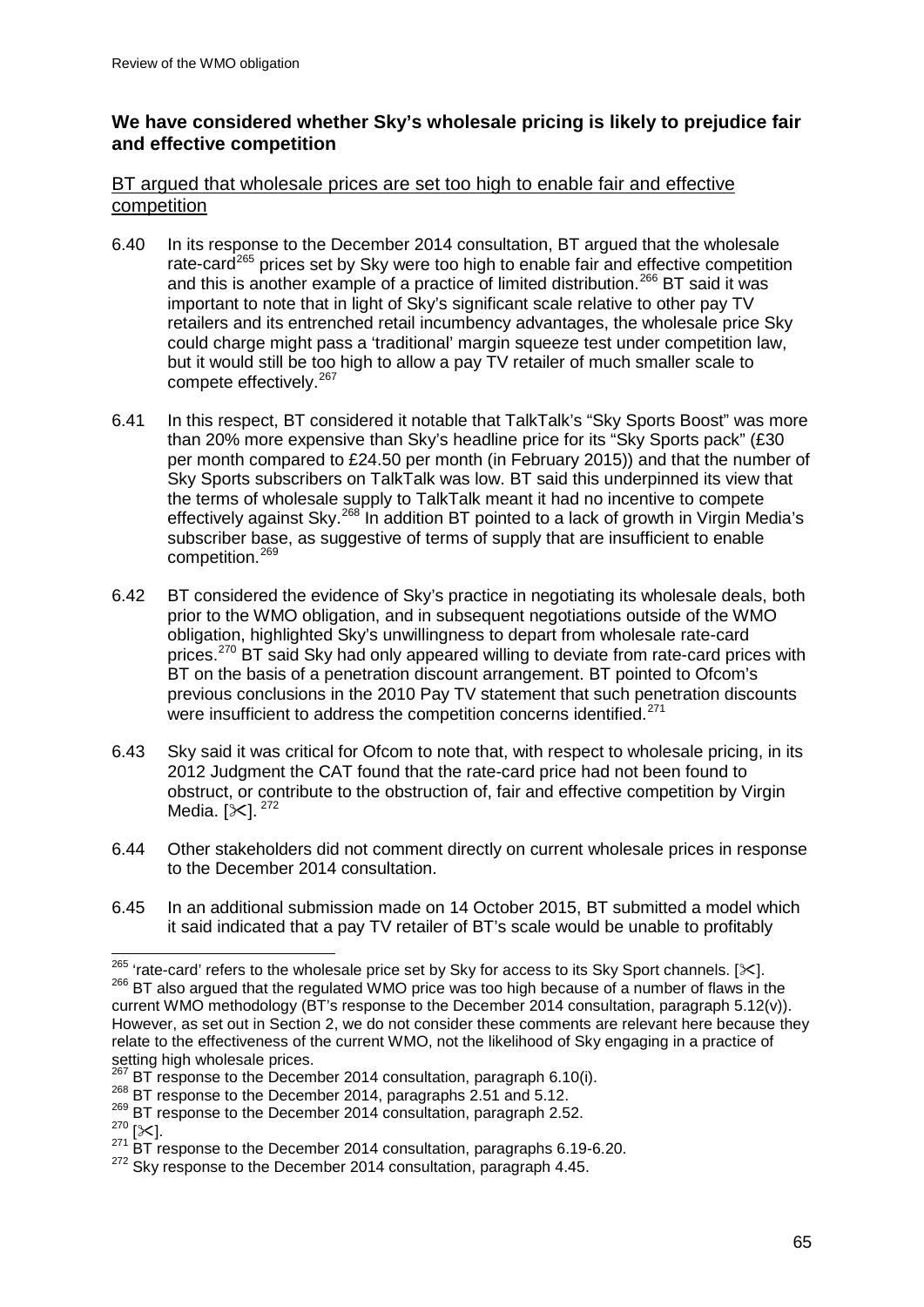## We have considered whether Sky's wholesale pricing is likely to prejudice fair and effective competition

BT argued that wholesale prices are set too high to enable fair and effective competition

6.40 In its response to the December 2014 consultation, BT argued that the wholesale rate-card[265] prices set by Sky were too high to enable fair and effective competition and this is another example of a practice of limited distribution.[266] BT said it was important to note that in light of Sky's significant scale relative to other pay TV retailers and its entrenched retail incumbency advantages, the wholesale price Sky could charge might pass a 'traditional' margin squeeze test under competition law, but it would still be too high to allow a pay TV retailer of much smaller scale to compete effectively.[267]

6.41 In this respect, BT considered it notable that TalkTalk's "Sky Sports Boost" was more than 20% more expensive than Sky's headline price for its "Sky Sports pack" (£30 per month compared to £24.50 per month (in February 2015)) and that the number of Sky Sports subscribers on TalkTalk was low. BT said this underpinned its view that the terms of wholesale supply to TalkTalk meant it had no incentive to compete effectively against Sky.[268] In addition BT pointed to a lack of growth in Virgin Media's subscriber base, as suggestive of terms of supply that are insufficient to enable competition.[269]

6.42 BT considered the evidence of Sky's practice in negotiating its wholesale deals, both prior to the WMO obligation, and in subsequent negotiations outside of the WMO obligation, highlighted Sky's unwillingness to depart from wholesale rate-card prices.[270] BT said Sky had only appeared willing to deviate from rate-card prices with BT on the basis of a penetration discount arrangement. BT pointed to Ofcom's previous conclusions in the 2010 Pay TV statement that such penetration discounts were insufficient to address the competition concerns identified.[271]

6.43 Sky said it was critical for Ofcom to note that, with respect to wholesale pricing, in its 2012 Judgment the CAT found that the rate-card price had not been found to obstruct, or contribute to the obstruction of, fair and effective competition by Virgin Media. [✂]. [272]

6.44 Other stakeholders did not comment directly on current wholesale prices in response to the December 2014 consultation.

6.45 In an additional submission made on 14 October 2015, BT submitted a model which it said indicated that a pay TV retailer of BT's scale would be unable to profitably

---

[265] 'rate-card' refers to the wholesale price set by Sky for access to its Sky Sport channels. [✂].

[266] BT also argued that the regulated WMO price was too high because of a number of flaws in the current WMO methodology (BT's response to the December 2014 consultation, paragraph 5.12(v)). However, as set out in Section 2, we do not consider these comments are relevant here because they relate to the effectiveness of the current WMO, not the likelihood of Sky engaging in a practice of setting high wholesale prices.

[267] BT response to the December 2014 consultation, paragraph 6.10(i).

[268] BT response to the December 2014, paragraphs 2.51 and 5.12.

[269] BT response to the December 2014 consultation, paragraph 2.52.

[270] [✂].

[271] BT response to the December 2014 consultation, paragraphs 6.19-6.20.

[272] Sky response to the December 2014 consultation, paragraph 4.45.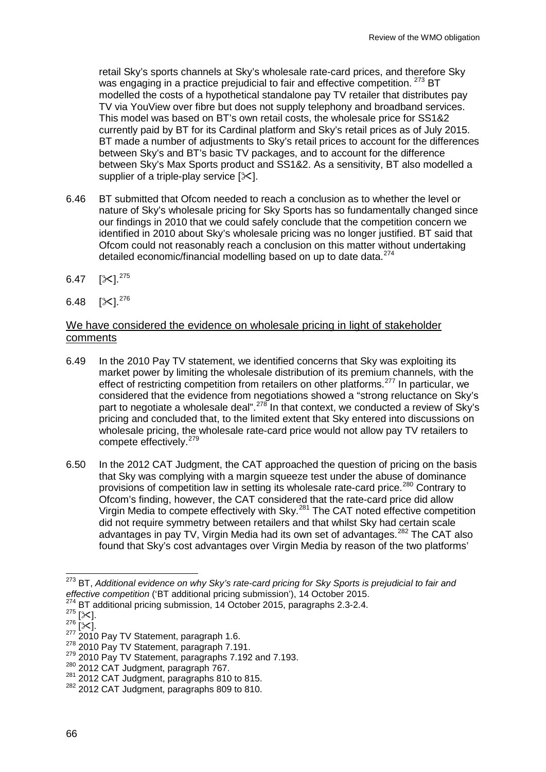retail Sky's sports channels at Sky's wholesale rate-card prices, and therefore Sky was engaging in a practice prejudicial to fair and effective competition. [273] BT modelled the costs of a hypothetical standalone pay TV retailer that distributes pay TV via YouView over fibre but does not supply telephony and broadband services. This model was based on BT's own retail costs, the wholesale price for SS1&2 currently paid by BT for its Cardinal platform and Sky's retail prices as of July 2015. BT made a number of adjustments to Sky's retail prices to account for the differences between Sky's and BT's basic TV packages, and to account for the difference between Sky's Max Sports product and SS1&2. As a sensitivity, BT also modelled a supplier of a triple-play service [✂].

6.46 BT submitted that Ofcom needed to reach a conclusion as to whether the level or nature of Sky's wholesale pricing for Sky Sports has so fundamentally changed since our findings in 2010 that we could safely conclude that the competition concern we identified in 2010 about Sky's wholesale pricing was no longer justified. BT said that Ofcom could not reasonably reach a conclusion on this matter without undertaking detailed economic/financial modelling based on up to date data.[274]

6.47 [✂].[275]

6.48 [✂].[276]

<u>We have considered the evidence on wholesale pricing in light of stakeholder comments</u>

6.49 In the 2010 Pay TV statement, we identified concerns that Sky was exploiting its market power by limiting the wholesale distribution of its premium channels, with the effect of restricting competition from retailers on other platforms.[277] In particular, we considered that the evidence from negotiations showed a "strong reluctance on Sky's part to negotiate a wholesale deal".[278] In that context, we conducted a review of Sky's pricing and concluded that, to the limited extent that Sky entered into discussions on wholesale pricing, the wholesale rate-card price would not allow pay TV retailers to compete effectively.[279]

6.50 In the 2012 CAT Judgment, the CAT approached the question of pricing on the basis that Sky was complying with a margin squeeze test under the abuse of dominance provisions of competition law in setting its wholesale rate-card price.[280] Contrary to Ofcom's finding, however, the CAT considered that the rate-card price did allow Virgin Media to compete effectively with Sky.[281] The CAT noted effective competition did not require symmetry between retailers and that whilst Sky had certain scale advantages in pay TV, Virgin Media had its own set of advantages.[282] The CAT also found that Sky's cost advantages over Virgin Media by reason of the two platforms'

[273] BT, *Additional evidence on why Sky's rate-card pricing for Sky Sports is prejudicial to fair and effective competition* ('BT additional pricing submission'), 14 October 2015.
[274] BT additional pricing submission, 14 October 2015, paragraphs 2.3-2.4.
[275] [✂].
[276] [✂].
[277] 2010 Pay TV Statement, paragraph 1.6.
[278] 2010 Pay TV Statement, paragraph 7.191.
[279] 2010 Pay TV Statement, paragraphs 7.192 and 7.193.
[280] 2012 CAT Judgment, paragraph 767.
[281] 2012 CAT Judgment, paragraphs 810 to 815.
[282] 2012 CAT Judgment, paragraphs 809 to 810.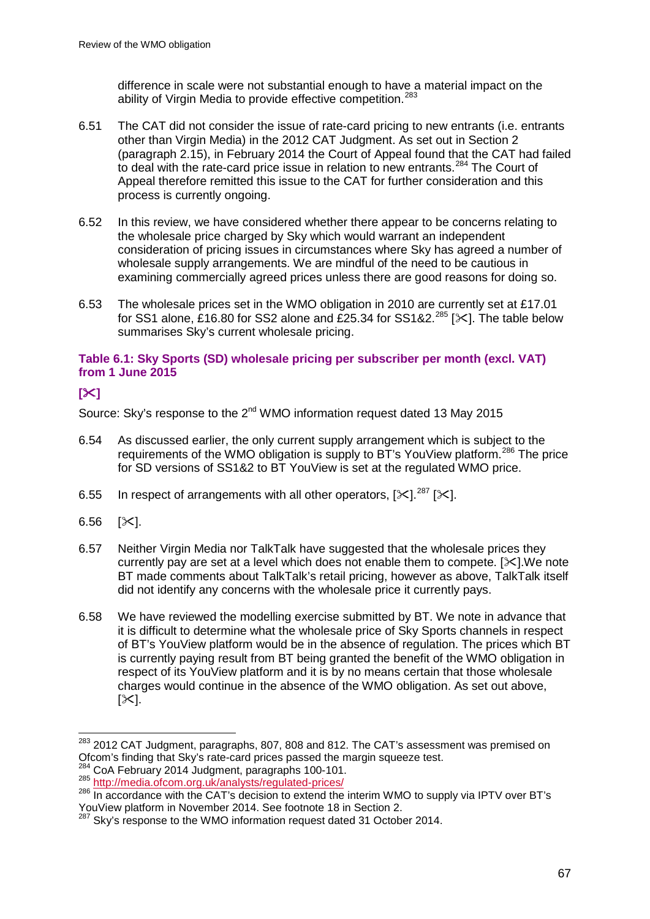difference in scale were not substantial enough to have a material impact on the ability of Virgin Media to provide effective competition.[283]

6.51 The CAT did not consider the issue of rate-card pricing to new entrants (i.e. entrants other than Virgin Media) in the 2012 CAT Judgment. As set out in Section 2 (paragraph 2.15), in February 2014 the Court of Appeal found that the CAT had failed to deal with the rate-card price issue in relation to new entrants.[284] The Court of Appeal therefore remitted this issue to the CAT for further consideration and this process is currently ongoing.

6.52 In this review, we have considered whether there appear to be concerns relating to the wholesale price charged by Sky which would warrant an independent consideration of pricing issues in circumstances where Sky has agreed a number of wholesale supply arrangements. We are mindful of the need to be cautious in examining commercially agreed prices unless there are good reasons for doing so.

6.53 The wholesale prices set in the WMO obligation in 2010 are currently set at £17.01 for SS1 alone, £16.80 for SS2 alone and £25.34 for SS1&2.[285] [✂]. The table below summarises Sky's current wholesale pricing.

**Table 6.1: Sky Sports (SD) wholesale pricing per subscriber per month (excl. VAT) from 1 June 2015**

**[✂]**

Source: Sky's response to the 2nd WMO information request dated 13 May 2015

6.54 As discussed earlier, the only current supply arrangement which is subject to the requirements of the WMO obligation is supply to BT's YouView platform.[286] The price for SD versions of SS1&2 to BT YouView is set at the regulated WMO price.

6.55 In respect of arrangements with all other operators, [✂].[287] [✂].

6.56 [✂].

6.57 Neither Virgin Media nor TalkTalk have suggested that the wholesale prices they currently pay are set at a level which does not enable them to compete. [✂].We note BT made comments about TalkTalk's retail pricing, however as above, TalkTalk itself did not identify any concerns with the wholesale price it currently pays.

6.58 We have reviewed the modelling exercise submitted by BT. We note in advance that it is difficult to determine what the wholesale price of Sky Sports channels in respect of BT's YouView platform would be in the absence of regulation. The prices which BT is currently paying result from BT being granted the benefit of the WMO obligation in respect of its YouView platform and it is by no means certain that those wholesale charges would continue in the absence of the WMO obligation. As set out above, [✂].

---

[283] 2012 CAT Judgment, paragraphs, 807, 808 and 812. The CAT's assessment was premised on Ofcom's finding that Sky's rate-card prices passed the margin squeeze test.

[284] CoA February 2014 Judgment, paragraphs 100-101.

[285] http://media.ofcom.org.uk/analysts/regulated-prices/

[286] In accordance with the CAT's decision to extend the interim WMO to supply via IPTV over BT's YouView platform in November 2014. See footnote 18 in Section 2.

[287] Sky's response to the WMO information request dated 31 October 2014.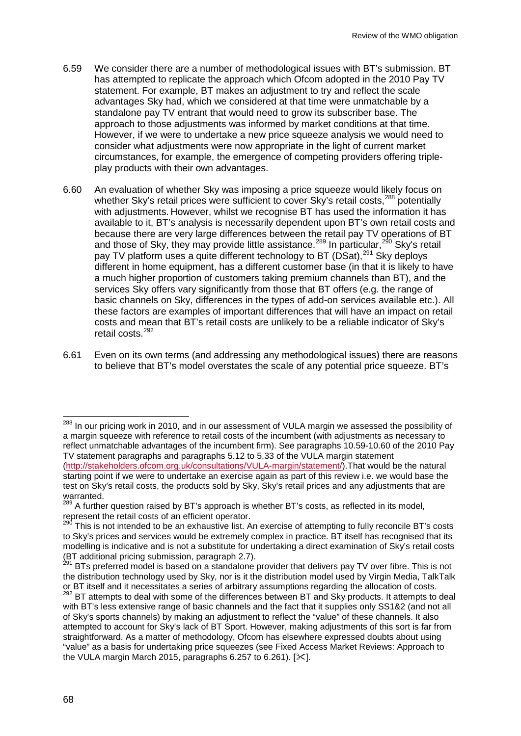6.59 We consider there are a number of methodological issues with BT's submission. BT has attempted to replicate the approach which Ofcom adopted in the 2010 Pay TV statement. For example, BT makes an adjustment to try and reflect the scale advantages Sky had, which we considered at that time were unmatchable by a standalone pay TV entrant that would need to grow its subscriber base. The approach to those adjustments was informed by market conditions at that time. However, if we were to undertake a new price squeeze analysis we would need to consider what adjustments were now appropriate in the light of current market circumstances, for example, the emergence of competing providers offering triple-play products with their own advantages.

6.60 An evaluation of whether Sky was imposing a price squeeze would likely focus on whether Sky's retail prices were sufficient to cover Sky's retail costs,[288] potentially with adjustments. However, whilst we recognise BT has used the information it has available to it, BT's analysis is necessarily dependent upon BT's own retail costs and because there are very large differences between the retail pay TV operations of BT and those of Sky, they may provide little assistance.[289] In particular,[290] Sky's retail pay TV platform uses a quite different technology to BT (DSat),[291] Sky deploys different in home equipment, has a different customer base (in that it is likely to have a much higher proportion of customers taking premium channels than BT), and the services Sky offers vary significantly from those that BT offers (e.g. the range of basic channels on Sky, differences in the types of add-on services available etc.). All these factors are examples of important differences that will have an impact on retail costs and mean that BT's retail costs are unlikely to be a reliable indicator of Sky's retail costs.[292]

6.61 Even on its own terms (and addressing any methodological issues) there are reasons to believe that BT's model overstates the scale of any potential price squeeze. BT's

---

[288] In our pricing work in 2010, and in our assessment of VULA margin we assessed the possibility of a margin squeeze with reference to retail costs of the incumbent (with adjustments as necessary to reflect unmatchable advantages of the incumbent firm). See paragraphs 10.59-10.60 of the 2010 Pay TV statement paragraphs and paragraphs 5.12 to 5.33 of the VULA margin statement (http://stakeholders.ofcom.org.uk/consultations/VULA-margin/statement/).That would be the natural starting point if we were to undertake an exercise again as part of this review i.e. we would base the test on Sky's retail costs, the products sold by Sky, Sky's retail prices and any adjustments that are warranted.

[289] A further question raised by BT's approach is whether BT's costs, as reflected in its model, represent the retail costs of an efficient operator.

[290] This is not intended to be an exhaustive list. An exercise of attempting to fully reconcile BT's costs to Sky's prices and services would be extremely complex in practice. BT itself has recognised that its modelling is indicative and is not a substitute for undertaking a direct examination of Sky's retail costs (BT additional pricing submission, paragraph 2.7).

[291] BTs preferred model is based on a standalone provider that delivers pay TV over fibre. This is not the distribution technology used by Sky, nor is it the distribution model used by Virgin Media, TalkTalk or BT itself and it necessitates a series of arbitrary assumptions regarding the allocation of costs.

[292] BT attempts to deal with some of the differences between BT and Sky products. It attempts to deal with BT's less extensive range of basic channels and the fact that it supplies only SS1&2 (and not all of Sky's sports channels) by making an adjustment to reflect the "value" of these channels. It also attempted to account for Sky's lack of BT Sport. However, making adjustments of this sort is far from straightforward. As a matter of methodology, Ofcom has elsewhere expressed doubts about using "value" as a basis for undertaking price squeezes (see Fixed Access Market Reviews: Approach to the VULA margin March 2015, paragraphs 6.257 to 6.261). [✂].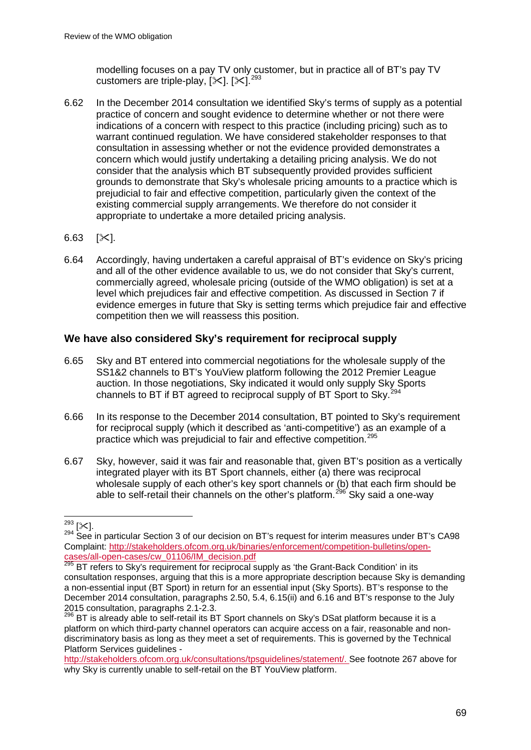modelling focuses on a pay TV only customer, but in practice all of BT's pay TV customers are triple-play, [✂]. [✂].[293]

6.62 In the December 2014 consultation we identified Sky's terms of supply as a potential practice of concern and sought evidence to determine whether or not there were indications of a concern with respect to this practice (including pricing) such as to warrant continued regulation. We have considered stakeholder responses to that consultation in assessing whether or not the evidence provided demonstrates a concern which would justify undertaking a detailing pricing analysis. We do not consider that the analysis which BT subsequently provided provides sufficient grounds to demonstrate that Sky's wholesale pricing amounts to a practice which is prejudicial to fair and effective competition, particularly given the context of the existing commercial supply arrangements. We therefore do not consider it appropriate to undertake a more detailed pricing analysis.

6.63 [✂].

6.64 Accordingly, having undertaken a careful appraisal of BT's evidence on Sky's pricing and all of the other evidence available to us, we do not consider that Sky's current, commercially agreed, wholesale pricing (outside of the WMO obligation) is set at a level which prejudices fair and effective competition. As discussed in Section 7 if evidence emerges in future that Sky is setting terms which prejudice fair and effective competition then we will reassess this position.

## We have also considered Sky's requirement for reciprocal supply

6.65 Sky and BT entered into commercial negotiations for the wholesale supply of the SS1&2 channels to BT's YouView platform following the 2012 Premier League auction. In those negotiations, Sky indicated it would only supply Sky Sports channels to BT if BT agreed to reciprocal supply of BT Sport to Sky.[294]

6.66 In its response to the December 2014 consultation, BT pointed to Sky's requirement for reciprocal supply (which it described as 'anti-competitive') as an example of a practice which was prejudicial to fair and effective competition.[295]

6.67 Sky, however, said it was fair and reasonable that, given BT's position as a vertically integrated player with its BT Sport channels, either (a) there was reciprocal wholesale supply of each other's key sport channels or (b) that each firm should be able to self-retail their channels on the other's platform.[296] Sky said a one-way

---

[293] [✂].

[294] See in particular Section 3 of our decision on BT's request for interim measures under BT's CA98 Complaint: http://stakeholders.ofcom.org.uk/binaries/enforcement/competition-bulletins/open-cases/all-open-cases/cw_01106/IM_decision.pdf

[295] BT refers to Sky's requirement for reciprocal supply as 'the Grant-Back Condition' in its consultation responses, arguing that this is a more appropriate description because Sky is demanding a non-essential input (BT Sport) in return for an essential input (Sky Sports). BT's response to the December 2014 consultation, paragraphs 2.50, 5.4, 6.15(ii) and 6.16 and BT's response to the July 2015 consultation, paragraphs 2.1-2.3.

[296] BT is already able to self-retail its BT Sport channels on Sky's DSat platform because it is a platform on which third-party channel operators can acquire access on a fair, reasonable and non-discriminatory basis as long as they meet a set of requirements. This is governed by the Technical Platform Services guidelines - http://stakeholders.ofcom.org.uk/consultations/tpsguidelines/statement/. See footnote 267 above for why Sky is currently unable to self-retail on the BT YouView platform.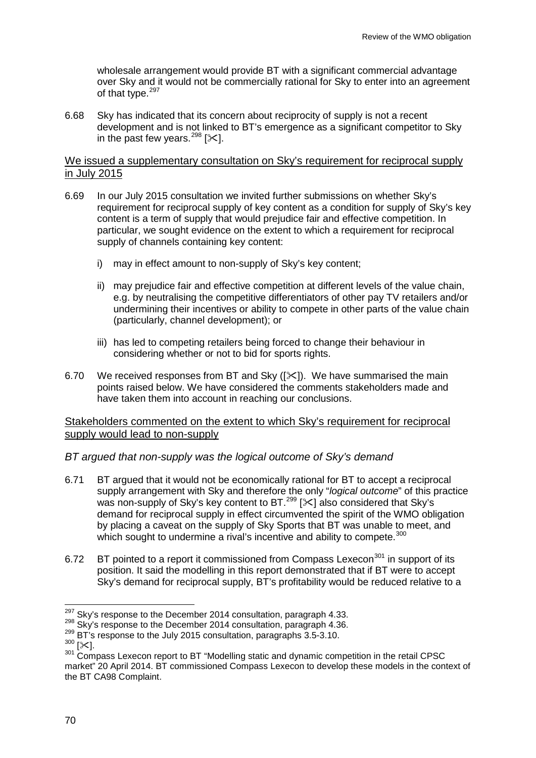wholesale arrangement would provide BT with a significant commercial advantage over Sky and it would not be commercially rational for Sky to enter into an agreement of that type.[297]

6.68 Sky has indicated that its concern about reciprocity of supply is not a recent development and is not linked to BT's emergence as a significant competitor to Sky in the past few years.[298] [✂].

<u>We issued a supplementary consultation on Sky's requirement for reciprocal supply in July 2015</u>

6.69 In our July 2015 consultation we invited further submissions on whether Sky's requirement for reciprocal supply of key content as a condition for supply of Sky's key content is a term of supply that would prejudice fair and effective competition. In particular, we sought evidence on the extent to which a requirement for reciprocal supply of channels containing key content:

i) may in effect amount to non-supply of Sky's key content;

ii) may prejudice fair and effective competition at different levels of the value chain, e.g. by neutralising the competitive differentiators of other pay TV retailers and/or undermining their incentives or ability to compete in other parts of the value chain (particularly, channel development); or

iii) has led to competing retailers being forced to change their behaviour in considering whether or not to bid for sports rights.

6.70 We received responses from BT and Sky ([✂]). We have summarised the main points raised below. We have considered the comments stakeholders made and have taken them into account in reaching our conclusions.

<u>Stakeholders commented on the extent to which Sky's requirement for reciprocal supply would lead to non-supply</u>

*BT argued that non-supply was the logical outcome of Sky's demand*

6.71 BT argued that it would not be economically rational for BT to accept a reciprocal supply arrangement with Sky and therefore the only "*logical outcome*" of this practice was non-supply of Sky's key content to BT.[299] [✂] also considered that Sky's demand for reciprocal supply in effect circumvented the spirit of the WMO obligation by placing a caveat on the supply of Sky Sports that BT was unable to meet, and which sought to undermine a rival's incentive and ability to compete.[300]

6.72 BT pointed to a report it commissioned from Compass Lexecon[301] in support of its position. It said the modelling in this report demonstrated that if BT were to accept Sky's demand for reciprocal supply, BT's profitability would be reduced relative to a

---

[297] Sky's response to the December 2014 consultation, paragraph 4.33.

[298] Sky's response to the December 2014 consultation, paragraph 4.36.

[299] BT's response to the July 2015 consultation, paragraphs 3.5-3.10.

[300] [✂].

[301] Compass Lexecon report to BT "Modelling static and dynamic competition in the retail CPSC market" 20 April 2014. BT commissioned Compass Lexecon to develop these models in the context of the BT CA98 Complaint.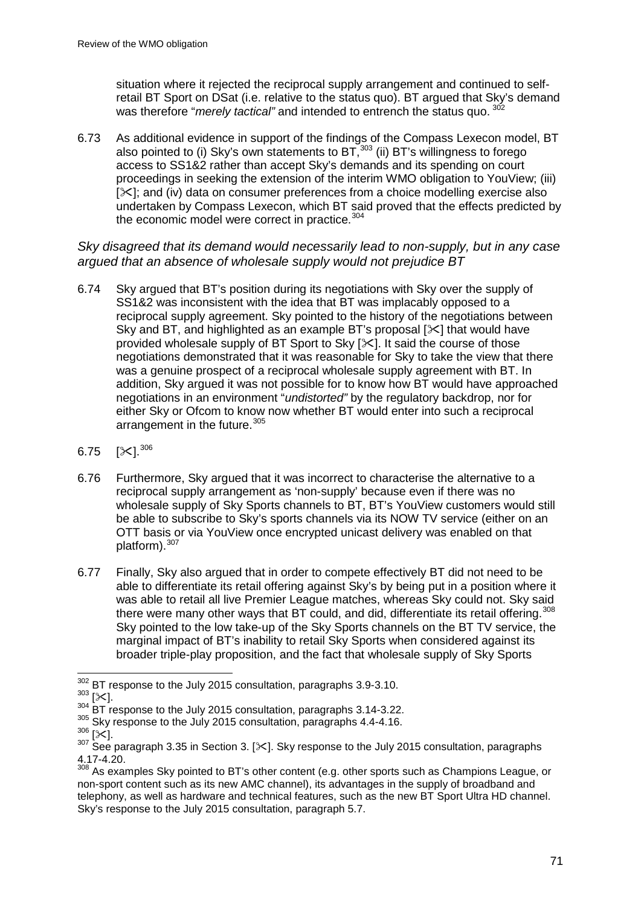situation where it rejected the reciprocal supply arrangement and continued to self-retail BT Sport on DSat (i.e. relative to the status quo). BT argued that Sky's demand was therefore "*merely tactical"* and intended to entrench the status quo.[302]

6.73 As additional evidence in support of the findings of the Compass Lexecon model, BT also pointed to (i) Sky's own statements to BT,[303] (ii) BT's willingness to forego access to SS1&2 rather than accept Sky's demands and its spending on court proceedings in seeking the extension of the interim WMO obligation to YouView; (iii) [✂]; and (iv) data on consumer preferences from a choice modelling exercise also undertaken by Compass Lexecon, which BT said proved that the effects predicted by the economic model were correct in practice.[304]

*Sky disagreed that its demand would necessarily lead to non-supply, but in any case argued that an absence of wholesale supply would not prejudice BT*

6.74 Sky argued that BT's position during its negotiations with Sky over the supply of SS1&2 was inconsistent with the idea that BT was implacably opposed to a reciprocal supply agreement. Sky pointed to the history of the negotiations between Sky and BT, and highlighted as an example BT's proposal [✂] that would have provided wholesale supply of BT Sport to Sky [✂]. It said the course of those negotiations demonstrated that it was reasonable for Sky to take the view that there was a genuine prospect of a reciprocal wholesale supply agreement with BT. In addition, Sky argued it was not possible for to know how BT would have approached negotiations in an environment "*undistorted"* by the regulatory backdrop, nor for either Sky or Ofcom to know now whether BT would enter into such a reciprocal arrangement in the future.[305]

6.75 [✂].[306]

6.76 Furthermore, Sky argued that it was incorrect to characterise the alternative to a reciprocal supply arrangement as 'non-supply' because even if there was no wholesale supply of Sky Sports channels to BT, BT's YouView customers would still be able to subscribe to Sky's sports channels via its NOW TV service (either on an OTT basis or via YouView once encrypted unicast delivery was enabled on that platform).[307]

6.77 Finally, Sky also argued that in order to compete effectively BT did not need to be able to differentiate its retail offering against Sky's by being put in a position where it was able to retail all live Premier League matches, whereas Sky could not. Sky said there were many other ways that BT could, and did, differentiate its retail offering.[308] Sky pointed to the low take-up of the Sky Sports channels on the BT TV service, the marginal impact of BT's inability to retail Sky Sports when considered against its broader triple-play proposition, and the fact that wholesale supply of Sky Sports

---

[302] BT response to the July 2015 consultation, paragraphs 3.9-3.10.

[303] [✂].

[304] BT response to the July 2015 consultation, paragraphs 3.14-3.22.

[305] Sky response to the July 2015 consultation, paragraphs 4.4-4.16.

[306] [✂].

[307] See paragraph 3.35 in Section 3. [✂]. Sky response to the July 2015 consultation, paragraphs 4.17-4.20.

[308] As examples Sky pointed to BT's other content (e.g. other sports such as Champions League, or non-sport content such as its new AMC channel), its advantages in the supply of broadband and telephony, as well as hardware and technical features, such as the new BT Sport Ultra HD channel. Sky's response to the July 2015 consultation, paragraph 5.7.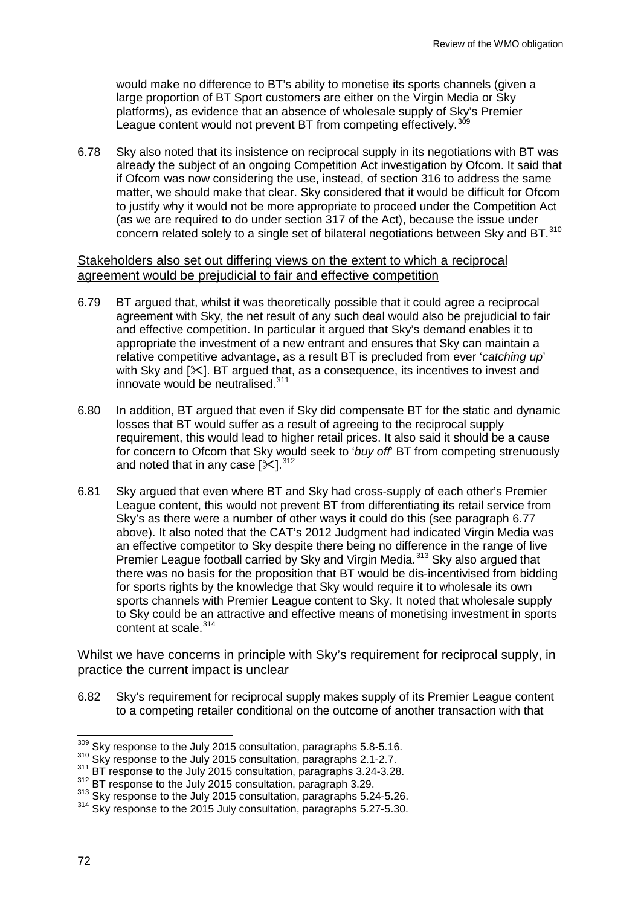would make no difference to BT's ability to monetise its sports channels (given a large proportion of BT Sport customers are either on the Virgin Media or Sky platforms), as evidence that an absence of wholesale supply of Sky's Premier League content would not prevent BT from competing effectively.[309]

6.78 Sky also noted that its insistence on reciprocal supply in its negotiations with BT was already the subject of an ongoing Competition Act investigation by Ofcom. It said that if Ofcom was now considering the use, instead, of section 316 to address the same matter, we should make that clear. Sky considered that it would be difficult for Ofcom to justify why it would not be more appropriate to proceed under the Competition Act (as we are required to do under section 317 of the Act), because the issue under concern related solely to a single set of bilateral negotiations between Sky and BT.[310]

<u>Stakeholders also set out differing views on the extent to which a reciprocal agreement would be prejudicial to fair and effective competition</u>

6.79 BT argued that, whilst it was theoretically possible that it could agree a reciprocal agreement with Sky, the net result of any such deal would also be prejudicial to fair and effective competition. In particular it argued that Sky's demand enables it to appropriate the investment of a new entrant and ensures that Sky can maintain a relative competitive advantage, as a result BT is precluded from ever '*catching up*' with Sky and [✂]. BT argued that, as a consequence, its incentives to invest and innovate would be neutralised.[311]

6.80 In addition, BT argued that even if Sky did compensate BT for the static and dynamic losses that BT would suffer as a result of agreeing to the reciprocal supply requirement, this would lead to higher retail prices. It also said it should be a cause for concern to Ofcom that Sky would seek to '*buy off*' BT from competing strenuously and noted that in any case [✂].[312]

6.81 Sky argued that even where BT and Sky had cross-supply of each other's Premier League content, this would not prevent BT from differentiating its retail service from Sky's as there were a number of other ways it could do this (see paragraph 6.77 above). It also noted that the CAT's 2012 Judgment had indicated Virgin Media was an effective competitor to Sky despite there being no difference in the range of live Premier League football carried by Sky and Virgin Media.[313] Sky also argued that there was no basis for the proposition that BT would be dis-incentivised from bidding for sports rights by the knowledge that Sky would require it to wholesale its own sports channels with Premier League content to Sky. It noted that wholesale supply to Sky could be an attractive and effective means of monetising investment in sports content at scale.[314]

<u>Whilst we have concerns in principle with Sky's requirement for reciprocal supply, in practice the current impact is unclear</u>

6.82 Sky's requirement for reciprocal supply makes supply of its Premier League content to a competing retailer conditional on the outcome of another transaction with that

---

[309] Sky response to the July 2015 consultation, paragraphs 5.8-5.16.
[310] Sky response to the July 2015 consultation, paragraphs 2.1-2.7.
[311] BT response to the July 2015 consultation, paragraphs 3.24-3.28.
[312] BT response to the July 2015 consultation, paragraph 3.29.
[313] Sky response to the July 2015 consultation, paragraphs 5.24-5.26.
[314] Sky response to the 2015 July consultation, paragraphs 5.27-5.30.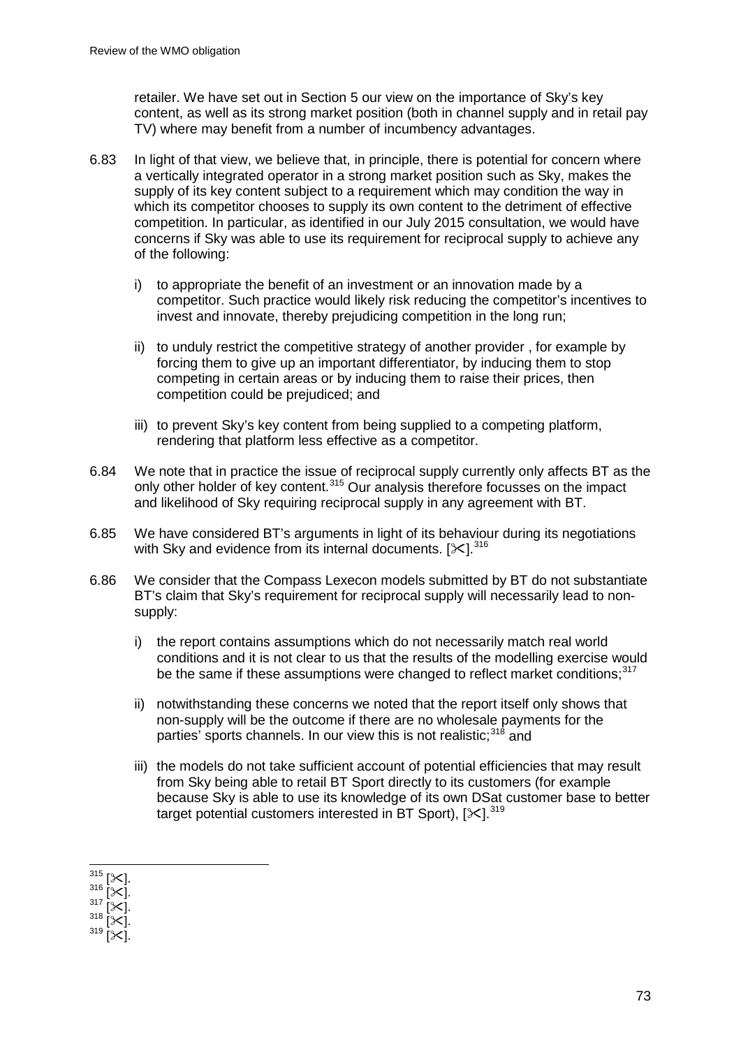retailer. We have set out in Section 5 our view on the importance of Sky's key content, as well as its strong market position (both in channel supply and in retail pay TV) where may benefit from a number of incumbency advantages.

6.83 In light of that view, we believe that, in principle, there is potential for concern where a vertically integrated operator in a strong market position such as Sky, makes the supply of its key content subject to a requirement which may condition the way in which its competitor chooses to supply its own content to the detriment of effective competition. In particular, as identified in our July 2015 consultation, we would have concerns if Sky was able to use its requirement for reciprocal supply to achieve any of the following:

i) to appropriate the benefit of an investment or an innovation made by a competitor. Such practice would likely risk reducing the competitor's incentives to invest and innovate, thereby prejudicing competition in the long run;

ii) to unduly restrict the competitive strategy of another provider , for example by forcing them to give up an important differentiator, by inducing them to stop competing in certain areas or by inducing them to raise their prices, then competition could be prejudiced; and

iii) to prevent Sky's key content from being supplied to a competing platform, rendering that platform less effective as a competitor.

6.84 We note that in practice the issue of reciprocal supply currently only affects BT as the only other holder of key content.[315] Our analysis therefore focusses on the impact and likelihood of Sky requiring reciprocal supply in any agreement with BT.

6.85 We have considered BT's arguments in light of its behaviour during its negotiations with Sky and evidence from its internal documents. [✂].[316]

6.86 We consider that the Compass Lexecon models submitted by BT do not substantiate BT's claim that Sky's requirement for reciprocal supply will necessarily lead to non-supply:

i) the report contains assumptions which do not necessarily match real world conditions and it is not clear to us that the results of the modelling exercise would be the same if these assumptions were changed to reflect market conditions;[317]

ii) notwithstanding these concerns we noted that the report itself only shows that non-supply will be the outcome if there are no wholesale payments for the parties' sports channels. In our view this is not realistic;[318] and

iii) the models do not take sufficient account of potential efficiencies that may result from Sky being able to retail BT Sport directly to its customers (for example because Sky is able to use its knowledge of its own DSat customer base to better target potential customers interested in BT Sport), [✂].[319]

---

[315] [✂].
[316] [✂].
[317] [✂].
[318] [✂].
[319] [✂].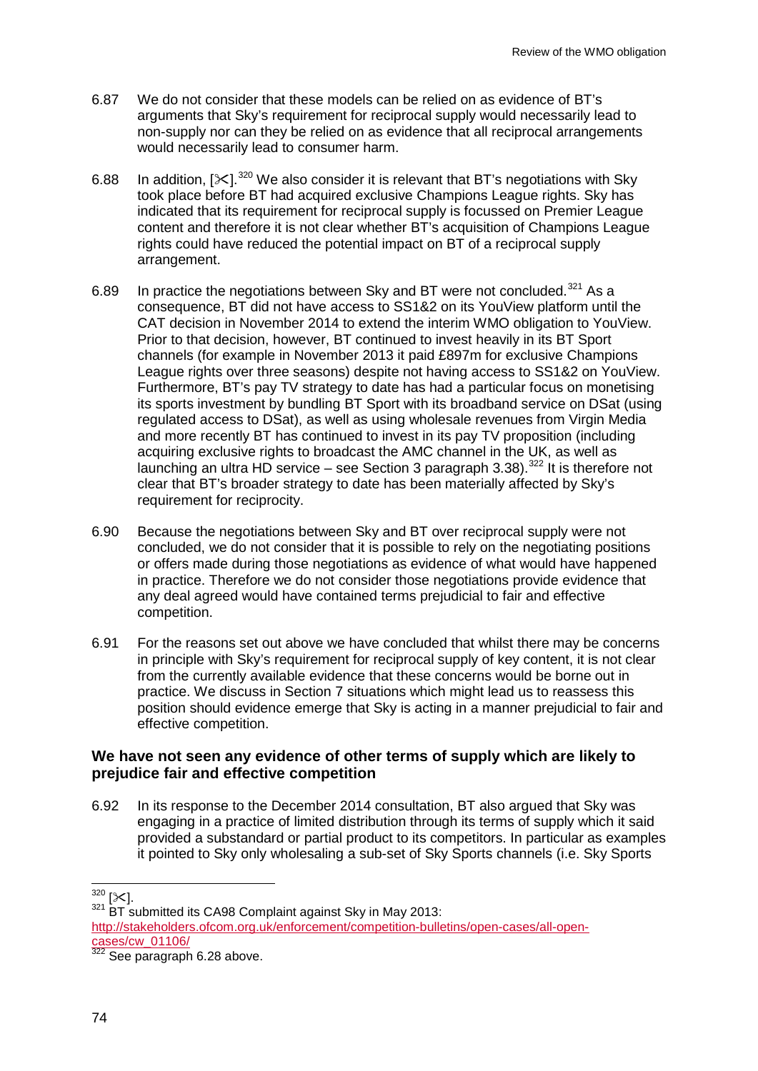6.87 We do not consider that these models can be relied on as evidence of BT's arguments that Sky's requirement for reciprocal supply would necessarily lead to non-supply nor can they be relied on as evidence that all reciprocal arrangements would necessarily lead to consumer harm.

6.88 In addition, [✂].[320] We also consider it is relevant that BT's negotiations with Sky took place before BT had acquired exclusive Champions League rights. Sky has indicated that its requirement for reciprocal supply is focussed on Premier League content and therefore it is not clear whether BT's acquisition of Champions League rights could have reduced the potential impact on BT of a reciprocal supply arrangement.

6.89 In practice the negotiations between Sky and BT were not concluded.[321] As a consequence, BT did not have access to SS1&2 on its YouView platform until the CAT decision in November 2014 to extend the interim WMO obligation to YouView. Prior to that decision, however, BT continued to invest heavily in its BT Sport channels (for example in November 2013 it paid £897m for exclusive Champions League rights over three seasons) despite not having access to SS1&2 on YouView. Furthermore, BT's pay TV strategy to date has had a particular focus on monetising its sports investment by bundling BT Sport with its broadband service on DSat (using regulated access to DSat), as well as using wholesale revenues from Virgin Media and more recently BT has continued to invest in its pay TV proposition (including acquiring exclusive rights to broadcast the AMC channel in the UK, as well as launching an ultra HD service – see Section 3 paragraph 3.38).[322] It is therefore not clear that BT's broader strategy to date has been materially affected by Sky's requirement for reciprocity.

6.90 Because the negotiations between Sky and BT over reciprocal supply were not concluded, we do not consider that it is possible to rely on the negotiating positions or offers made during those negotiations as evidence of what would have happened in practice. Therefore we do not consider those negotiations provide evidence that any deal agreed would have contained terms prejudicial to fair and effective competition.

6.91 For the reasons set out above we have concluded that whilst there may be concerns in principle with Sky's requirement for reciprocal supply of key content, it is not clear from the currently available evidence that these concerns would be borne out in practice. We discuss in Section 7 situations which might lead us to reassess this position should evidence emerge that Sky is acting in a manner prejudicial to fair and effective competition.

### We have not seen any evidence of other terms of supply which are likely to prejudice fair and effective competition

6.92 In its response to the December 2014 consultation, BT also argued that Sky was engaging in a practice of limited distribution through its terms of supply which it said provided a substandard or partial product to its competitors. In particular as examples it pointed to Sky only wholesaling a sub-set of Sky Sports channels (i.e. Sky Sports

---

[320] [✂].

[321] BT submitted its CA98 Complaint against Sky in May 2013: http://stakeholders.ofcom.org.uk/enforcement/competition-bulletins/open-cases/all-open-cases/cw_01106/

[322] See paragraph 6.28 above.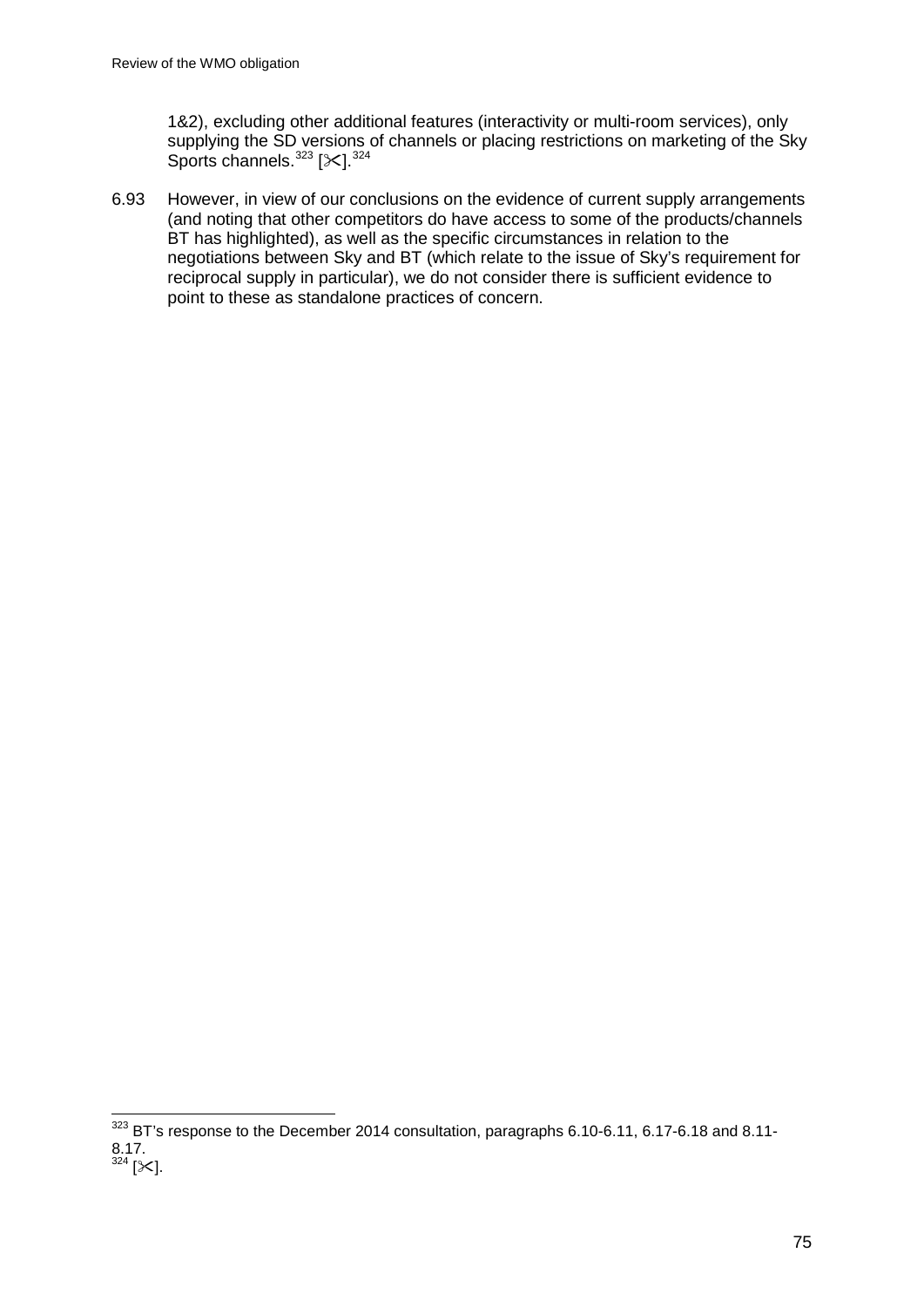1&2), excluding other additional features (interactivity or multi-room services), only supplying the SD versions of channels or placing restrictions on marketing of the Sky Sports channels.[323] [✂].[324]

6.93 However, in view of our conclusions on the evidence of current supply arrangements (and noting that other competitors do have access to some of the products/channels BT has highlighted), as well as the specific circumstances in relation to the negotiations between Sky and BT (which relate to the issue of Sky's requirement for reciprocal supply in particular), we do not consider there is sufficient evidence to point to these as standalone practices of concern.

[323] BT's response to the December 2014 consultation, paragraphs 6.10-6.11, 6.17-6.18 and 8.11-8.17.

[324] [✂].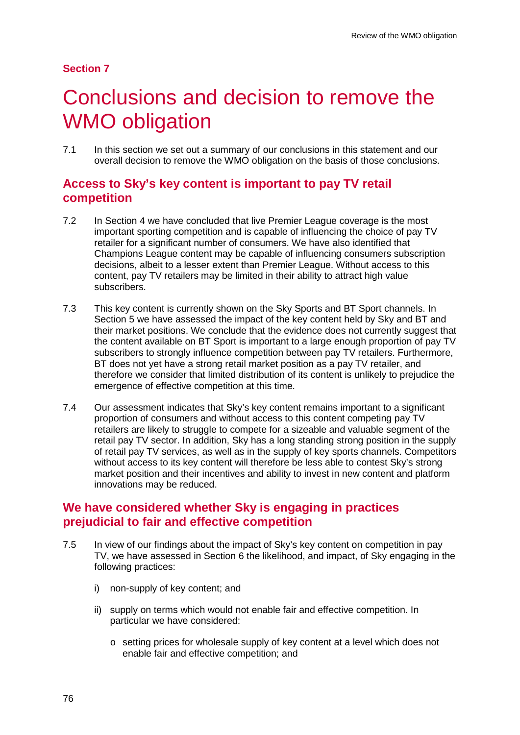**Section 7**

# Conclusions and decision to remove the WMO obligation

7.1 In this section we set out a summary of our conclusions in this statement and our overall decision to remove the WMO obligation on the basis of those conclusions.

## Access to Sky's key content is important to pay TV retail competition

7.2 In Section 4 we have concluded that live Premier League coverage is the most important sporting competition and is capable of influencing the choice of pay TV retailer for a significant number of consumers. We have also identified that Champions League content may be capable of influencing consumers subscription decisions, albeit to a lesser extent than Premier League. Without access to this content, pay TV retailers may be limited in their ability to attract high value subscribers.

7.3 This key content is currently shown on the Sky Sports and BT Sport channels. In Section 5 we have assessed the impact of the key content held by Sky and BT and their market positions. We conclude that the evidence does not currently suggest that the content available on BT Sport is important to a large enough proportion of pay TV subscribers to strongly influence competition between pay TV retailers. Furthermore, BT does not yet have a strong retail market position as a pay TV retailer, and therefore we consider that limited distribution of its content is unlikely to prejudice the emergence of effective competition at this time.

7.4 Our assessment indicates that Sky's key content remains important to a significant proportion of consumers and without access to this content competing pay TV retailers are likely to struggle to compete for a sizeable and valuable segment of the retail pay TV sector. In addition, Sky has a long standing strong position in the supply of retail pay TV services, as well as in the supply of key sports channels. Competitors without access to its key content will therefore be less able to contest Sky's strong market position and their incentives and ability to invest in new content and platform innovations may be reduced.

## We have considered whether Sky is engaging in practices prejudicial to fair and effective competition

7.5 In view of our findings about the impact of Sky's key content on competition in pay TV, we have assessed in Section 6 the likelihood, and impact, of Sky engaging in the following practices:

i) non-supply of key content; and

ii) supply on terms which would not enable fair and effective competition. In particular we have considered:

- setting prices for wholesale supply of key content at a level which does not enable fair and effective competition; and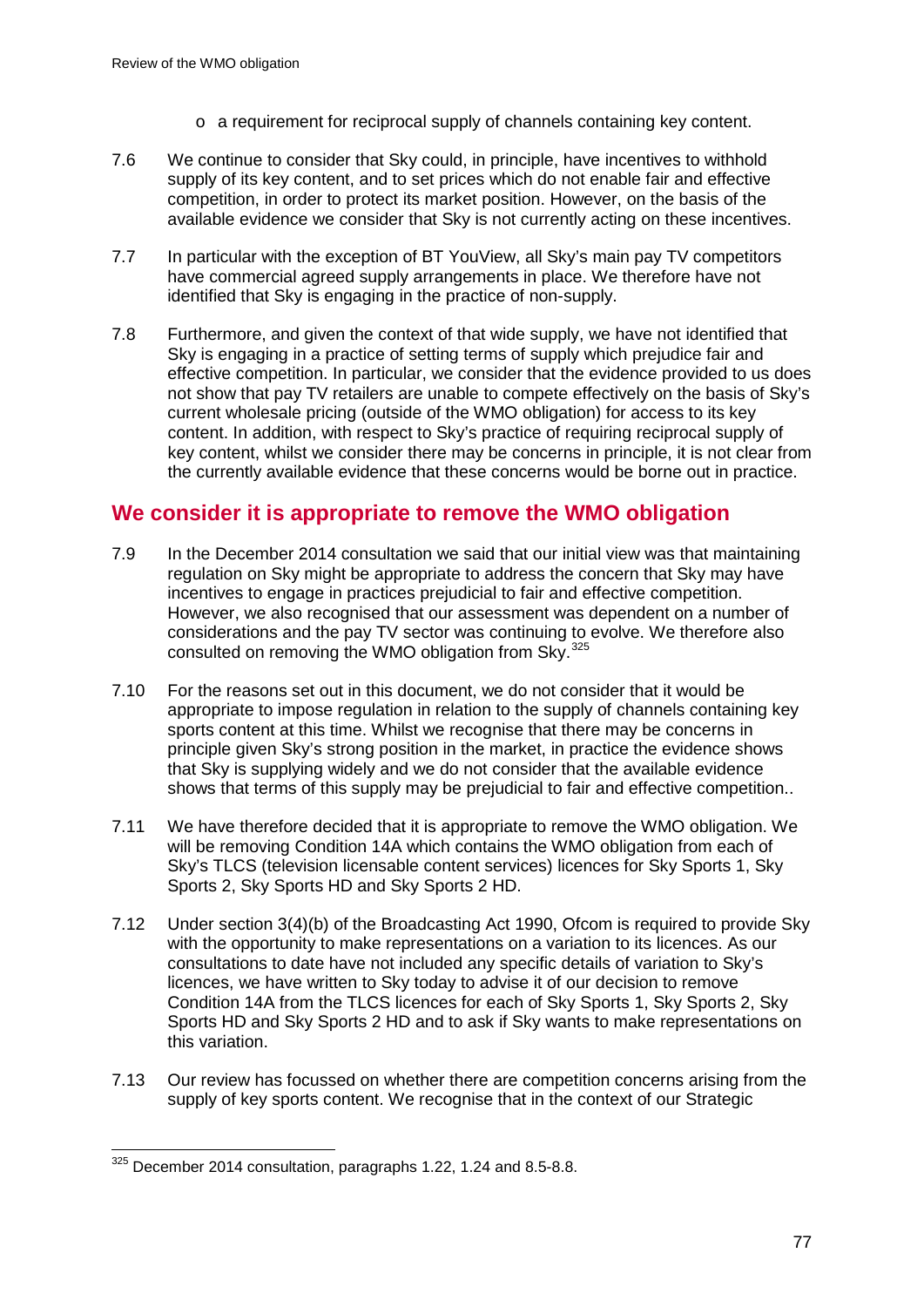- o a requirement for reciprocal supply of channels containing key content.

7.6 We continue to consider that Sky could, in principle, have incentives to withhold supply of its key content, and to set prices which do not enable fair and effective competition, in order to protect its market position. However, on the basis of the available evidence we consider that Sky is not currently acting on these incentives.

7.7 In particular with the exception of BT YouView, all Sky's main pay TV competitors have commercial agreed supply arrangements in place. We therefore have not identified that Sky is engaging in the practice of non-supply.

7.8 Furthermore, and given the context of that wide supply, we have not identified that Sky is engaging in a practice of setting terms of supply which prejudice fair and effective competition. In particular, we consider that the evidence provided to us does not show that pay TV retailers are unable to compete effectively on the basis of Sky's current wholesale pricing (outside of the WMO obligation) for access to its key content. In addition, with respect to Sky's practice of requiring reciprocal supply of key content, whilst we consider there may be concerns in principle, it is not clear from the currently available evidence that these concerns would be borne out in practice.

## We consider it is appropriate to remove the WMO obligation

7.9 In the December 2014 consultation we said that our initial view was that maintaining regulation on Sky might be appropriate to address the concern that Sky may have incentives to engage in practices prejudicial to fair and effective competition. However, we also recognised that our assessment was dependent on a number of considerations and the pay TV sector was continuing to evolve. We therefore also consulted on removing the WMO obligation from Sky.[325]

7.10 For the reasons set out in this document, we do not consider that it would be appropriate to impose regulation in relation to the supply of channels containing key sports content at this time. Whilst we recognise that there may be concerns in principle given Sky's strong position in the market, in practice the evidence shows that Sky is supplying widely and we do not consider that the available evidence shows that terms of this supply may be prejudicial to fair and effective competition..

7.11 We have therefore decided that it is appropriate to remove the WMO obligation. We will be removing Condition 14A which contains the WMO obligation from each of Sky's TLCS (television licensable content services) licences for Sky Sports 1, Sky Sports 2, Sky Sports HD and Sky Sports 2 HD.

7.12 Under section 3(4)(b) of the Broadcasting Act 1990, Ofcom is required to provide Sky with the opportunity to make representations on a variation to its licences. As our consultations to date have not included any specific details of variation to Sky's licences, we have written to Sky today to advise it of our decision to remove Condition 14A from the TLCS licences for each of Sky Sports 1, Sky Sports 2, Sky Sports HD and Sky Sports 2 HD and to ask if Sky wants to make representations on this variation.

7.13 Our review has focussed on whether there are competition concerns arising from the supply of key sports content. We recognise that in the context of our Strategic

---

[325] December 2014 consultation, paragraphs 1.22, 1.24 and 8.5-8.8.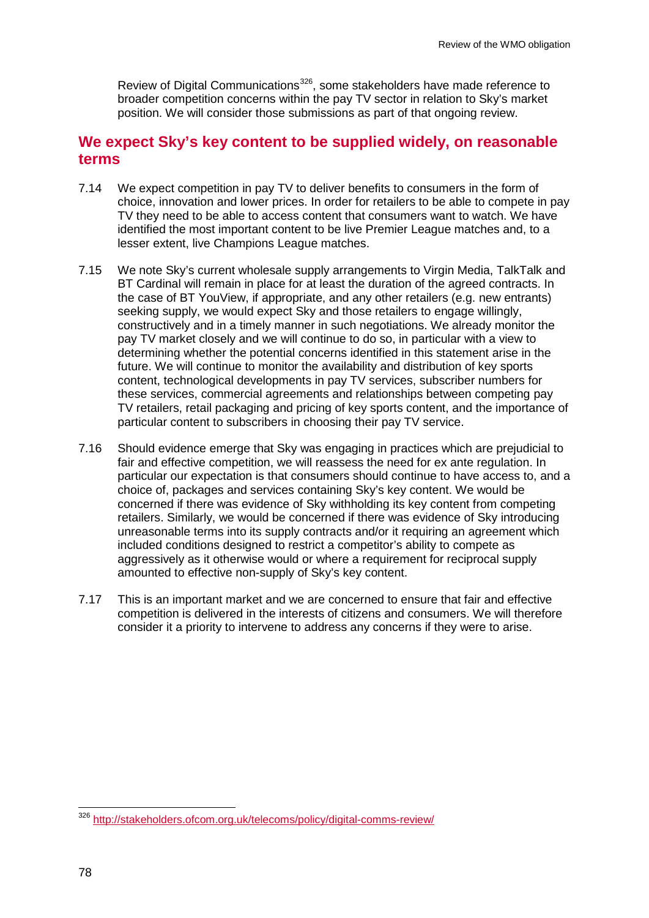Review of Digital Communications[326], some stakeholders have made reference to broader competition concerns within the pay TV sector in relation to Sky's market position. We will consider those submissions as part of that ongoing review.

## We expect Sky's key content to be supplied widely, on reasonable terms

7.14 We expect competition in pay TV to deliver benefits to consumers in the form of choice, innovation and lower prices. In order for retailers to be able to compete in pay TV they need to be able to access content that consumers want to watch. We have identified the most important content to be live Premier League matches and, to a lesser extent, live Champions League matches.

7.15 We note Sky's current wholesale supply arrangements to Virgin Media, TalkTalk and BT Cardinal will remain in place for at least the duration of the agreed contracts. In the case of BT YouView, if appropriate, and any other retailers (e.g. new entrants) seeking supply, we would expect Sky and those retailers to engage willingly, constructively and in a timely manner in such negotiations. We already monitor the pay TV market closely and we will continue to do so, in particular with a view to determining whether the potential concerns identified in this statement arise in the future. We will continue to monitor the availability and distribution of key sports content, technological developments in pay TV services, subscriber numbers for these services, commercial agreements and relationships between competing pay TV retailers, retail packaging and pricing of key sports content, and the importance of particular content to subscribers in choosing their pay TV service.

7.16 Should evidence emerge that Sky was engaging in practices which are prejudicial to fair and effective competition, we will reassess the need for ex ante regulation. In particular our expectation is that consumers should continue to have access to, and a choice of, packages and services containing Sky's key content. We would be concerned if there was evidence of Sky withholding its key content from competing retailers. Similarly, we would be concerned if there was evidence of Sky introducing unreasonable terms into its supply contracts and/or it requiring an agreement which included conditions designed to restrict a competitor's ability to compete as aggressively as it otherwise would or where a requirement for reciprocal supply amounted to effective non-supply of Sky's key content.

7.17 This is an important market and we are concerned to ensure that fair and effective competition is delivered in the interests of citizens and consumers. We will therefore consider it a priority to intervene to address any concerns if they were to arise.

[326] http://stakeholders.ofcom.org.uk/telecoms/policy/digital-comms-review/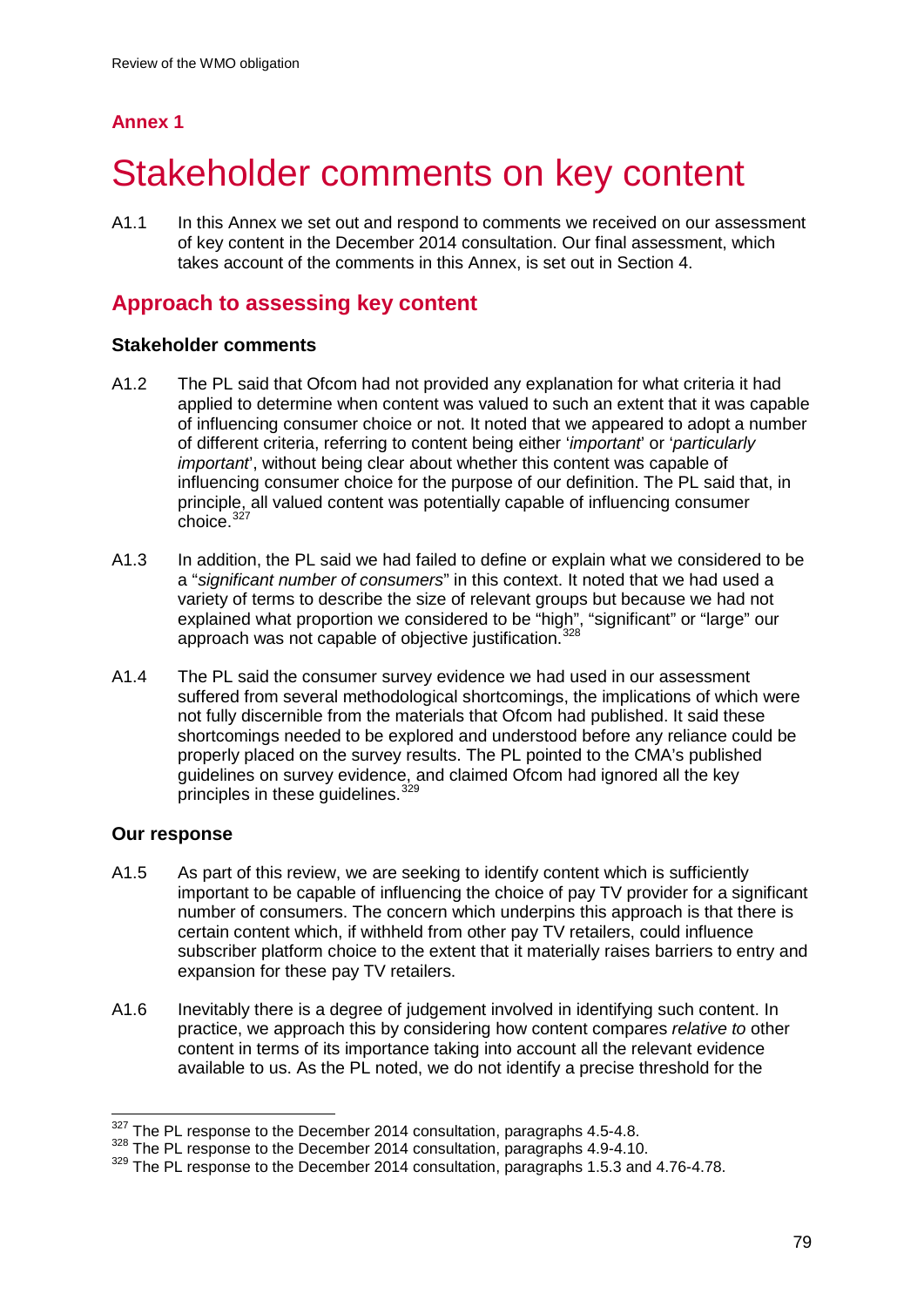## Annex 1

# Stakeholder comments on key content

A1.1 In this Annex we set out and respond to comments we received on our assessment of key content in the December 2014 consultation. Our final assessment, which takes account of the comments in this Annex, is set out in Section 4.

## Approach to assessing key content

### Stakeholder comments

A1.2 The PL said that Ofcom had not provided any explanation for what criteria it had applied to determine when content was valued to such an extent that it was capable of influencing consumer choice or not. It noted that we appeared to adopt a number of different criteria, referring to content being either '*important*' or '*particularly important*', without being clear about whether this content was capable of influencing consumer choice for the purpose of our definition. The PL said that, in principle, all valued content was potentially capable of influencing consumer choice.[327]

A1.3 In addition, the PL said we had failed to define or explain what we considered to be a "*significant number of consumers*" in this context. It noted that we had used a variety of terms to describe the size of relevant groups but because we had not explained what proportion we considered to be "high", "significant" or "large" our approach was not capable of objective justification.[328]

A1.4 The PL said the consumer survey evidence we had used in our assessment suffered from several methodological shortcomings, the implications of which were not fully discernible from the materials that Ofcom had published. It said these shortcomings needed to be explored and understood before any reliance could be properly placed on the survey results. The PL pointed to the CMA's published guidelines on survey evidence, and claimed Ofcom had ignored all the key principles in these guidelines.[329]

### Our response

A1.5 As part of this review, we are seeking to identify content which is sufficiently important to be capable of influencing the choice of pay TV provider for a significant number of consumers. The concern which underpins this approach is that there is certain content which, if withheld from other pay TV retailers, could influence subscriber platform choice to the extent that it materially raises barriers to entry and expansion for these pay TV retailers.

A1.6 Inevitably there is a degree of judgement involved in identifying such content. In practice, we approach this by considering how content compares *relative to* other content in terms of its importance taking into account all the relevant evidence available to us. As the PL noted, we do not identify a precise threshold for the

[327] The PL response to the December 2014 consultation, paragraphs 4.5-4.8.

[328] The PL response to the December 2014 consultation, paragraphs 4.9-4.10.

[329] The PL response to the December 2014 consultation, paragraphs 1.5.3 and 4.76-4.78.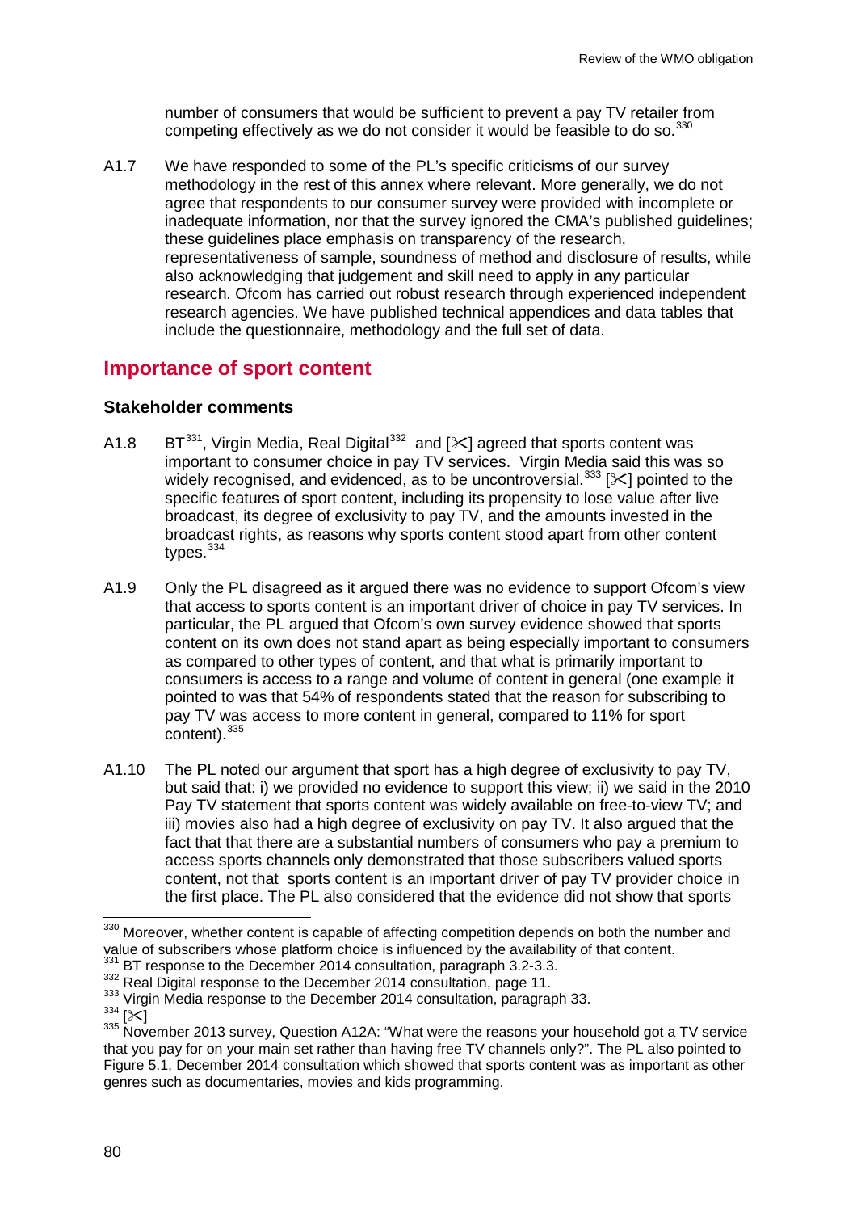number of consumers that would be sufficient to prevent a pay TV retailer from competing effectively as we do not consider it would be feasible to do so.[330]

A1.7 We have responded to some of the PL's specific criticisms of our survey methodology in the rest of this annex where relevant. More generally, we do not agree that respondents to our consumer survey were provided with incomplete or inadequate information, nor that the survey ignored the CMA's published guidelines; these guidelines place emphasis on transparency of the research, representativeness of sample, soundness of method and disclosure of results, while also acknowledging that judgement and skill need to apply in any particular research. Ofcom has carried out robust research through experienced independent research agencies. We have published technical appendices and data tables that include the questionnaire, methodology and the full set of data.

## Importance of sport content

### Stakeholder comments

A1.8 BT[331], Virgin Media, Real Digital[332] and [✂] agreed that sports content was important to consumer choice in pay TV services. Virgin Media said this was so widely recognised, and evidenced, as to be uncontroversial.[333] [✂] pointed to the specific features of sport content, including its propensity to lose value after live broadcast, its degree of exclusivity to pay TV, and the amounts invested in the broadcast rights, as reasons why sports content stood apart from other content types.[334]

A1.9 Only the PL disagreed as it argued there was no evidence to support Ofcom's view that access to sports content is an important driver of choice in pay TV services. In particular, the PL argued that Ofcom's own survey evidence showed that sports content on its own does not stand apart as being especially important to consumers as compared to other types of content, and that what is primarily important to consumers is access to a range and volume of content in general (one example it pointed to was that 54% of respondents stated that the reason for subscribing to pay TV was access to more content in general, compared to 11% for sport content).[335]

A1.10 The PL noted our argument that sport has a high degree of exclusivity to pay TV, but said that: i) we provided no evidence to support this view; ii) we said in the 2010 Pay TV statement that sports content was widely available on free-to-view TV; and iii) movies also had a high degree of exclusivity on pay TV. It also argued that the fact that that there are a substantial numbers of consumers who pay a premium to access sports channels only demonstrated that those subscribers valued sports content, not that sports content is an important driver of pay TV provider choice in the first place. The PL also considered that the evidence did not show that sports

---

[330] Moreover, whether content is capable of affecting competition depends on both the number and value of subscribers whose platform choice is influenced by the availability of that content.

[331] BT response to the December 2014 consultation, paragraph 3.2-3.3.

[332] Real Digital response to the December 2014 consultation, page 11.

[333] Virgin Media response to the December 2014 consultation, paragraph 33.

[334] [✂]

[335] November 2013 survey, Question A12A: "What were the reasons your household got a TV service that you pay for on your main set rather than having free TV channels only?". The PL also pointed to Figure 5.1, December 2014 consultation which showed that sports content was as important as other genres such as documentaries, movies and kids programming.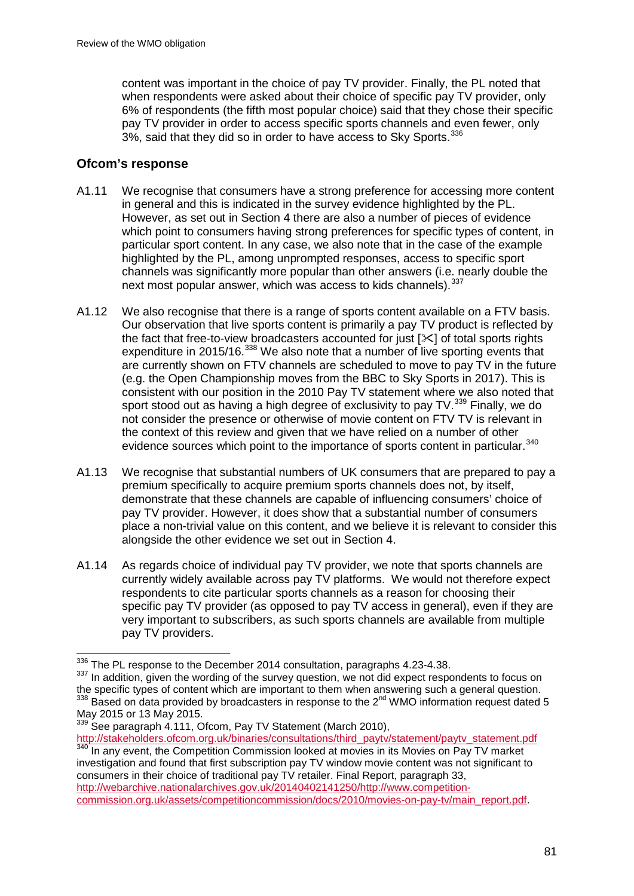content was important in the choice of pay TV provider. Finally, the PL noted that when respondents were asked about their choice of specific pay TV provider, only 6% of respondents (the fifth most popular choice) said that they chose their specific pay TV provider in order to access specific sports channels and even fewer, only 3%, said that they did so in order to have access to Sky Sports.[336]

### Ofcom's response

A1.11 We recognise that consumers have a strong preference for accessing more content in general and this is indicated in the survey evidence highlighted by the PL. However, as set out in Section 4 there are also a number of pieces of evidence which point to consumers having strong preferences for specific types of content, in particular sport content. In any case, we also note that in the case of the example highlighted by the PL, among unprompted responses, access to specific sport channels was significantly more popular than other answers (i.e. nearly double the next most popular answer, which was access to kids channels).[337]

A1.12 We also recognise that there is a range of sports content available on a FTV basis. Our observation that live sports content is primarily a pay TV product is reflected by the fact that free-to-view broadcasters accounted for just [✂] of total sports rights expenditure in 2015/16.[338] We also note that a number of live sporting events that are currently shown on FTV channels are scheduled to move to pay TV in the future (e.g. the Open Championship moves from the BBC to Sky Sports in 2017). This is consistent with our position in the 2010 Pay TV statement where we also noted that sport stood out as having a high degree of exclusivity to pay TV.[339] Finally, we do not consider the presence or otherwise of movie content on FTV TV is relevant in the context of this review and given that we have relied on a number of other evidence sources which point to the importance of sports content in particular.[340]

A1.13 We recognise that substantial numbers of UK consumers that are prepared to pay a premium specifically to acquire premium sports channels does not, by itself, demonstrate that these channels are capable of influencing consumers' choice of pay TV provider. However, it does show that a substantial number of consumers place a non-trivial value on this content, and we believe it is relevant to consider this alongside the other evidence we set out in Section 4.

A1.14 As regards choice of individual pay TV provider, we note that sports channels are currently widely available across pay TV platforms. We would not therefore expect respondents to cite particular sports channels as a reason for choosing their specific pay TV provider (as opposed to pay TV access in general), even if they are very important to subscribers, as such sports channels are available from multiple pay TV providers.

---

[336] The PL response to the December 2014 consultation, paragraphs 4.23-4.38.

[337] In addition, given the wording of the survey question, we not did expect respondents to focus on the specific types of content which are important to them when answering such a general question.

[338] Based on data provided by broadcasters in response to the 2nd WMO information request dated 5 May 2015 or 13 May 2015.

[339] See paragraph 4.111, Ofcom, Pay TV Statement (March 2010), http://stakeholders.ofcom.org.uk/binaries/consultations/third_paytv/statement/paytv_statement.pdf

[340] In any event, the Competition Commission looked at movies in its Movies on Pay TV market investigation and found that first subscription pay TV window movie content was not significant to consumers in their choice of traditional pay TV retailer. Final Report, paragraph 33, http://webarchive.nationalarchives.gov.uk/20140402141250/http://www.competition-commission.org.uk/assets/competitioncommission/docs/2010/movies-on-pay-tv/main_report.pdf.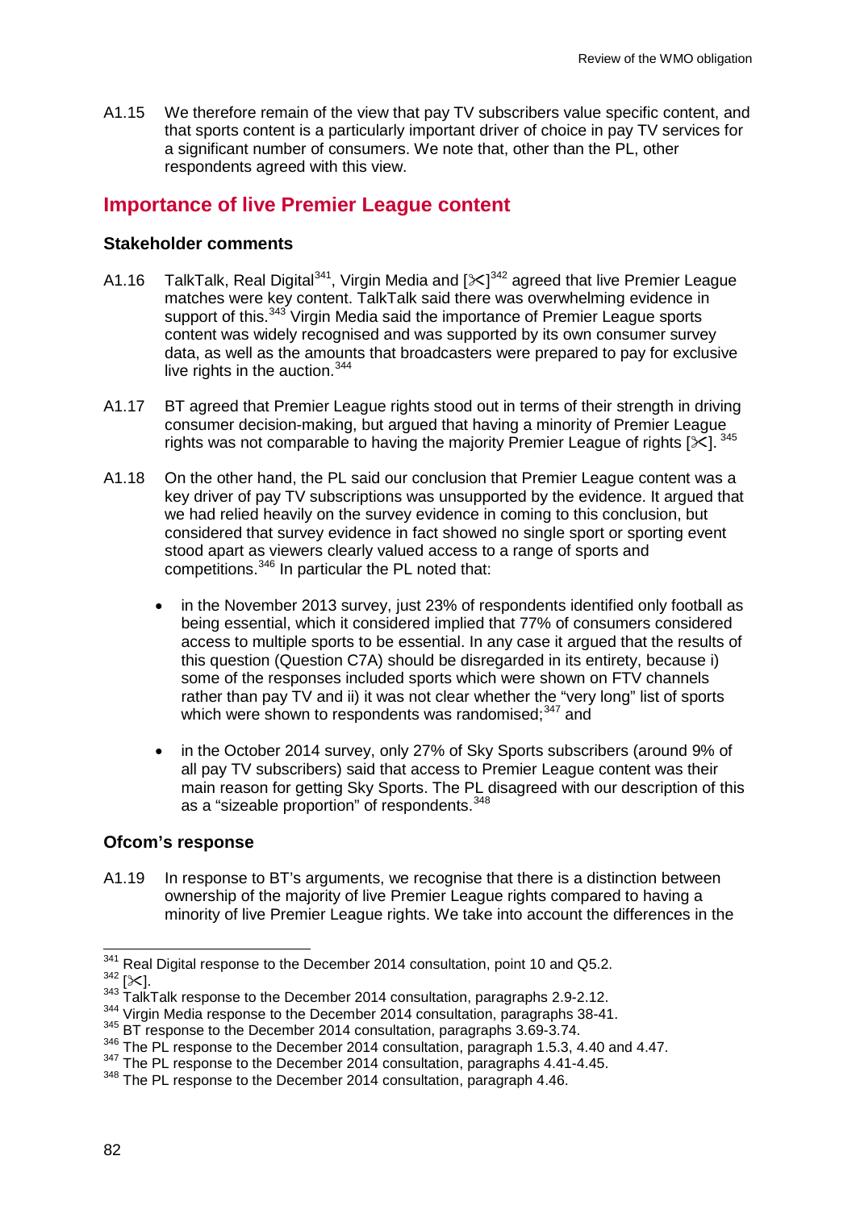A1.15 We therefore remain of the view that pay TV subscribers value specific content, and that sports content is a particularly important driver of choice in pay TV services for a significant number of consumers. We note that, other than the PL, other respondents agreed with this view.

## Importance of live Premier League content

### Stakeholder comments

A1.16 TalkTalk, Real Digital[341], Virgin Media and [✂][342] agreed that live Premier League matches were key content. TalkTalk said there was overwhelming evidence in support of this.[343] Virgin Media said the importance of Premier League sports content was widely recognised and was supported by its own consumer survey data, as well as the amounts that broadcasters were prepared to pay for exclusive live rights in the auction.[344]

A1.17 BT agreed that Premier League rights stood out in terms of their strength in driving consumer decision-making, but argued that having a minority of Premier League rights was not comparable to having the majority Premier League of rights [✂]. [345]

A1.18 On the other hand, the PL said our conclusion that Premier League content was a key driver of pay TV subscriptions was unsupported by the evidence. It argued that we had relied heavily on the survey evidence in coming to this conclusion, but considered that survey evidence in fact showed no single sport or sporting event stood apart as viewers clearly valued access to a range of sports and competitions.[346] In particular the PL noted that:

- in the November 2013 survey, just 23% of respondents identified only football as being essential, which it considered implied that 77% of consumers considered access to multiple sports to be essential. In any case it argued that the results of this question (Question C7A) should be disregarded in its entirety, because i) some of the responses included sports which were shown on FTV channels rather than pay TV and ii) it was not clear whether the "very long" list of sports which were shown to respondents was randomised;[347] and

- in the October 2014 survey, only 27% of Sky Sports subscribers (around 9% of all pay TV subscribers) said that access to Premier League content was their main reason for getting Sky Sports. The PL disagreed with our description of this as a "sizeable proportion" of respondents.[348]

### Ofcom's response

A1.19 In response to BT's arguments, we recognise that there is a distinction between ownership of the majority of live Premier League rights compared to having a minority of live Premier League rights. We take into account the differences in the

---

[341] Real Digital response to the December 2014 consultation, point 10 and Q5.2.
[342] [✂].
[343] TalkTalk response to the December 2014 consultation, paragraphs 2.9-2.12.
[344] Virgin Media response to the December 2014 consultation, paragraphs 38-41.
[345] BT response to the December 2014 consultation, paragraphs 3.69-3.74.
[346] The PL response to the December 2014 consultation, paragraph 1.5.3, 4.40 and 4.47.
[347] The PL response to the December 2014 consultation, paragraphs 4.41-4.45.
[348] The PL response to the December 2014 consultation, paragraph 4.46.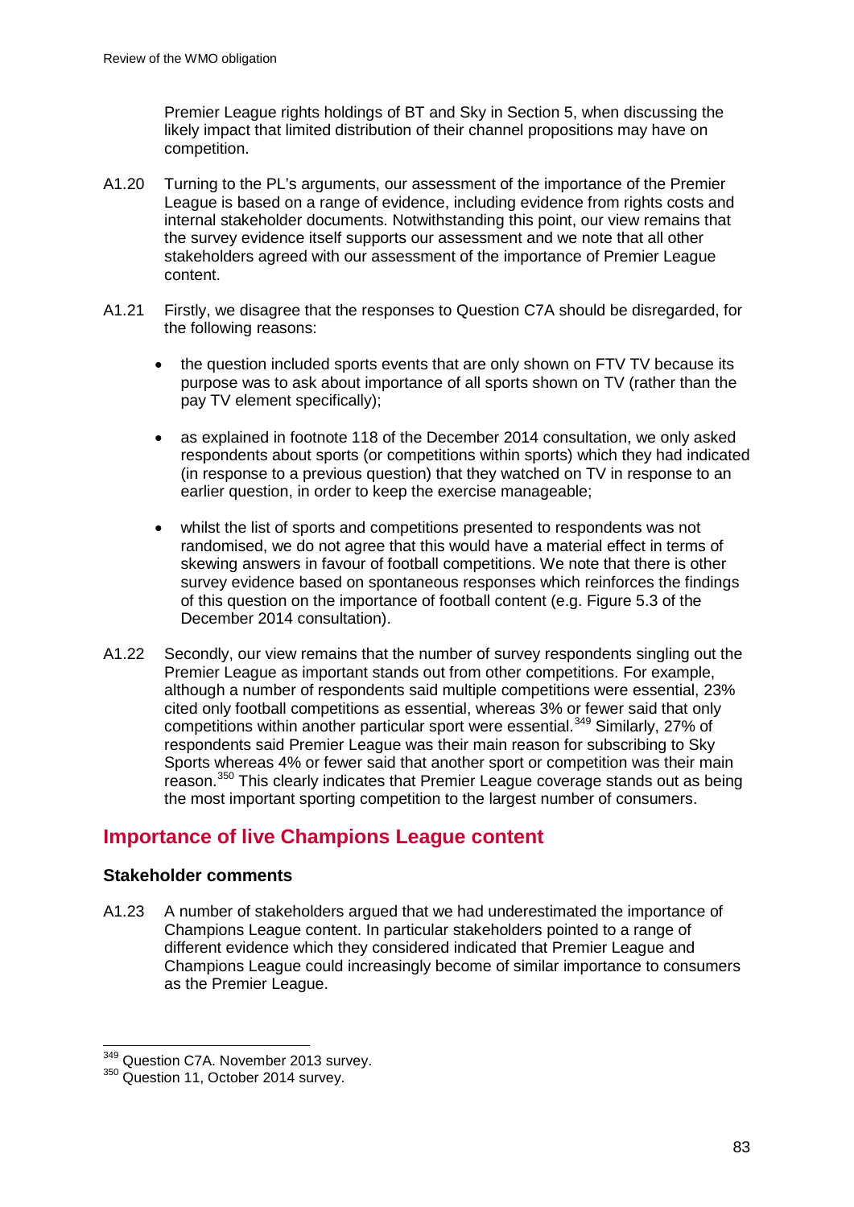Premier League rights holdings of BT and Sky in Section 5, when discussing the likely impact that limited distribution of their channel propositions may have on competition.

A1.20 Turning to the PL's arguments, our assessment of the importance of the Premier League is based on a range of evidence, including evidence from rights costs and internal stakeholder documents. Notwithstanding this point, our view remains that the survey evidence itself supports our assessment and we note that all other stakeholders agreed with our assessment of the importance of Premier League content.

A1.21 Firstly, we disagree that the responses to Question C7A should be disregarded, for the following reasons:

- the question included sports events that are only shown on FTV TV because its purpose was to ask about importance of all sports shown on TV (rather than the pay TV element specifically);
- as explained in footnote 118 of the December 2014 consultation, we only asked respondents about sports (or competitions within sports) which they had indicated (in response to a previous question) that they watched on TV in response to an earlier question, in order to keep the exercise manageable;
- whilst the list of sports and competitions presented to respondents was not randomised, we do not agree that this would have a material effect in terms of skewing answers in favour of football competitions. We note that there is other survey evidence based on spontaneous responses which reinforces the findings of this question on the importance of football content (e.g. Figure 5.3 of the December 2014 consultation).

A1.22 Secondly, our view remains that the number of survey respondents singling out the Premier League as important stands out from other competitions. For example, although a number of respondents said multiple competitions were essential, 23% cited only football competitions as essential, whereas 3% or fewer said that only competitions within another particular sport were essential.[349] Similarly, 27% of respondents said Premier League was their main reason for subscribing to Sky Sports whereas 4% or fewer said that another sport or competition was their main reason.[350] This clearly indicates that Premier League coverage stands out as being the most important sporting competition to the largest number of consumers.

## Importance of live Champions League content

### Stakeholder comments

A1.23 A number of stakeholders argued that we had underestimated the importance of Champions League content. In particular stakeholders pointed to a range of different evidence which they considered indicated that Premier League and Champions League could increasingly become of similar importance to consumers as the Premier League.

---

[349] Question C7A. November 2013 survey.

[350] Question 11, October 2014 survey.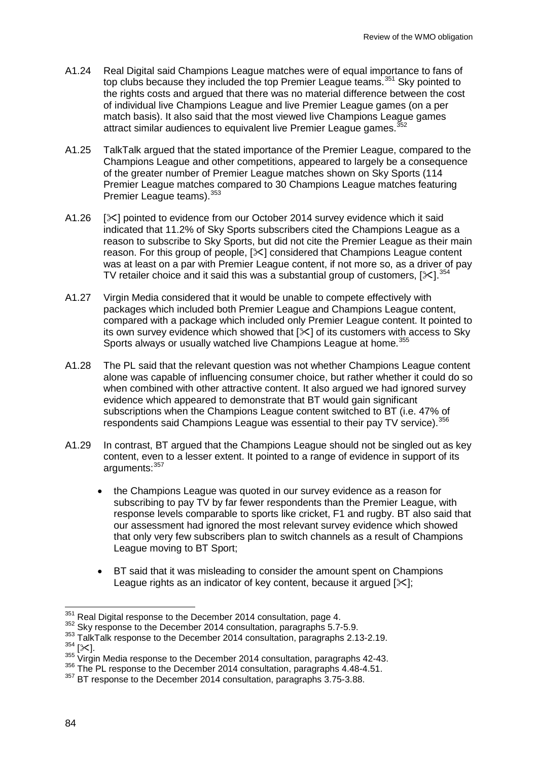A1.24 Real Digital said Champions League matches were of equal importance to fans of top clubs because they included the top Premier League teams.[351] Sky pointed to the rights costs and argued that there was no material difference between the cost of individual live Champions League and live Premier League games (on a per match basis). It also said that the most viewed live Champions League games attract similar audiences to equivalent live Premier League games.[352]

A1.25 TalkTalk argued that the stated importance of the Premier League, compared to the Champions League and other competitions, appeared to largely be a consequence of the greater number of Premier League matches shown on Sky Sports (114 Premier League matches compared to 30 Champions League matches featuring Premier League teams).[353]

A1.26 [✂] pointed to evidence from our October 2014 survey evidence which it said indicated that 11.2% of Sky Sports subscribers cited the Champions League as a reason to subscribe to Sky Sports, but did not cite the Premier League as their main reason. For this group of people, [✂] considered that Champions League content was at least on a par with Premier League content, if not more so, as a driver of pay TV retailer choice and it said this was a substantial group of customers, [✂].[354]

A1.27 Virgin Media considered that it would be unable to compete effectively with packages which included both Premier League and Champions League content, compared with a package which included only Premier League content. It pointed to its own survey evidence which showed that [✂] of its customers with access to Sky Sports always or usually watched live Champions League at home.[355]

A1.28 The PL said that the relevant question was not whether Champions League content alone was capable of influencing consumer choice, but rather whether it could do so when combined with other attractive content. It also argued we had ignored survey evidence which appeared to demonstrate that BT would gain significant subscriptions when the Champions League content switched to BT (i.e. 47% of respondents said Champions League was essential to their pay TV service).[356]

A1.29 In contrast, BT argued that the Champions League should not be singled out as key content, even to a lesser extent. It pointed to a range of evidence in support of its arguments:[357]

- the Champions League was quoted in our survey evidence as a reason for subscribing to pay TV by far fewer respondents than the Premier League, with response levels comparable to sports like cricket, F1 and rugby. BT also said that our assessment had ignored the most relevant survey evidence which showed that only very few subscribers plan to switch channels as a result of Champions League moving to BT Sport;

- BT said that it was misleading to consider the amount spent on Champions League rights as an indicator of key content, because it argued [✂];

---

[351] Real Digital response to the December 2014 consultation, page 4.
[352] Sky response to the December 2014 consultation, paragraphs 5.7-5.9.
[353] TalkTalk response to the December 2014 consultation, paragraphs 2.13-2.19.
[354] [✂].
[355] Virgin Media response to the December 2014 consultation, paragraphs 42-43.
[356] The PL response to the December 2014 consultation, paragraphs 4.48-4.51.
[357] BT response to the December 2014 consultation, paragraphs 3.75-3.88.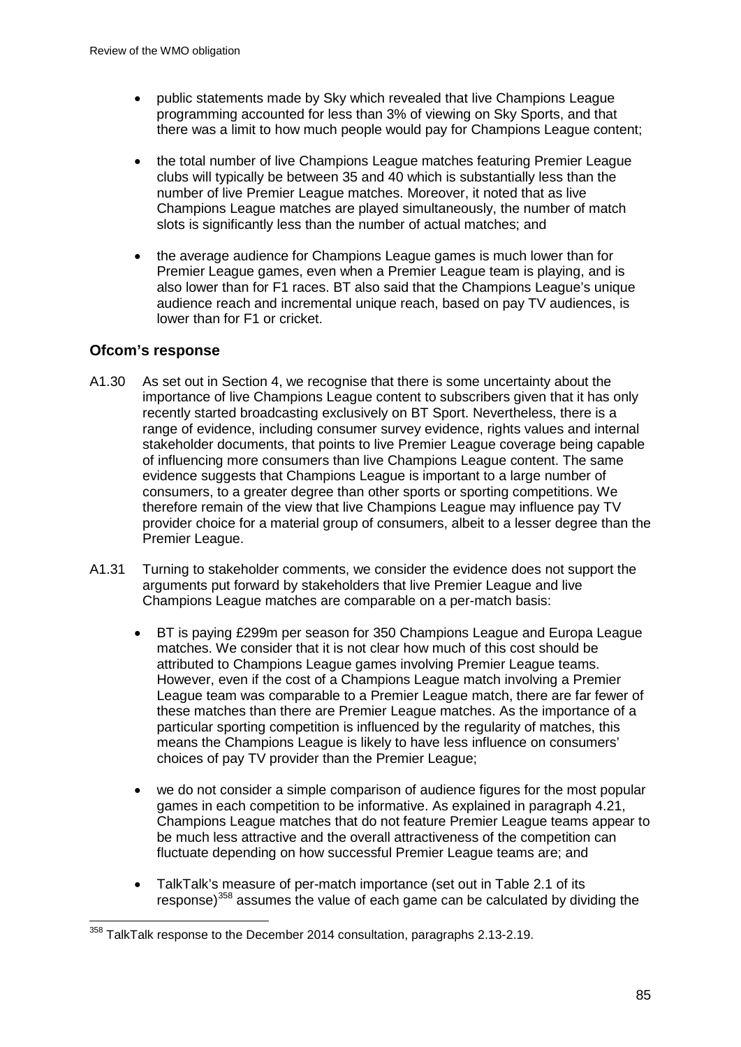- public statements made by Sky which revealed that live Champions League programming accounted for less than 3% of viewing on Sky Sports, and that there was a limit to how much people would pay for Champions League content;
- the total number of live Champions League matches featuring Premier League clubs will typically be between 35 and 40 which is substantially less than the number of live Premier League matches. Moreover, it noted that as live Champions League matches are played simultaneously, the number of match slots is significantly less than the number of actual matches; and
- the average audience for Champions League games is much lower than for Premier League games, even when a Premier League team is playing, and is also lower than for F1 races. BT also said that the Champions League's unique audience reach and incremental unique reach, based on pay TV audiences, is lower than for F1 or cricket.

### Ofcom's response

A1.30 As set out in Section 4, we recognise that there is some uncertainty about the importance of live Champions League content to subscribers given that it has only recently started broadcasting exclusively on BT Sport. Nevertheless, there is a range of evidence, including consumer survey evidence, rights values and internal stakeholder documents, that points to live Premier League coverage being capable of influencing more consumers than live Champions League content. The same evidence suggests that Champions League is important to a large number of consumers, to a greater degree than other sports or sporting competitions. We therefore remain of the view that live Champions League may influence pay TV provider choice for a material group of consumers, albeit to a lesser degree than the Premier League.

A1.31 Turning to stakeholder comments, we consider the evidence does not support the arguments put forward by stakeholders that live Premier League and live Champions League matches are comparable on a per-match basis:

- BT is paying £299m per season for 350 Champions League and Europa League matches. We consider that it is not clear how much of this cost should be attributed to Champions League games involving Premier League teams. However, even if the cost of a Champions League match involving a Premier League team was comparable to a Premier League match, there are far fewer of these matches than there are Premier League matches. As the importance of a particular sporting competition is influenced by the regularity of matches, this means the Champions League is likely to have less influence on consumers' choices of pay TV provider than the Premier League;
- we do not consider a simple comparison of audience figures for the most popular games in each competition to be informative. As explained in paragraph 4.21, Champions League matches that do not feature Premier League teams appear to be much less attractive and the overall attractiveness of the competition can fluctuate depending on how successful Premier League teams are; and
- TalkTalk's measure of per-match importance (set out in Table 2.1 of its response)[358] assumes the value of each game can be calculated by dividing the

[358] TalkTalk response to the December 2014 consultation, paragraphs 2.13-2.19.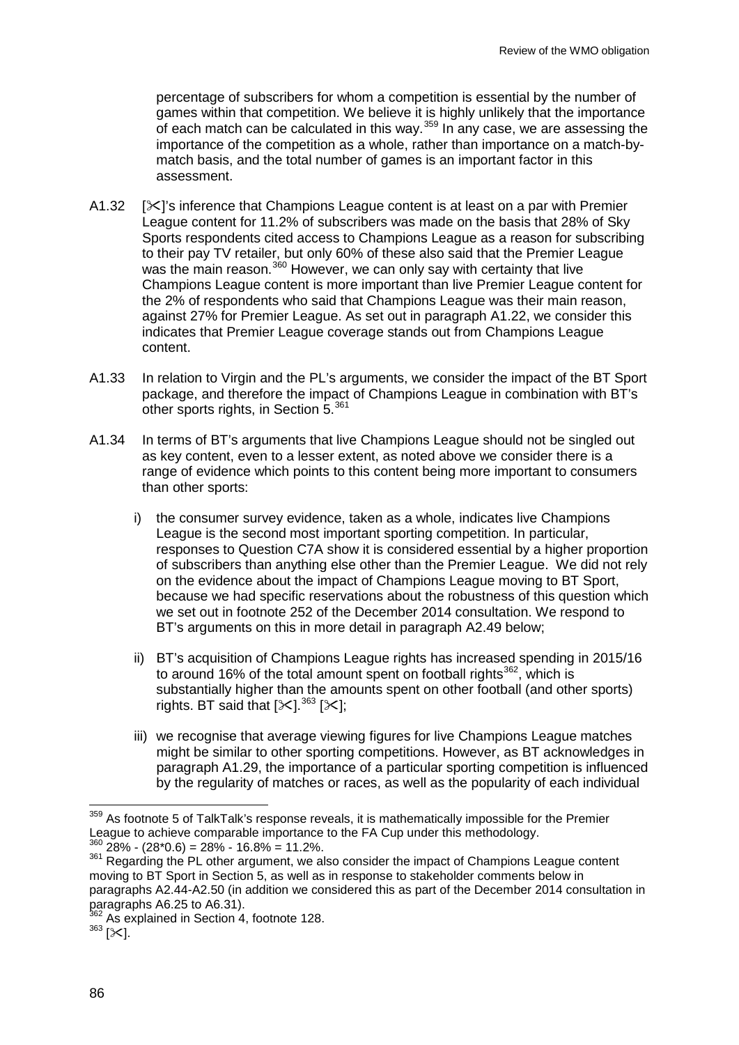percentage of subscribers for whom a competition is essential by the number of games within that competition. We believe it is highly unlikely that the importance of each match can be calculated in this way.[359] In any case, we are assessing the importance of the competition as a whole, rather than importance on a match-by-match basis, and the total number of games is an important factor in this assessment.

A1.32 [✂]'s inference that Champions League content is at least on a par with Premier League content for 11.2% of subscribers was made on the basis that 28% of Sky Sports respondents cited access to Champions League as a reason for subscribing to their pay TV retailer, but only 60% of these also said that the Premier League was the main reason.[360] However, we can only say with certainty that live Champions League content is more important than live Premier League content for the 2% of respondents who said that Champions League was their main reason, against 27% for Premier League. As set out in paragraph A1.22, we consider this indicates that Premier League coverage stands out from Champions League content.

A1.33 In relation to Virgin and the PL's arguments, we consider the impact of the BT Sport package, and therefore the impact of Champions League in combination with BT's other sports rights, in Section 5.[361]

A1.34 In terms of BT's arguments that live Champions League should not be singled out as key content, even to a lesser extent, as noted above we consider there is a range of evidence which points to this content being more important to consumers than other sports:

i) the consumer survey evidence, taken as a whole, indicates live Champions League is the second most important sporting competition. In particular, responses to Question C7A show it is considered essential by a higher proportion of subscribers than anything else other than the Premier League. We did not rely on the evidence about the impact of Champions League moving to BT Sport, because we had specific reservations about the robustness of this question which we set out in footnote 252 of the December 2014 consultation. We respond to BT's arguments on this in more detail in paragraph A2.49 below;

ii) BT's acquisition of Champions League rights has increased spending in 2015/16 to around 16% of the total amount spent on football rights[362], which is substantially higher than the amounts spent on other football (and other sports) rights. BT said that [✂].[363] [✂];

iii) we recognise that average viewing figures for live Champions League matches might be similar to other sporting competitions. However, as BT acknowledges in paragraph A1.29, the importance of a particular sporting competition is influenced by the regularity of matches or races, as well as the popularity of each individual

---

[359] As footnote 5 of TalkTalk's response reveals, it is mathematically impossible for the Premier League to achieve comparable importance to the FA Cup under this methodology.

[360] 28% - (28*0.6) = 28% - 16.8% = 11.2%.

[361] Regarding the PL other argument, we also consider the impact of Champions League content moving to BT Sport in Section 5, as well as in response to stakeholder comments below in paragraphs A2.44-A2.50 (in addition we considered this as part of the December 2014 consultation in paragraphs A6.25 to A6.31).

[362] As explained in Section 4, footnote 128.

[363] [✂].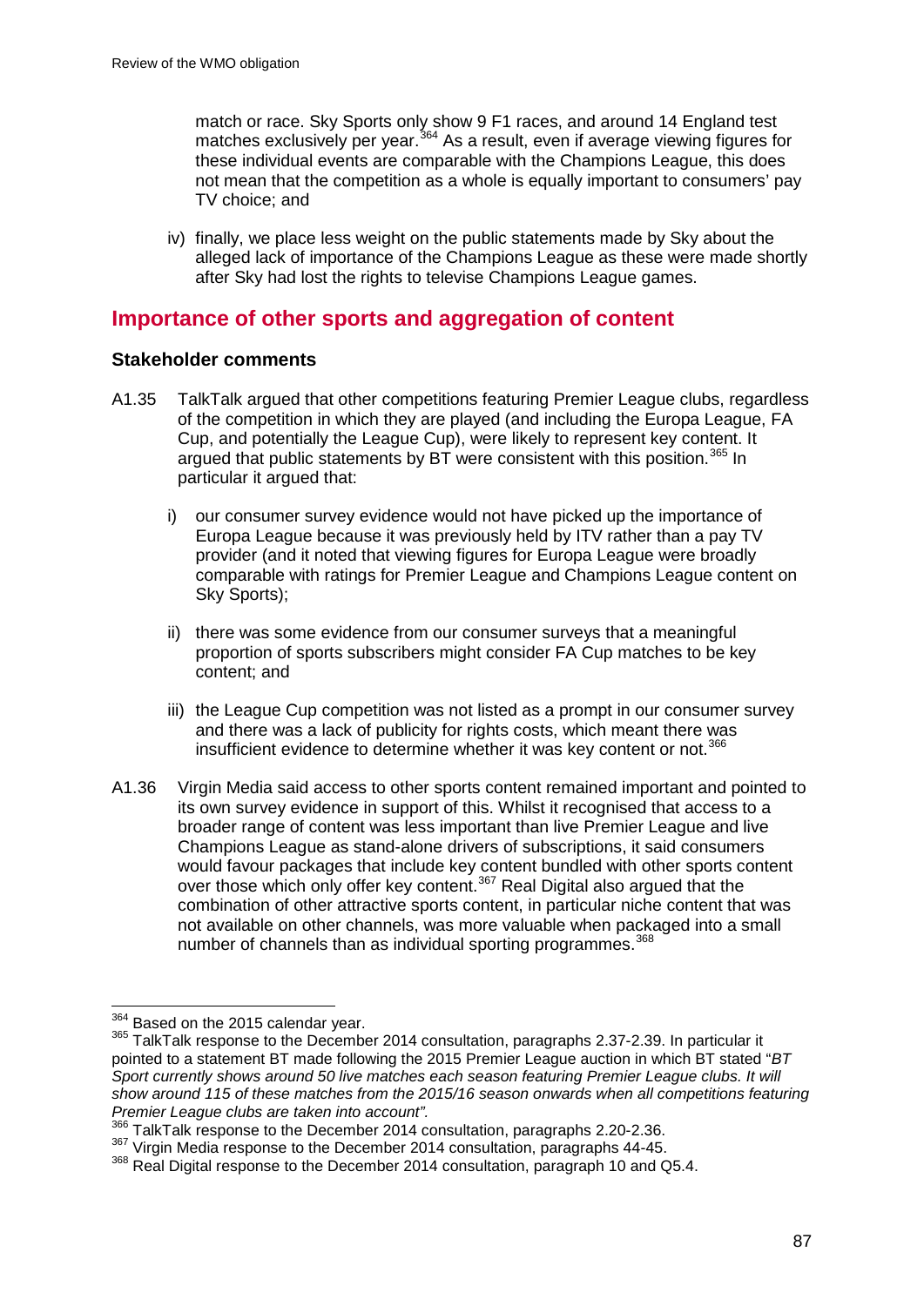match or race. Sky Sports only show 9 F1 races, and around 14 England test matches exclusively per year.[364] As a result, even if average viewing figures for these individual events are comparable with the Champions League, this does not mean that the competition as a whole is equally important to consumers' pay TV choice; and

iv) finally, we place less weight on the public statements made by Sky about the alleged lack of importance of the Champions League as these were made shortly after Sky had lost the rights to televise Champions League games.

## Importance of other sports and aggregation of content

### Stakeholder comments

A1.35 TalkTalk argued that other competitions featuring Premier League clubs, regardless of the competition in which they are played (and including the Europa League, FA Cup, and potentially the League Cup), were likely to represent key content. It argued that public statements by BT were consistent with this position.[365] In particular it argued that:

i) our consumer survey evidence would not have picked up the importance of Europa League because it was previously held by ITV rather than a pay TV provider (and it noted that viewing figures for Europa League were broadly comparable with ratings for Premier League and Champions League content on Sky Sports);

ii) there was some evidence from our consumer surveys that a meaningful proportion of sports subscribers might consider FA Cup matches to be key content; and

iii) the League Cup competition was not listed as a prompt in our consumer survey and there was a lack of publicity for rights costs, which meant there was insufficient evidence to determine whether it was key content or not.[366]

A1.36 Virgin Media said access to other sports content remained important and pointed to its own survey evidence in support of this. Whilst it recognised that access to a broader range of content was less important than live Premier League and live Champions League as stand-alone drivers of subscriptions, it said consumers would favour packages that include key content bundled with other sports content over those which only offer key content.[367] Real Digital also argued that the combination of other attractive sports content, in particular niche content that was not available on other channels, was more valuable when packaged into a small number of channels than as individual sporting programmes.[368]

---

[364] Based on the 2015 calendar year.

[365] TalkTalk response to the December 2014 consultation, paragraphs 2.37-2.39. In particular it pointed to a statement BT made following the 2015 Premier League auction in which BT stated "*BT Sport currently shows around 50 live matches each season featuring Premier League clubs. It will show around 115 of these matches from the 2015/16 season onwards when all competitions featuring Premier League clubs are taken into account".*

[366] TalkTalk response to the December 2014 consultation, paragraphs 2.20-2.36.

[367] Virgin Media response to the December 2014 consultation, paragraphs 44-45.

[368] Real Digital response to the December 2014 consultation, paragraph 10 and Q5.4.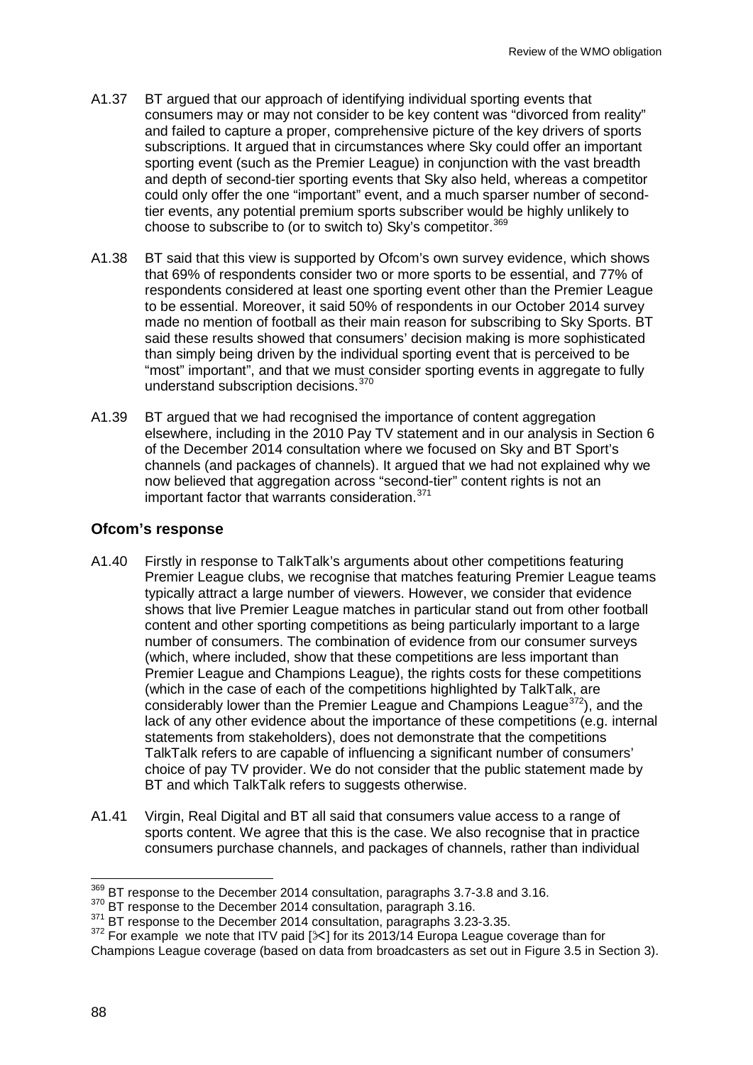A1.37 BT argued that our approach of identifying individual sporting events that consumers may or may not consider to be key content was "divorced from reality" and failed to capture a proper, comprehensive picture of the key drivers of sports subscriptions. It argued that in circumstances where Sky could offer an important sporting event (such as the Premier League) in conjunction with the vast breadth and depth of second-tier sporting events that Sky also held, whereas a competitor could only offer the one "important" event, and a much sparser number of second-tier events, any potential premium sports subscriber would be highly unlikely to choose to subscribe to (or to switch to) Sky's competitor.[369]

A1.38 BT said that this view is supported by Ofcom's own survey evidence, which shows that 69% of respondents consider two or more sports to be essential, and 77% of respondents considered at least one sporting event other than the Premier League to be essential. Moreover, it said 50% of respondents in our October 2014 survey made no mention of football as their main reason for subscribing to Sky Sports. BT said these results showed that consumers' decision making is more sophisticated than simply being driven by the individual sporting event that is perceived to be "most" important", and that we must consider sporting events in aggregate to fully understand subscription decisions.[370]

A1.39 BT argued that we had recognised the importance of content aggregation elsewhere, including in the 2010 Pay TV statement and in our analysis in Section 6 of the December 2014 consultation where we focused on Sky and BT Sport's channels (and packages of channels). It argued that we had not explained why we now believed that aggregation across "second-tier" content rights is not an important factor that warrants consideration.[371]

### Ofcom's response

A1.40 Firstly in response to TalkTalk's arguments about other competitions featuring Premier League clubs, we recognise that matches featuring Premier League teams typically attract a large number of viewers. However, we consider that evidence shows that live Premier League matches in particular stand out from other football content and other sporting competitions as being particularly important to a large number of consumers. The combination of evidence from our consumer surveys (which, where included, show that these competitions are less important than Premier League and Champions League), the rights costs for these competitions (which in the case of each of the competitions highlighted by TalkTalk, are considerably lower than the Premier League and Champions League[372]), and the lack of any other evidence about the importance of these competitions (e.g. internal statements from stakeholders), does not demonstrate that the competitions TalkTalk refers to are capable of influencing a significant number of consumers' choice of pay TV provider. We do not consider that the public statement made by BT and which TalkTalk refers to suggests otherwise.

A1.41 Virgin, Real Digital and BT all said that consumers value access to a range of sports content. We agree that this is the case. We also recognise that in practice consumers purchase channels, and packages of channels, rather than individual

---

[369] BT response to the December 2014 consultation, paragraphs 3.7-3.8 and 3.16.

[370] BT response to the December 2014 consultation, paragraph 3.16.

[371] BT response to the December 2014 consultation, paragraphs 3.23-3.35.

[372] For example we note that ITV paid [✂] for its 2013/14 Europa League coverage than for Champions League coverage (based on data from broadcasters as set out in Figure 3.5 in Section 3).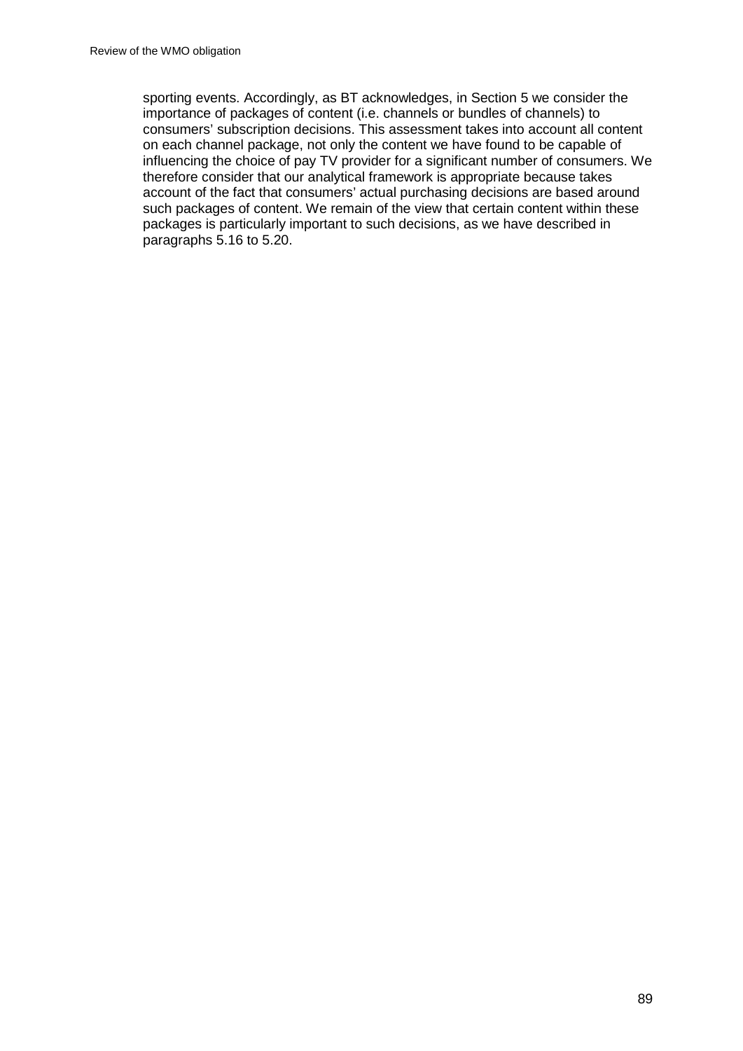sporting events. Accordingly, as BT acknowledges, in Section 5 we consider the importance of packages of content (i.e. channels or bundles of channels) to consumers' subscription decisions. This assessment takes into account all content on each channel package, not only the content we have found to be capable of influencing the choice of pay TV provider for a significant number of consumers. We therefore consider that our analytical framework is appropriate because takes account of the fact that consumers' actual purchasing decisions are based around such packages of content. We remain of the view that certain content within these packages is particularly important to such decisions, as we have described in paragraphs 5.16 to 5.20.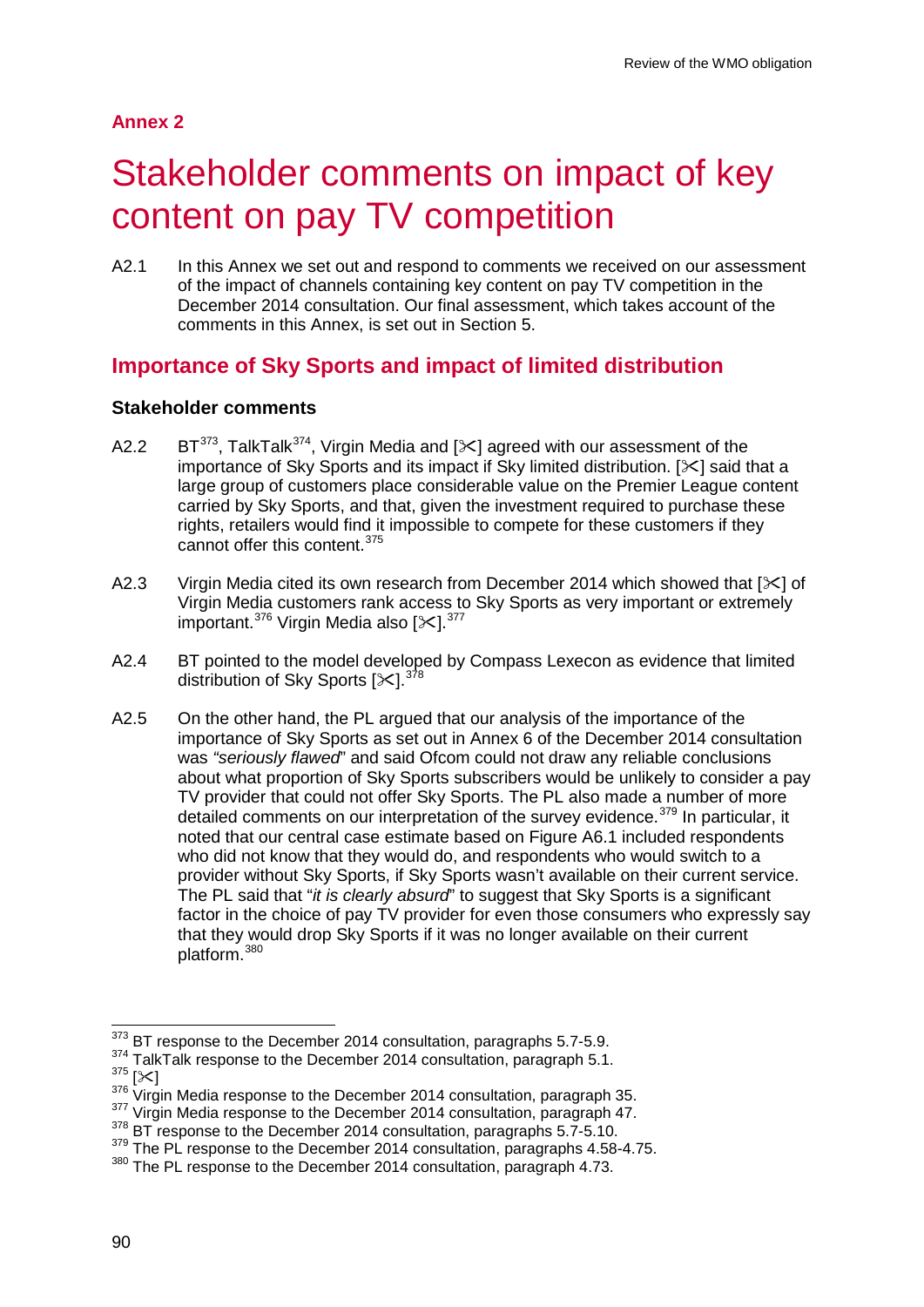## Annex 2

# Stakeholder comments on impact of key content on pay TV competition

A2.1 In this Annex we set out and respond to comments we received on our assessment of the impact of channels containing key content on pay TV competition in the December 2014 consultation. Our final assessment, which takes account of the comments in this Annex, is set out in Section 5.

## Importance of Sky Sports and impact of limited distribution

### Stakeholder comments

A2.2 BT[373], TalkTalk[374], Virgin Media and [✂] agreed with our assessment of the importance of Sky Sports and its impact if Sky limited distribution. [✂] said that a large group of customers place considerable value on the Premier League content carried by Sky Sports, and that, given the investment required to purchase these rights, retailers would find it impossible to compete for these customers if they cannot offer this content.[375]

A2.3 Virgin Media cited its own research from December 2014 which showed that [✂] of Virgin Media customers rank access to Sky Sports as very important or extremely important.[376] Virgin Media also [✂].[377]

A2.4 BT pointed to the model developed by Compass Lexecon as evidence that limited distribution of Sky Sports [✂].[378]

A2.5 On the other hand, the PL argued that our analysis of the importance of the importance of Sky Sports as set out in Annex 6 of the December 2014 consultation was *"seriously flawed"* and said Ofcom could not draw any reliable conclusions about what proportion of Sky Sports subscribers would be unlikely to consider a pay TV provider that could not offer Sky Sports. The PL also made a number of more detailed comments on our interpretation of the survey evidence.[379] In particular, it noted that our central case estimate based on Figure A6.1 included respondents who did not know that they would do, and respondents who would switch to a provider without Sky Sports, if Sky Sports wasn't available on their current service. The PL said that "*it is clearly absurd*" to suggest that Sky Sports is a significant factor in the choice of pay TV provider for even those consumers who expressly say that they would drop Sky Sports if it was no longer available on their current platform.[380]

---

[373] BT response to the December 2014 consultation, paragraphs 5.7-5.9.
[374] TalkTalk response to the December 2014 consultation, paragraph 5.1.
[375] [✂]
[376] Virgin Media response to the December 2014 consultation, paragraph 35.
[377] Virgin Media response to the December 2014 consultation, paragraph 47.
[378] BT response to the December 2014 consultation, paragraphs 5.7-5.10.
[379] The PL response to the December 2014 consultation, paragraphs 4.58-4.75.
[380] The PL response to the December 2014 consultation, paragraph 4.73.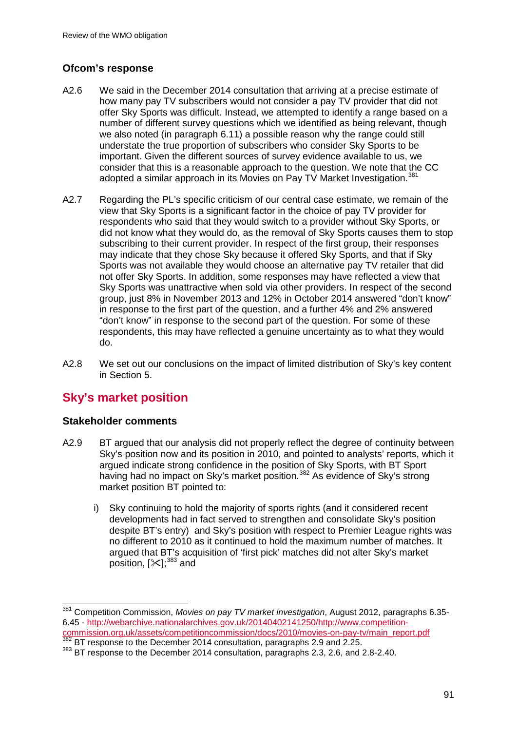### Ofcom's response

A2.6 We said in the December 2014 consultation that arriving at a precise estimate of how many pay TV subscribers would not consider a pay TV provider that did not offer Sky Sports was difficult. Instead, we attempted to identify a range based on a number of different survey questions which we identified as being relevant, though we also noted (in paragraph 6.11) a possible reason why the range could still understate the true proportion of subscribers who consider Sky Sports to be important. Given the different sources of survey evidence available to us, we consider that this is a reasonable approach to the question. We note that the CC adopted a similar approach in its Movies on Pay TV Market Investigation.[381]

A2.7 Regarding the PL's specific criticism of our central case estimate, we remain of the view that Sky Sports is a significant factor in the choice of pay TV provider for respondents who said that they would switch to a provider without Sky Sports, or did not know what they would do, as the removal of Sky Sports causes them to stop subscribing to their current provider. In respect of the first group, their responses may indicate that they chose Sky because it offered Sky Sports, and that if Sky Sports was not available they would choose an alternative pay TV retailer that did not offer Sky Sports. In addition, some responses may have reflected a view that Sky Sports was unattractive when sold via other providers. In respect of the second group, just 8% in November 2013 and 12% in October 2014 answered "don't know" in response to the first part of the question, and a further 4% and 2% answered "don't know" in response to the second part of the question. For some of these respondents, this may have reflected a genuine uncertainty as to what they would do.

A2.8 We set out our conclusions on the impact of limited distribution of Sky's key content in Section 5.

## Sky's market position

### Stakeholder comments

A2.9 BT argued that our analysis did not properly reflect the degree of continuity between Sky's position now and its position in 2010, and pointed to analysts' reports, which it argued indicate strong confidence in the position of Sky Sports, with BT Sport having had no impact on Sky's market position.[382] As evidence of Sky's strong market position BT pointed to:

i) Sky continuing to hold the majority of sports rights (and it considered recent developments had in fact served to strengthen and consolidate Sky's position despite BT's entry) and Sky's position with respect to Premier League rights was no different to 2010 as it continued to hold the maximum number of matches. It argued that BT's acquisition of 'first pick' matches did not alter Sky's market position, [✂];[383] and

---

[381] Competition Commission, *Movies on pay TV market investigation*, August 2012, paragraphs 6.35-6.45 - http://webarchive.nationalarchives.gov.uk/20140402141250/http://www.competition-commission.org.uk/assets/competitioncommission/docs/2010/movies-on-pay-tv/main_report.pdf

[382] BT response to the December 2014 consultation, paragraphs 2.9 and 2.25.

[383] BT response to the December 2014 consultation, paragraphs 2.3, 2.6, and 2.8-2.40.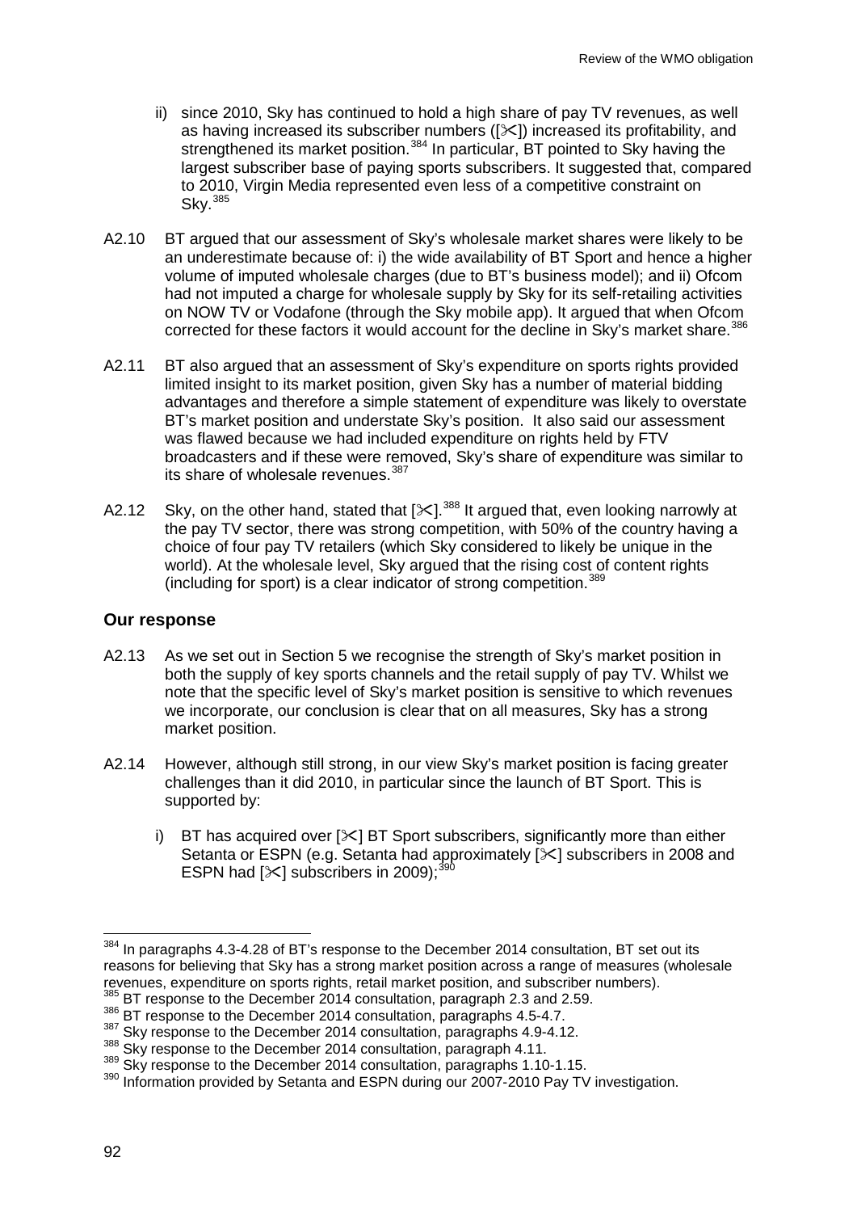ii) since 2010, Sky has continued to hold a high share of pay TV revenues, as well as having increased its subscriber numbers ([✂]) increased its profitability, and strengthened its market position.[384] In particular, BT pointed to Sky having the largest subscriber base of paying sports subscribers. It suggested that, compared to 2010, Virgin Media represented even less of a competitive constraint on Sky.[385]

A2.10 BT argued that our assessment of Sky's wholesale market shares were likely to be an underestimate because of: i) the wide availability of BT Sport and hence a higher volume of imputed wholesale charges (due to BT's business model); and ii) Ofcom had not imputed a charge for wholesale supply by Sky for its self-retailing activities on NOW TV or Vodafone (through the Sky mobile app). It argued that when Ofcom corrected for these factors it would account for the decline in Sky's market share.[386]

A2.11 BT also argued that an assessment of Sky's expenditure on sports rights provided limited insight to its market position, given Sky has a number of material bidding advantages and therefore a simple statement of expenditure was likely to overstate BT's market position and understate Sky's position. It also said our assessment was flawed because we had included expenditure on rights held by FTV broadcasters and if these were removed, Sky's share of expenditure was similar to its share of wholesale revenues.[387]

A2.12 Sky, on the other hand, stated that [✂].[388] It argued that, even looking narrowly at the pay TV sector, there was strong competition, with 50% of the country having a choice of four pay TV retailers (which Sky considered to likely be unique in the world). At the wholesale level, Sky argued that the rising cost of content rights (including for sport) is a clear indicator of strong competition.[389]

### Our response

A2.13 As we set out in Section 5 we recognise the strength of Sky's market position in both the supply of key sports channels and the retail supply of pay TV. Whilst we note that the specific level of Sky's market position is sensitive to which revenues we incorporate, our conclusion is clear that on all measures, Sky has a strong market position.

A2.14 However, although still strong, in our view Sky's market position is facing greater challenges than it did 2010, in particular since the launch of BT Sport. This is supported by:

i) BT has acquired over [✂] BT Sport subscribers, significantly more than either Setanta or ESPN (e.g. Setanta had approximately [✂] subscribers in 2008 and ESPN had [✂] subscribers in 2009);[390]

---

[384] In paragraphs 4.3-4.28 of BT's response to the December 2014 consultation, BT set out its reasons for believing that Sky has a strong market position across a range of measures (wholesale revenues, expenditure on sports rights, retail market position, and subscriber numbers).

[385] BT response to the December 2014 consultation, paragraph 2.3 and 2.59.

[386] BT response to the December 2014 consultation, paragraphs 4.5-4.7.

[387] Sky response to the December 2014 consultation, paragraphs 4.9-4.12.

[388] Sky response to the December 2014 consultation, paragraph 4.11.

[389] Sky response to the December 2014 consultation, paragraphs 1.10-1.15.

[390] Information provided by Setanta and ESPN during our 2007-2010 Pay TV investigation.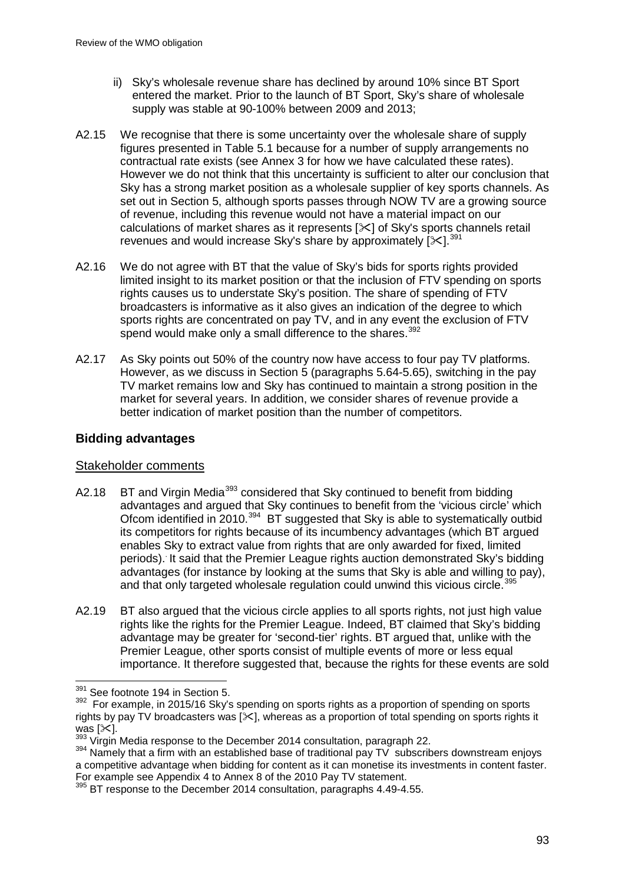ii) Sky's wholesale revenue share has declined by around 10% since BT Sport entered the market. Prior to the launch of BT Sport, Sky's share of wholesale supply was stable at 90-100% between 2009 and 2013;

A2.15 We recognise that there is some uncertainty over the wholesale share of supply figures presented in Table 5.1 because for a number of supply arrangements no contractual rate exists (see Annex 3 for how we have calculated these rates). However we do not think that this uncertainty is sufficient to alter our conclusion that Sky has a strong market position as a wholesale supplier of key sports channels. As set out in Section 5, although sports passes through NOW TV are a growing source of revenue, including this revenue would not have a material impact on our calculations of market shares as it represents [✂] of Sky's sports channels retail revenues and would increase Sky's share by approximately [✂].[391]

A2.16 We do not agree with BT that the value of Sky's bids for sports rights provided limited insight to its market position or that the inclusion of FTV spending on sports rights causes us to understate Sky's position. The share of spending of FTV broadcasters is informative as it also gives an indication of the degree to which sports rights are concentrated on pay TV, and in any event the exclusion of FTV spend would make only a small difference to the shares.[392]

A2.17 As Sky points out 50% of the country now have access to four pay TV platforms. However, as we discuss in Section 5 (paragraphs 5.64-5.65), switching in the pay TV market remains low and Sky has continued to maintain a strong position in the market for several years. In addition, we consider shares of revenue provide a better indication of market position than the number of competitors.

## Bidding advantages

### Stakeholder comments

A2.18 BT and Virgin Media[393] considered that Sky continued to benefit from bidding advantages and argued that Sky continues to benefit from the 'vicious circle' which Ofcom identified in 2010.[394] BT suggested that Sky is able to systematically outbid its competitors for rights because of its incumbency advantages (which BT argued enables Sky to extract value from rights that are only awarded for fixed, limited periods). It said that the Premier League rights auction demonstrated Sky's bidding advantages (for instance by looking at the sums that Sky is able and willing to pay), and that only targeted wholesale regulation could unwind this vicious circle.[395]

A2.19 BT also argued that the vicious circle applies to all sports rights, not just high value rights like the rights for the Premier League. Indeed, BT claimed that Sky's bidding advantage may be greater for 'second-tier' rights. BT argued that, unlike with the Premier League, other sports consist of multiple events of more or less equal importance. It therefore suggested that, because the rights for these events are sold

---

[391] See footnote 194 in Section 5.

[392] For example, in 2015/16 Sky's spending on sports rights as a proportion of spending on sports rights by pay TV broadcasters was [✂], whereas as a proportion of total spending on sports rights it was [✂].

[393] Virgin Media response to the December 2014 consultation, paragraph 22.

[394] Namely that a firm with an established base of traditional pay TV subscribers downstream enjoys a competitive advantage when bidding for content as it can monetise its investments in content faster. For example see Appendix 4 to Annex 8 of the 2010 Pay TV statement.

[395] BT response to the December 2014 consultation, paragraphs 4.49-4.55.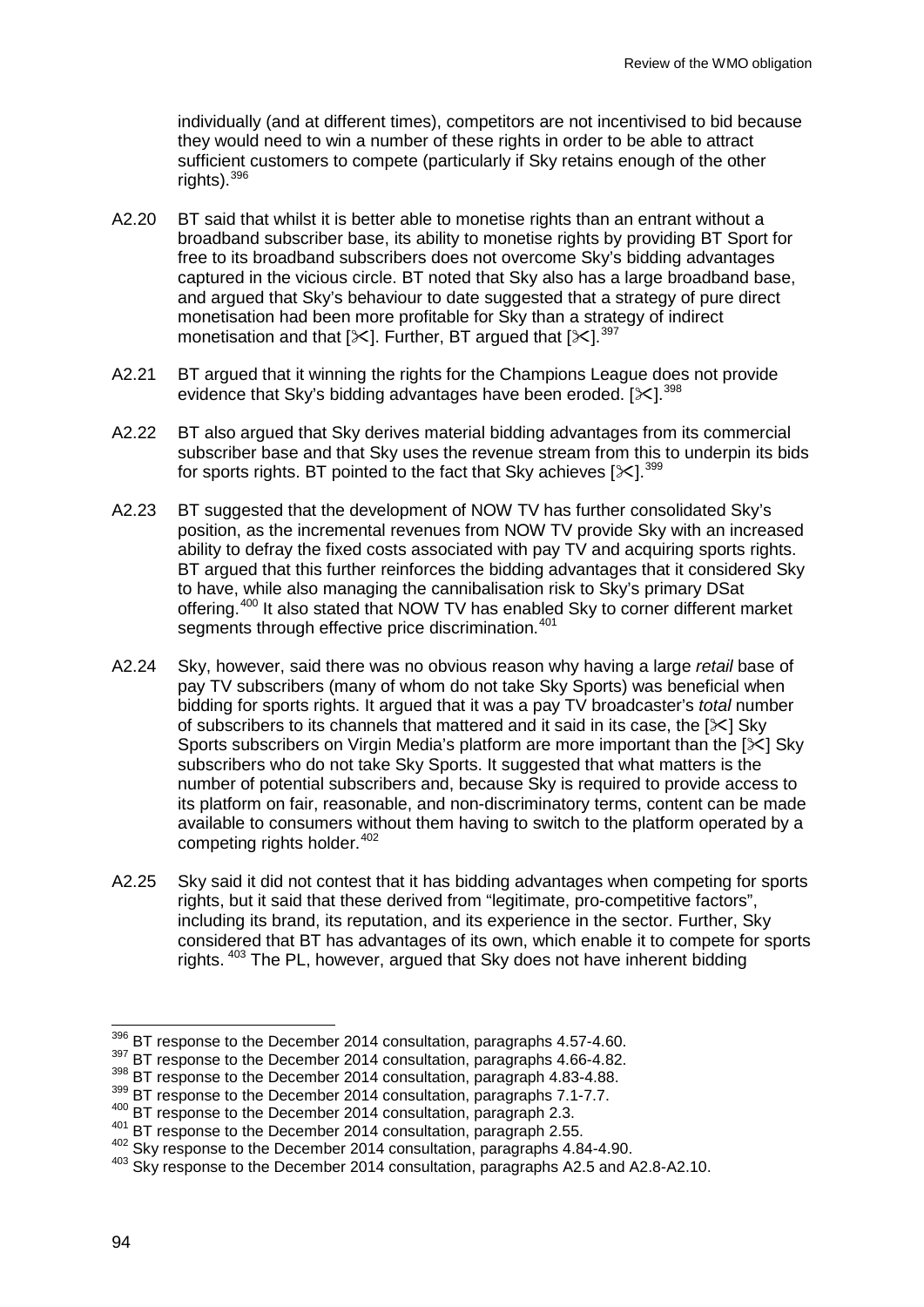individually (and at different times), competitors are not incentivised to bid because they would need to win a number of these rights in order to be able to attract sufficient customers to compete (particularly if Sky retains enough of the other rights).[396]

A2.20 BT said that whilst it is better able to monetise rights than an entrant without a broadband subscriber base, its ability to monetise rights by providing BT Sport for free to its broadband subscribers does not overcome Sky's bidding advantages captured in the vicious circle. BT noted that Sky also has a large broadband base, and argued that Sky's behaviour to date suggested that a strategy of pure direct monetisation had been more profitable for Sky than a strategy of indirect monetisation and that [✂]. Further, BT argued that [✂].[397]

A2.21 BT argued that it winning the rights for the Champions League does not provide evidence that Sky's bidding advantages have been eroded. [✂].[398]

A2.22 BT also argued that Sky derives material bidding advantages from its commercial subscriber base and that Sky uses the revenue stream from this to underpin its bids for sports rights. BT pointed to the fact that Sky achieves [✂].[399]

A2.23 BT suggested that the development of NOW TV has further consolidated Sky's position, as the incremental revenues from NOW TV provide Sky with an increased ability to defray the fixed costs associated with pay TV and acquiring sports rights. BT argued that this further reinforces the bidding advantages that it considered Sky to have, while also managing the cannibalisation risk to Sky's primary DSat offering.[400] It also stated that NOW TV has enabled Sky to corner different market segments through effective price discrimination.[401]

A2.24 Sky, however, said there was no obvious reason why having a large *retail* base of pay TV subscribers (many of whom do not take Sky Sports) was beneficial when bidding for sports rights. It argued that it was a pay TV broadcaster's *total* number of subscribers to its channels that mattered and it said in its case, the [✂] Sky Sports subscribers on Virgin Media's platform are more important than the [✂] Sky subscribers who do not take Sky Sports. It suggested that what matters is the number of potential subscribers and, because Sky is required to provide access to its platform on fair, reasonable, and non-discriminatory terms, content can be made available to consumers without them having to switch to the platform operated by a competing rights holder.[402]

A2.25 Sky said it did not contest that it has bidding advantages when competing for sports rights, but it said that these derived from "legitimate, pro-competitive factors", including its brand, its reputation, and its experience in the sector. Further, Sky considered that BT has advantages of its own, which enable it to compete for sports rights.[403] The PL, however, argued that Sky does not have inherent bidding

---

[396] BT response to the December 2014 consultation, paragraphs 4.57-4.60.

[397] BT response to the December 2014 consultation, paragraphs 4.66-4.82.

[398] BT response to the December 2014 consultation, paragraph 4.83-4.88.

[399] BT response to the December 2014 consultation, paragraphs 7.1-7.7.

[400] BT response to the December 2014 consultation, paragraph 2.3.

[401] BT response to the December 2014 consultation, paragraph 2.55.

[402] Sky response to the December 2014 consultation, paragraphs 4.84-4.90.

[403] Sky response to the December 2014 consultation, paragraphs A2.5 and A2.8-A2.10.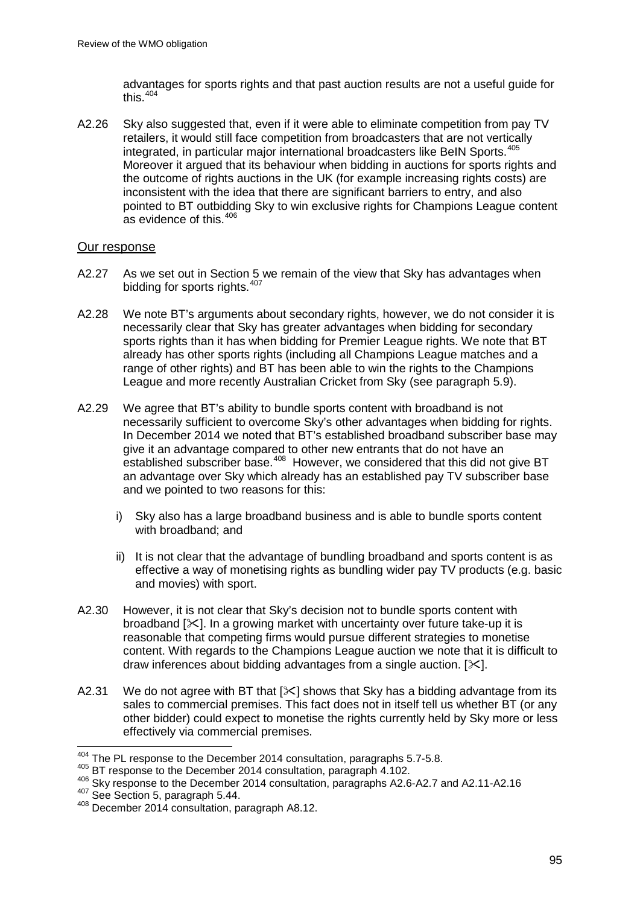advantages for sports rights and that past auction results are not a useful guide for this.[404]

A2.26 Sky also suggested that, even if it were able to eliminate competition from pay TV retailers, it would still face competition from broadcasters that are not vertically integrated, in particular major international broadcasters like BeIN Sports.[405] Moreover it argued that its behaviour when bidding in auctions for sports rights and the outcome of rights auctions in the UK (for example increasing rights costs) are inconsistent with the idea that there are significant barriers to entry, and also pointed to BT outbidding Sky to win exclusive rights for Champions League content as evidence of this.[406]

## Our response

A2.27 As we set out in Section 5 we remain of the view that Sky has advantages when bidding for sports rights.[407]

A2.28 We note BT's arguments about secondary rights, however, we do not consider it is necessarily clear that Sky has greater advantages when bidding for secondary sports rights than it has when bidding for Premier League rights. We note that BT already has other sports rights (including all Champions League matches and a range of other rights) and BT has been able to win the rights to the Champions League and more recently Australian Cricket from Sky (see paragraph 5.9).

A2.29 We agree that BT's ability to bundle sports content with broadband is not necessarily sufficient to overcome Sky's other advantages when bidding for rights. In December 2014 we noted that BT's established broadband subscriber base may give it an advantage compared to other new entrants that do not have an established subscriber base.[408] However, we considered that this did not give BT an advantage over Sky which already has an established pay TV subscriber base and we pointed to two reasons for this:

i) Sky also has a large broadband business and is able to bundle sports content with broadband; and

ii) It is not clear that the advantage of bundling broadband and sports content is as effective a way of monetising rights as bundling wider pay TV products (e.g. basic and movies) with sport.

A2.30 However, it is not clear that Sky's decision not to bundle sports content with broadband [✂]. In a growing market with uncertainty over future take-up it is reasonable that competing firms would pursue different strategies to monetise content. With regards to the Champions League auction we note that it is difficult to draw inferences about bidding advantages from a single auction. [✂].

A2.31 We do not agree with BT that [✂] shows that Sky has a bidding advantage from its sales to commercial premises. This fact does not in itself tell us whether BT (or any other bidder) could expect to monetise the rights currently held by Sky more or less effectively via commercial premises.

---

[404] The PL response to the December 2014 consultation, paragraphs 5.7-5.8.

[405] BT response to the December 2014 consultation, paragraph 4.102.

[406] Sky response to the December 2014 consultation, paragraphs A2.6-A2.7 and A2.11-A2.16

[407] See Section 5, paragraph 5.44.

[408] December 2014 consultation, paragraph A8.12.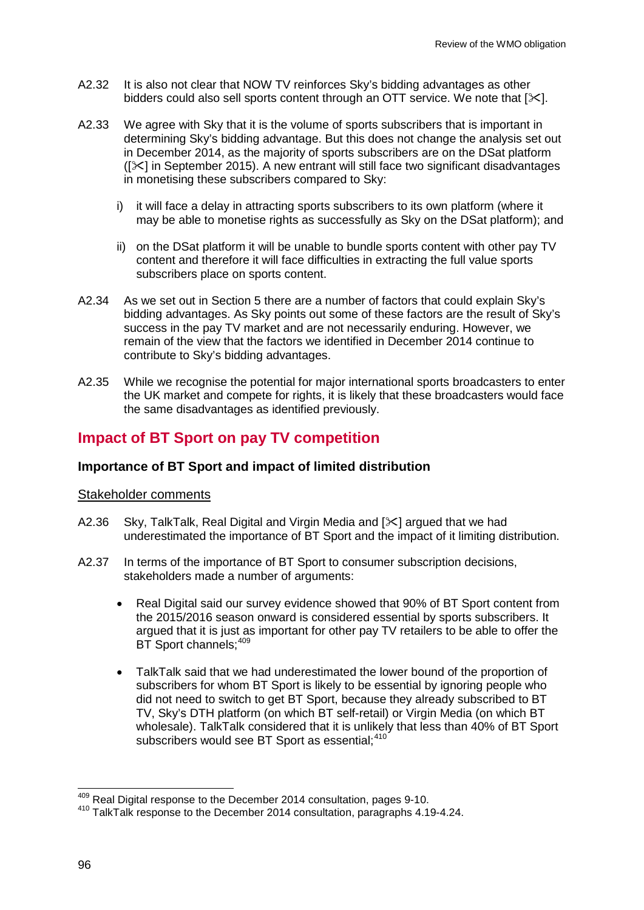A2.32 It is also not clear that NOW TV reinforces Sky's bidding advantages as other bidders could also sell sports content through an OTT service. We note that [✂].

A2.33 We agree with Sky that it is the volume of sports subscribers that is important in determining Sky's bidding advantage. But this does not change the analysis set out in December 2014, as the majority of sports subscribers are on the DSat platform ([✂] in September 2015). A new entrant will still face two significant disadvantages in monetising these subscribers compared to Sky:

i) it will face a delay in attracting sports subscribers to its own platform (where it may be able to monetise rights as successfully as Sky on the DSat platform); and

ii) on the DSat platform it will be unable to bundle sports content with other pay TV content and therefore it will face difficulties in extracting the full value sports subscribers place on sports content.

A2.34 As we set out in Section 5 there are a number of factors that could explain Sky's bidding advantages. As Sky points out some of these factors are the result of Sky's success in the pay TV market and are not necessarily enduring. However, we remain of the view that the factors we identified in December 2014 continue to contribute to Sky's bidding advantages.

A2.35 While we recognise the potential for major international sports broadcasters to enter the UK market and compete for rights, it is likely that these broadcasters would face the same disadvantages as identified previously.

## Impact of BT Sport on pay TV competition

### Importance of BT Sport and impact of limited distribution

Stakeholder comments

A2.36 Sky, TalkTalk, Real Digital and Virgin Media and [✂] argued that we had underestimated the importance of BT Sport and the impact of it limiting distribution.

A2.37 In terms of the importance of BT Sport to consumer subscription decisions, stakeholders made a number of arguments:

- Real Digital said our survey evidence showed that 90% of BT Sport content from the 2015/2016 season onward is considered essential by sports subscribers. It argued that it is just as important for other pay TV retailers to be able to offer the BT Sport channels;[409]
- TalkTalk said that we had underestimated the lower bound of the proportion of subscribers for whom BT Sport is likely to be essential by ignoring people who did not need to switch to get BT Sport, because they already subscribed to BT TV, Sky's DTH platform (on which BT self-retail) or Virgin Media (on which BT wholesale). TalkTalk considered that it is unlikely that less than 40% of BT Sport subscribers would see BT Sport as essential;[410]

[409] Real Digital response to the December 2014 consultation, pages 9-10.

[410] TalkTalk response to the December 2014 consultation, paragraphs 4.19-4.24.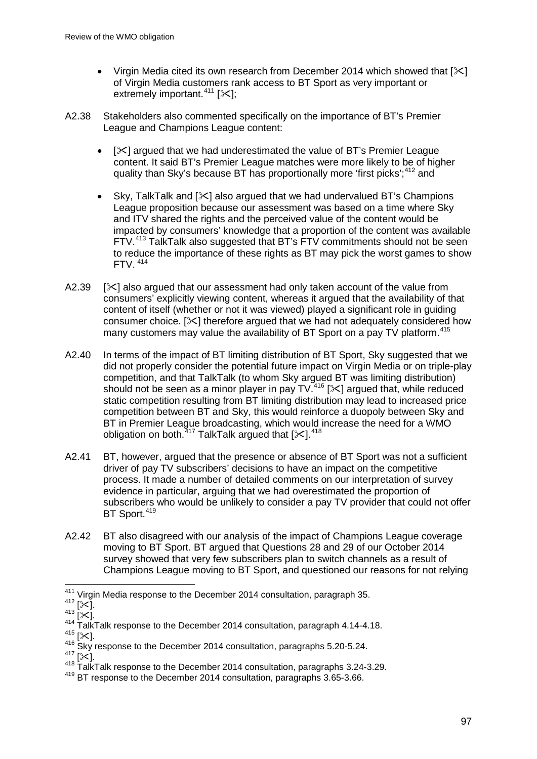- Virgin Media cited its own research from December 2014 which showed that [✂] of Virgin Media customers rank access to BT Sport as very important or extremely important.[411] [✂];

A2.38 Stakeholders also commented specifically on the importance of BT's Premier League and Champions League content:

- [✂] argued that we had underestimated the value of BT's Premier League content. It said BT's Premier League matches were more likely to be of higher quality than Sky's because BT has proportionally more 'first picks';[412] and
- Sky, TalkTalk and [✂] also argued that we had undervalued BT's Champions League proposition because our assessment was based on a time where Sky and ITV shared the rights and the perceived value of the content would be impacted by consumers' knowledge that a proportion of the content was available FTV.[413] TalkTalk also suggested that BT's FTV commitments should not be seen to reduce the importance of these rights as BT may pick the worst games to show FTV.[414]

A2.39 [✂] also argued that our assessment had only taken account of the value from consumers' explicitly viewing content, whereas it argued that the availability of that content of itself (whether or not it was viewed) played a significant role in guiding consumer choice. [✂] therefore argued that we had not adequately considered how many customers may value the availability of BT Sport on a pay TV platform.[415]

A2.40 In terms of the impact of BT limiting distribution of BT Sport, Sky suggested that we did not properly consider the potential future impact on Virgin Media or on triple-play competition, and that TalkTalk (to whom Sky argued BT was limiting distribution) should not be seen as a minor player in pay TV.[416] [✂] argued that, while reduced static competition resulting from BT limiting distribution may lead to increased price competition between BT and Sky, this would reinforce a duopoly between Sky and BT in Premier League broadcasting, which would increase the need for a WMO obligation on both.[417] TalkTalk argued that [✂].[418]

A2.41 BT, however, argued that the presence or absence of BT Sport was not a sufficient driver of pay TV subscribers' decisions to have an impact on the competitive process. It made a number of detailed comments on our interpretation of survey evidence in particular, arguing that we had overestimated the proportion of subscribers who would be unlikely to consider a pay TV provider that could not offer BT Sport.[419]

A2.42 BT also disagreed with our analysis of the impact of Champions League coverage moving to BT Sport. BT argued that Questions 28 and 29 of our October 2014 survey showed that very few subscribers plan to switch channels as a result of Champions League moving to BT Sport, and questioned our reasons for not relying

---

[411] Virgin Media response to the December 2014 consultation, paragraph 35.
[412] [✂].
[413] [✂].
[414] TalkTalk response to the December 2014 consultation, paragraph 4.14-4.18.
[415] [✂].
[416] Sky response to the December 2014 consultation, paragraphs 5.20-5.24.
[417] [✂].
[418] TalkTalk response to the December 2014 consultation, paragraphs 3.24-3.29.
[419] BT response to the December 2014 consultation, paragraphs 3.65-3.66.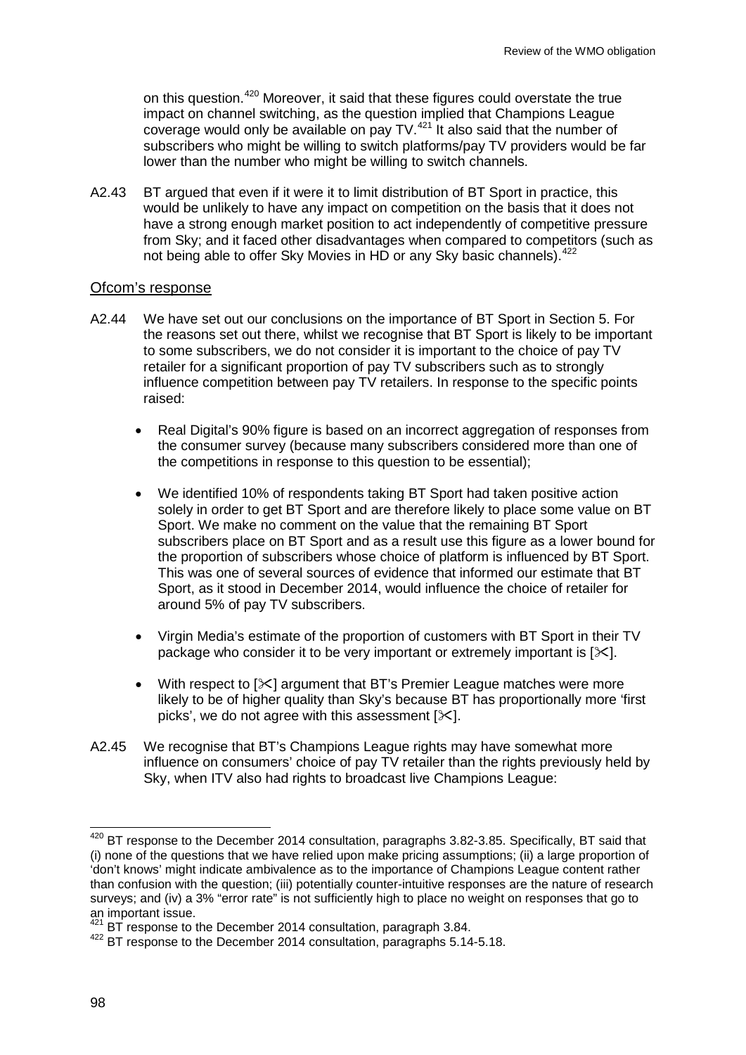on this question.[420] Moreover, it said that these figures could overstate the true impact on channel switching, as the question implied that Champions League coverage would only be available on pay TV.[421] It also said that the number of subscribers who might be willing to switch platforms/pay TV providers would be far lower than the number who might be willing to switch channels.

A2.43 BT argued that even if it were it to limit distribution of BT Sport in practice, this would be unlikely to have any impact on competition on the basis that it does not have a strong enough market position to act independently of competitive pressure from Sky; and it faced other disadvantages when compared to competitors (such as not being able to offer Sky Movies in HD or any Sky basic channels).[422]

### Ofcom's response

A2.44 We have set out our conclusions on the importance of BT Sport in Section 5. For the reasons set out there, whilst we recognise that BT Sport is likely to be important to some subscribers, we do not consider it is important to the choice of pay TV retailer for a significant proportion of pay TV subscribers such as to strongly influence competition between pay TV retailers. In response to the specific points raised:

- Real Digital's 90% figure is based on an incorrect aggregation of responses from the consumer survey (because many subscribers considered more than one of the competitions in response to this question to be essential);
- We identified 10% of respondents taking BT Sport had taken positive action solely in order to get BT Sport and are therefore likely to place some value on BT Sport. We make no comment on the value that the remaining BT Sport subscribers place on BT Sport and as a result use this figure as a lower bound for the proportion of subscribers whose choice of platform is influenced by BT Sport. This was one of several sources of evidence that informed our estimate that BT Sport, as it stood in December 2014, would influence the choice of retailer for around 5% of pay TV subscribers.
- Virgin Media's estimate of the proportion of customers with BT Sport in their TV package who consider it to be very important or extremely important is [✂].
- With respect to [✂] argument that BT's Premier League matches were more likely to be of higher quality than Sky's because BT has proportionally more 'first picks', we do not agree with this assessment [✂].

A2.45 We recognise that BT's Champions League rights may have somewhat more influence on consumers' choice of pay TV retailer than the rights previously held by Sky, when ITV also had rights to broadcast live Champions League:

---

[420] BT response to the December 2014 consultation, paragraphs 3.82-3.85. Specifically, BT said that (i) none of the questions that we have relied upon make pricing assumptions; (ii) a large proportion of 'don't knows' might indicate ambivalence as to the importance of Champions League content rather than confusion with the question; (iii) potentially counter-intuitive responses are the nature of research surveys; and (iv) a 3% "error rate" is not sufficiently high to place no weight on responses that go to an important issue.

[421] BT response to the December 2014 consultation, paragraph 3.84.

[422] BT response to the December 2014 consultation, paragraphs 5.14-5.18.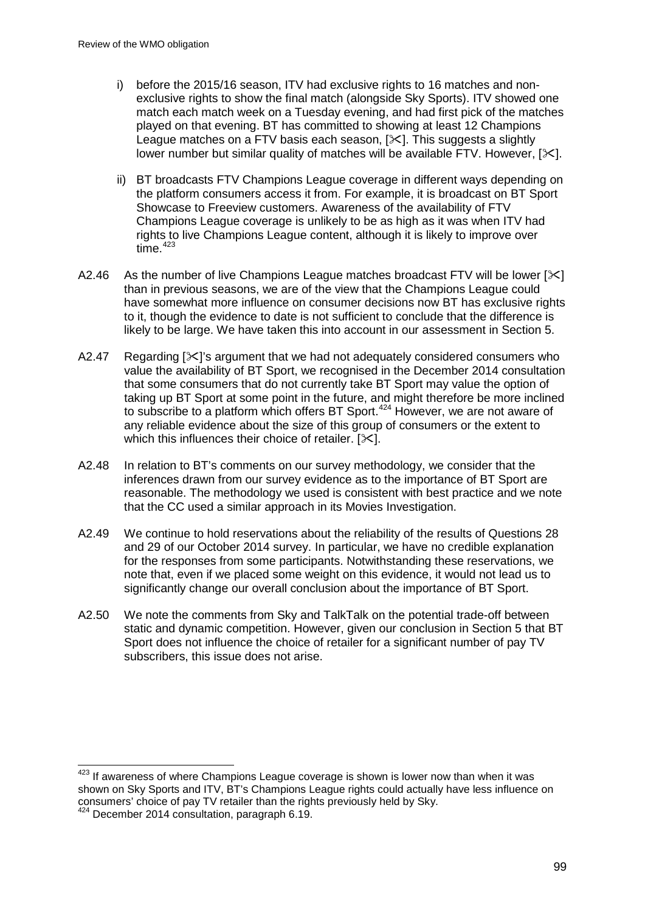i) before the 2015/16 season, ITV had exclusive rights to 16 matches and non-exclusive rights to show the final match (alongside Sky Sports). ITV showed one match each match week on a Tuesday evening, and had first pick of the matches played on that evening. BT has committed to showing at least 12 Champions League matches on a FTV basis each season, [✂]. This suggests a slightly lower number but similar quality of matches will be available FTV. However, [✂].

ii) BT broadcasts FTV Champions League coverage in different ways depending on the platform consumers access it from. For example, it is broadcast on BT Sport Showcase to Freeview customers. Awareness of the availability of FTV Champions League coverage is unlikely to be as high as it was when ITV had rights to live Champions League content, although it is likely to improve over time.[423]

A2.46 As the number of live Champions League matches broadcast FTV will be lower [✂] than in previous seasons, we are of the view that the Champions League could have somewhat more influence on consumer decisions now BT has exclusive rights to it, though the evidence to date is not sufficient to conclude that the difference is likely to be large. We have taken this into account in our assessment in Section 5.

A2.47 Regarding [✂]'s argument that we had not adequately considered consumers who value the availability of BT Sport, we recognised in the December 2014 consultation that some consumers that do not currently take BT Sport may value the option of taking up BT Sport at some point in the future, and might therefore be more inclined to subscribe to a platform which offers BT Sport.[424] However, we are not aware of any reliable evidence about the size of this group of consumers or the extent to which this influences their choice of retailer. [✂].

A2.48 In relation to BT's comments on our survey methodology, we consider that the inferences drawn from our survey evidence as to the importance of BT Sport are reasonable. The methodology we used is consistent with best practice and we note that the CC used a similar approach in its Movies Investigation.

A2.49 We continue to hold reservations about the reliability of the results of Questions 28 and 29 of our October 2014 survey. In particular, we have no credible explanation for the responses from some participants. Notwithstanding these reservations, we note that, even if we placed some weight on this evidence, it would not lead us to significantly change our overall conclusion about the importance of BT Sport.

A2.50 We note the comments from Sky and TalkTalk on the potential trade-off between static and dynamic competition. However, given our conclusion in Section 5 that BT Sport does not influence the choice of retailer for a significant number of pay TV subscribers, this issue does not arise.

[423] If awareness of where Champions League coverage is shown is lower now than when it was shown on Sky Sports and ITV, BT's Champions League rights could actually have less influence on consumers' choice of pay TV retailer than the rights previously held by Sky.

[424] December 2014 consultation, paragraph 6.19.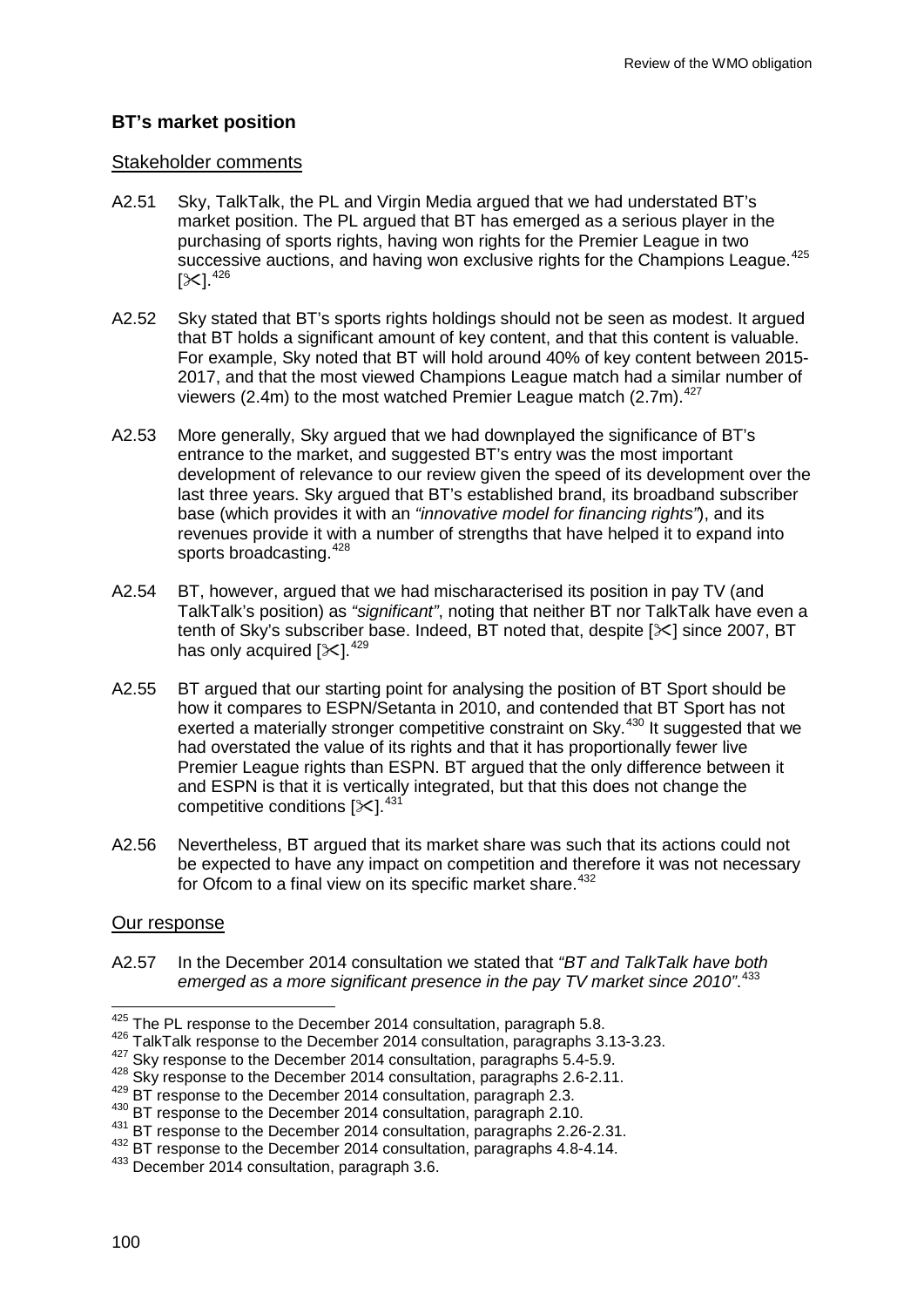## BT's market position

### Stakeholder comments

A2.51 Sky, TalkTalk, the PL and Virgin Media argued that we had understated BT's market position. The PL argued that BT has emerged as a serious player in the purchasing of sports rights, having won rights for the Premier League in two successive auctions, and having won exclusive rights for the Champions League.[425] [✂].[426]

A2.52 Sky stated that BT's sports rights holdings should not be seen as modest. It argued that BT holds a significant amount of key content, and that this content is valuable. For example, Sky noted that BT will hold around 40% of key content between 2015-2017, and that the most viewed Champions League match had a similar number of viewers (2.4m) to the most watched Premier League match (2.7m).[427]

A2.53 More generally, Sky argued that we had downplayed the significance of BT's entrance to the market, and suggested BT's entry was the most important development of relevance to our review given the speed of its development over the last three years. Sky argued that BT's established brand, its broadband subscriber base (which provides it with an *"innovative model for financing rights"*), and its revenues provide it with a number of strengths that have helped it to expand into sports broadcasting.[428]

A2.54 BT, however, argued that we had mischaracterised its position in pay TV (and TalkTalk's position) as *"significant"*, noting that neither BT nor TalkTalk have even a tenth of Sky's subscriber base. Indeed, BT noted that, despite [✂] since 2007, BT has only acquired [✂].[429]

A2.55 BT argued that our starting point for analysing the position of BT Sport should be how it compares to ESPN/Setanta in 2010, and contended that BT Sport has not exerted a materially stronger competitive constraint on Sky.[430] It suggested that we had overstated the value of its rights and that it has proportionally fewer live Premier League rights than ESPN. BT argued that the only difference between it and ESPN is that it is vertically integrated, but that this does not change the competitive conditions [✂].[431]

A2.56 Nevertheless, BT argued that its market share was such that its actions could not be expected to have any impact on competition and therefore it was not necessary for Ofcom to a final view on its specific market share.[432]

### Our response

A2.57 In the December 2014 consultation we stated that *"BT and TalkTalk have both emerged as a more significant presence in the pay TV market since 2010"*.[433]

---

[425] The PL response to the December 2014 consultation, paragraph 5.8.

[426] TalkTalk response to the December 2014 consultation, paragraphs 3.13-3.23.

[427] Sky response to the December 2014 consultation, paragraphs 5.4-5.9.

[428] Sky response to the December 2014 consultation, paragraphs 2.6-2.11.

[429] BT response to the December 2014 consultation, paragraph 2.3.

[430] BT response to the December 2014 consultation, paragraph 2.10.

[431] BT response to the December 2014 consultation, paragraphs 2.26-2.31.

[432] BT response to the December 2014 consultation, paragraphs 4.8-4.14.

[433] December 2014 consultation, paragraph 3.6.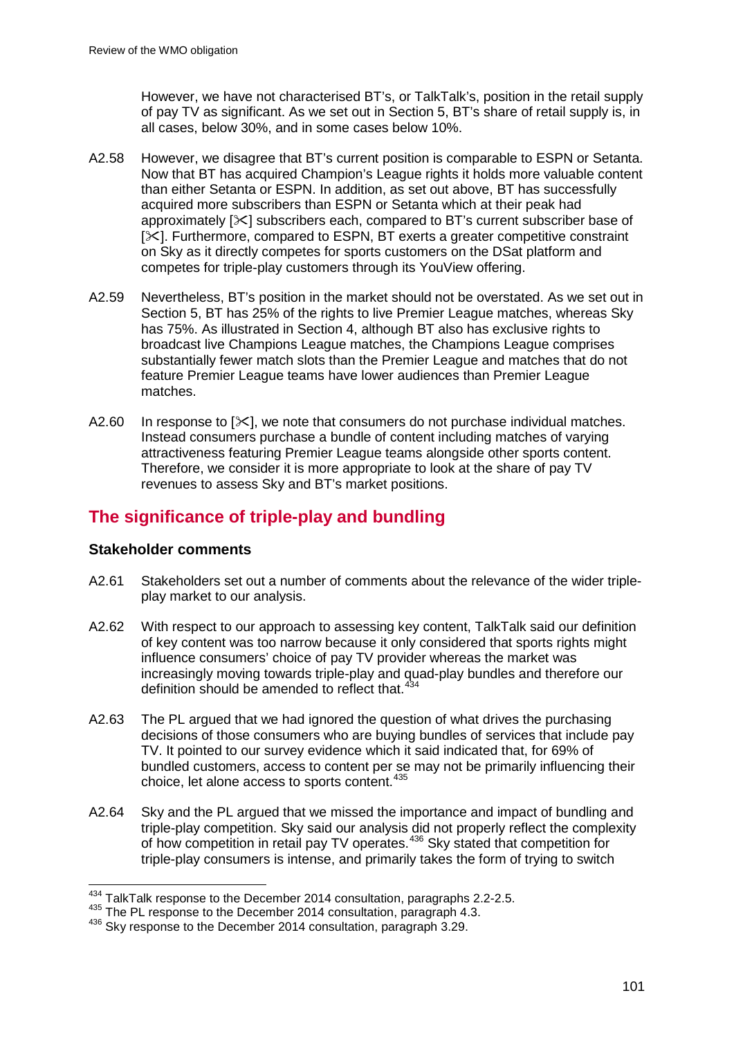However, we have not characterised BT's, or TalkTalk's, position in the retail supply of pay TV as significant. As we set out in Section 5, BT's share of retail supply is, in all cases, below 30%, and in some cases below 10%.

A2.58 However, we disagree that BT's current position is comparable to ESPN or Setanta. Now that BT has acquired Champion's League rights it holds more valuable content than either Setanta or ESPN. In addition, as set out above, BT has successfully acquired more subscribers than ESPN or Setanta which at their peak had approximately [✂] subscribers each, compared to BT's current subscriber base of [✂]. Furthermore, compared to ESPN, BT exerts a greater competitive constraint on Sky as it directly competes for sports customers on the DSat platform and competes for triple-play customers through its YouView offering.

A2.59 Nevertheless, BT's position in the market should not be overstated. As we set out in Section 5, BT has 25% of the rights to live Premier League matches, whereas Sky has 75%. As illustrated in Section 4, although BT also has exclusive rights to broadcast live Champions League matches, the Champions League comprises substantially fewer match slots than the Premier League and matches that do not feature Premier League teams have lower audiences than Premier League matches.

A2.60 In response to [✂], we note that consumers do not purchase individual matches. Instead consumers purchase a bundle of content including matches of varying attractiveness featuring Premier League teams alongside other sports content. Therefore, we consider it is more appropriate to look at the share of pay TV revenues to assess Sky and BT's market positions.

## The significance of triple-play and bundling

### Stakeholder comments

A2.61 Stakeholders set out a number of comments about the relevance of the wider triple-play market to our analysis.

A2.62 With respect to our approach to assessing key content, TalkTalk said our definition of key content was too narrow because it only considered that sports rights might influence consumers' choice of pay TV provider whereas the market was increasingly moving towards triple-play and quad-play bundles and therefore our definition should be amended to reflect that.[434]

A2.63 The PL argued that we had ignored the question of what drives the purchasing decisions of those consumers who are buying bundles of services that include pay TV. It pointed to our survey evidence which it said indicated that, for 69% of bundled customers, access to content per se may not be primarily influencing their choice, let alone access to sports content.[435]

A2.64 Sky and the PL argued that we missed the importance and impact of bundling and triple-play competition. Sky said our analysis did not properly reflect the complexity of how competition in retail pay TV operates.[436] Sky stated that competition for triple-play consumers is intense, and primarily takes the form of trying to switch

[434] TalkTalk response to the December 2014 consultation, paragraphs 2.2-2.5.

[435] The PL response to the December 2014 consultation, paragraph 4.3.

[436] Sky response to the December 2014 consultation, paragraph 3.29.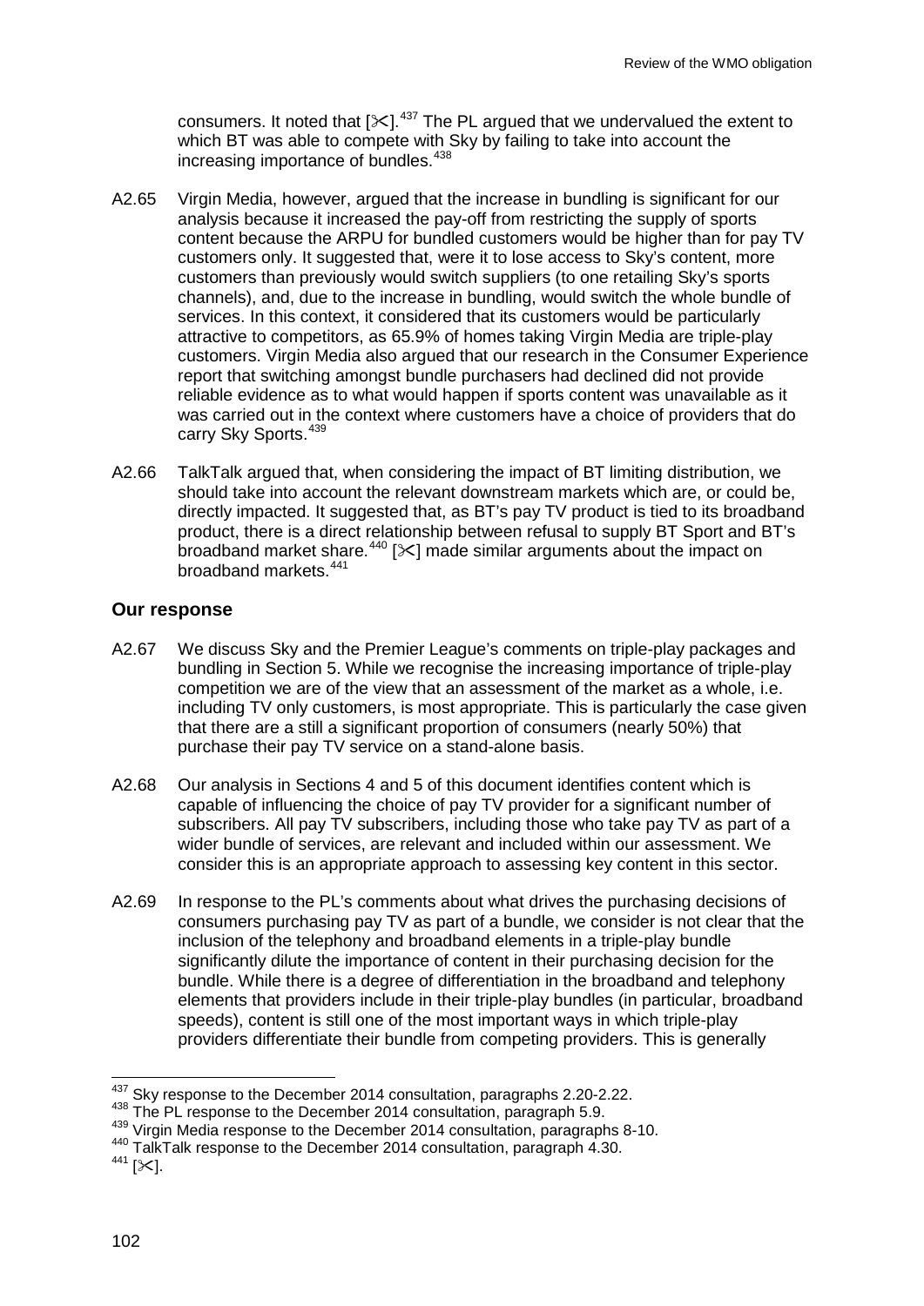consumers. It noted that [✂].[437] The PL argued that we undervalued the extent to which BT was able to compete with Sky by failing to take into account the increasing importance of bundles.[438]

A2.65 Virgin Media, however, argued that the increase in bundling is significant for our analysis because it increased the pay-off from restricting the supply of sports content because the ARPU for bundled customers would be higher than for pay TV customers only. It suggested that, were it to lose access to Sky's content, more customers than previously would switch suppliers (to one retailing Sky's sports channels), and, due to the increase in bundling, would switch the whole bundle of services. In this context, it considered that its customers would be particularly attractive to competitors, as 65.9% of homes taking Virgin Media are triple-play customers. Virgin Media also argued that our research in the Consumer Experience report that switching amongst bundle purchasers had declined did not provide reliable evidence as to what would happen if sports content was unavailable as it was carried out in the context where customers have a choice of providers that do carry Sky Sports.[439]

A2.66 TalkTalk argued that, when considering the impact of BT limiting distribution, we should take into account the relevant downstream markets which are, or could be, directly impacted. It suggested that, as BT's pay TV product is tied to its broadband product, there is a direct relationship between refusal to supply BT Sport and BT's broadband market share.[440] [✂] made similar arguments about the impact on broadband markets.[441]

### Our response

A2.67 We discuss Sky and the Premier League's comments on triple-play packages and bundling in Section 5. While we recognise the increasing importance of triple-play competition we are of the view that an assessment of the market as a whole, i.e. including TV only customers, is most appropriate. This is particularly the case given that there are a still a significant proportion of consumers (nearly 50%) that purchase their pay TV service on a stand-alone basis.

A2.68 Our analysis in Sections 4 and 5 of this document identifies content which is capable of influencing the choice of pay TV provider for a significant number of subscribers. All pay TV subscribers, including those who take pay TV as part of a wider bundle of services, are relevant and included within our assessment. We consider this is an appropriate approach to assessing key content in this sector.

A2.69 In response to the PL's comments about what drives the purchasing decisions of consumers purchasing pay TV as part of a bundle, we consider is not clear that the inclusion of the telephony and broadband elements in a triple-play bundle significantly dilute the importance of content in their purchasing decision for the bundle. While there is a degree of differentiation in the broadband and telephony elements that providers include in their triple-play bundles (in particular, broadband speeds), content is still one of the most important ways in which triple-play providers differentiate their bundle from competing providers. This is generally

---

[437] Sky response to the December 2014 consultation, paragraphs 2.20-2.22.

[438] The PL response to the December 2014 consultation, paragraph 5.9.

[439] Virgin Media response to the December 2014 consultation, paragraphs 8-10.

[440] TalkTalk response to the December 2014 consultation, paragraph 4.30.

[441] [✂].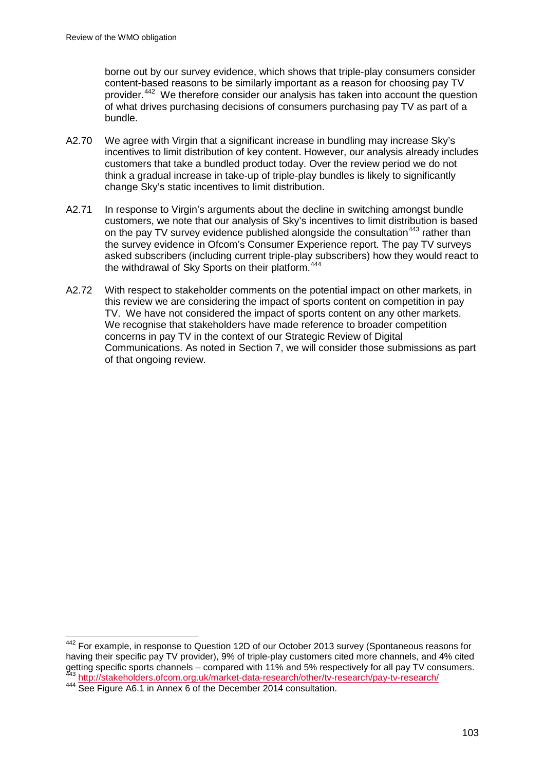borne out by our survey evidence, which shows that triple-play consumers consider content-based reasons to be similarly important as a reason for choosing pay TV provider.[442] We therefore consider our analysis has taken into account the question of what drives purchasing decisions of consumers purchasing pay TV as part of a bundle.

A2.70 We agree with Virgin that a significant increase in bundling may increase Sky's incentives to limit distribution of key content. However, our analysis already includes customers that take a bundled product today. Over the review period we do not think a gradual increase in take-up of triple-play bundles is likely to significantly change Sky's static incentives to limit distribution.

A2.71 In response to Virgin's arguments about the decline in switching amongst bundle customers, we note that our analysis of Sky's incentives to limit distribution is based on the pay TV survey evidence published alongside the consultation[443] rather than the survey evidence in Ofcom's Consumer Experience report. The pay TV surveys asked subscribers (including current triple-play subscribers) how they would react to the withdrawal of Sky Sports on their platform.[444]

A2.72 With respect to stakeholder comments on the potential impact on other markets, in this review we are considering the impact of sports content on competition in pay TV. We have not considered the impact of sports content on any other markets. We recognise that stakeholders have made reference to broader competition concerns in pay TV in the context of our Strategic Review of Digital Communications. As noted in Section 7, we will consider those submissions as part of that ongoing review.

---

[442] For example, in response to Question 12D of our October 2013 survey (Spontaneous reasons for having their specific pay TV provider), 9% of triple-play customers cited more channels, and 4% cited getting specific sports channels – compared with 11% and 5% respectively for all pay TV consumers.

[443] http://stakeholders.ofcom.org.uk/market-data-research/other/tv-research/pay-tv-research/

[444] See Figure A6.1 in Annex 6 of the December 2014 consultation.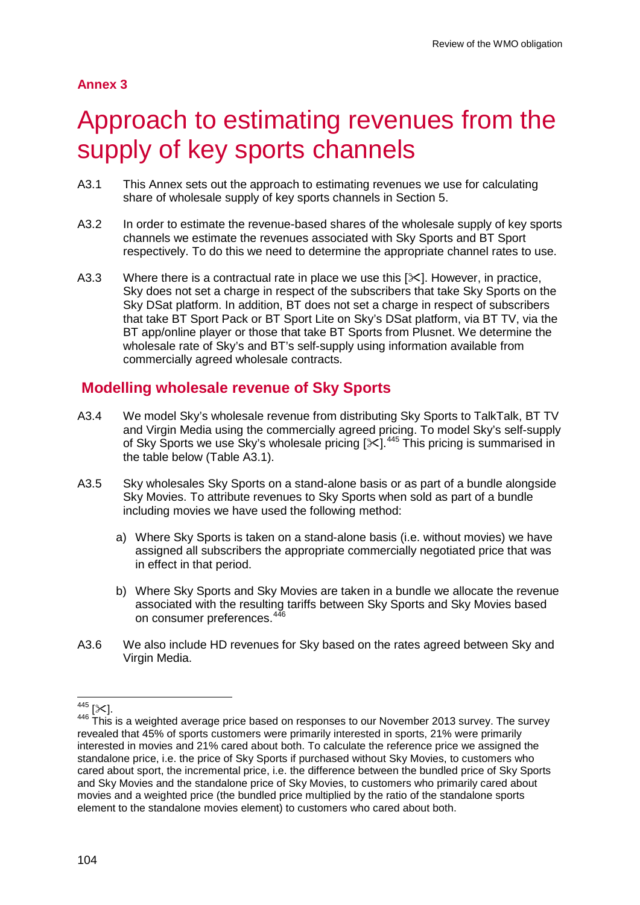**Annex 3**

# Approach to estimating revenues from the supply of key sports channels

A3.1 This Annex sets out the approach to estimating revenues we use for calculating share of wholesale supply of key sports channels in Section 5.

A3.2 In order to estimate the revenue-based shares of the wholesale supply of key sports channels we estimate the revenues associated with Sky Sports and BT Sport respectively. To do this we need to determine the appropriate channel rates to use.

A3.3 Where there is a contractual rate in place we use this [✂]. However, in practice, Sky does not set a charge in respect of the subscribers that take Sky Sports on the Sky DSat platform. In addition, BT does not set a charge in respect of subscribers that take BT Sport Pack or BT Sport Lite on Sky's DSat platform, via BT TV, via the BT app/online player or those that take BT Sports from Plusnet. We determine the wholesale rate of Sky's and BT's self-supply using information available from commercially agreed wholesale contracts.

## Modelling wholesale revenue of Sky Sports

A3.4 We model Sky's wholesale revenue from distributing Sky Sports to TalkTalk, BT TV and Virgin Media using the commercially agreed pricing. To model Sky's self-supply of Sky Sports we use Sky's wholesale pricing [✂].[445] This pricing is summarised in the table below (Table A3.1).

A3.5 Sky wholesales Sky Sports on a stand-alone basis or as part of a bundle alongside Sky Movies. To attribute revenues to Sky Sports when sold as part of a bundle including movies we have used the following method:

a) Where Sky Sports is taken on a stand-alone basis (i.e. without movies) we have assigned all subscribers the appropriate commercially negotiated price that was in effect in that period.

b) Where Sky Sports and Sky Movies are taken in a bundle we allocate the revenue associated with the resulting tariffs between Sky Sports and Sky Movies based on consumer preferences.[446]

A3.6 We also include HD revenues for Sky based on the rates agreed between Sky and Virgin Media.

---

[445] [✂].

[446] This is a weighted average price based on responses to our November 2013 survey. The survey revealed that 45% of sports customers were primarily interested in sports, 21% were primarily interested in movies and 21% cared about both. To calculate the reference price we assigned the standalone price, i.e. the price of Sky Sports if purchased without Sky Movies, to customers who cared about sport, the incremental price, i.e. the difference between the bundled price of Sky Sports and Sky Movies and the standalone price of Sky Movies, to customers who primarily cared about movies and a weighted price (the bundled price multiplied by the ratio of the standalone sports element to the standalone movies element) to customers who cared about both.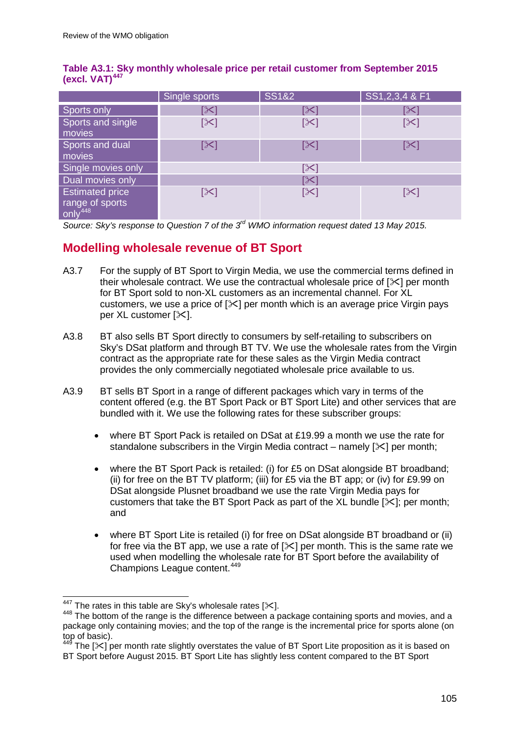**Table A3.1: Sky monthly wholesale price per retail customer from September 2015 (excl. VAT)[447]**

| | Single sports | SS1&2 | SS1,2,3,4 & F1 |
|---|---|---|---|
| Sports only | [✂] | [✂] | [✂] |
| Sports and single movies | [✂] | [✂] | [✂] |
| Sports and dual movies | [✂] | [✂] | [✂] |
| Single movies only | | [✂] | |
| Dual movies only | | [✂] | |
| Estimated price range of sports only[448] | [✂] | [✂] | [✂] |

*Source: Sky's response to Question 7 of the 3rd WMO information request dated 13 May 2015.*

## Modelling wholesale revenue of BT Sport

A3.7 For the supply of BT Sport to Virgin Media, we use the commercial terms defined in their wholesale contract. We use the contractual wholesale price of [✂] per month for BT Sport sold to non-XL customers as an incremental channel. For XL customers, we use a price of [✂] per month which is an average price Virgin pays per XL customer [✂].

A3.8 BT also sells BT Sport directly to consumers by self-retailing to subscribers on Sky's DSat platform and through BT TV. We use the wholesale rates from the Virgin contract as the appropriate rate for these sales as the Virgin Media contract provides the only commercially negotiated wholesale price available to us.

A3.9 BT sells BT Sport in a range of different packages which vary in terms of the content offered (e.g. the BT Sport Pack or BT Sport Lite) and other services that are bundled with it. We use the following rates for these subscriber groups:

- where BT Sport Pack is retailed on DSat at £19.99 a month we use the rate for standalone subscribers in the Virgin Media contract – namely [✂] per month;
- where the BT Sport Pack is retailed: (i) for £5 on DSat alongside BT broadband; (ii) for free on the BT TV platform; (iii) for £5 via the BT app; or (iv) for £9.99 on DSat alongside Plusnet broadband we use the rate Virgin Media pays for customers that take the BT Sport Pack as part of the XL bundle [✂]; per month; and
- where BT Sport Lite is retailed (i) for free on DSat alongside BT broadband or (ii) for free via the BT app, we use a rate of [✂] per month. This is the same rate we used when modelling the wholesale rate for BT Sport before the availability of Champions League content.[449]

---

[447] The rates in this table are Sky's wholesale rates [✂].

[448] The bottom of the range is the difference between a package containing sports and movies, and a package only containing movies; and the top of the range is the incremental price for sports alone (on top of basic).

[449] The [✂] per month rate slightly overstates the value of BT Sport Lite proposition as it is based on BT Sport before August 2015. BT Sport Lite has slightly less content compared to the BT Sport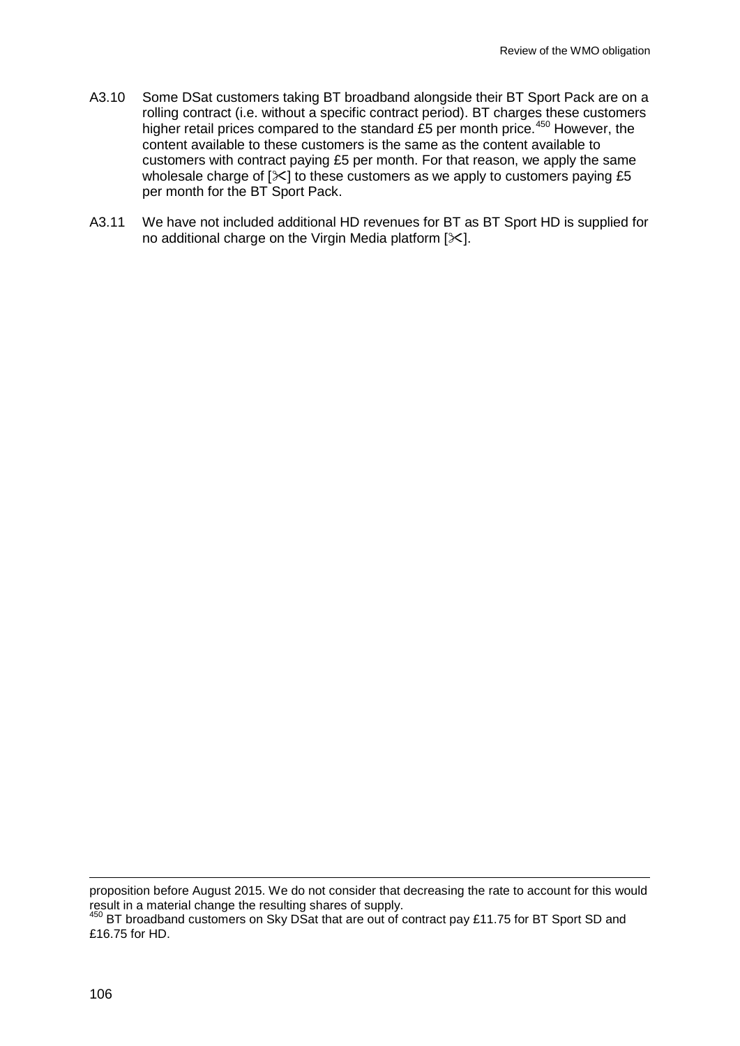A3.10 Some DSat customers taking BT broadband alongside their BT Sport Pack are on a rolling contract (i.e. without a specific contract period). BT charges these customers higher retail prices compared to the standard £5 per month price.[450] However, the content available to these customers is the same as the content available to customers with contract paying £5 per month. For that reason, we apply the same wholesale charge of [✂] to these customers as we apply to customers paying £5 per month for the BT Sport Pack.

A3.11 We have not included additional HD revenues for BT as BT Sport HD is supplied for no additional charge on the Virgin Media platform [✂].

---

proposition before August 2015. We do not consider that decreasing the rate to account for this would result in a material change the resulting shares of supply.

[450] BT broadband customers on Sky DSat that are out of contract pay £11.75 for BT Sport SD and £16.75 for HD.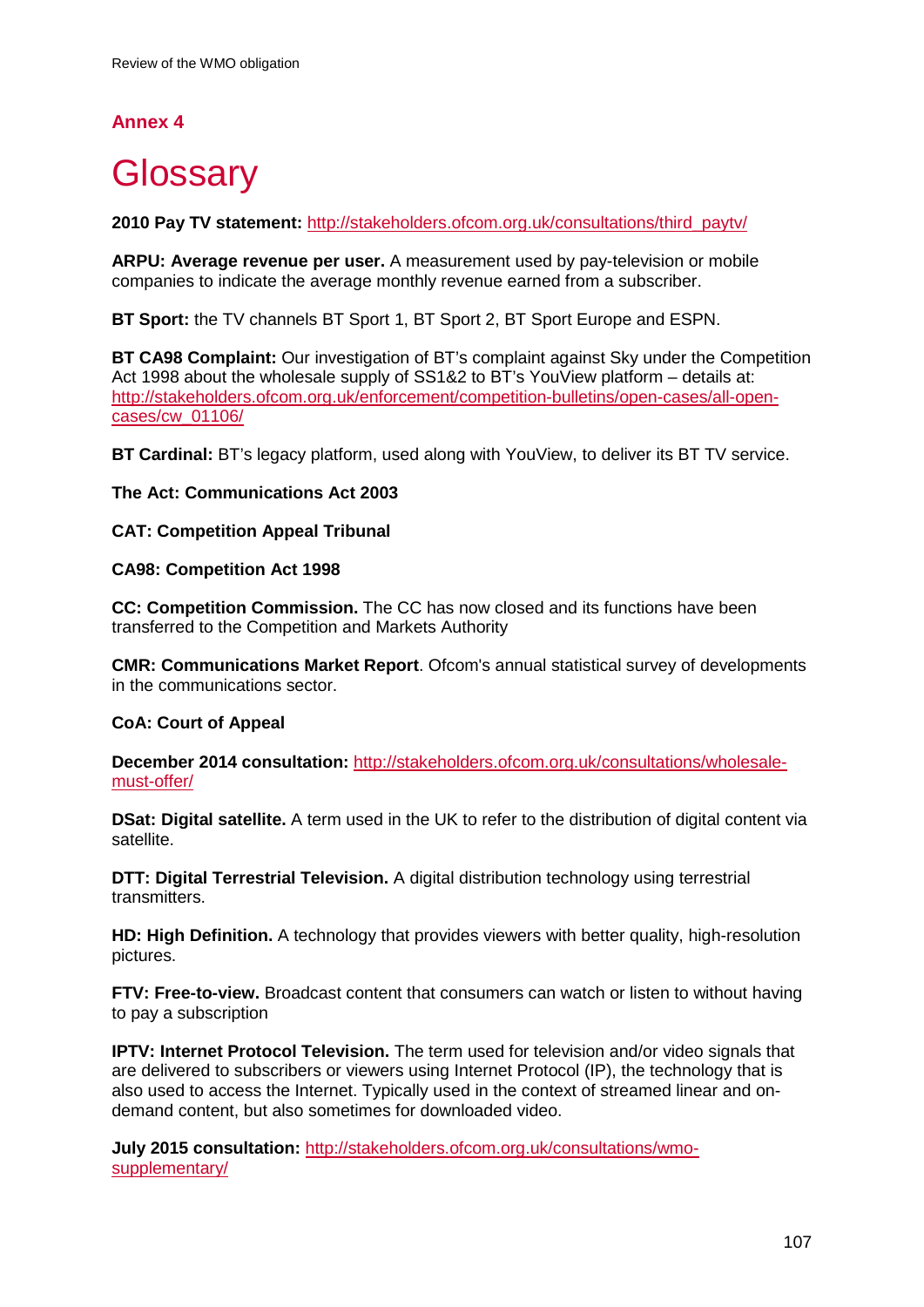## Annex 4

# Glossary

**2010 Pay TV statement:** http://stakeholders.ofcom.org.uk/consultations/third_paytv/

**ARPU: Average revenue per user.** A measurement used by pay-television or mobile companies to indicate the average monthly revenue earned from a subscriber.

**BT Sport:** the TV channels BT Sport 1, BT Sport 2, BT Sport Europe and ESPN.

**BT CA98 Complaint:** Our investigation of BT's complaint against Sky under the Competition Act 1998 about the wholesale supply of SS1&2 to BT's YouView platform – details at: http://stakeholders.ofcom.org.uk/enforcement/competition-bulletins/open-cases/all-open-cases/cw_01106/

**BT Cardinal:** BT's legacy platform, used along with YouView, to deliver its BT TV service.

**The Act: Communications Act 2003**

**CAT: Competition Appeal Tribunal**

**CA98: Competition Act 1998**

**CC: Competition Commission.** The CC has now closed and its functions have been transferred to the Competition and Markets Authority

**CMR: Communications Market Report**. Ofcom's annual statistical survey of developments in the communications sector.

**CoA: Court of Appeal**

**December 2014 consultation:** http://stakeholders.ofcom.org.uk/consultations/wholesale-must-offer/

**DSat: Digital satellite.** A term used in the UK to refer to the distribution of digital content via satellite.

**DTT: Digital Terrestrial Television.** A digital distribution technology using terrestrial transmitters.

**HD: High Definition.** A technology that provides viewers with better quality, high-resolution pictures.

**FTV: Free-to-view.** Broadcast content that consumers can watch or listen to without having to pay a subscription

**IPTV: Internet Protocol Television.** The term used for television and/or video signals that are delivered to subscribers or viewers using Internet Protocol (IP), the technology that is also used to access the Internet. Typically used in the context of streamed linear and on-demand content, but also sometimes for downloaded video.

**July 2015 consultation:** http://stakeholders.ofcom.org.uk/consultations/wmo-supplementary/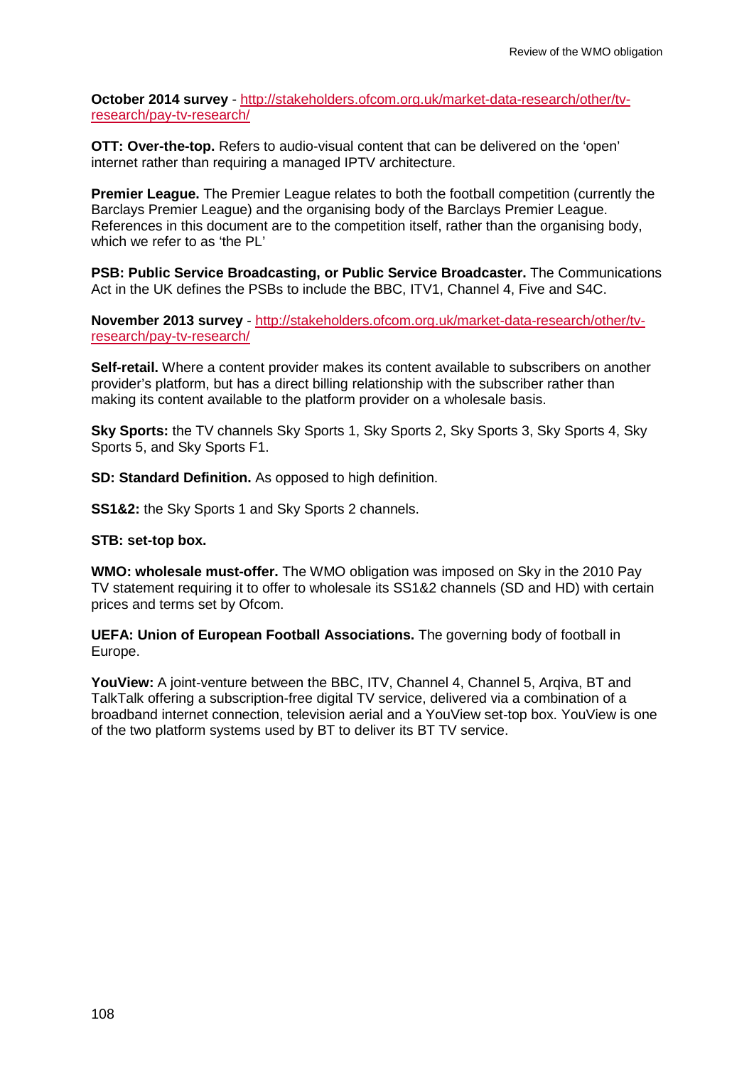**October 2014 survey** - [http://stakeholders.ofcom.org.uk/market-data-research/other/tv-research/pay-tv-research/](http://stakeholders.ofcom.org.uk/market-data-research/other/tv-research/pay-tv-research/)

**OTT: Over-the-top.** Refers to audio-visual content that can be delivered on the 'open' internet rather than requiring a managed IPTV architecture.

**Premier League.** The Premier League relates to both the football competition (currently the Barclays Premier League) and the organising body of the Barclays Premier League. References in this document are to the competition itself, rather than the organising body, which we refer to as 'the PL'

**PSB: Public Service Broadcasting, or Public Service Broadcaster.** The Communications Act in the UK defines the PSBs to include the BBC, ITV1, Channel 4, Five and S4C.

**November 2013 survey** - [http://stakeholders.ofcom.org.uk/market-data-research/other/tv-research/pay-tv-research/](http://stakeholders.ofcom.org.uk/market-data-research/other/tv-research/pay-tv-research/)

**Self-retail.** Where a content provider makes its content available to subscribers on another provider's platform, but has a direct billing relationship with the subscriber rather than making its content available to the platform provider on a wholesale basis.

**Sky Sports:** the TV channels Sky Sports 1, Sky Sports 2, Sky Sports 3, Sky Sports 4, Sky Sports 5, and Sky Sports F1.

**SD: Standard Definition.** As opposed to high definition.

**SS1&2:** the Sky Sports 1 and Sky Sports 2 channels.

**STB: set-top box.**

**WMO: wholesale must-offer.** The WMO obligation was imposed on Sky in the 2010 Pay TV statement requiring it to offer to wholesale its SS1&2 channels (SD and HD) with certain prices and terms set by Ofcom.

**UEFA: Union of European Football Associations.** The governing body of football in Europe.

**YouView:** A joint-venture between the BBC, ITV, Channel 4, Channel 5, Arqiva, BT and TalkTalk offering a subscription-free digital TV service, delivered via a combination of a broadband internet connection, television aerial and a YouView set-top box. YouView is one of the two platform systems used by BT to deliver its BT TV service.